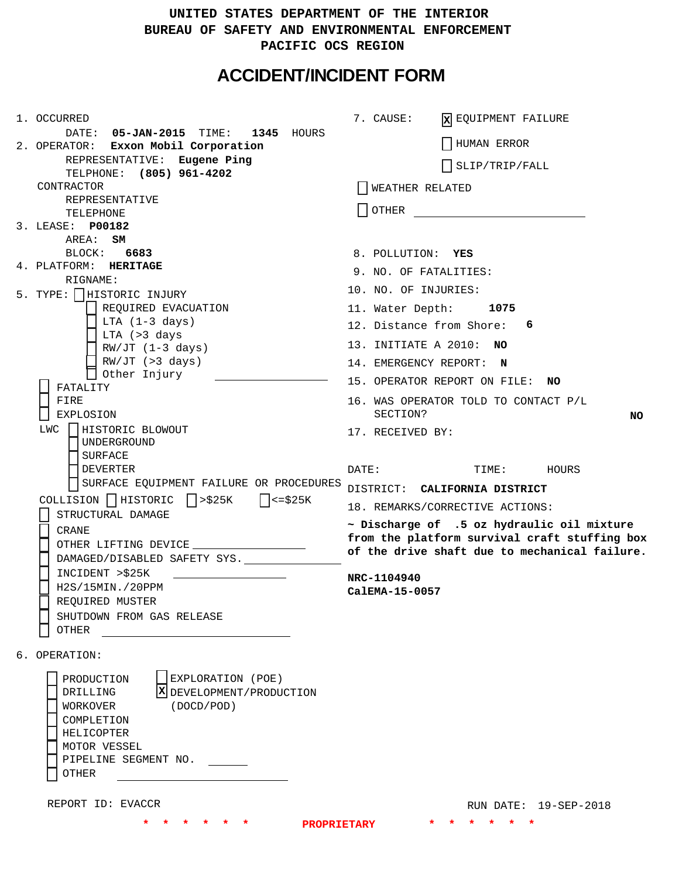UNITED STATES DEPARTMENT OF THE INTERIOR
BUREAU OF SAFETY AND ENVIRONMENTAL ENFORCEMENT
PACIFIC OCS REGION

# ACCIDENT/INCIDENT FORM

1. OCCURRED
   DATE: **05-JAN-2015** TIME: **1345** HOURS
2. OPERATOR: **Exxon Mobil Corporation**
   REPRESENTATIVE: **Eugene Ping**
   TELPHONE: **(805) 961-4202**
   CONTRACTOR
   REPRESENTATIVE
   TELEPHONE
3. LEASE: **P00182**
   AREA: **SM**
   BLOCK: **6683**
4. PLATFORM: **HERITAGE**
   RIGNAME:
5. TYPE:
   - [ ] HISTORIC INJURY
     - [ ] REQUIRED EVACUATION
     - [ ] LTA (1-3 days)
     - [ ] LTA (>3 days
     - [ ] RW/JT (1-3 days)
     - [ ] RW/JT (>3 days)
     - [ ] Other Injury ______
   - [ ] FATALITY
   - [ ] FIRE
   - [ ] EXPLOSION
   - LWC
     - [ ] HISTORIC BLOWOUT
     - [ ] UNDERGROUND
     - [ ] SURFACE
     - [ ] DEVERTER
     - [ ] SURFACE EQUIPMENT FAILURE OR PROCEDURES
   - COLLISION [ ] HISTORIC [ ] >$25K [ ] <=$25K
   - [ ] STRUCTURAL DAMAGE
   - [ ] CRANE
   - [ ] OTHER LIFTING DEVICE ______
   - [ ] DAMAGED/DISABLED SAFETY SYS. ______
   - [ ] INCIDENT >$25K ______
   - [ ] H2S/15MIN./20PPM
   - [ ] REQUIRED MUSTER
   - [ ] SHUTDOWN FROM GAS RELEASE
   - [ ] OTHER ______
6. OPERATION:
   - [ ] PRODUCTION
   - [ ] DRILLING
   - [ ] WORKOVER
   - [ ] COMPLETION
   - [ ] HELICOPTER
   - [ ] MOTOR VESSEL
   - [ ] PIPELINE SEGMENT NO. ______
   - [ ] OTHER ______
   - [ ] EXPLORATION (POE)
   - [X] DEVELOPMENT/PRODUCTION (DOCD/POD)
7. CAUSE:
   - [X] EQUIPMENT FAILURE
   - [ ] HUMAN ERROR
   - [ ] SLIP/TRIP/FALL
   - [ ] WEATHER RELATED
   - [ ] OTHER ______
8. POLLUTION: **YES**
9. NO. OF FATALITIES:
10. NO. OF INJURIES:
11. Water Depth: **1075**
12. Distance from Shore: **6**
13. INITIATE A 2010: **NO**
14. EMERGENCY REPORT: **N**
15. OPERATOR REPORT ON FILE: **NO**
16. WAS OPERATOR TOLD TO CONTACT P/L SECTION? **NO**
17. RECEIVED BY:

   DATE: TIME: HOURS

   DISTRICT: **CALIFORNIA DISTRICT**
18. REMARKS/CORRECTIVE ACTIONS:

   **~ Discharge of .5 oz hydraulic oil mixture from the platform survival craft stuffing box of the drive shaft due to mechanical failure.**

   **NRC-1104940**
   **CalEMA-15-0057**

REPORT ID: EVACCR

RUN DATE: 19-SEP-2018

\* \* \* \* \* \* PROPRIETARY \* \* \* \* \* \*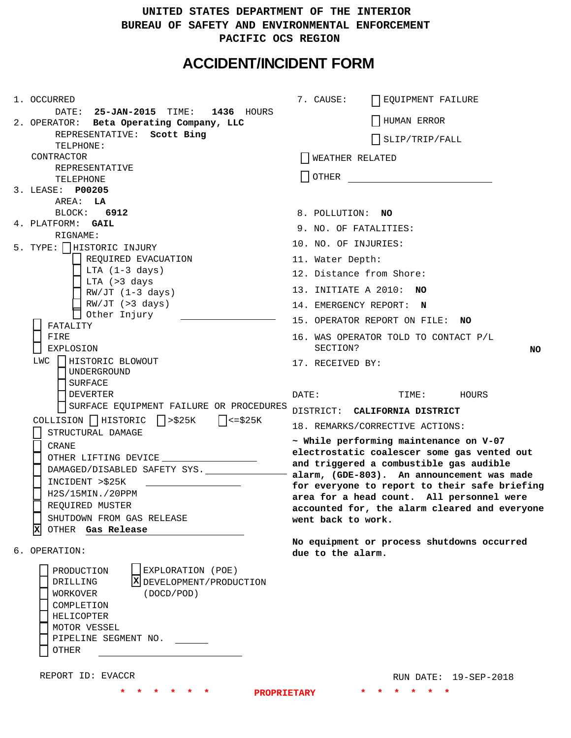UNITED STATES DEPARTMENT OF THE INTERIOR
BUREAU OF SAFETY AND ENVIRONMENTAL ENFORCEMENT
PACIFIC OCS REGION

# ACCIDENT/INCIDENT FORM

1. OCCURRED
   DATE: **25-JAN-2015** TIME: **1436** HOURS
2. OPERATOR: **Beta Operating Company, LLC**
   REPRESENTATIVE: **Scott Bing**
   TELPHONE:
   CONTRACTOR
   REPRESENTATIVE
   TELEPHONE
3. LEASE: **P00205**
   AREA: **LA**
   BLOCK: **6912**
4. PLATFORM: **GAIL**
   RIGNAME:
5. TYPE:
   - [ ] HISTORIC INJURY
     - [ ] REQUIRED EVACUATION
     - [ ] LTA (1-3 days)
     - [ ] LTA (>3 days
     - [ ] RW/JT (1-3 days)
     - [ ] RW/JT (>3 days)
     - [ ] Other Injury ______________
   - [ ] FATALITY
   - [ ] FIRE
   - [ ] EXPLOSION
   - LWC
     - [ ] HISTORIC BLOWOUT
     - [ ] UNDERGROUND
     - [ ] SURFACE
     - [ ] DEVERTER
     - [ ] SURFACE EQUIPMENT FAILURE OR PROCEDURES
   - COLLISION [ ] HISTORIC [ ] >$25K [ ] <=$25K
   - [ ] STRUCTURAL DAMAGE
   - [ ] CRANE
   - [ ] OTHER LIFTING DEVICE ______________
   - [ ] DAMAGED/DISABLED SAFETY SYS. ______________
   - [ ] INCIDENT >$25K ______________
   - [ ] H2S/15MIN./20PPM
   - [ ] REQUIRED MUSTER
   - [ ] SHUTDOWN FROM GAS RELEASE
   - [X] OTHER **Gas Release**
6. OPERATION:
   - [ ] PRODUCTION
   - [ ] DRILLING
   - [ ] WORKOVER
   - [ ] COMPLETION
   - [ ] HELICOPTER
   - [ ] MOTOR VESSEL
   - [ ] PIPELINE SEGMENT NO. ______
   - [ ] OTHER ______________
   - [ ] EXPLORATION (POE)
   - [X] DEVELOPMENT/PRODUCTION (DOCD/POD)

7. CAUSE:
   - [ ] EQUIPMENT FAILURE
   - [ ] HUMAN ERROR
   - [ ] SLIP/TRIP/FALL
   - [ ] WEATHER RELATED
   - [ ] OTHER ______________
8. POLLUTION: **NO**
9. NO. OF FATALITIES:
10. NO. OF INJURIES:
11. Water Depth:
12. Distance from Shore:
13. INITIATE A 2010: **NO**
14. EMERGENCY REPORT: **N**
15. OPERATOR REPORT ON FILE: **NO**
16. WAS OPERATOR TOLD TO CONTACT P/L SECTION? **NO**
17. RECEIVED BY:

    DATE: TIME: HOURS

    DISTRICT: **CALIFORNIA DISTRICT**
18. REMARKS/CORRECTIVE ACTIONS:

**~ While performing maintenance on V-07 electrostatic coalescer some gas vented out and triggered a combustible gas audible alarm, (GDE-803). An announcement was made for everyone to report to their safe briefing area for a head count. All personnel were accounted for, the alarm cleared and everyone went back to work.**

**No equipment or process shutdowns occurred due to the alarm.**

REPORT ID: EVACCR

RUN DATE: 19-SEP-2018

\* \* \* \* \* \* PROPRIETARY \* \* \* \* \* \*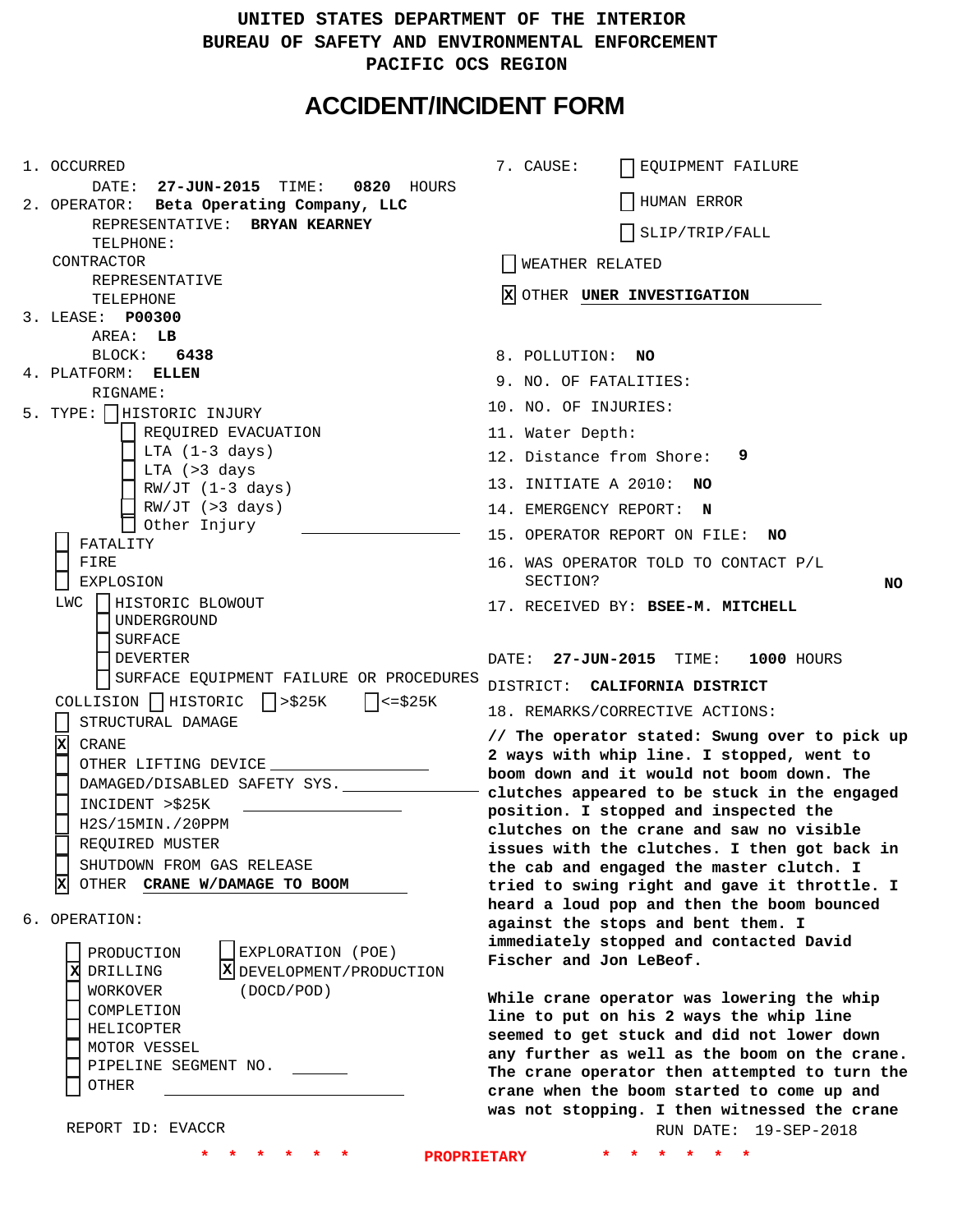UNITED STATES DEPARTMENT OF THE INTERIOR
BUREAU OF SAFETY AND ENVIRONMENTAL ENFORCEMENT
PACIFIC OCS REGION

# ACCIDENT/INCIDENT FORM

1. OCCURRED
   DATE: **27-JUN-2015** TIME: **0820** HOURS
2. OPERATOR: **Beta Operating Company, LLC**
   REPRESENTATIVE: **BRYAN KEARNEY**
   TELPHONE:
   CONTRACTOR
   REPRESENTATIVE
   TELEPHONE
3. LEASE: **P00300**
   AREA: **LB**
   BLOCK: **6438**
4. PLATFORM: **ELLEN**
   RIGNAME:
5. TYPE:
   - [ ] HISTORIC INJURY
     - [ ] REQUIRED EVACUATION
     - [ ] LTA (1-3 days)
     - [ ] LTA (>3 days
     - [ ] RW/JT (1-3 days)
     - [ ] RW/JT (>3 days)
     - [ ] Other Injury
   - [ ] FATALITY
   - [ ] FIRE
   - [ ] EXPLOSION
   - LWC
     - [ ] HISTORIC BLOWOUT
     - [ ] UNDERGROUND
     - [ ] SURFACE
     - [ ] DEVERTER
     - [ ] SURFACE EQUIPMENT FAILURE OR PROCEDURES
   - COLLISION [ ] HISTORIC [ ] >$25K [ ] <=$25K
   - [ ] STRUCTURAL DAMAGE
   - [X] CRANE
   - [ ] OTHER LIFTING DEVICE
   - [ ] DAMAGED/DISABLED SAFETY SYS.
   - [ ] INCIDENT >$25K
   - [ ] H2S/15MIN./20PPM
   - [ ] REQUIRED MUSTER
   - [ ] SHUTDOWN FROM GAS RELEASE
   - [X] OTHER **CRANE W/DAMAGE TO BOOM**
6. OPERATION:
   - [ ] PRODUCTION
   - [X] DRILLING
   - [ ] WORKOVER
   - [ ] COMPLETION
   - [ ] HELICOPTER
   - [ ] MOTOR VESSEL
   - [ ] PIPELINE SEGMENT NO.
   - [ ] OTHER
   - [ ] EXPLORATION (POE)
   - [X] DEVELOPMENT/PRODUCTION (DOCD/POD)

REPORT ID: EVACCR

7. CAUSE:
   - [ ] EQUIPMENT FAILURE
   - [ ] HUMAN ERROR
   - [ ] SLIP/TRIP/FALL
   - [ ] WEATHER RELATED
   - [X] OTHER **UNER INVESTIGATION**
8. POLLUTION: **NO**
9. NO. OF FATALITIES:
10. NO. OF INJURIES:
11. Water Depth:
12. Distance from Shore: **9**
13. INITIATE A 2010: **NO**
14. EMERGENCY REPORT: **N**
15. OPERATOR REPORT ON FILE: **NO**
16. WAS OPERATOR TOLD TO CONTACT P/L SECTION? **NO**
17. RECEIVED BY: **BSEE-M. MITCHELL**

DATE: **27-JUN-2015** TIME: **1000** HOURS
DISTRICT: **CALIFORNIA DISTRICT**

18. REMARKS/CORRECTIVE ACTIONS:

**// The operator stated: Swung over to pick up 2 ways with whip line. I stopped, went to boom down and it would not boom down. The clutches appeared to be stuck in the engaged position. I stopped and inspected the clutches on the crane and saw no visible issues with the clutches. I then got back in the cab and engaged the master clutch. I tried to swing right and gave it throttle. I heard a loud pop and then the boom bounced against the stops and bent them. I immediately stopped and contacted David Fischer and Jon LeBeof.**

**While crane operator was lowering the whip line to put on his 2 ways the whip line seemed to get stuck and did not lower down any further as well as the boom on the crane. The crane operator then attempted to turn the crane when the boom started to come up and was not stopping. I then witnessed the crane**

RUN DATE: 19-SEP-2018

\* \* \* \* \* \* PROPRIETARY \* \* \* \* \* \*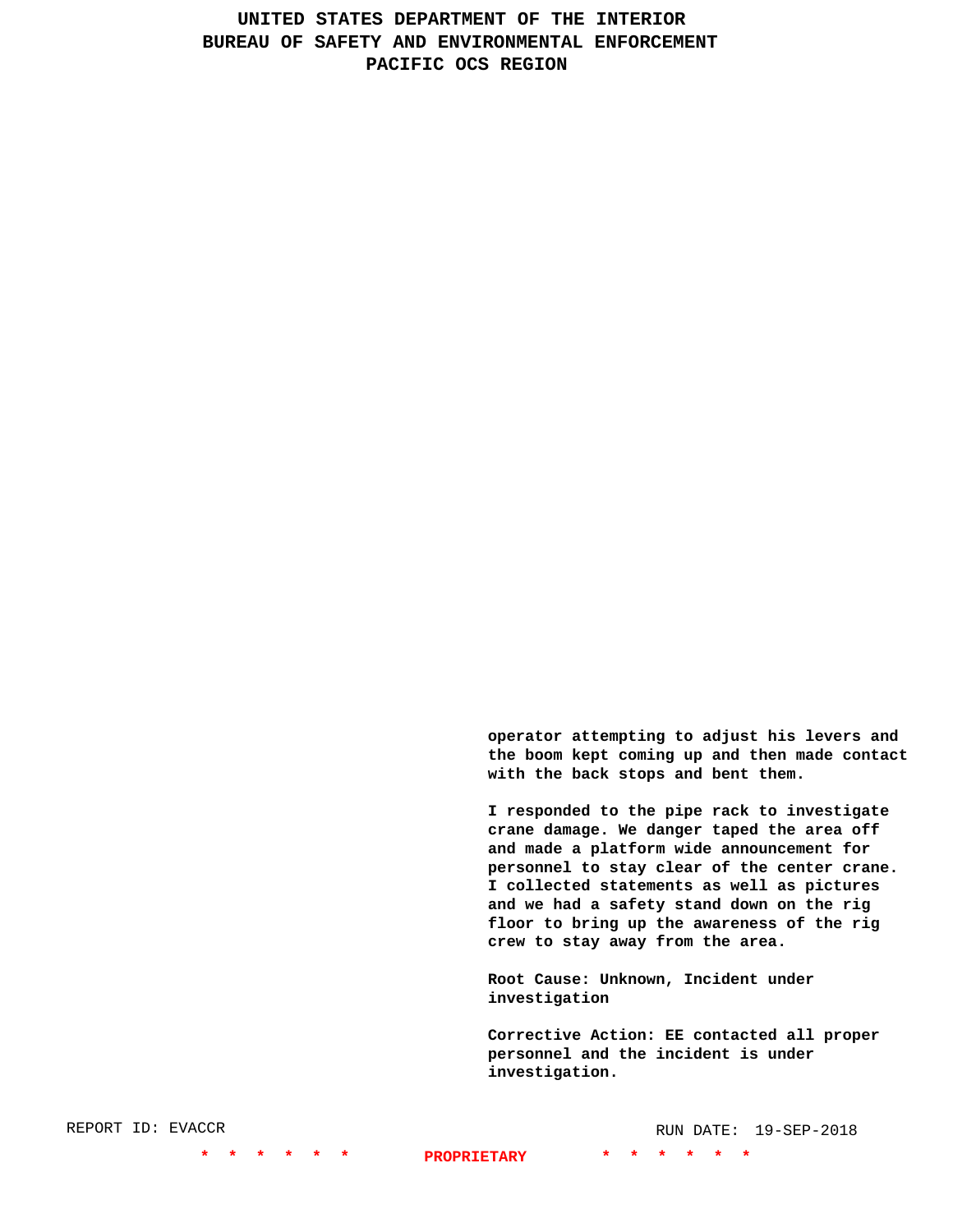operator attempting to adjust his levers and the boom kept coming up and then made contact with the back stops and bent them.

I responded to the pipe rack to investigate crane damage. We danger taped the area off and made a platform wide announcement for personnel to stay clear of the center crane. I collected statements as well as pictures and we had a safety stand down on the rig floor to bring up the awareness of the rig crew to stay away from the area.

Root Cause: Unknown, Incident under investigation

Corrective Action: EE contacted all proper personnel and the incident is under investigation.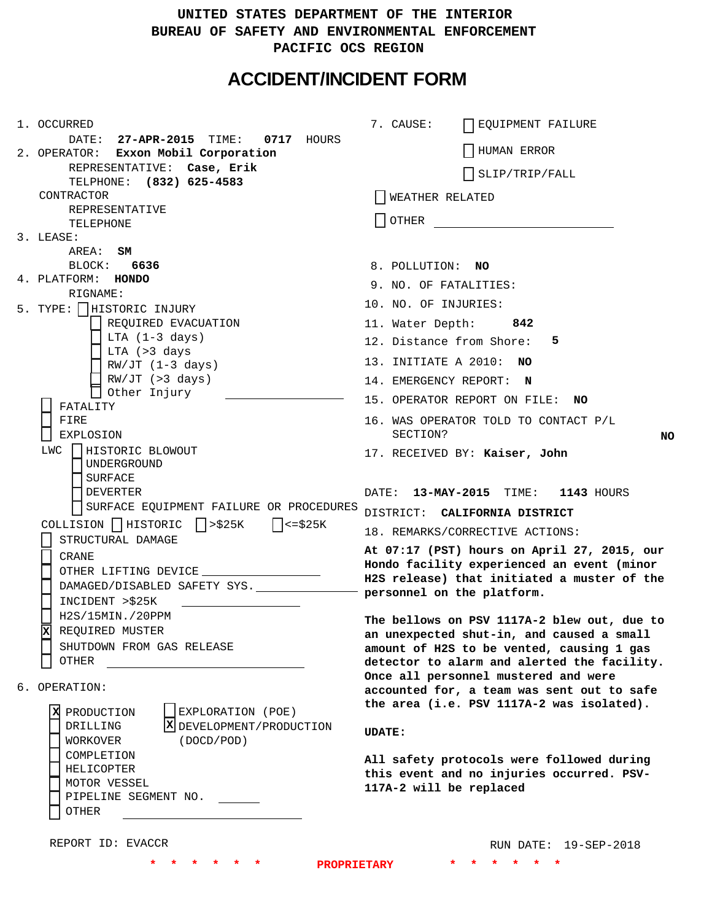UNITED STATES DEPARTMENT OF THE INTERIOR
BUREAU OF SAFETY AND ENVIRONMENTAL ENFORCEMENT
PACIFIC OCS REGION

# ACCIDENT/INCIDENT FORM

1. OCCURRED
   DATE: **27-APR-2015** TIME: **0717** HOURS
2. OPERATOR: **Exxon Mobil Corporation**
   REPRESENTATIVE: **Case, Erik**
   TELPHONE: **(832) 625-4583**
   CONTRACTOR
   REPRESENTATIVE
   TELEPHONE
3. LEASE:
   AREA: **SM**
   BLOCK: **6636**
4. PLATFORM: **HONDO**
   RIGNAME:
5. TYPE:
   - [ ] HISTORIC INJURY
     - [ ] REQUIRED EVACUATION
     - [ ] LTA (1-3 days)
     - [ ] LTA (>3 days
     - [ ] RW/JT (1-3 days)
     - [ ] RW/JT (>3 days)
     - [ ] Other Injury ______
   - [ ] FATALITY
   - [ ] FIRE
   - [ ] EXPLOSION
   - LWC
     - [ ] HISTORIC BLOWOUT
     - [ ] UNDERGROUND
     - [ ] SURFACE
     - [ ] DEVERTER
     - [ ] SURFACE EQUIPMENT FAILURE OR PROCEDURES
   - COLLISION [ ] HISTORIC [ ] >$25K [ ] <=$25K
   - [ ] STRUCTURAL DAMAGE
   - [ ] CRANE
   - [ ] OTHER LIFTING DEVICE ______
   - [ ] DAMAGED/DISABLED SAFETY SYS. ______
   - [ ] INCIDENT >$25K ______
   - [ ] H2S/15MIN./20PPM
   - [x] REQUIRED MUSTER
   - [ ] SHUTDOWN FROM GAS RELEASE
   - [ ] OTHER ______
6. OPERATION:
   - [x] PRODUCTION
   - [ ] DRILLING
   - [ ] WORKOVER
   - [ ] COMPLETION
   - [ ] HELICOPTER
   - [ ] MOTOR VESSEL
   - [ ] PIPELINE SEGMENT NO. ______
   - [ ] OTHER ______
   - [ ] EXPLORATION (POE)
   - [x] DEVELOPMENT/PRODUCTION (DOCD/POD)
7. CAUSE:
   - [ ] EQUIPMENT FAILURE
   - [ ] HUMAN ERROR
   - [ ] SLIP/TRIP/FALL
   - [ ] WEATHER RELATED
   - [ ] OTHER ______
8. POLLUTION: **NO**
9. NO. OF FATALITIES:
10. NO. OF INJURIES:
11. Water Depth: **842**
12. Distance from Shore: **5**
13. INITIATE A 2010: **NO**
14. EMERGENCY REPORT: **N**
15. OPERATOR REPORT ON FILE: **NO**
16. WAS OPERATOR TOLD TO CONTACT P/L SECTION? **NO**
17. RECEIVED BY: **Kaiser, John**

DATE: **13-MAY-2015** TIME: **1143** HOURS
DISTRICT: **CALIFORNIA DISTRICT**

18. REMARKS/CORRECTIVE ACTIONS:

**At 07:17 (PST) hours on April 27, 2015, our Hondo facility experienced an event (minor H2S release) that initiated a muster of the personnel on the platform.**

**The bellows on PSV 1117A-2 blew out, due to an unexpected shut-in, and caused a small amount of H2S to be vented, causing 1 gas detector to alarm and alerted the facility. Once all personnel mustered and were accounted for, a team was sent out to safe the area (i.e. PSV 1117A-2 was isolated).**

**UDATE:**

**All safety protocols were followed during this event and no injuries occurred. PSV-117A-2 will be replaced**

REPORT ID: EVACCR RUN DATE: 19-SEP-2018

* * * * * * PROPRIETARY * * * * * *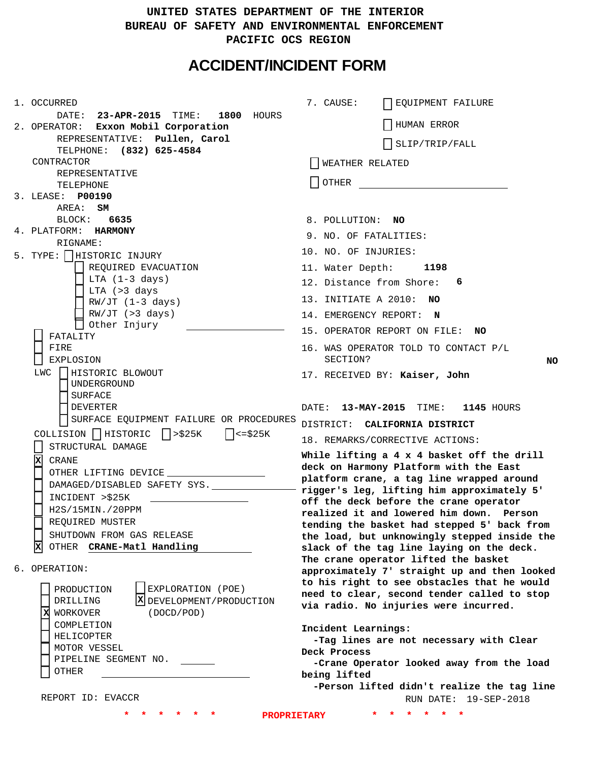UNITED STATES DEPARTMENT OF THE INTERIOR
BUREAU OF SAFETY AND ENVIRONMENTAL ENFORCEMENT
PACIFIC OCS REGION

# ACCIDENT/INCIDENT FORM

1. OCCURRED
   DATE: **23-APR-2015** TIME: **1800** HOURS
2. OPERATOR: **Exxon Mobil Corporation**
   REPRESENTATIVE: **Pullen, Carol**
   TELPHONE: **(832) 625-4584**
   CONTRACTOR
   REPRESENTATIVE
   TELEPHONE
3. LEASE: **P00190**
   AREA: **SM**
   BLOCK: **6635**
4. PLATFORM: **HARMONY**
   RIGNAME:
5. TYPE:
   - [ ] HISTORIC INJURY
     - [ ] REQUIRED EVACUATION
     - [ ] LTA (1-3 days)
     - [ ] LTA (>3 days
     - [ ] RW/JT (1-3 days)
     - [ ] RW/JT (>3 days)
     - [ ] Other Injury
   - [ ] FATALITY
   - [ ] FIRE
   - [ ] EXPLOSION
   - LWC [ ] HISTORIC BLOWOUT
     - [ ] UNDERGROUND
     - [ ] SURFACE
     - [ ] DEVERTER
     - [ ] SURFACE EQUIPMENT FAILURE OR PROCEDURES
   - COLLISION [ ] HISTORIC [ ] >$25K [ ] <=$25K
   - [ ] STRUCTURAL DAMAGE
   - [x] CRANE
   - [ ] OTHER LIFTING DEVICE
   - [ ] DAMAGED/DISABLED SAFETY SYS.
   - [ ] INCIDENT >$25K
   - [ ] H2S/15MIN./20PPM
   - [ ] REQUIRED MUSTER
   - [ ] SHUTDOWN FROM GAS RELEASE
   - [x] OTHER **CRANE-Matl Handling**
6. OPERATION:
   - [ ] PRODUCTION
   - [ ] DRILLING
   - [x] WORKOVER
   - [ ] COMPLETION
   - [ ] HELICOPTER
   - [ ] MOTOR VESSEL
   - [ ] PIPELINE SEGMENT NO.
   - [ ] OTHER
   - [ ] EXPLORATION (POE)
   - [x] DEVELOPMENT/PRODUCTION (DOCD/POD)

7. CAUSE:
   - [ ] EQUIPMENT FAILURE
   - [ ] HUMAN ERROR
   - [ ] SLIP/TRIP/FALL
   - [ ] WEATHER RELATED
   - [ ] OTHER
8. POLLUTION: **NO**
9. NO. OF FATALITIES:
10. NO. OF INJURIES:
11. Water Depth: **1198**
12. Distance from Shore: **6**
13. INITIATE A 2010: **NO**
14. EMERGENCY REPORT: **N**
15. OPERATOR REPORT ON FILE: **NO**
16. WAS OPERATOR TOLD TO CONTACT P/L SECTION? **NO**
17. RECEIVED BY: **Kaiser, John**

DATE: **13-MAY-2015** TIME: **1145** HOURS
DISTRICT: **CALIFORNIA DISTRICT**

18. REMARKS/CORRECTIVE ACTIONS:

**While lifting a 4 x 4 basket off the drill deck on Harmony Platform with the East platform crane, a tag line wrapped around rigger's leg, lifting him approximately 5' off the deck before the crane operator realized it and lowered him down. Person tending the basket had stepped 5' back from the load, but unknowingly stepped inside the slack of the tag line laying on the deck. The crane operator lifted the basket approximately 7' straight up and then looked to his right to see obstacles that he would need to clear, second tender called to stop via radio. No injuries were incurred.**

**Incident Learnings:**
**-Tag lines are not necessary with Clear Deck Process**
**-Crane Operator looked away from the load being lifted**
**-Person lifted didn't realize the tag line**

REPORT ID: EVACCR

RUN DATE: 19-SEP-2018

\* \* \* \* \* \* PROPRIETARY \* \* \* \* \* \*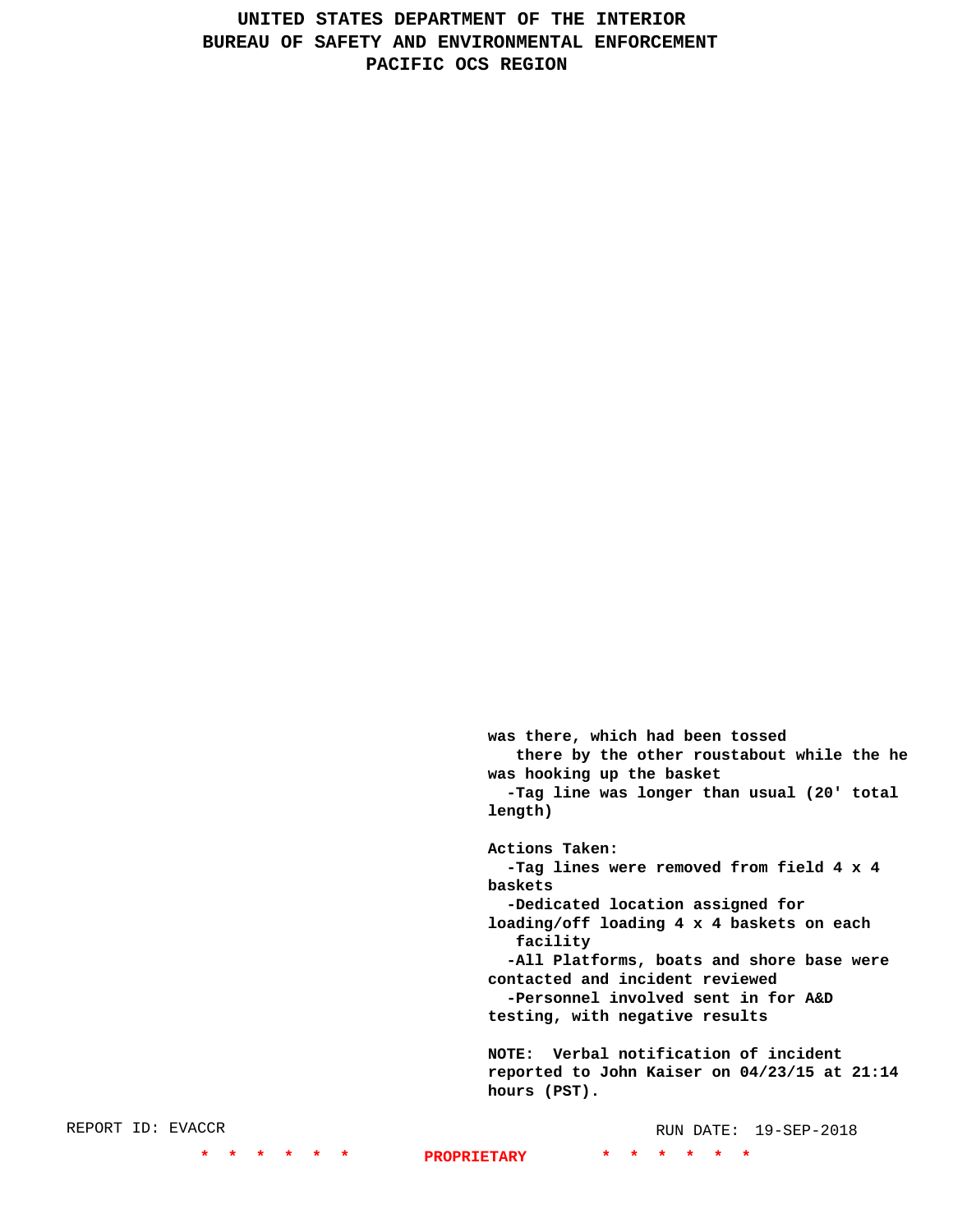was there, which had been tossed there by the other roustabout while the he was hooking up the basket

- -Tag line was longer than usual (20' total length)

**Actions Taken:**

- -Tag lines were removed from field 4 x 4 baskets
- -Dedicated location assigned for loading/off loading 4 x 4 baskets on each facility
- -All Platforms, boats and shore base were contacted and incident reviewed
- -Personnel involved sent in for A&D testing, with negative results

NOTE: Verbal notification of incident reported to John Kaiser on 04/23/15 at 21:14 hours (PST).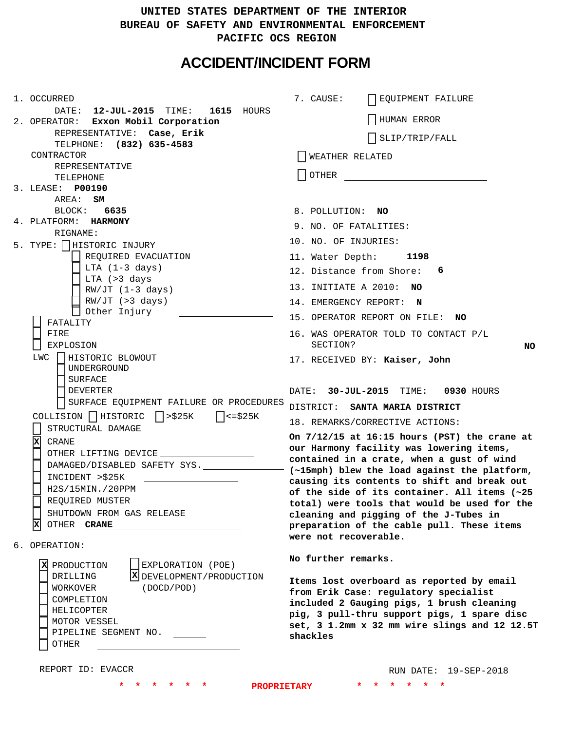# UNITED STATES DEPARTMENT OF THE INTERIOR
# BUREAU OF SAFETY AND ENVIRONMENTAL ENFORCEMENT
# PACIFIC OCS REGION

## ACCIDENT/INCIDENT FORM

1. OCCURRED
   DATE: **12-JUL-2015** TIME: **1615** HOURS
2. OPERATOR: **Exxon Mobil Corporation**
   REPRESENTATIVE: **Case, Erik**
   TELPHONE: **(832) 635-4583**
   CONTRACTOR
   REPRESENTATIVE
   TELEPHONE
3. LEASE: **P00190**
   AREA: **SM**
   BLOCK: **6635**
4. PLATFORM: **HARMONY**
   RIGNAME:
5. TYPE:
   - [ ] HISTORIC INJURY
     - [ ] REQUIRED EVACUATION
     - [ ] LTA (1-3 days)
     - [ ] LTA (>3 days
     - [ ] RW/JT (1-3 days)
     - [ ] RW/JT (>3 days)
     - [ ] Other Injury
   - [ ] FATALITY
   - [ ] FIRE
   - [ ] EXPLOSION
   - LWC
     - [ ] HISTORIC BLOWOUT
     - [ ] UNDERGROUND
     - [ ] SURFACE
     - [ ] DEVERTER
     - [ ] SURFACE EQUIPMENT FAILURE OR PROCEDURES
   - COLLISION [ ] HISTORIC [ ] >$25K [ ] <=$25K
   - [ ] STRUCTURAL DAMAGE
   - [X] CRANE
   - [ ] OTHER LIFTING DEVICE
   - [ ] DAMAGED/DISABLED SAFETY SYS.
   - [ ] INCIDENT >$25K
   - [ ] H2S/15MIN./20PPM
   - [ ] REQUIRED MUSTER
   - [ ] SHUTDOWN FROM GAS RELEASE
   - [X] OTHER **CRANE**
6. OPERATION:
   - [X] PRODUCTION
   - [ ] DRILLING
   - [ ] WORKOVER
   - [ ] COMPLETION
   - [ ] HELICOPTER
   - [ ] MOTOR VESSEL
   - [ ] PIPELINE SEGMENT NO.
   - [ ] OTHER
   - [ ] EXPLORATION (POE)
   - [X] DEVELOPMENT/PRODUCTION (DOCD/POD)

7. CAUSE:
   - [ ] EQUIPMENT FAILURE
   - [ ] HUMAN ERROR
   - [ ] SLIP/TRIP/FALL
   - [ ] WEATHER RELATED
   - [ ] OTHER
8. POLLUTION: **NO**
9. NO. OF FATALITIES:
10. NO. OF INJURIES:
11. Water Depth: **1198**
12. Distance from Shore: **6**
13. INITIATE A 2010: **NO**
14. EMERGENCY REPORT: **N**
15. OPERATOR REPORT ON FILE: **NO**
16. WAS OPERATOR TOLD TO CONTACT P/L SECTION? **NO**
17. RECEIVED BY: **Kaiser, John**

DATE: **30-JUL-2015** TIME: **0930** HOURS

DISTRICT: **SANTA MARIA DISTRICT**

18. REMARKS/CORRECTIVE ACTIONS:

**On 7/12/15 at 16:15 hours (PST) the crane at our Harmony facility was lowering items, contained in a crate, when a gust of wind (~15mph) blew the load against the platform, causing its contents to shift and break out of the side of its container. All items (~25 total) were tools that would be used for the cleaning and pigging of the J-Tubes in preparation of the cable pull. These items were not recoverable.**

**No further remarks.**

**Items lost overboard as reported by email from Erik Case: regulatory specialist included 2 Gauging pigs, 1 brush cleaning pig, 3 pull-thru support pigs, 1 spare disc set, 3 1.2mm x 32 mm wire slings and 12 12.5T shackles**

REPORT ID: EVACCR

RUN DATE: 19-SEP-2018

\* \* \* \* \* \* PROPRIETARY \* \* \* \* \* \*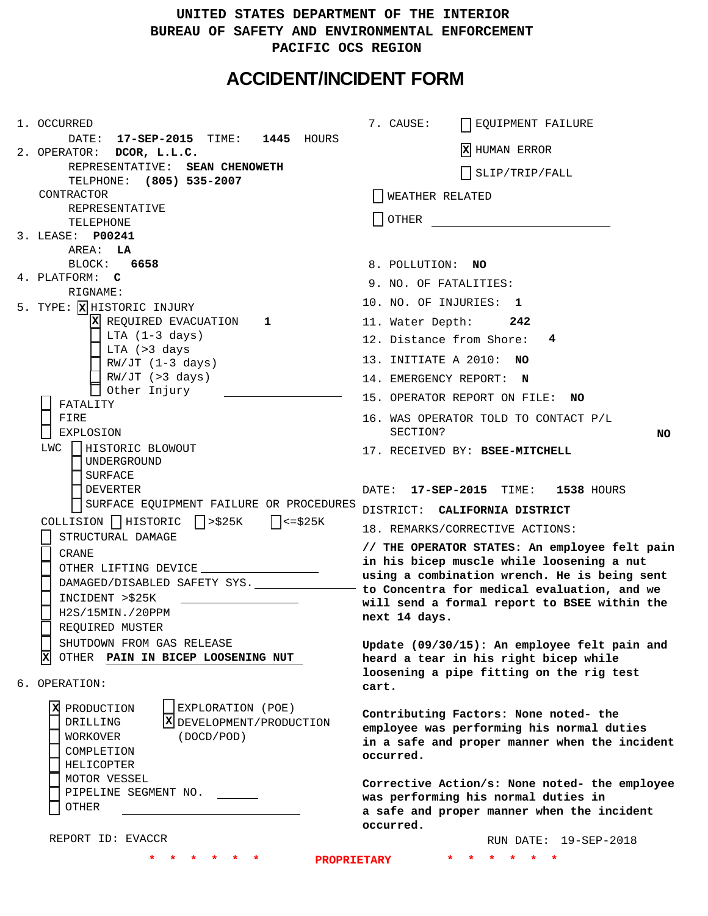UNITED STATES DEPARTMENT OF THE INTERIOR
BUREAU OF SAFETY AND ENVIRONMENTAL ENFORCEMENT
PACIFIC OCS REGION

# ACCIDENT/INCIDENT FORM

1. OCCURRED
   DATE: **17-SEP-2015** TIME: **1445** HOURS
2. OPERATOR: **DCOR, L.L.C.**
   REPRESENTATIVE: **SEAN CHENOWETH**
   TELPHONE: **(805) 535-2007**
   CONTRACTOR
   REPRESENTATIVE
   TELEPHONE
3. LEASE: **P00241**
   AREA: **LA**
   BLOCK: **6658**
4. PLATFORM: **C**
   RIGNAME:
5. TYPE: [X] HISTORIC INJURY
   - [X] REQUIRED EVACUATION **1**
   - [ ] LTA (1-3 days)
   - [ ] LTA (>3 days
   - [ ] RW/JT (1-3 days)
   - [ ] RW/JT (>3 days)
   - [ ] Other Injury ____________
   - [ ] FATALITY
   - [ ] FIRE
   - [ ] EXPLOSION
   - LWC [ ] HISTORIC BLOWOUT
     - [ ] UNDERGROUND
     - [ ] SURFACE
     - [ ] DEVERTER
     - [ ] SURFACE EQUIPMENT FAILURE OR PROCEDURES
   - COLLISION [ ] HISTORIC [ ] >$25K [ ] <=$25K
   - [ ] STRUCTURAL DAMAGE
   - [ ] CRANE
   - [ ] OTHER LIFTING DEVICE ____________
   - [ ] DAMAGED/DISABLED SAFETY SYS. ____________
   - [ ] INCIDENT >$25K ____________
   - [ ] H2S/15MIN./20PPM
   - [ ] REQUIRED MUSTER
   - [ ] SHUTDOWN FROM GAS RELEASE
   - [X] OTHER **PAIN IN BICEP LOOSENING NUT**
6. OPERATION:
   - [X] PRODUCTION
   - [ ] DRILLING
   - [ ] WORKOVER
   - [ ] COMPLETION
   - [ ] HELICOPTER
   - [ ] MOTOR VESSEL
   - [ ] PIPELINE SEGMENT NO. ______
   - [ ] OTHER ____________
   - [ ] EXPLORATION (POE)
   - [X] DEVELOPMENT/PRODUCTION (DOCD/POD)

7. CAUSE:
   - [ ] EQUIPMENT FAILURE
   - [X] HUMAN ERROR
   - [ ] SLIP/TRIP/FALL
   - [ ] WEATHER RELATED
   - [ ] OTHER ____________
8. POLLUTION: **NO**
9. NO. OF FATALITIES:
10. NO. OF INJURIES: **1**
11. Water Depth: **242**
12. Distance from Shore: **4**
13. INITIATE A 2010: **NO**
14. EMERGENCY REPORT: **N**
15. OPERATOR REPORT ON FILE: **NO**
16. WAS OPERATOR TOLD TO CONTACT P/L SECTION? **NO**
17. RECEIVED BY: **BSEE-MITCHELL**

DATE: **17-SEP-2015** TIME: **1538** HOURS

DISTRICT: **CALIFORNIA DISTRICT**

18. REMARKS/CORRECTIVE ACTIONS:

**// THE OPERATOR STATES: An employee felt pain in his bicep muscle while loosening a nut using a combination wrench. He is being sent to Concentra for medical evaluation, and we will send a formal report to BSEE within the next 14 days.**

**Update (09/30/15): An employee felt pain and heard a tear in his right bicep while loosening a pipe fitting on the rig test cart.**

**Contributing Factors: None noted- the employee was performing his normal duties in a safe and proper manner when the incident occurred.**

**Corrective Action/s: None noted- the employee was performing his normal duties in a safe and proper manner when the incident occurred.**

REPORT ID: EVACCR

RUN DATE: 19-SEP-2018

\* \* \* \* \* \* **PROPRIETARY** \* \* \* \* \* \*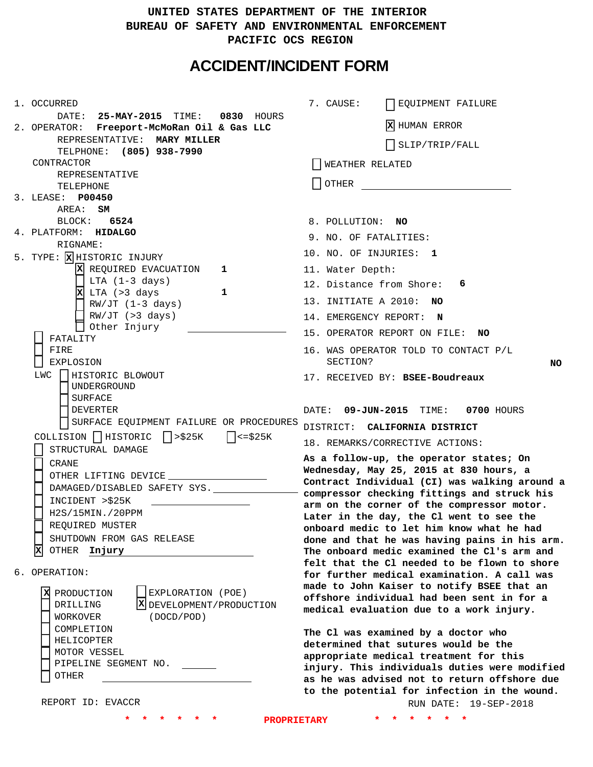UNITED STATES DEPARTMENT OF THE INTERIOR
BUREAU OF SAFETY AND ENVIRONMENTAL ENFORCEMENT
PACIFIC OCS REGION

# ACCIDENT/INCIDENT FORM

1. OCCURRED
   DATE: **25-MAY-2015** TIME: **0830** HOURS
2. OPERATOR: **Freeport-McMoRan Oil & Gas LLC**
   REPRESENTATIVE: **MARY MILLER**
   TELPHONE: **(805) 938-7990**
   CONTRACTOR
   REPRESENTATIVE
   TELEPHONE
3. LEASE: **P00450**
   AREA: **SM**
   BLOCK: **6524**
4. PLATFORM: **HIDALGO**
   RIGNAME:
5. TYPE: [X] HISTORIC INJURY
   - [X] REQUIRED EVACUATION 1
   - [ ] LTA (1-3 days)
   - [X] LTA (>3 days 1
   - [ ] RW/JT (1-3 days)
   - [ ] RW/JT (>3 days)
   - [ ] Other Injury

   - [ ] FATALITY
   - [ ] FIRE
   - [ ] EXPLOSION

   LWC [ ] HISTORIC BLOWOUT
   - [ ] UNDERGROUND
   - [ ] SURFACE
   - [ ] DEVERTER
   - [ ] SURFACE EQUIPMENT FAILURE OR PROCEDURES

   COLLISION [ ] HISTORIC [ ] >$25K [ ] <=$25K
   - [ ] STRUCTURAL DAMAGE
   - [ ] CRANE
   - [ ] OTHER LIFTING DEVICE
   - [ ] DAMAGED/DISABLED SAFETY SYS.
   - [ ] INCIDENT >$25K
   - [ ] H2S/15MIN./20PPM
   - [ ] REQUIRED MUSTER
   - [ ] SHUTDOWN FROM GAS RELEASE
   - [X] OTHER **Injury**
6. OPERATION:
   - [X] PRODUCTION
   - [ ] DRILLING
   - [ ] WORKOVER
   - [ ] COMPLETION
   - [ ] HELICOPTER
   - [ ] MOTOR VESSEL
   - [ ] PIPELINE SEGMENT NO.
   - [ ] OTHER
   - [ ] EXPLORATION (POE)
   - [X] DEVELOPMENT/PRODUCTION (DOCD/POD)

REPORT ID: EVACCR

7. CAUSE:
   - [ ] EQUIPMENT FAILURE
   - [X] HUMAN ERROR
   - [ ] SLIP/TRIP/FALL
   - [ ] WEATHER RELATED
   - [ ] OTHER
8. POLLUTION: **NO**
9. NO. OF FATALITIES:
10. NO. OF INJURIES: **1**
11. Water Depth:
12. Distance from Shore: **6**
13. INITIATE A 2010: **NO**
14. EMERGENCY REPORT: **N**
15. OPERATOR REPORT ON FILE: **NO**
16. WAS OPERATOR TOLD TO CONTACT P/L SECTION? **NO**
17. RECEIVED BY: **BSEE-Boudreaux**

DATE: **09-JUN-2015** TIME: **0700** HOURS
DISTRICT: **CALIFORNIA DISTRICT**

18. REMARKS/CORRECTIVE ACTIONS:

**As a follow-up, the operator states; On Wednesday, May 25, 2015 at 830 hours, a Contract Individual (CI) was walking around a compressor checking fittings and struck his arm on the corner of the compressor motor. Later in the day, the Cl went to see the onboard medic to let him know what he had done and that he was having pains in his arm. The onboard medic examined the Cl's arm and felt that the Cl needed to be flown to shore for further medical examination. A call was made to John Kaiser to notify BSEE that an offshore individual had been sent in for a medical evaluation due to a work injury.**

**The Cl was examined by a doctor who determined that sutures would be the appropriate medical treatment for this injury. This individuals duties were modified as he was advised not to return offshore due to the potential for infection in the wound.**

RUN DATE: 19-SEP-2018

\* \* \* \* \* \* PROPRIETARY \* \* \* \* \* \*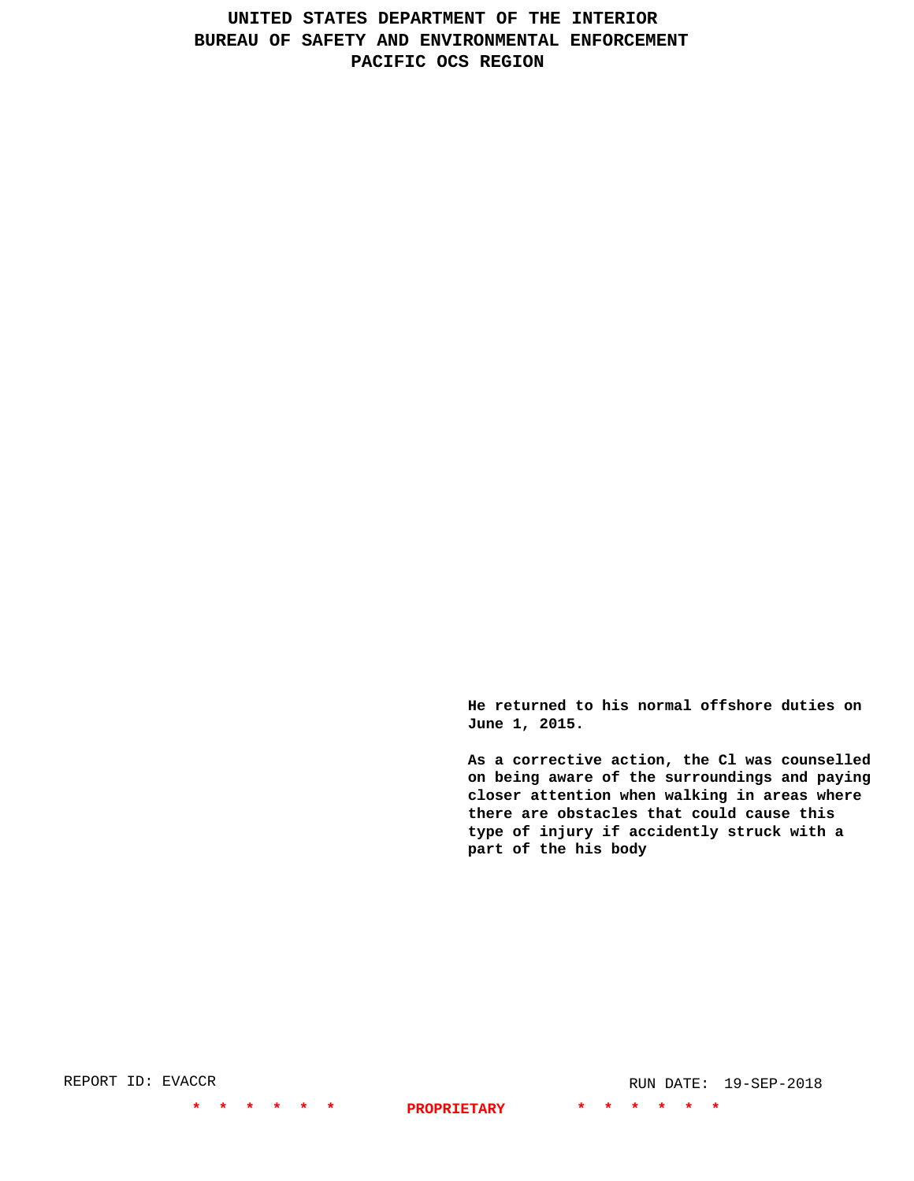He returned to his normal offshore duties on June 1, 2015.

As a corrective action, the Cl was counselled on being aware of the surroundings and paying closer attention when walking in areas where there are obstacles that could cause this type of injury if accidently struck with a part of the his body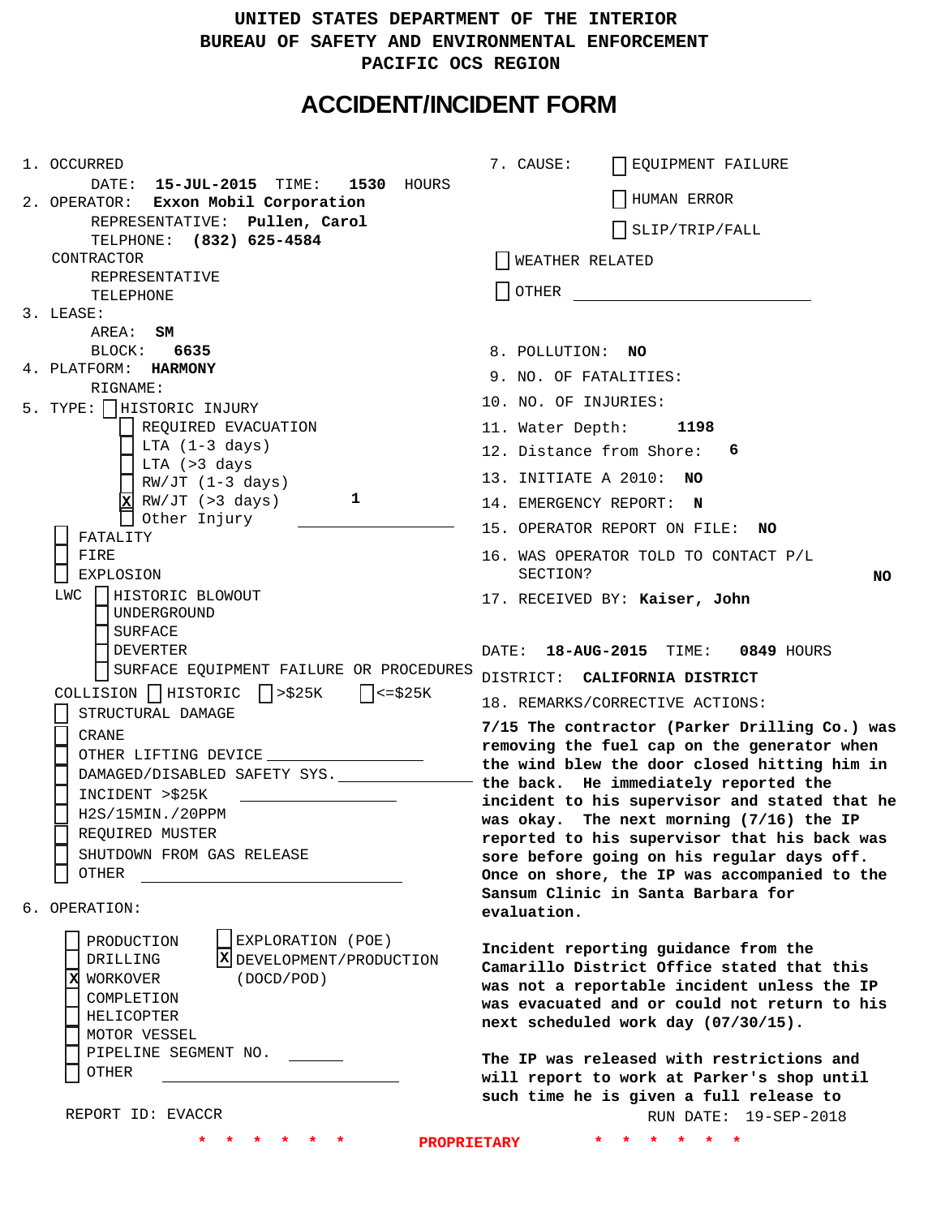# UNITED STATES DEPARTMENT OF THE INTERIOR
# BUREAU OF SAFETY AND ENVIRONMENTAL ENFORCEMENT
# PACIFIC OCS REGION

## ACCIDENT/INCIDENT FORM

1. OCCURRED
   DATE: **15-JUL-2015** TIME: **1530** HOURS
2. OPERATOR: **Exxon Mobil Corporation**
   REPRESENTATIVE: **Pullen, Carol**
   TELPHONE: **(832) 625-4584**
   CONTRACTOR
   REPRESENTATIVE
   TELEPHONE
3. LEASE:
   AREA: **SM**
   BLOCK: **6635**
4. PLATFORM: **HARMONY**
   RIGNAME:
5. TYPE:
   - [ ] HISTORIC INJURY
     - [ ] REQUIRED EVACUATION
     - [ ] LTA (1-3 days)
     - [ ] LTA (>3 days
     - [ ] RW/JT (1-3 days)
     - [X] RW/JT (>3 days) **1**
     - [ ] Other Injury
   - [ ] FATALITY
   - [ ] FIRE
   - [ ] EXPLOSION
   - LWC
     - [ ] HISTORIC BLOWOUT
     - [ ] UNDERGROUND
     - [ ] SURFACE
     - [ ] DEVERTER
     - [ ] SURFACE EQUIPMENT FAILURE OR PROCEDURES
   - COLLISION [ ] HISTORIC [ ] >$25K [ ] <=$25K
   - [ ] STRUCTURAL DAMAGE
   - [ ] CRANE
   - [ ] OTHER LIFTING DEVICE
   - [ ] DAMAGED/DISABLED SAFETY SYS.
   - [ ] INCIDENT >$25K
   - [ ] H2S/15MIN./20PPM
   - [ ] REQUIRED MUSTER
   - [ ] SHUTDOWN FROM GAS RELEASE
   - [ ] OTHER
6. OPERATION:
   - [ ] PRODUCTION
   - [ ] DRILLING
   - [X] WORKOVER
   - [ ] COMPLETION
   - [ ] HELICOPTER
   - [ ] MOTOR VESSEL
   - [ ] PIPELINE SEGMENT NO.
   - [ ] OTHER
   - [ ] EXPLORATION (POE)
   - [X] DEVELOPMENT/PRODUCTION (DOCD/POD)

7. CAUSE:
   - [ ] EQUIPMENT FAILURE
   - [ ] HUMAN ERROR
   - [ ] SLIP/TRIP/FALL
   - [ ] WEATHER RELATED
   - [ ] OTHER
8. POLLUTION: **NO**
9. NO. OF FATALITIES:
10. NO. OF INJURIES:
11. Water Depth: **1198**
12. Distance from Shore: **6**
13. INITIATE A 2010: **NO**
14. EMERGENCY REPORT: **N**
15. OPERATOR REPORT ON FILE: **NO**
16. WAS OPERATOR TOLD TO CONTACT P/L SECTION? **NO**
17. RECEIVED BY: **Kaiser, John**

DATE: **18-AUG-2015** TIME: **0849** HOURS

DISTRICT: **CALIFORNIA DISTRICT**

18. REMARKS/CORRECTIVE ACTIONS:

**7/15 The contractor (Parker Drilling Co.) was removing the fuel cap on the generator when the wind blew the door closed hitting him in the back. He immediately reported the incident to his supervisor and stated that he was okay. The next morning (7/16) the IP reported to his supervisor that his back was sore before going on his regular days off. Once on shore, the IP was accompanied to the Sansum Clinic in Santa Barbara for evaluation.**

**Incident reporting guidance from the Camarillo District Office stated that this was not a reportable incident unless the IP was evacuated and or could not return to his next scheduled work day (07/30/15).**

**The IP was released with restrictions and will report to work at Parker's shop until such time he is given a full release to**

REPORT ID: EVACCR

RUN DATE: 19-SEP-2018

\* \* \* \* \* \* PROPRIETARY \* \* \* \* \* \*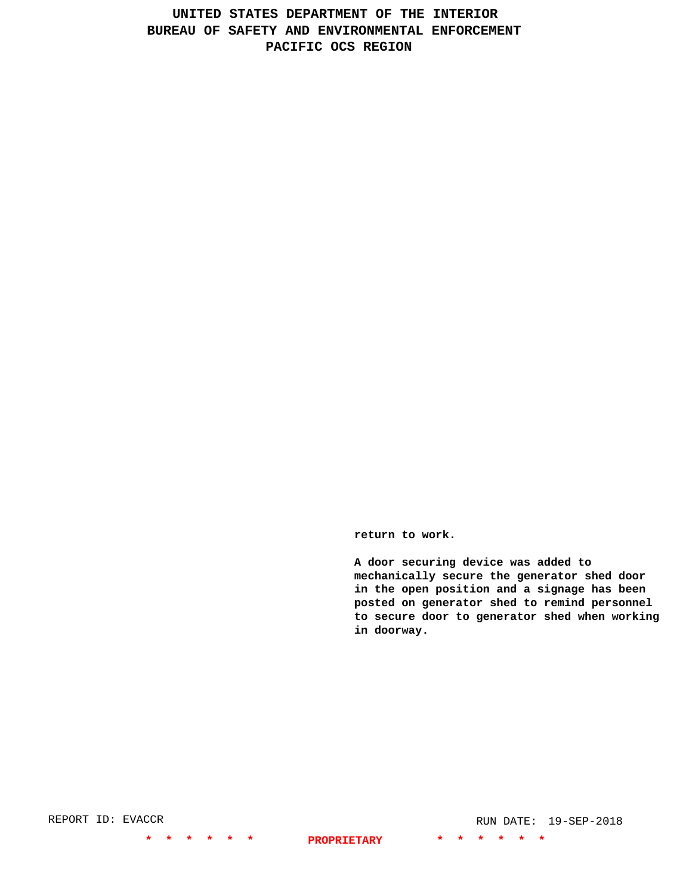**return to work.**

**A door securing device was added to mechanically secure the generator shed door in the open position and a signage has been posted on generator shed to remind personnel to secure door to generator shed when working in doorway.**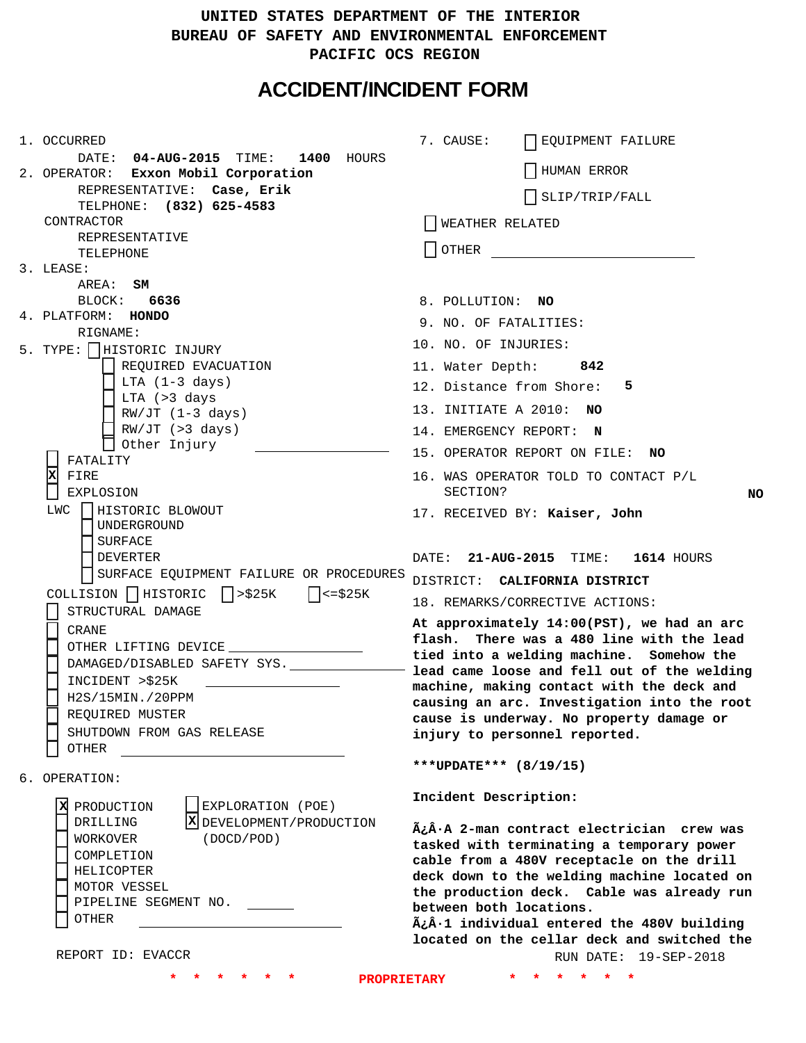# UNITED STATES DEPARTMENT OF THE INTERIOR
# BUREAU OF SAFETY AND ENVIRONMENTAL ENFORCEMENT
# PACIFIC OCS REGION

## ACCIDENT/INCIDENT FORM

1. OCCURRED
   DATE: **04-AUG-2015** TIME: **1400** HOURS
2. OPERATOR: **Exxon Mobil Corporation**
   REPRESENTATIVE: **Case, Erik**
   TELPHONE: **(832) 625-4583**
   CONTRACTOR
   REPRESENTATIVE
   TELEPHONE
3. LEASE:
   AREA: **SM**
   BLOCK: **6636**
4. PLATFORM: **HONDO**
   RIGNAME:
5. TYPE:
   - [ ] HISTORIC INJURY
   - [ ] REQUIRED EVACUATION
   - [ ] LTA (1-3 days)
   - [ ] LTA (>3 days
   - [ ] RW/JT (1-3 days)
   - [ ] RW/JT (>3 days)
   - [ ] Other Injury
   - [ ] FATALITY
   - [X] FIRE
   - [ ] EXPLOSION
   - LWC
     - [ ] HISTORIC BLOWOUT
     - [ ] UNDERGROUND
     - [ ] SURFACE
     - [ ] DEVERTER
     - [ ] SURFACE EQUIPMENT FAILURE OR PROCEDURES
   - COLLISION [ ] HISTORIC [ ] >$25K [ ] <=$25K
   - [ ] STRUCTURAL DAMAGE
   - [ ] CRANE
   - [ ] OTHER LIFTING DEVICE
   - [ ] DAMAGED/DISABLED SAFETY SYS.
   - [ ] INCIDENT >$25K
   - [ ] H2S/15MIN./20PPM
   - [ ] REQUIRED MUSTER
   - [ ] SHUTDOWN FROM GAS RELEASE
   - [ ] OTHER
6. OPERATION:
   - [X] PRODUCTION
   - [ ] DRILLING
   - [ ] WORKOVER
   - [ ] COMPLETION
   - [ ] HELICOPTER
   - [ ] MOTOR VESSEL
   - [ ] PIPELINE SEGMENT NO.
   - [ ] OTHER
   - [ ] EXPLORATION (POE)
   - [X] DEVELOPMENT/PRODUCTION (DOCD/POD)

REPORT ID: EVACCR

7. CAUSE:
   - [ ] EQUIPMENT FAILURE
   - [ ] HUMAN ERROR
   - [ ] SLIP/TRIP/FALL
   - [ ] WEATHER RELATED
   - [ ] OTHER
8. POLLUTION: **NO**
9. NO. OF FATALITIES:
10. NO. OF INJURIES:
11. Water Depth: **842**
12. Distance from Shore: **5**
13. INITIATE A 2010: **NO**
14. EMERGENCY REPORT: **N**
15. OPERATOR REPORT ON FILE: **NO**
16. WAS OPERATOR TOLD TO CONTACT P/L SECTION? **NO**
17. RECEIVED BY: **Kaiser, John**

DATE: **21-AUG-2015** TIME: **1614** HOURS

DISTRICT: **CALIFORNIA DISTRICT**

18. REMARKS/CORRECTIVE ACTIONS:

**At approximately 14:00(PST), we had an arc flash. There was a 480 line with the lead tied into a welding machine. Somehow the lead came loose and fell out of the welding machine, making contact with the deck and causing an arc. Investigation into the root cause is underway. No property damage or injury to personnel reported.**

**\*\*\*UPDATE\*\*\* (8/19/15)**

**Incident Description:**

**Ã¿Â·A 2-man contract electrician crew was tasked with terminating a temporary power cable from a 480V receptacle on the drill deck down to the welding machine located on the production deck. Cable was already run between both locations.**
**Ã¿Â·1 individual entered the 480V building located on the cellar deck and switched the**

RUN DATE: 19-SEP-2018

PROPRIETARY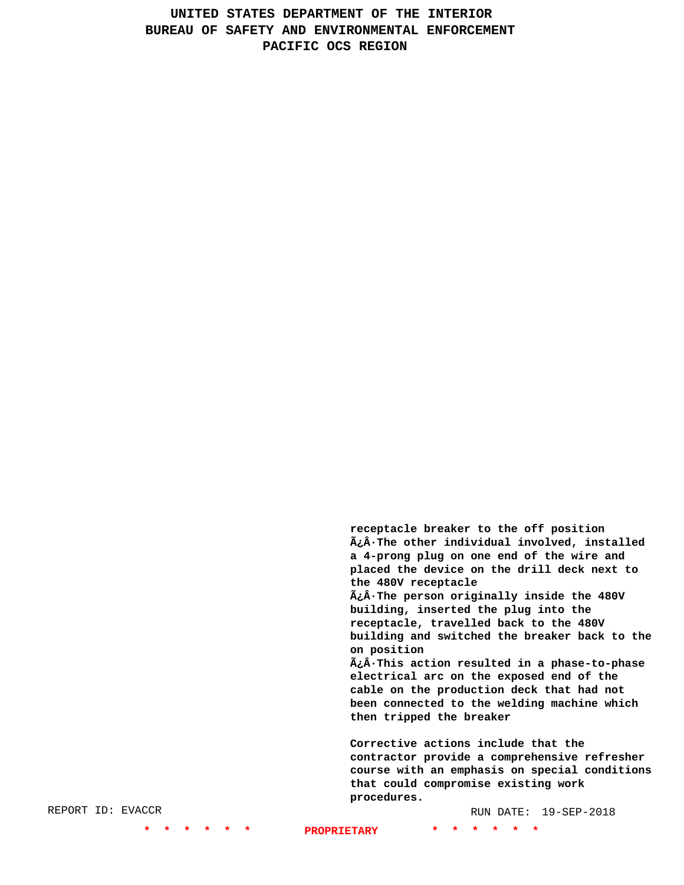receptacle breaker to the off position
Ã¿Â·The other individual involved, installed a 4-prong plug on one end of the wire and placed the device on the drill deck next to the 480V receptacle
Ã¿Â·The person originally inside the 480V building, inserted the plug into the receptacle, travelled back to the 480V building and switched the breaker back to the on position
Ã¿Â·This action resulted in a phase-to-phase electrical arc on the exposed end of the cable on the production deck that had not been connected to the welding machine which then tripped the breaker

Corrective actions include that the contractor provide a comprehensive refresher course with an emphasis on special conditions that could compromise existing work procedures.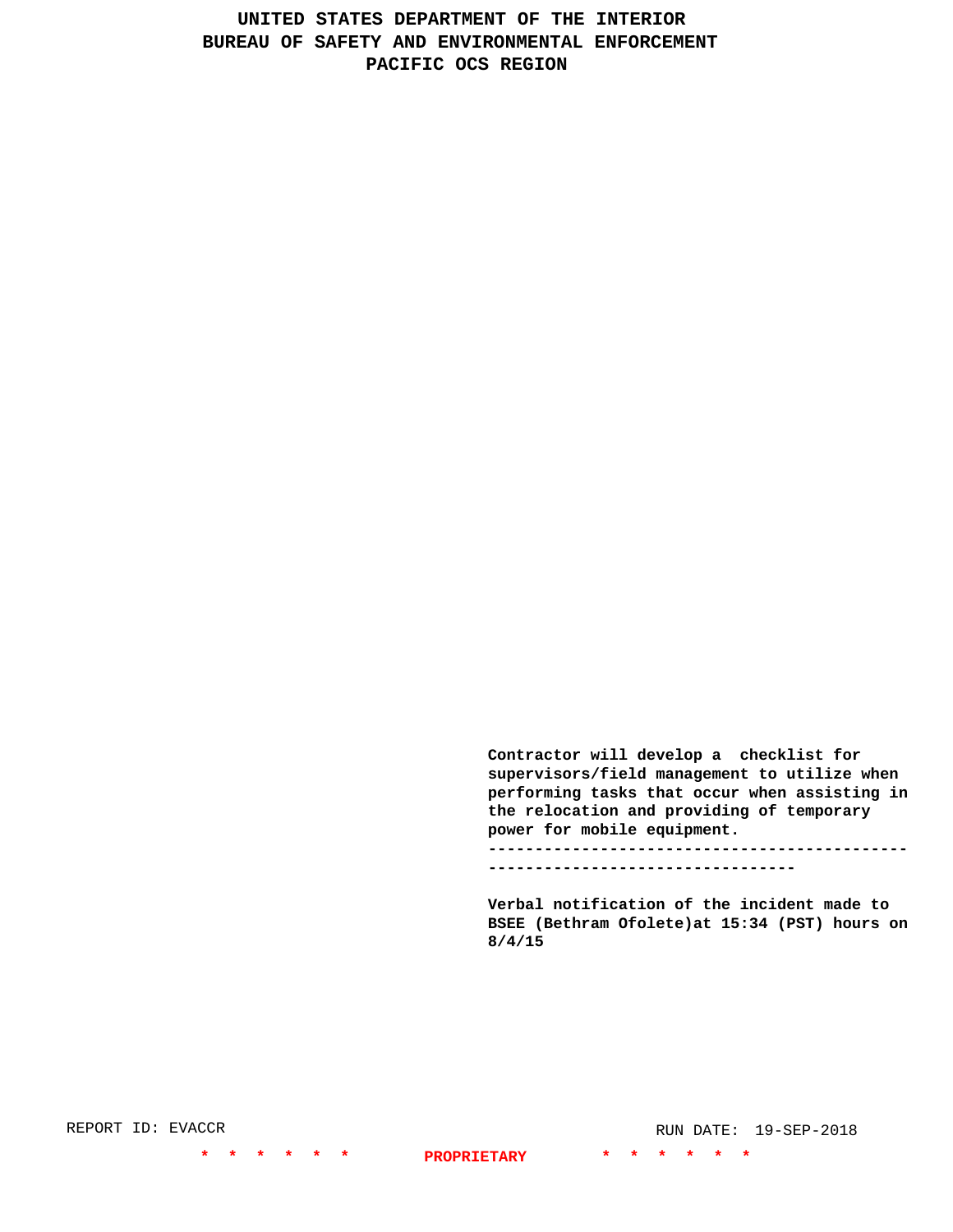**Contractor will develop a checklist for supervisors/field management to utilize when performing tasks that occur when assisting in the relocation and providing of temporary power for mobile equipment.**

**-----------------------------------------------------------------------------**

**Verbal notification of the incident made to BSEE (Bethram Ofolete)at 15:34 (PST) hours on 8/4/15**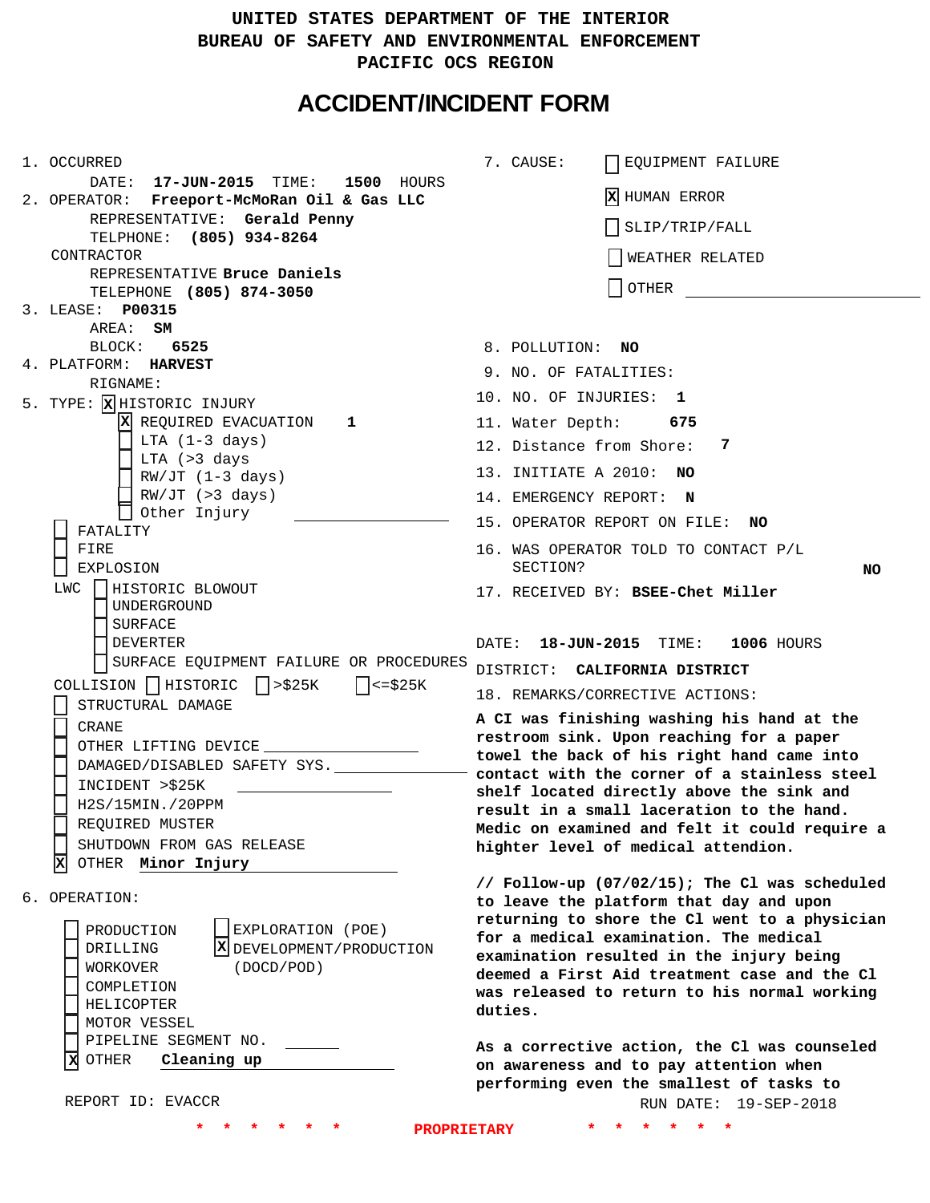UNITED STATES DEPARTMENT OF THE INTERIOR
BUREAU OF SAFETY AND ENVIRONMENTAL ENFORCEMENT
PACIFIC OCS REGION

# ACCIDENT/INCIDENT FORM

1. OCCURRED
   DATE: **17-JUN-2015** TIME: **1500** HOURS
2. OPERATOR: **Freeport-McMoRan Oil & Gas LLC**
   REPRESENTATIVE: **Gerald Penny**
   TELPHONE: **(805) 934-8264**
   CONTRACTOR
   REPRESENTATIVE **Bruce Daniels**
   TELEPHONE **(805) 874-3050**
3. LEASE: **P00315**
   AREA: **SM**
   BLOCK: **6525**
4. PLATFORM: **HARVEST**
   RIGNAME:
5. TYPE: [X] HISTORIC INJURY
   - [X] REQUIRED EVACUATION **1**
   - [ ] LTA (1-3 days)
   - [ ] LTA (>3 days
   - [ ] RW/JT (1-3 days)
   - [ ] RW/JT (>3 days)
   - [ ] Other Injury

   - [ ] FATALITY
   - [ ] FIRE
   - [ ] EXPLOSION

   LWC [ ] HISTORIC BLOWOUT
   - [ ] UNDERGROUND
   - [ ] SURFACE
   - [ ] DEVERTER
   - [ ] SURFACE EQUIPMENT FAILURE OR PROCEDURES

   COLLISION [ ] HISTORIC [ ] >$25K [ ] <=$25K
   - [ ] STRUCTURAL DAMAGE
   - [ ] CRANE
   - [ ] OTHER LIFTING DEVICE
   - [ ] DAMAGED/DISABLED SAFETY SYS.
   - [ ] INCIDENT >$25K
   - [ ] H2S/15MIN./20PPM
   - [ ] REQUIRED MUSTER
   - [ ] SHUTDOWN FROM GAS RELEASE
   - [X] OTHER **Minor Injury**
6. OPERATION:
   - [ ] PRODUCTION
   - [ ] DRILLING
   - [ ] WORKOVER
   - [ ] COMPLETION
   - [ ] HELICOPTER
   - [ ] MOTOR VESSEL
   - [ ] PIPELINE SEGMENT NO.
   - [X] OTHER **Cleaning up**
   - [ ] EXPLORATION (POE)
   - [X] DEVELOPMENT/PRODUCTION (DOCD/POD)

REPORT ID: EVACCR

7. CAUSE:
   - [ ] EQUIPMENT FAILURE
   - [X] HUMAN ERROR
   - [ ] SLIP/TRIP/FALL
   - [ ] WEATHER RELATED
   - [ ] OTHER
8. POLLUTION: **NO**
9. NO. OF FATALITIES:
10. NO. OF INJURIES: **1**
11. Water Depth: **675**
12. Distance from Shore: **7**
13. INITIATE A 2010: **NO**
14. EMERGENCY REPORT: **N**
15. OPERATOR REPORT ON FILE: **NO**
16. WAS OPERATOR TOLD TO CONTACT P/L SECTION? **NO**
17. RECEIVED BY: **BSEE-Chet Miller**

DATE: **18-JUN-2015** TIME: **1006** HOURS
DISTRICT: **CALIFORNIA DISTRICT**

18. REMARKS/CORRECTIVE ACTIONS:

**A CI was finishing washing his hand at the restroom sink. Upon reaching for a paper towel the back of his right hand came into contact with the corner of a stainless steel shelf located directly above the sink and result in a small laceration to the hand. Medic on examined and felt it could require a highter level of medical attention.**

**// Follow-up (07/02/15); The Cl was scheduled to leave the platform that day and upon returning to shore the Cl went to a physician for a medical examination. The medical examination resulted in the injury being deemed a First Aid treatment case and the Cl was released to return to his normal working duties.**

**As a corrective action, the Cl was counseled on awareness and to pay attention when performing even the smallest of tasks to**

RUN DATE: 19-SEP-2018

\* \* \* \* \* \* **PROPRIETARY** \* \* \* \* \* \*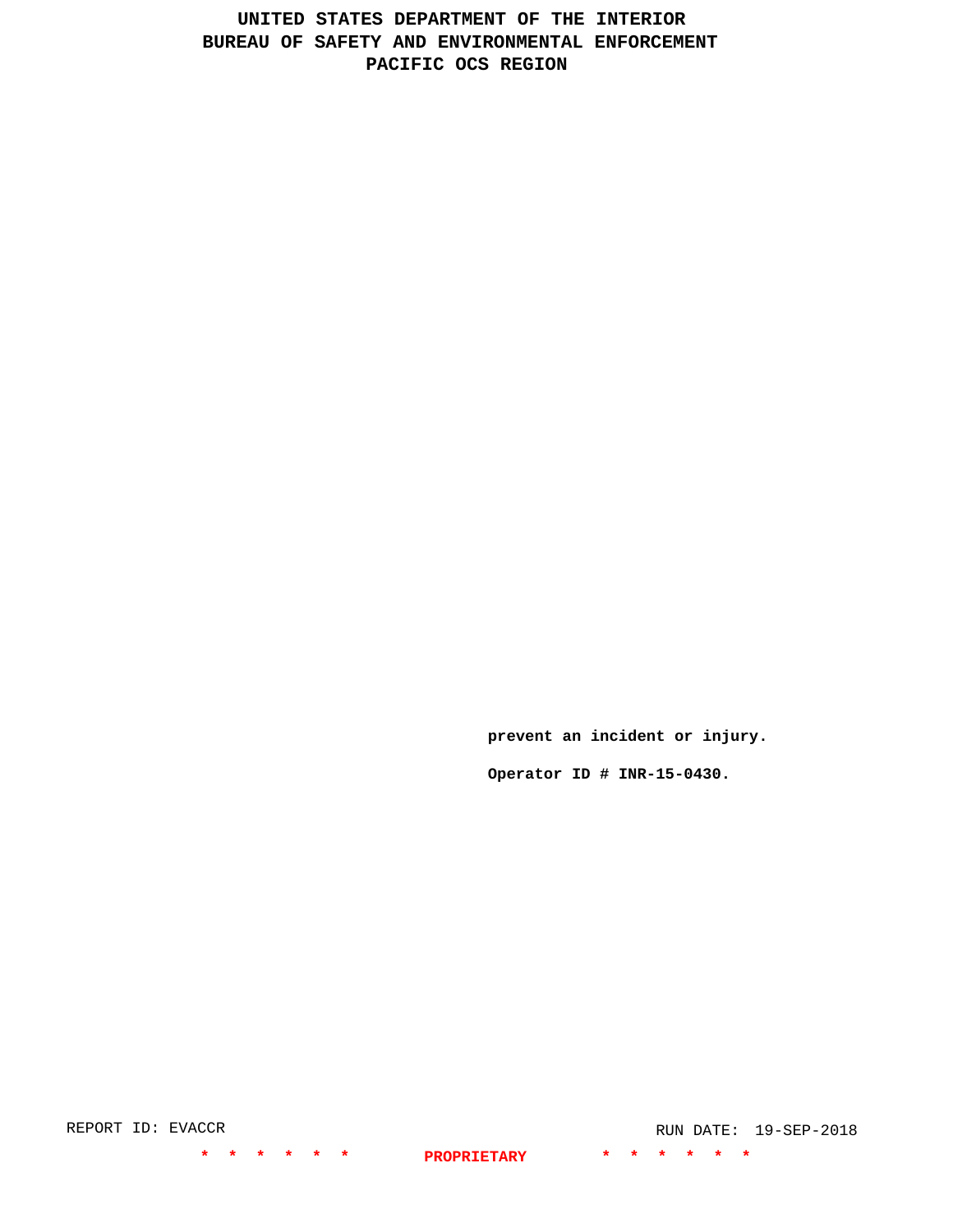**prevent an incident or injury.**

**Operator ID # INR-15-0430.**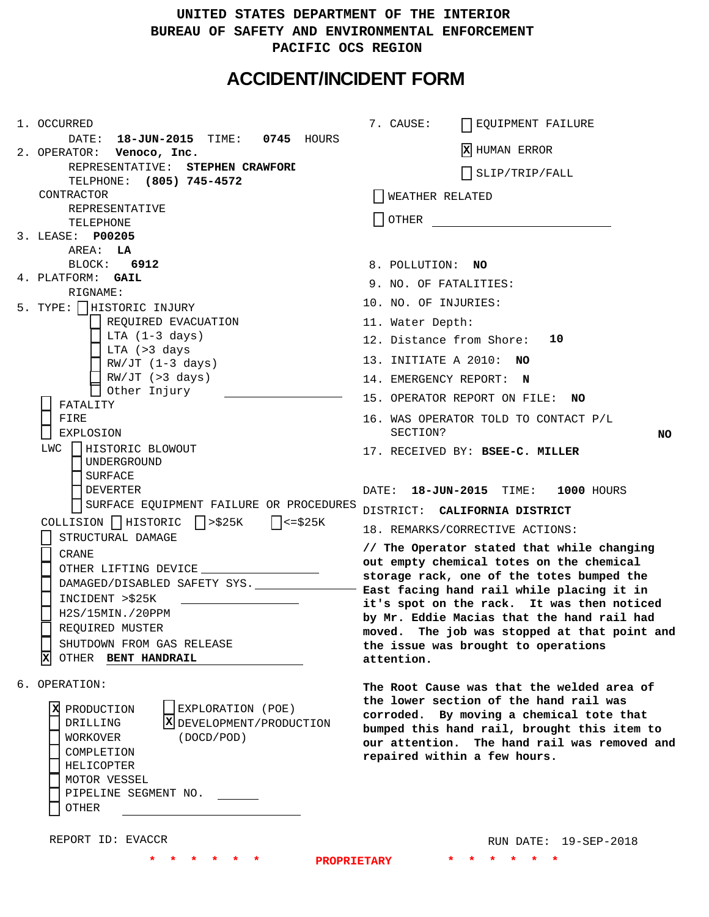UNITED STATES DEPARTMENT OF THE INTERIOR
BUREAU OF SAFETY AND ENVIRONMENTAL ENFORCEMENT
PACIFIC OCS REGION

# ACCIDENT/INCIDENT FORM

1. OCCURRED
   DATE: **18-JUN-2015** TIME: **0745** HOURS
2. OPERATOR: **Venoco, Inc.**
   REPRESENTATIVE: **STEPHEN CRAWFORD**
   TELPHONE: **(805) 745-4572**
   CONTRACTOR
   REPRESENTATIVE
   TELEPHONE
3. LEASE: **P00205**
   AREA: **LA**
   BLOCK: **6912**
4. PLATFORM: **GAIL**
   RIGNAME:
5. TYPE:
   - [ ] HISTORIC INJURY
   - [ ] REQUIRED EVACUATION
   - [ ] LTA (1-3 days)
   - [ ] LTA (>3 days
   - [ ] RW/JT (1-3 days)
   - [ ] RW/JT (>3 days)
   - [ ] Other Injury
   - [ ] FATALITY
   - [ ] FIRE
   - [ ] EXPLOSION
   - LWC
     - [ ] HISTORIC BLOWOUT
     - [ ] UNDERGROUND
     - [ ] SURFACE
     - [ ] DEVERTER
     - [ ] SURFACE EQUIPMENT FAILURE OR PROCEDURES
   - COLLISION [ ] HISTORIC [ ] >$25K [ ] <=$25K
   - [ ] STRUCTURAL DAMAGE
   - [ ] CRANE
   - [ ] OTHER LIFTING DEVICE
   - [ ] DAMAGED/DISABLED SAFETY SYS.
   - [ ] INCIDENT >$25K
   - [ ] H2S/15MIN./20PPM
   - [ ] REQUIRED MUSTER
   - [ ] SHUTDOWN FROM GAS RELEASE
   - [X] OTHER **BENT HANDRAIL**
6. OPERATION:
   - [X] PRODUCTION
   - [ ] DRILLING
   - [ ] WORKOVER
   - [ ] COMPLETION
   - [ ] HELICOPTER
   - [ ] MOTOR VESSEL
   - [ ] PIPELINE SEGMENT NO.
   - [ ] OTHER
   - [ ] EXPLORATION (POE)
   - [X] DEVELOPMENT/PRODUCTION (DOCD/POD)

7. CAUSE:
   - [ ] EQUIPMENT FAILURE
   - [X] HUMAN ERROR
   - [ ] SLIP/TRIP/FALL
   - [ ] WEATHER RELATED
   - [ ] OTHER
8. POLLUTION: **NO**
9. NO. OF FATALITIES:
10. NO. OF INJURIES:
11. Water Depth:
12. Distance from Shore: **10**
13. INITIATE A 2010: **NO**
14. EMERGENCY REPORT: **N**
15. OPERATOR REPORT ON FILE: **NO**
16. WAS OPERATOR TOLD TO CONTACT P/L SECTION? **NO**
17. RECEIVED BY: **BSEE-C. MILLER**

DATE: **18-JUN-2015** TIME: **1000** HOURS

DISTRICT: **CALIFORNIA DISTRICT**

18. REMARKS/CORRECTIVE ACTIONS:

**// The Operator stated that while changing out empty chemical totes on the chemical storage rack, one of the totes bumped the East facing hand rail while placing it in it's spot on the rack. It was then noticed by Mr. Eddie Macias that the hand rail had moved. The job was stopped at that point and the issue was brought to operations attention.**

**The Root Cause was that the welded area of the lower section of the hand rail was corroded. By moving a chemical tote that bumped this hand rail, brought this item to our attention. The hand rail was removed and repaired within a few hours.**

REPORT ID: EVACCR

RUN DATE: 19-SEP-2018

\* \* \* \* \* \* PROPRIETARY \* \* \* \* \* \*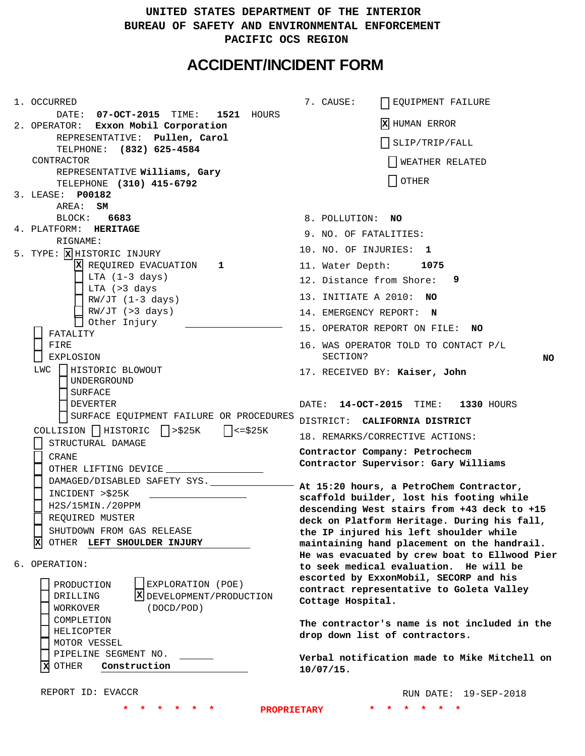UNITED STATES DEPARTMENT OF THE INTERIOR
BUREAU OF SAFETY AND ENVIRONMENTAL ENFORCEMENT
PACIFIC OCS REGION

# ACCIDENT/INCIDENT FORM

1. OCCURRED
   DATE: **07-OCT-2015** TIME: **1521** HOURS
2. OPERATOR: **Exxon Mobil Corporation**
   REPRESENTATIVE: **Pullen, Carol**
   TELPHONE: **(832) 625-4584**
   CONTRACTOR
   REPRESENTATIVE **Williams, Gary**
   TELEPHONE **(310) 415-6792**
3. LEASE: **P00182**
   AREA: **SM**
   BLOCK: **6683**
4. PLATFORM: **HERITAGE**
   RIGNAME:
5. TYPE: [X] HISTORIC INJURY
   - [X] REQUIRED EVACUATION **1**
   - [ ] LTA (1-3 days)
   - [ ] LTA (>3 days
   - [ ] RW/JT (1-3 days)
   - [ ] RW/JT (>3 days)
   - [ ] Other Injury
   - [ ] FATALITY
   - [ ] FIRE
   - [ ] EXPLOSION
   - LWC [ ] HISTORIC BLOWOUT
     - [ ] UNDERGROUND
     - [ ] SURFACE
     - [ ] DEVERTER
     - [ ] SURFACE EQUIPMENT FAILURE OR PROCEDURES
   - COLLISION [ ] HISTORIC [ ] >$25K [ ] <=$25K
   - [ ] STRUCTURAL DAMAGE
   - [ ] CRANE
   - [ ] OTHER LIFTING DEVICE
   - [ ] DAMAGED/DISABLED SAFETY SYS.
   - [ ] INCIDENT >$25K
   - [ ] H2S/15MIN./20PPM
   - [ ] REQUIRED MUSTER
   - [ ] SHUTDOWN FROM GAS RELEASE
   - [X] OTHER **LEFT SHOULDER INJURY**
6. OPERATION:
   - [ ] PRODUCTION
   - [ ] DRILLING
   - [ ] WORKOVER
   - [ ] COMPLETION
   - [ ] HELICOPTER
   - [ ] MOTOR VESSEL
   - [ ] PIPELINE SEGMENT NO.
   - [X] OTHER **Construction**
   - [ ] EXPLORATION (POE)
   - [X] DEVELOPMENT/PRODUCTION (DOCD/POD)
7. CAUSE:
   - [ ] EQUIPMENT FAILURE
   - [X] HUMAN ERROR
   - [ ] SLIP/TRIP/FALL
   - [ ] WEATHER RELATED
   - [ ] OTHER
8. POLLUTION: **NO**
9. NO. OF FATALITIES:
10. NO. OF INJURIES: **1**
11. Water Depth: **1075**
12. Distance from Shore: **9**
13. INITIATE A 2010: **NO**
14. EMERGENCY REPORT: **N**
15. OPERATOR REPORT ON FILE: **NO**
16. WAS OPERATOR TOLD TO CONTACT P/L SECTION? **NO**
17. RECEIVED BY: **Kaiser, John**

    DATE: **14-OCT-2015** TIME: **1330** HOURS
    DISTRICT: **CALIFORNIA DISTRICT**
18. REMARKS/CORRECTIVE ACTIONS:

**Contractor Company: Petrochecm**
**Contractor Supervisor: Gary Williams**

**At 15:20 hours, a PetroChem Contractor, scaffold builder, lost his footing while descending West stairs from +43 deck to +15 deck on Platform Heritage. During his fall, the IP injured his left shoulder while maintaining hand placement on the handrail. He was evacuated by crew boat to Ellwood Pier to seek medical evaluation. He will be escorted by ExxonMobil, SECORP and his contract representative to Goleta Valley Cottage Hospital.**

**The contractor's name is not included in the drop down list of contractors.**

**Verbal notification made to Mike Mitchell on 10/07/15.**

REPORT ID: EVACCR

RUN DATE: 19-SEP-2018

PROPRIETARY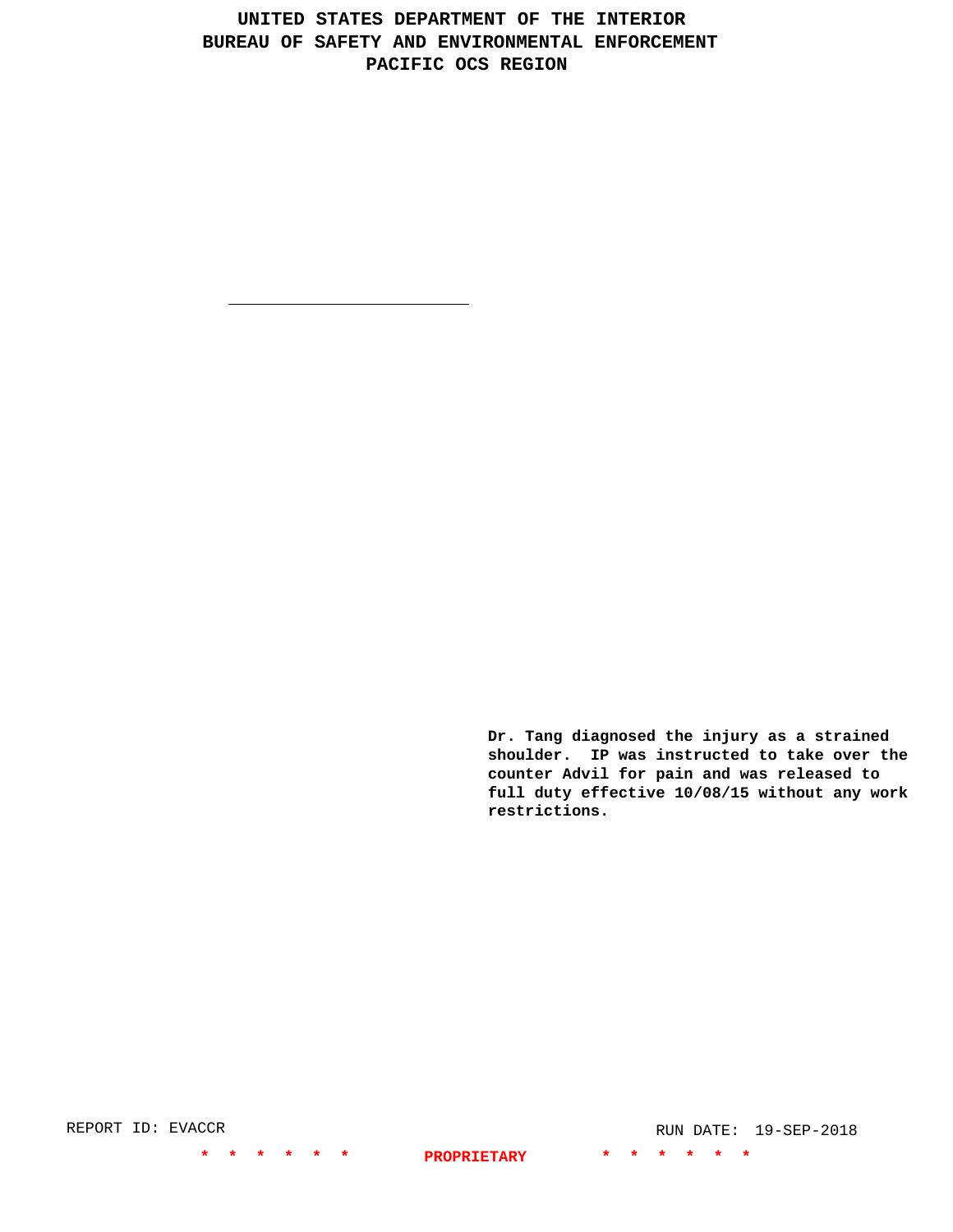**Dr. Tang diagnosed the injury as a strained shoulder. IP was instructed to take over the counter Advil for pain and was released to full duty effective 10/08/15 without any work restrictions.**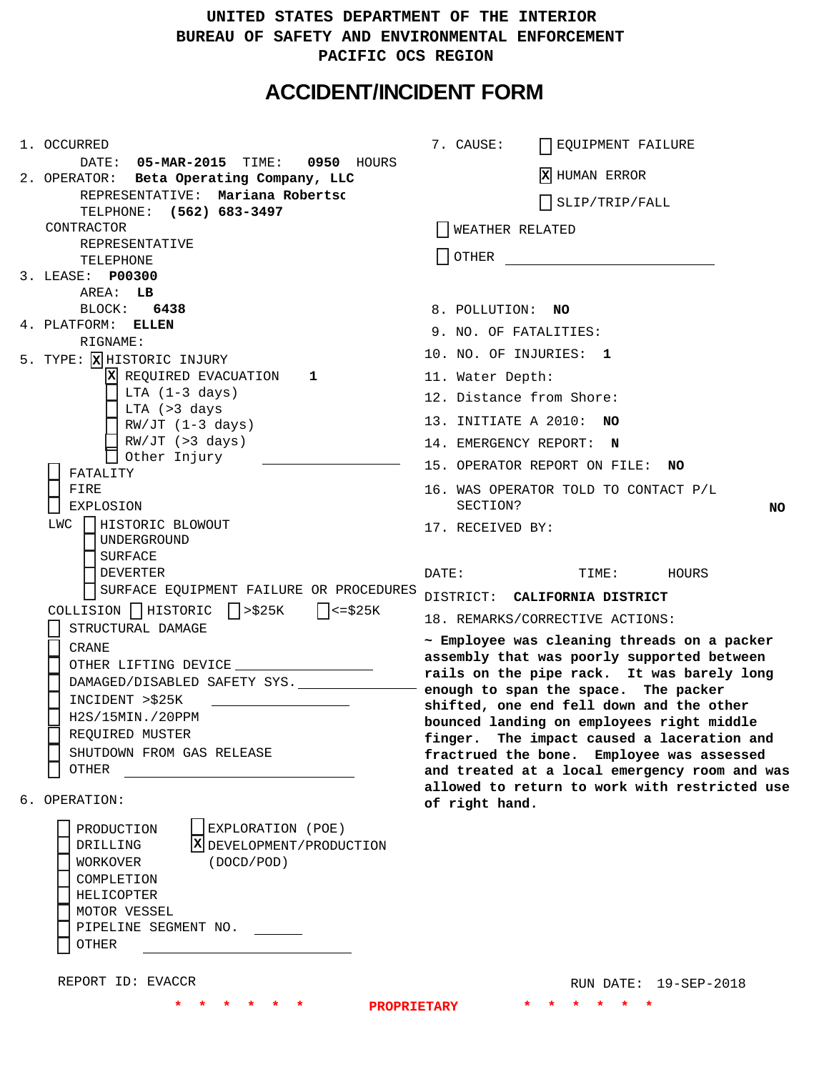# UNITED STATES DEPARTMENT OF THE INTERIOR
# BUREAU OF SAFETY AND ENVIRONMENTAL ENFORCEMENT
# PACIFIC OCS REGION

## ACCIDENT/INCIDENT FORM

1. OCCURRED
   DATE: **05-MAR-2015** TIME: **0950** HOURS
2. OPERATOR: **Beta Operating Company, LLC**
   REPRESENTATIVE: **Mariana Robertsc**
   TELPHONE: **(562) 683-3497**
   CONTRACTOR
   REPRESENTATIVE
   TELEPHONE
3. LEASE: **P00300**
   AREA: **LB**
   BLOCK: **6438**
4. PLATFORM: **ELLEN**
   RIGNAME:
5. TYPE: [X] HISTORIC INJURY
   - [X] REQUIRED EVACUATION **1**
   - [ ] LTA (1-3 days)
   - [ ] LTA (>3 days
   - [ ] RW/JT (1-3 days)
   - [ ] RW/JT (>3 days)
   - [ ] Other Injury

   - [ ] FATALITY
   - [ ] FIRE
   - [ ] EXPLOSION

   LWC [ ] HISTORIC BLOWOUT
   - [ ] UNDERGROUND
   - [ ] SURFACE
   - [ ] DEVERTER
   - [ ] SURFACE EQUIPMENT FAILURE OR PROCEDURES

   COLLISION [ ] HISTORIC [ ] >$25K [ ] <=$25K
   - [ ] STRUCTURAL DAMAGE
   - [ ] CRANE
   - [ ] OTHER LIFTING DEVICE
   - [ ] DAMAGED/DISABLED SAFETY SYS.
   - [ ] INCIDENT >$25K
   - [ ] H2S/15MIN./20PPM
   - [ ] REQUIRED MUSTER
   - [ ] SHUTDOWN FROM GAS RELEASE
   - [ ] OTHER
6. OPERATION:
   - [ ] PRODUCTION
   - [ ] DRILLING
   - [ ] WORKOVER
   - [ ] COMPLETION
   - [ ] HELICOPTER
   - [ ] MOTOR VESSEL
   - [ ] PIPELINE SEGMENT NO.
   - [ ] OTHER
   - [ ] EXPLORATION (POE)
   - [X] DEVELOPMENT/PRODUCTION (DOCD/POD)

7. CAUSE:
   - [ ] EQUIPMENT FAILURE
   - [X] HUMAN ERROR
   - [ ] SLIP/TRIP/FALL
   - [ ] WEATHER RELATED
   - [ ] OTHER
8. POLLUTION: **NO**
9. NO. OF FATALITIES:
10. NO. OF INJURIES: **1**
11. Water Depth:
12. Distance from Shore:
13. INITIATE A 2010: **NO**
14. EMERGENCY REPORT: **N**
15. OPERATOR REPORT ON FILE: **NO**
16. WAS OPERATOR TOLD TO CONTACT P/L SECTION? **NO**
17. RECEIVED BY:

   DATE: TIME: HOURS

   DISTRICT: **CALIFORNIA DISTRICT**
18. REMARKS/CORRECTIVE ACTIONS:

**~ Employee was cleaning threads on a packer assembly that was poorly supported between rails on the pipe rack. It was barely long enough to span the space. The packer shifted, one end fell down and the other bounced landing on employees right middle finger. The impact caused a laceration and fractrued the bone. Employee was assessed and treated at a local emergency room and was allowed to return to work with restricted use of right hand.**

REPORT ID: EVACCR

RUN DATE: 19-SEP-2018

\* \* \* \* \* \* PROPRIETARY \* \* \* \* \* \*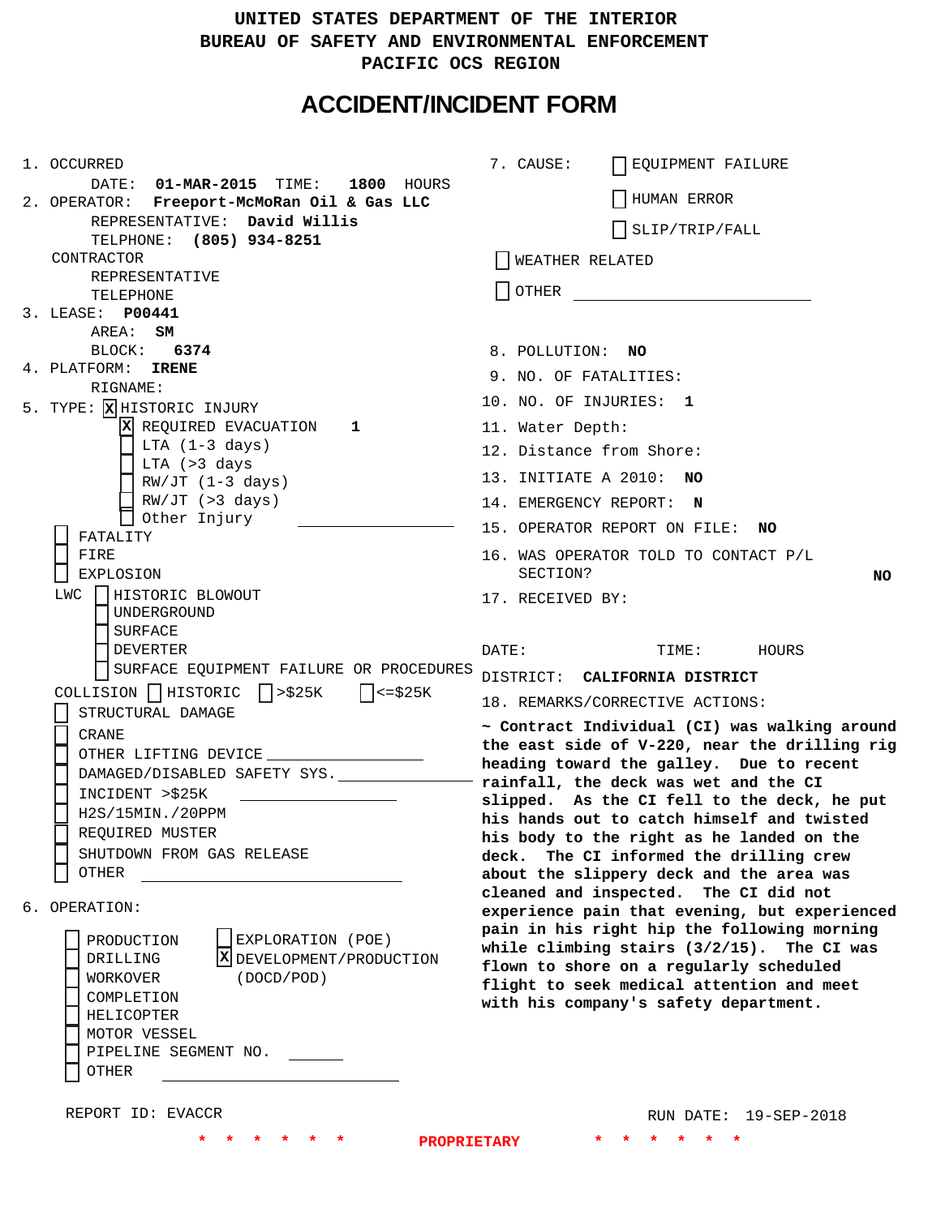UNITED STATES DEPARTMENT OF THE INTERIOR
BUREAU OF SAFETY AND ENVIRONMENTAL ENFORCEMENT
PACIFIC OCS REGION

# ACCIDENT/INCIDENT FORM

1. OCCURRED
   DATE: **01-MAR-2015** TIME: **1800** HOURS
2. OPERATOR: **Freeport-McMoRan Oil & Gas LLC**
   REPRESENTATIVE: **David Willis**
   TELPHONE: **(805) 934-8251**
   CONTRACTOR
   REPRESENTATIVE
   TELEPHONE
3. LEASE: **P00441**
   AREA: **SM**
   BLOCK: **6374**
4. PLATFORM: **IRENE**
   RIGNAME:
5. TYPE: [X] HISTORIC INJURY
   - [X] REQUIRED EVACUATION **1**
   - [ ] LTA (1-3 days)
   - [ ] LTA (>3 days
   - [ ] RW/JT (1-3 days)
   - [ ] RW/JT (>3 days)
   - [ ] Other Injury

   - [ ] FATALITY
   - [ ] FIRE
   - [ ] EXPLOSION

   LWC [ ] HISTORIC BLOWOUT
   - [ ] UNDERGROUND
   - [ ] SURFACE
   - [ ] DEVERTER
   - [ ] SURFACE EQUIPMENT FAILURE OR PROCEDURES

   COLLISION [ ] HISTORIC [ ] >$25K [ ] <=$25K
   - [ ] STRUCTURAL DAMAGE
   - [ ] CRANE
   - [ ] OTHER LIFTING DEVICE
   - [ ] DAMAGED/DISABLED SAFETY SYS.
   - [ ] INCIDENT >$25K
   - [ ] H2S/15MIN./20PPM
   - [ ] REQUIRED MUSTER
   - [ ] SHUTDOWN FROM GAS RELEASE
   - [ ] OTHER
6. OPERATION:
   - [ ] PRODUCTION
   - [ ] DRILLING
   - [ ] WORKOVER
   - [ ] COMPLETION
   - [ ] HELICOPTER
   - [ ] MOTOR VESSEL
   - [ ] PIPELINE SEGMENT NO.
   - [ ] OTHER
   - [ ] EXPLORATION (POE)
   - [X] DEVELOPMENT/PRODUCTION (DOCD/POD)
7. CAUSE:
   - [ ] EQUIPMENT FAILURE
   - [ ] HUMAN ERROR
   - [ ] SLIP/TRIP/FALL
   - [ ] WEATHER RELATED
   - [ ] OTHER
8. POLLUTION: **NO**
9. NO. OF FATALITIES:
10. NO. OF INJURIES: **1**
11. Water Depth:
12. Distance from Shore:
13. INITIATE A 2010: **NO**
14. EMERGENCY REPORT: **N**
15. OPERATOR REPORT ON FILE: **NO**
16. WAS OPERATOR TOLD TO CONTACT P/L SECTION? **NO**
17. RECEIVED BY:

    DATE: TIME: HOURS

    DISTRICT: **CALIFORNIA DISTRICT**
18. REMARKS/CORRECTIVE ACTIONS:

**~ Contract Individual (CI) was walking around the east side of V-220, near the drilling rig heading toward the galley. Due to recent rainfall, the deck was wet and the CI slipped. As the CI fell to the deck, he put his hands out to catch himself and twisted his body to the right as he landed on the deck. The CI informed the drilling crew about the slippery deck and the area was cleaned and inspected. The CI did not experience pain that evening, but experienced pain in his right hip the following morning while climbing stairs (3/2/15). The CI was flown to shore on a regularly scheduled flight to seek medical attention and meet with his company's safety department.**

REPORT ID: EVACCR

RUN DATE: 19-SEP-2018

\* \* \* \* \* \* PROPRIETARY \* \* \* \* \* \*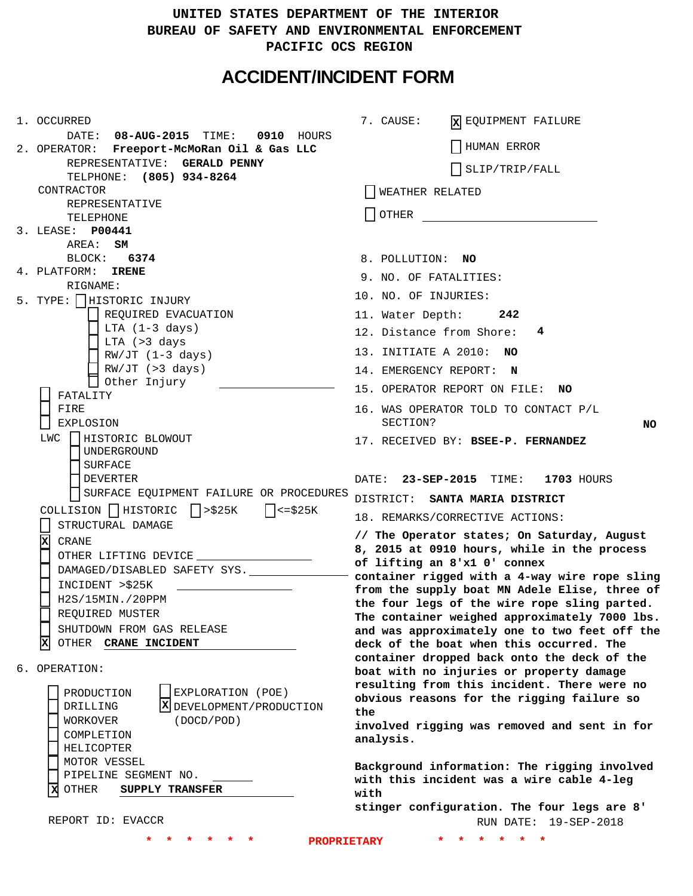UNITED STATES DEPARTMENT OF THE INTERIOR
BUREAU OF SAFETY AND ENVIRONMENTAL ENFORCEMENT
PACIFIC OCS REGION

# ACCIDENT/INCIDENT FORM

1. OCCURRED
   DATE: **08-AUG-2015** TIME: **0910** HOURS
2. OPERATOR: **Freeport-McMoRan Oil & Gas LLC**
   REPRESENTATIVE: **GERALD PENNY**
   TELPHONE: **(805) 934-8264**
   CONTRACTOR
   REPRESENTATIVE
   TELEPHONE
3. LEASE: **P00441**
   AREA: **SM**
   BLOCK: **6374**
4. PLATFORM: **IRENE**
   RIGNAME:
5. TYPE:
   - [ ] HISTORIC INJURY
     - [ ] REQUIRED EVACUATION
     - [ ] LTA (1-3 days)
     - [ ] LTA (>3 days
     - [ ] RW/JT (1-3 days)
     - [ ] RW/JT (>3 days)
     - [ ] Other Injury
   - [ ] FATALITY
   - [ ] FIRE
   - [ ] EXPLOSION
   - LWC
     - [ ] HISTORIC BLOWOUT
     - [ ] UNDERGROUND
     - [ ] SURFACE
     - [ ] DEVERTER
     - [ ] SURFACE EQUIPMENT FAILURE OR PROCEDURES
   - COLLISION [ ] HISTORIC [ ] >$25K [ ] <=$25K
   - [ ] STRUCTURAL DAMAGE
   - [X] CRANE
   - [ ] OTHER LIFTING DEVICE
   - [ ] DAMAGED/DISABLED SAFETY SYS.
   - [ ] INCIDENT >$25K
   - [ ] H2S/15MIN./20PPM
   - [ ] REQUIRED MUSTER
   - [ ] SHUTDOWN FROM GAS RELEASE
   - [X] OTHER **CRANE INCIDENT**
6. OPERATION:
   - [ ] PRODUCTION
   - [ ] DRILLING
   - [ ] WORKOVER
   - [ ] COMPLETION
   - [ ] HELICOPTER
   - [ ] MOTOR VESSEL
   - [ ] PIPELINE SEGMENT NO.
   - [X] OTHER **SUPPLY TRANSFER**
   - [ ] EXPLORATION (POE)
   - [X] DEVELOPMENT/PRODUCTION (DOCD/POD)

7. CAUSE:
   - [X] EQUIPMENT FAILURE
   - [ ] HUMAN ERROR
   - [ ] SLIP/TRIP/FALL
   - [ ] WEATHER RELATED
   - [ ] OTHER
8. POLLUTION: **NO**
9. NO. OF FATALITIES:
10. NO. OF INJURIES:
11. Water Depth: **242**
12. Distance from Shore: **4**
13. INITIATE A 2010: **NO**
14. EMERGENCY REPORT: **N**
15. OPERATOR REPORT ON FILE: **NO**
16. WAS OPERATOR TOLD TO CONTACT P/L SECTION? **NO**
17. RECEIVED BY: **BSEE-P. FERNANDEZ**

DATE: **23-SEP-2015** TIME: **1703** HOURS

DISTRICT: **SANTA MARIA DISTRICT**

18. REMARKS/CORRECTIVE ACTIONS:

**// The Operator states; On Saturday, August 8, 2015 at 0910 hours, while in the process of lifting an 8'x1 0' connex container rigged with a 4-way wire rope sling from the supply boat MN Adele Elise, three of the four legs of the wire rope sling parted. The container weighed approximately 7000 lbs. and was approximately one to two feet off the deck of the boat when this occurred. The container dropped back onto the deck of the boat with no injuries or property damage resulting from this incident. There were no obvious reasons for the rigging failure so the involved rigging was removed and sent in for analysis.**

**Background information: The rigging involved with this incident was a wire cable 4-leg with stinger configuration. The four legs are 8'**

REPORT ID: EVACCR RUN DATE: 19-SEP-2018

\* \* \* \* \* \* PROPRIETARY \* \* \* \* \* \*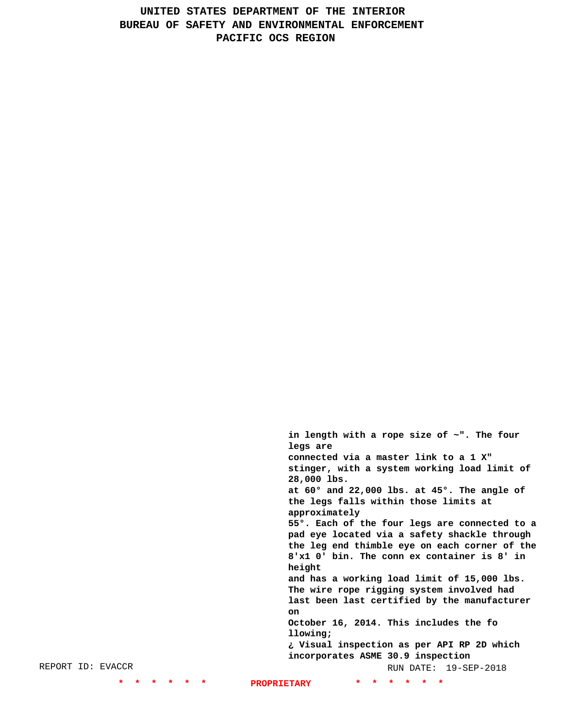in length with a rope size of ~". The four legs are
connected via a master link to a 1 X" stinger, with a system working load limit of 28,000 lbs.
at 60° and 22,000 lbs. at 45°. The angle of the legs falls within those limits at approximately
55°. Each of the four legs are connected to a pad eye located via a safety shackle through the leg end thimble eye on each corner of the 8'x1 0' bin. The conn ex container is 8' in height
and has a working load limit of 15,000 lbs. The wire rope rigging system involved had last been last certified by the manufacturer on
October 16, 2014. This includes the fo llowing;
¿ Visual inspection as per API RP 2D which incorporates ASME 30.9 inspection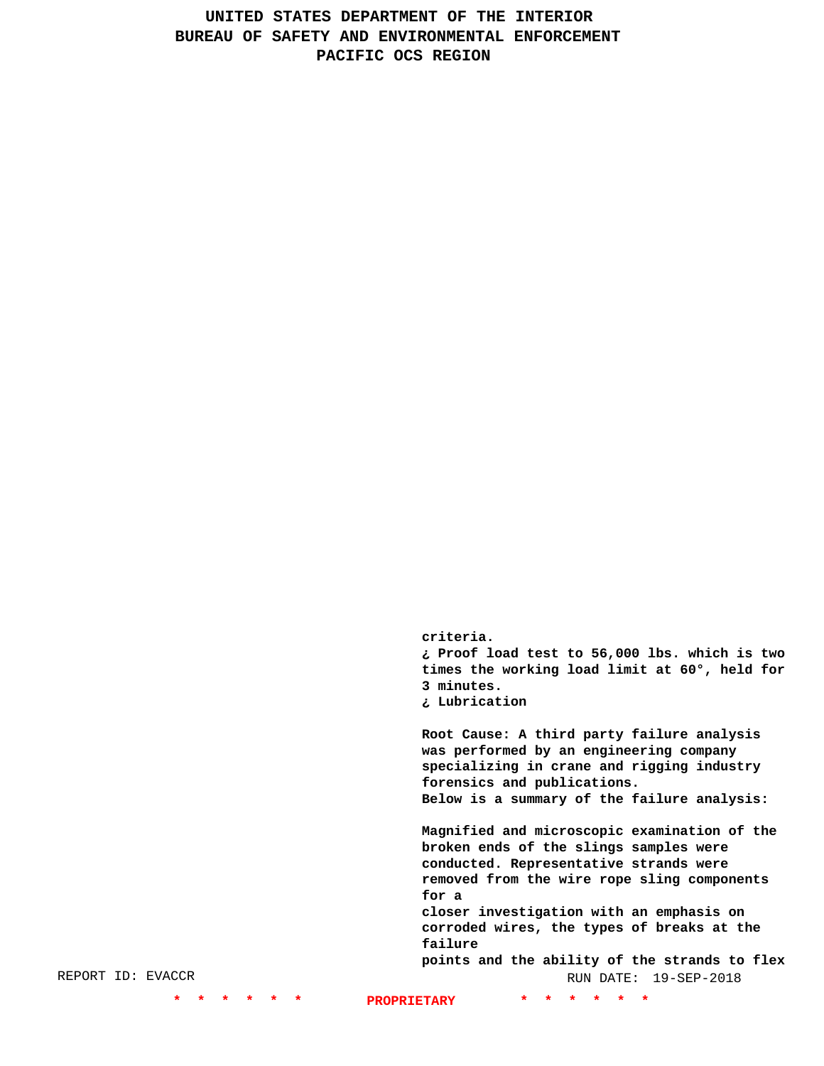criteria.

¿ Proof load test to 56,000 lbs. which is two times the working load limit at 60°, held for 3 minutes.

¿ Lubrication

Root Cause: A third party failure analysis was performed by an engineering company specializing in crane and rigging industry forensics and publications.

Below is a summary of the failure analysis:

Magnified and microscopic examination of the broken ends of the slings samples were conducted. Representative strands were removed from the wire rope sling components for a closer investigation with an emphasis on corroded wires, the types of breaks at the failure points and the ability of the strands to flex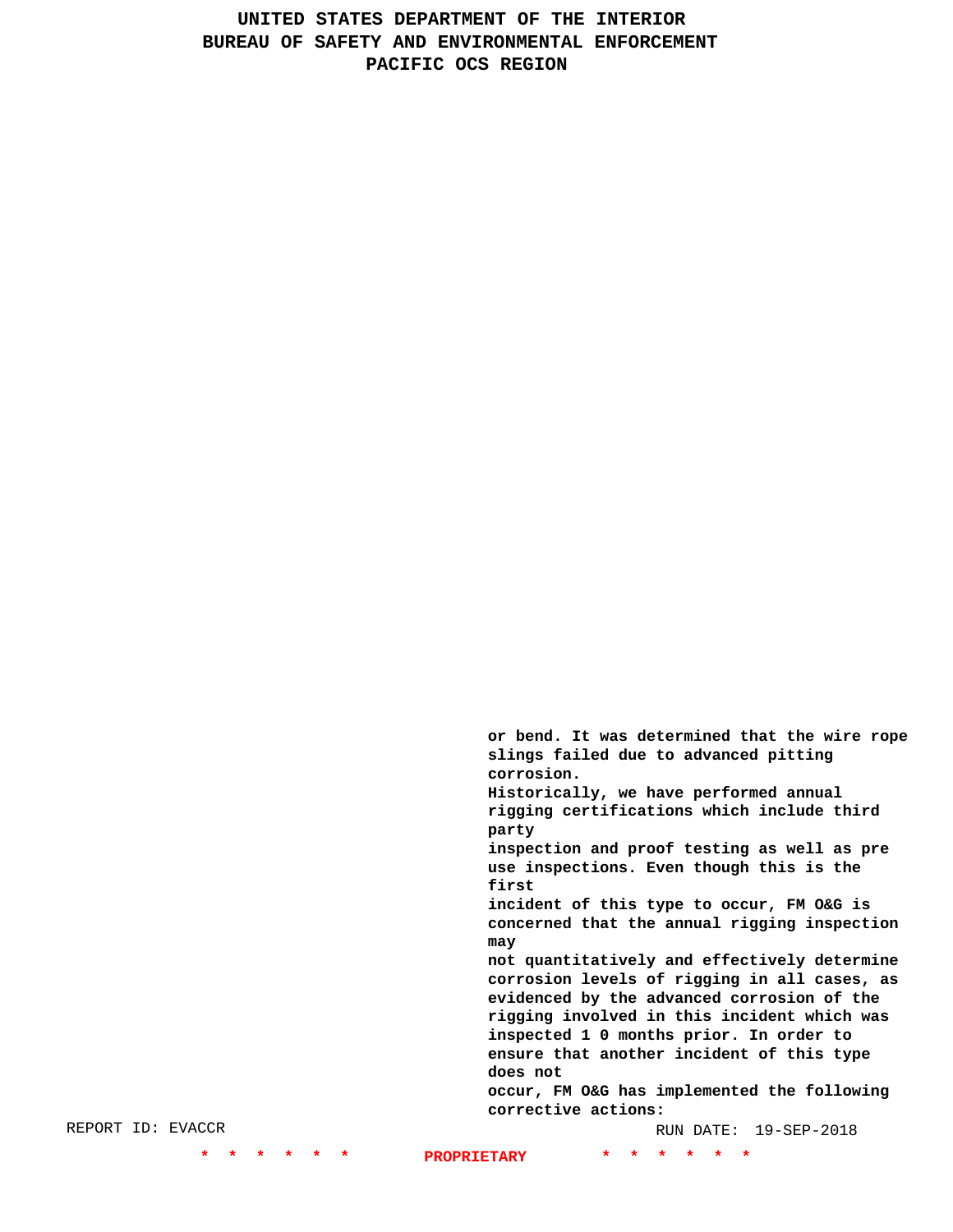or bend. It was determined that the wire rope slings failed due to advanced pitting corrosion.
Historically, we have performed annual rigging certifications which include third party
inspection and proof testing as well as pre use inspections. Even though this is the first
incident of this type to occur, FM O&G is concerned that the annual rigging inspection may
not quantitatively and effectively determine corrosion levels of rigging in all cases, as evidenced by the advanced corrosion of the rigging involved in this incident which was inspected 1 0 months prior. In order to ensure that another incident of this type does not
occur, FM O&G has implemented the following corrective actions: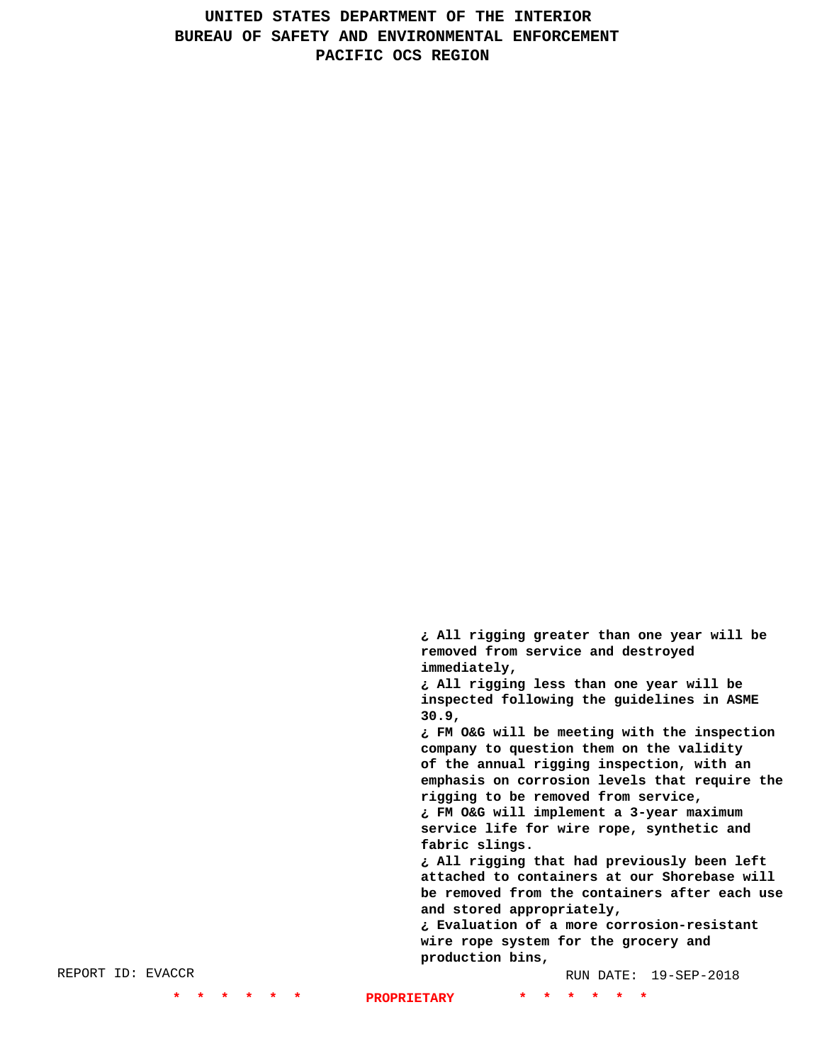¿ All rigging greater than one year will be removed from service and destroyed immediately,
¿ All rigging less than one year will be inspected following the guidelines in ASME 30.9,
¿ FM O&G will be meeting with the inspection company to question them on the validity of the annual rigging inspection, with an emphasis on corrosion levels that require the rigging to be removed from service,
¿ FM O&G will implement a 3-year maximum service life for wire rope, synthetic and fabric slings.
¿ All rigging that had previously been left attached to containers at our Shorebase will be removed from the containers after each use and stored appropriately,
¿ Evaluation of a more corrosion-resistant wire rope system for the grocery and production bins,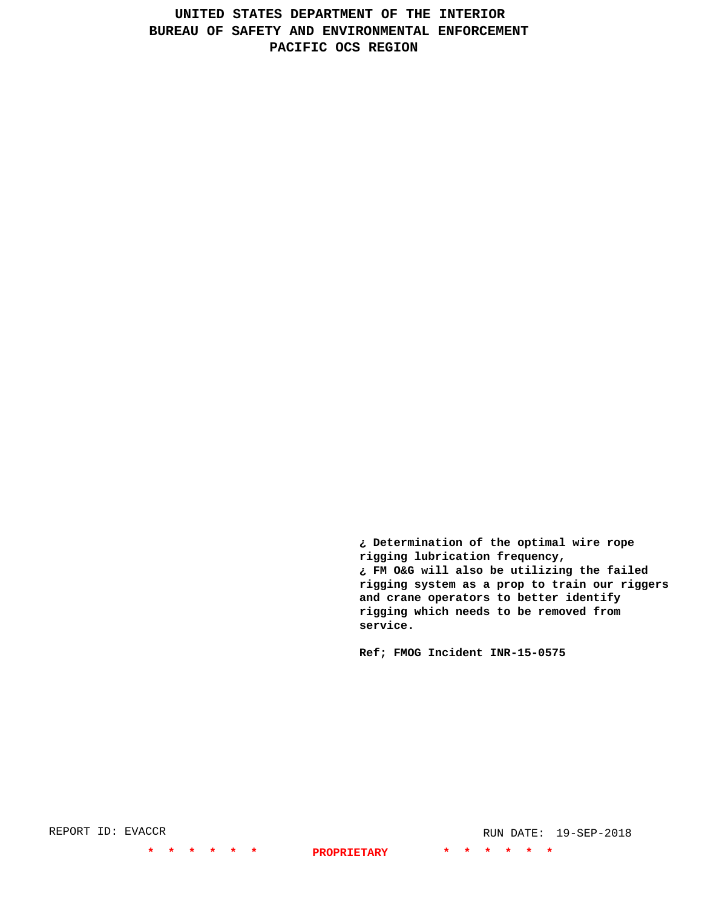¿ Determination of the optimal wire rope rigging lubrication frequency,
¿ FM O&G will also be utilizing the failed rigging system as a prop to train our riggers and crane operators to better identify rigging which needs to be removed from service.

Ref; FMOG Incident INR-15-0575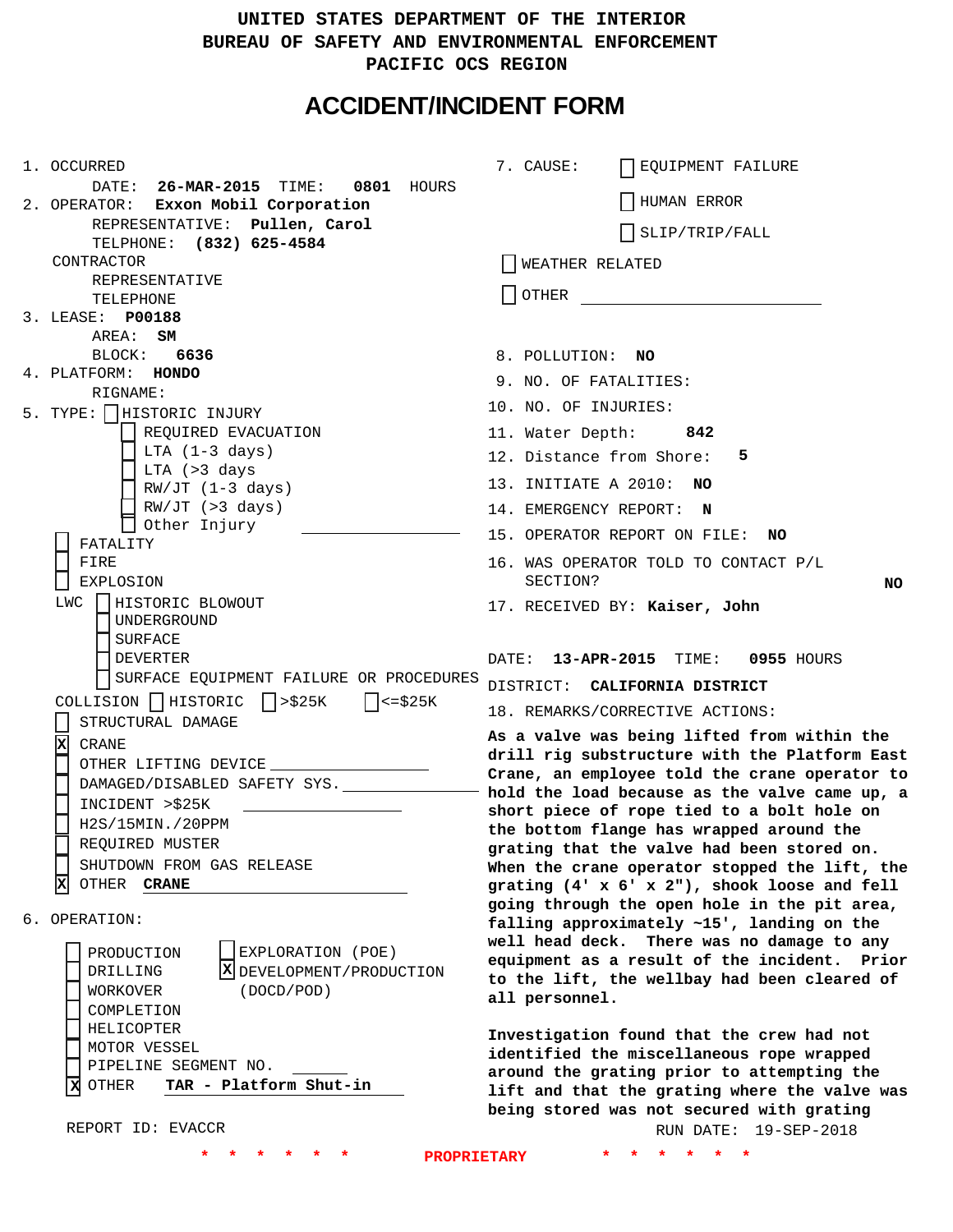UNITED STATES DEPARTMENT OF THE INTERIOR
BUREAU OF SAFETY AND ENVIRONMENTAL ENFORCEMENT
PACIFIC OCS REGION

# ACCIDENT/INCIDENT FORM

1. OCCURRED
   DATE: **26-MAR-2015** TIME: **0801** HOURS
2. OPERATOR: **Exxon Mobil Corporation**
   REPRESENTATIVE: **Pullen, Carol**
   TELPHONE: **(832) 625-4584**
   CONTRACTOR
   REPRESENTATIVE
   TELEPHONE
3. LEASE: **P00188**
   AREA: **SM**
   BLOCK: **6636**
4. PLATFORM: **HONDO**
   RIGNAME:
5. TYPE:
   - [ ] HISTORIC INJURY
     - [ ] REQUIRED EVACUATION
     - [ ] LTA (1-3 days)
     - [ ] LTA (>3 days
     - [ ] RW/JT (1-3 days)
     - [ ] RW/JT (>3 days)
     - [ ] Other Injury ______
   - [ ] FATALITY
   - [ ] FIRE
   - [ ] EXPLOSION
   - LWC
     - [ ] HISTORIC BLOWOUT
     - [ ] UNDERGROUND
     - [ ] SURFACE
     - [ ] DEVERTER
     - [ ] SURFACE EQUIPMENT FAILURE OR PROCEDURES
   - COLLISION [ ] HISTORIC [ ] >$25K [ ] <=$25K
   - [ ] STRUCTURAL DAMAGE
   - [X] CRANE
   - [ ] OTHER LIFTING DEVICE ______
   - [ ] DAMAGED/DISABLED SAFETY SYS. ______
   - [ ] INCIDENT >$25K ______
   - [ ] H2S/15MIN./20PPM
   - [ ] REQUIRED MUSTER
   - [ ] SHUTDOWN FROM GAS RELEASE
   - [X] OTHER **CRANE**
6. OPERATION:
   - [ ] PRODUCTION
   - [ ] DRILLING
   - [ ] WORKOVER
   - [ ] COMPLETION
   - [ ] HELICOPTER
   - [ ] MOTOR VESSEL
   - [ ] PIPELINE SEGMENT NO. ______
   - [X] OTHER **TAR - Platform Shut-in**
   - [ ] EXPLORATION (POE)
   - [X] DEVELOPMENT/PRODUCTION (DOCD/POD)

REPORT ID: EVACCR

7. CAUSE:
   - [ ] EQUIPMENT FAILURE
   - [ ] HUMAN ERROR
   - [ ] SLIP/TRIP/FALL
   - [ ] WEATHER RELATED
   - [ ] OTHER ______
8. POLLUTION: **NO**
9. NO. OF FATALITIES:
10. NO. OF INJURIES:
11. Water Depth: **842**
12. Distance from Shore: **5**
13. INITIATE A 2010: **NO**
14. EMERGENCY REPORT: **N**
15. OPERATOR REPORT ON FILE: **NO**
16. WAS OPERATOR TOLD TO CONTACT P/L SECTION? **NO**
17. RECEIVED BY: **Kaiser, John**

DATE: **13-APR-2015** TIME: **0955** HOURS
DISTRICT: **CALIFORNIA DISTRICT**

18. REMARKS/CORRECTIVE ACTIONS:

**As a valve was being lifted from within the drill rig substructure with the Platform East Crane, an employee told the crane operator to hold the load because as the valve came up, a short piece of rope tied to a bolt hole on the bottom flange has wrapped around the grating that the valve had been stored on. When the crane operator stopped the lift, the grating (4' x 6' x 2"), shook loose and fell going through the open hole in the pit area, falling approximately ~15', landing on the well head deck. There was no damage to any equipment as a result of the incident. Prior to the lift, the wellbay had been cleared of all personnel.**

**Investigation found that the crew had not identified the miscellaneous rope wrapped around the grating prior to attempting the lift and that the grating where the valve was being stored was not secured with grating**

RUN DATE: 19-SEP-2018

\* \* \* \* \* \* PROPRIETARY \* \* \* \* \* \*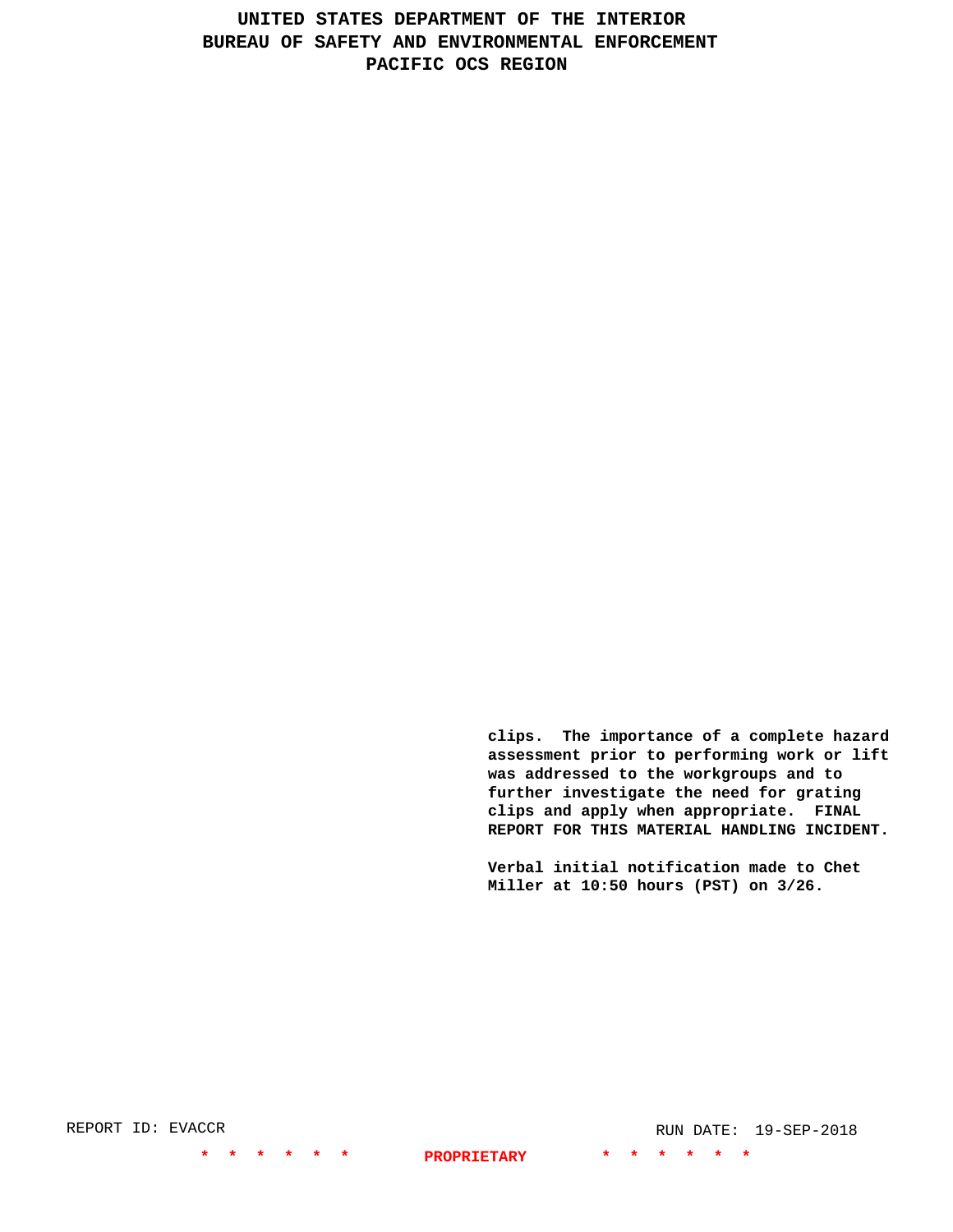**clips. The importance of a complete hazard assessment prior to performing work or lift was addressed to the workgroups and to further investigate the need for grating clips and apply when appropriate. FINAL REPORT FOR THIS MATERIAL HANDLING INCIDENT.**

**Verbal initial notification made to Chet Miller at 10:50 hours (PST) on 3/26.**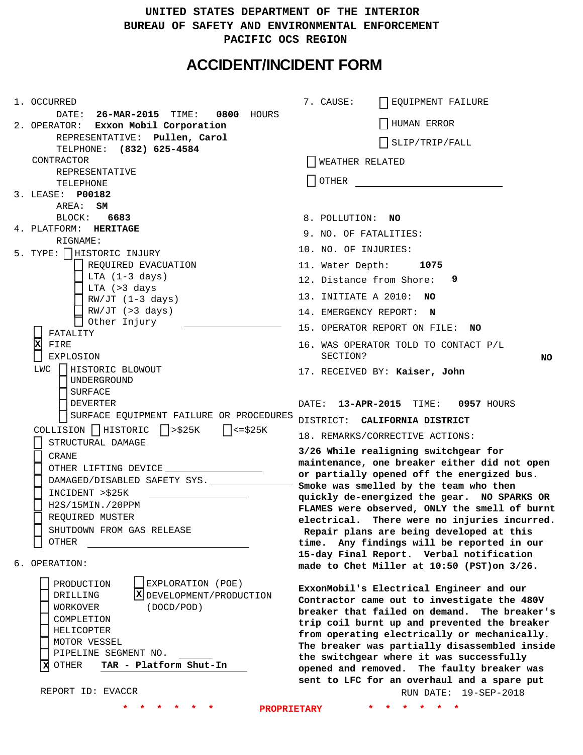UNITED STATES DEPARTMENT OF THE INTERIOR
BUREAU OF SAFETY AND ENVIRONMENTAL ENFORCEMENT
PACIFIC OCS REGION

# ACCIDENT/INCIDENT FORM

1. OCCURRED
   DATE: **26-MAR-2015** TIME: **0800** HOURS
2. OPERATOR: **Exxon Mobil Corporation**
   REPRESENTATIVE: **Pullen, Carol**
   TELPHONE: **(832) 625-4584**
   CONTRACTOR
   REPRESENTATIVE
   TELEPHONE
3. LEASE: **P00182**
   AREA: **SM**
   BLOCK: **6683**
4. PLATFORM: **HERITAGE**
   RIGNAME:
5. TYPE:
   - [ ] HISTORIC INJURY
     - [ ] REQUIRED EVACUATION
     - [ ] LTA (1-3 days)
     - [ ] LTA (>3 days
     - [ ] RW/JT (1-3 days)
     - [ ] RW/JT (>3 days)
     - [ ] Other Injury
   - [ ] FATALITY
   - [X] FIRE
   - [ ] EXPLOSION
   - LWC
     - [ ] HISTORIC BLOWOUT
     - [ ] UNDERGROUND
     - [ ] SURFACE
     - [ ] DEVERTER
     - [ ] SURFACE EQUIPMENT FAILURE OR PROCEDURES
   - COLLISION [ ] HISTORIC [ ] >$25K [ ] <=$25K
   - [ ] STRUCTURAL DAMAGE
   - [ ] CRANE
   - [ ] OTHER LIFTING DEVICE
   - [ ] DAMAGED/DISABLED SAFETY SYS.
   - [ ] INCIDENT >$25K
   - [ ] H2S/15MIN./20PPM
   - [ ] REQUIRED MUSTER
   - [ ] SHUTDOWN FROM GAS RELEASE
   - [ ] OTHER
6. OPERATION:
   - [ ] PRODUCTION
   - [ ] DRILLING
   - [ ] WORKOVER
   - [ ] COMPLETION
   - [ ] HELICOPTER
   - [ ] MOTOR VESSEL
   - [ ] PIPELINE SEGMENT NO.
   - [X] OTHER **TAR - Platform Shut-In**
   - [ ] EXPLORATION (POE)
   - [X] DEVELOPMENT/PRODUCTION (DOCD/POD)

7. CAUSE:
   - [ ] EQUIPMENT FAILURE
   - [ ] HUMAN ERROR
   - [ ] SLIP/TRIP/FALL
   - [ ] WEATHER RELATED
   - [ ] OTHER
8. POLLUTION: **NO**
9. NO. OF FATALITIES:
10. NO. OF INJURIES:
11. Water Depth: **1075**
12. Distance from Shore: **9**
13. INITIATE A 2010: **NO**
14. EMERGENCY REPORT: **N**
15. OPERATOR REPORT ON FILE: **NO**
16. WAS OPERATOR TOLD TO CONTACT P/L SECTION? **NO**
17. RECEIVED BY: **Kaiser, John**

DATE: **13-APR-2015** TIME: **0957** HOURS
DISTRICT: **CALIFORNIA DISTRICT**

18. REMARKS/CORRECTIVE ACTIONS:

**3/26 While realigning switchgear for maintenance, one breaker either did not open or partially opened off the energized bus. Smoke was smelled by the team who then quickly de-energized the gear. NO SPARKS OR FLAMES were observed, ONLY the smell of burnt electrical. There were no injuries incurred. Repair plans are being developed at this time. Any findings will be reported in our 15-day Final Report. Verbal notification made to Chet Miller at 10:50 (PST)on 3/26.**

**ExxonMobil's Electrical Engineer and our Contractor came out to investigate the 480V breaker that failed on demand. The breaker's trip coil burnt up and prevented the breaker from operating electrically or mechanically. The breaker was partially disassembled inside the switchgear where it was successfully opened and removed. The faulty breaker was sent to LFC for an overhaul and a spare put**

REPORT ID: EVACCR RUN DATE: 19-SEP-2018

\* \* \* \* \* \* **PROPRIETARY** \* \* \* \* \* \*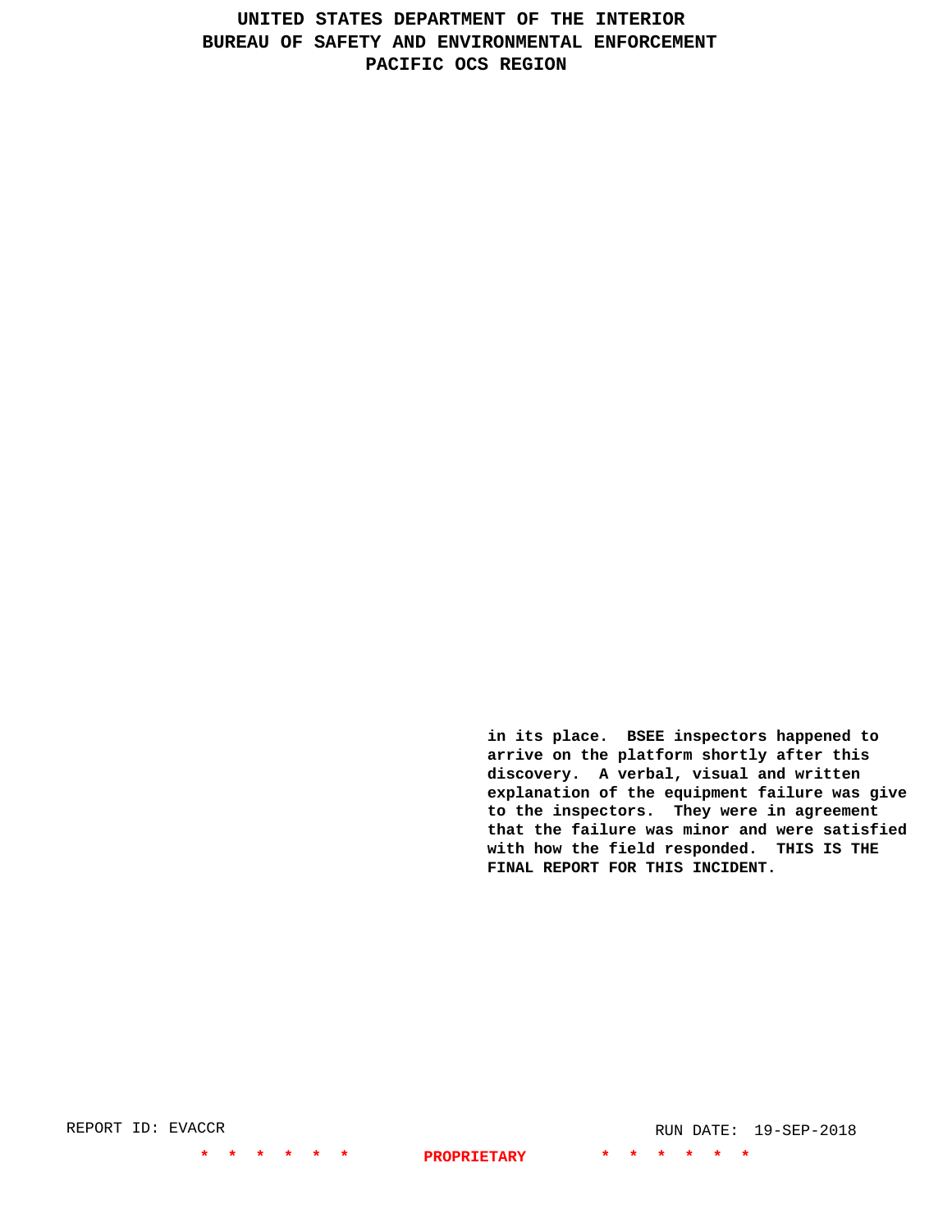**in its place. BSEE inspectors happened to arrive on the platform shortly after this discovery. A verbal, visual and written explanation of the equipment failure was give to the inspectors. They were in agreement that the failure was minor and were satisfied with how the field responded. THIS IS THE FINAL REPORT FOR THIS INCIDENT.**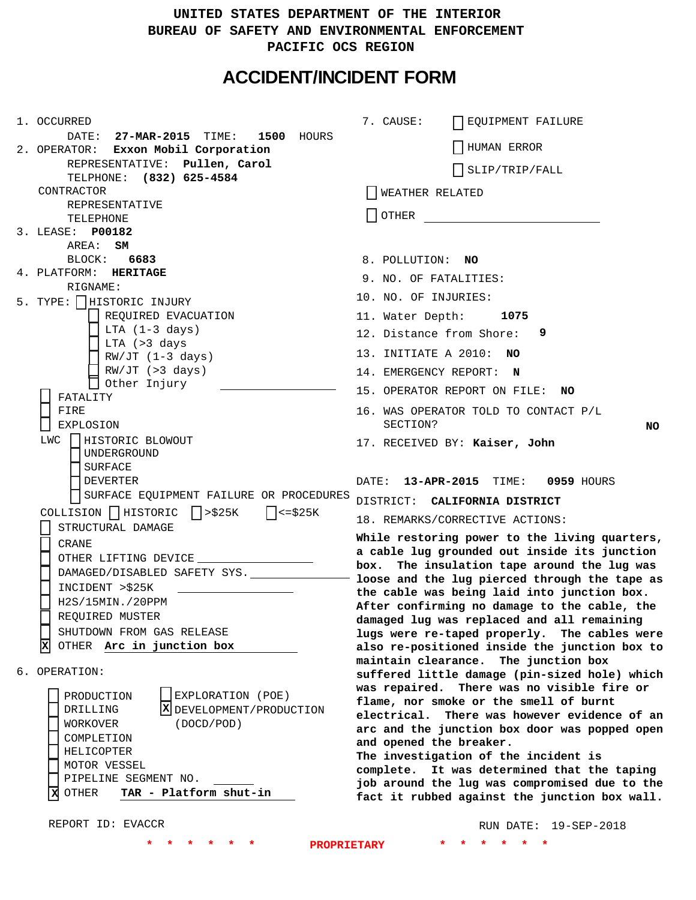UNITED STATES DEPARTMENT OF THE INTERIOR
BUREAU OF SAFETY AND ENVIRONMENTAL ENFORCEMENT
PACIFIC OCS REGION

# ACCIDENT/INCIDENT FORM

1. OCCURRED
   DATE: **27-MAR-2015** TIME: **1500** HOURS
2. OPERATOR: **Exxon Mobil Corporation**
   REPRESENTATIVE: **Pullen, Carol**
   TELPHONE: **(832) 625-4584**
   CONTRACTOR
   REPRESENTATIVE
   TELEPHONE
3. LEASE: **P00182**
   AREA: **SM**
   BLOCK: **6683**
4. PLATFORM: **HERITAGE**
   RIGNAME:
5. TYPE:
   - [ ] HISTORIC INJURY
     - [ ] REQUIRED EVACUATION
     - [ ] LTA (1-3 days)
     - [ ] LTA (>3 days
     - [ ] RW/JT (1-3 days)
     - [ ] RW/JT (>3 days)
     - [ ] Other Injury
   - [ ] FATALITY
   - [ ] FIRE
   - [ ] EXPLOSION
   - LWC
     - [ ] HISTORIC BLOWOUT
     - [ ] UNDERGROUND
     - [ ] SURFACE
     - [ ] DEVERTER
     - [ ] SURFACE EQUIPMENT FAILURE OR PROCEDURES
   - COLLISION [ ] HISTORIC [ ] >$25K [ ] <=$25K
   - [ ] STRUCTURAL DAMAGE
   - [ ] CRANE
   - [ ] OTHER LIFTING DEVICE
   - [ ] DAMAGED/DISABLED SAFETY SYS.
   - [ ] INCIDENT >$25K
   - [ ] H2S/15MIN./20PPM
   - [ ] REQUIRED MUSTER
   - [ ] SHUTDOWN FROM GAS RELEASE
   - [X] OTHER **Arc in junction box**
6. OPERATION:
   - [ ] PRODUCTION
   - [ ] DRILLING
   - [ ] WORKOVER
   - [ ] COMPLETION
   - [ ] HELICOPTER
   - [ ] MOTOR VESSEL
   - [ ] PIPELINE SEGMENT NO.
   - [X] OTHER **TAR - Platform shut-in**
   - [ ] EXPLORATION (POE)
   - [X] DEVELOPMENT/PRODUCTION (DOCD/POD)

7. CAUSE:
   - [ ] EQUIPMENT FAILURE
   - [ ] HUMAN ERROR
   - [ ] SLIP/TRIP/FALL
   - [ ] WEATHER RELATED
   - [ ] OTHER
8. POLLUTION: **NO**
9. NO. OF FATALITIES:
10. NO. OF INJURIES:
11. Water Depth: **1075**
12. Distance from Shore: **9**
13. INITIATE A 2010: **NO**
14. EMERGENCY REPORT: **N**
15. OPERATOR REPORT ON FILE: **NO**
16. WAS OPERATOR TOLD TO CONTACT P/L SECTION? **NO**
17. RECEIVED BY: **Kaiser, John**

DATE: **13-APR-2015** TIME: **0959** HOURS
DISTRICT: **CALIFORNIA DISTRICT**

18. REMARKS/CORRECTIVE ACTIONS:

**While restoring power to the living quarters, a cable lug grounded out inside its junction box. The insulation tape around the lug was loose and the lug pierced through the tape as the cable was being laid into junction box. After confirming no damage to the cable, the damaged lug was replaced and all remaining lugs were re-taped properly. The cables were also re-positioned inside the junction box to maintain clearance. The junction box suffered little damage (pin-sized hole) which was repaired. There was no visible fire or flame, nor smoke or the smell of burnt electrical. There was however evidence of an arc and the junction box door was popped open and opened the breaker.**
**The investigation of the incident is complete. It was determined that the taping job around the lug was compromised due to the fact it rubbed against the junction box wall.**

REPORT ID: EVACCR RUN DATE: 19-SEP-2018

\* \* \* \* \* \* PROPRIETARY \* \* \* \* \* \*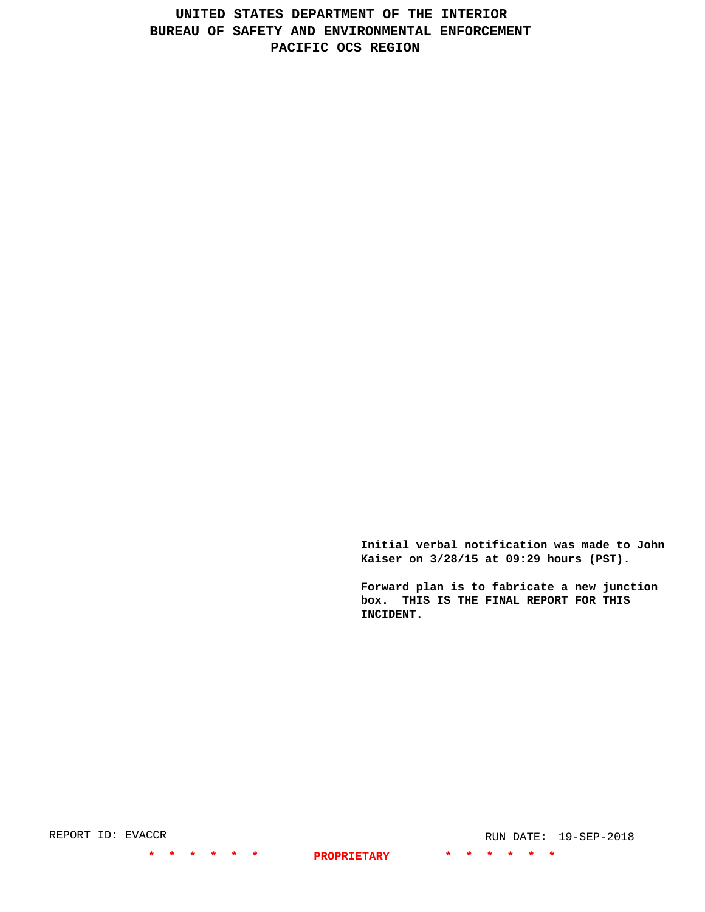Initial verbal notification was made to John Kaiser on 3/28/15 at 09:29 hours (PST).

Forward plan is to fabricate a new junction box. THIS IS THE FINAL REPORT FOR THIS INCIDENT.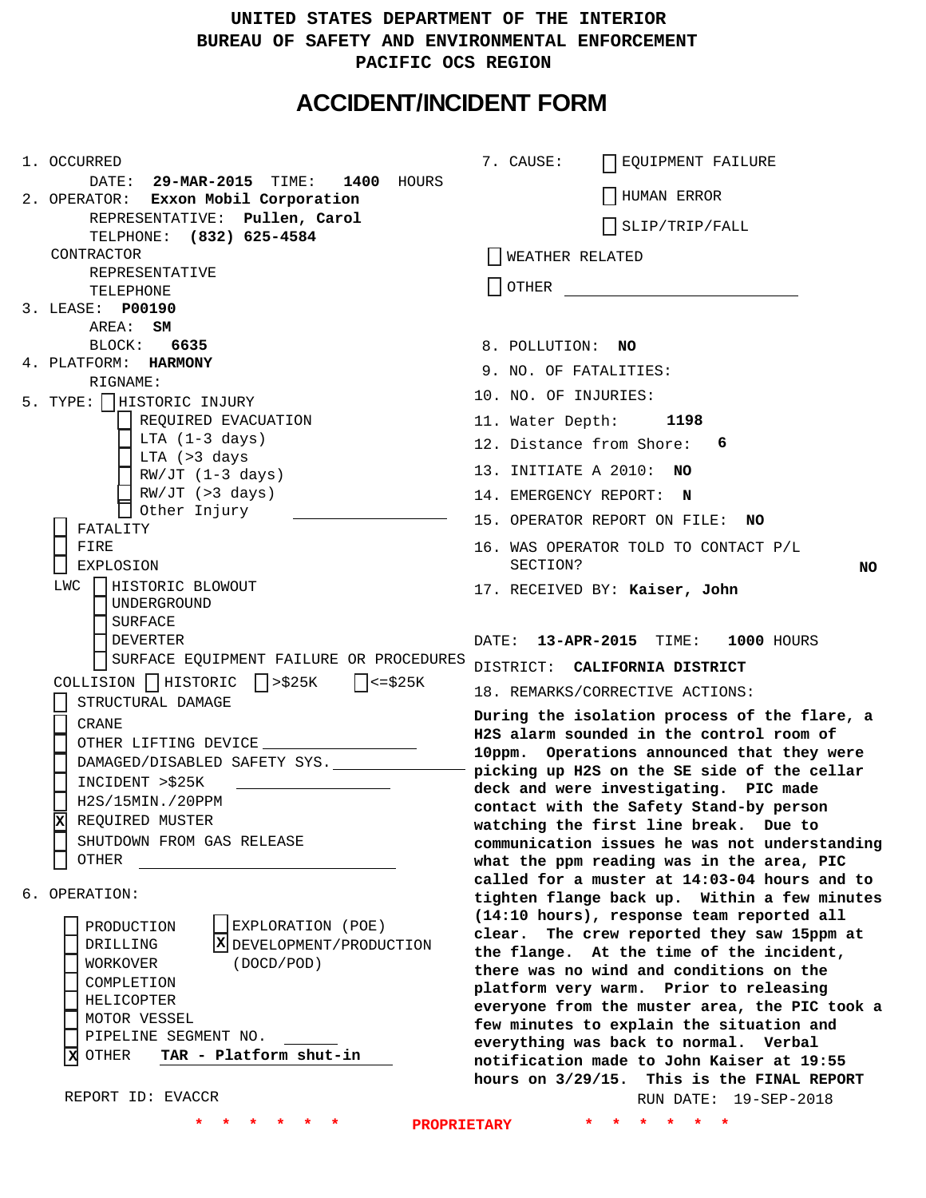UNITED STATES DEPARTMENT OF THE INTERIOR
BUREAU OF SAFETY AND ENVIRONMENTAL ENFORCEMENT
PACIFIC OCS REGION

# ACCIDENT/INCIDENT FORM

1. OCCURRED
   DATE: **29-MAR-2015** TIME: **1400** HOURS
2. OPERATOR: **Exxon Mobil Corporation**
   REPRESENTATIVE: **Pullen, Carol**
   TELPHONE: **(832) 625-4584**
   CONTRACTOR
   REPRESENTATIVE
   TELEPHONE
3. LEASE: **P00190**
   AREA: **SM**
   BLOCK: **6635**
4. PLATFORM: **HARMONY**
   RIGNAME:
5. TYPE:
   - [ ] HISTORIC INJURY
     - [ ] REQUIRED EVACUATION
     - [ ] LTA (1-3 days)
     - [ ] LTA (>3 days
     - [ ] RW/JT (1-3 days)
     - [ ] RW/JT (>3 days)
     - [ ] Other Injury
   - [ ] FATALITY
   - [ ] FIRE
   - [ ] EXPLOSION
   - LWC
     - [ ] HISTORIC BLOWOUT
     - [ ] UNDERGROUND
     - [ ] SURFACE
     - [ ] DEVERTER
     - [ ] SURFACE EQUIPMENT FAILURE OR PROCEDURES
   - COLLISION [ ] HISTORIC [ ] >$25K [ ] <=$25K
   - [ ] STRUCTURAL DAMAGE
   - [ ] CRANE
   - [ ] OTHER LIFTING DEVICE
   - [ ] DAMAGED/DISABLED SAFETY SYS.
   - [ ] INCIDENT >$25K
   - [ ] H2S/15MIN./20PPM
   - [x] REQUIRED MUSTER
   - [ ] SHUTDOWN FROM GAS RELEASE
   - [ ] OTHER
6. OPERATION:
   - [ ] PRODUCTION
   - [ ] DRILLING
   - [ ] WORKOVER
   - [ ] COMPLETION
   - [ ] HELICOPTER
   - [ ] MOTOR VESSEL
   - [ ] PIPELINE SEGMENT NO.
   - [x] OTHER **TAR - Platform shut-in**
   - [ ] EXPLORATION (POE)
   - [x] DEVELOPMENT/PRODUCTION (DOCD/POD)

REPORT ID: EVACCR

7. CAUSE:
   - [ ] EQUIPMENT FAILURE
   - [ ] HUMAN ERROR
   - [ ] SLIP/TRIP/FALL
   - [ ] WEATHER RELATED
   - [ ] OTHER
8. POLLUTION: **NO**
9. NO. OF FATALITIES:
10. NO. OF INJURIES:
11. Water Depth: **1198**
12. Distance from Shore: **6**
13. INITIATE A 2010: **NO**
14. EMERGENCY REPORT: **N**
15. OPERATOR REPORT ON FILE: **NO**
16. WAS OPERATOR TOLD TO CONTACT P/L SECTION? **NO**
17. RECEIVED BY: **Kaiser, John**

DATE: **13-APR-2015** TIME: **1000** HOURS
DISTRICT: **CALIFORNIA DISTRICT**

18. REMARKS/CORRECTIVE ACTIONS:

**During the isolation process of the flare, a H2S alarm sounded in the control room of 10ppm. Operations announced that they were picking up H2S on the SE side of the cellar deck and were investigating. PIC made contact with the Safety Stand-by person watching the first line break. Due to communication issues he was not understanding what the ppm reading was in the area, PIC called for a muster at 14:03-04 hours and to tighten flange back up. Within a few minutes (14:10 hours), response team reported all clear. The crew reported they saw 15ppm at the flange. At the time of the incident, there was no wind and conditions on the platform very warm. Prior to releasing everyone from the muster area, the PIC took a few minutes to explain the situation and everything was back to normal. Verbal notification made to John Kaiser at 19:55 hours on 3/29/15. This is the FINAL REPORT**

RUN DATE: 19-SEP-2018

\* \* \* \* \* \* PROPRIETARY \* \* \* \* \* \*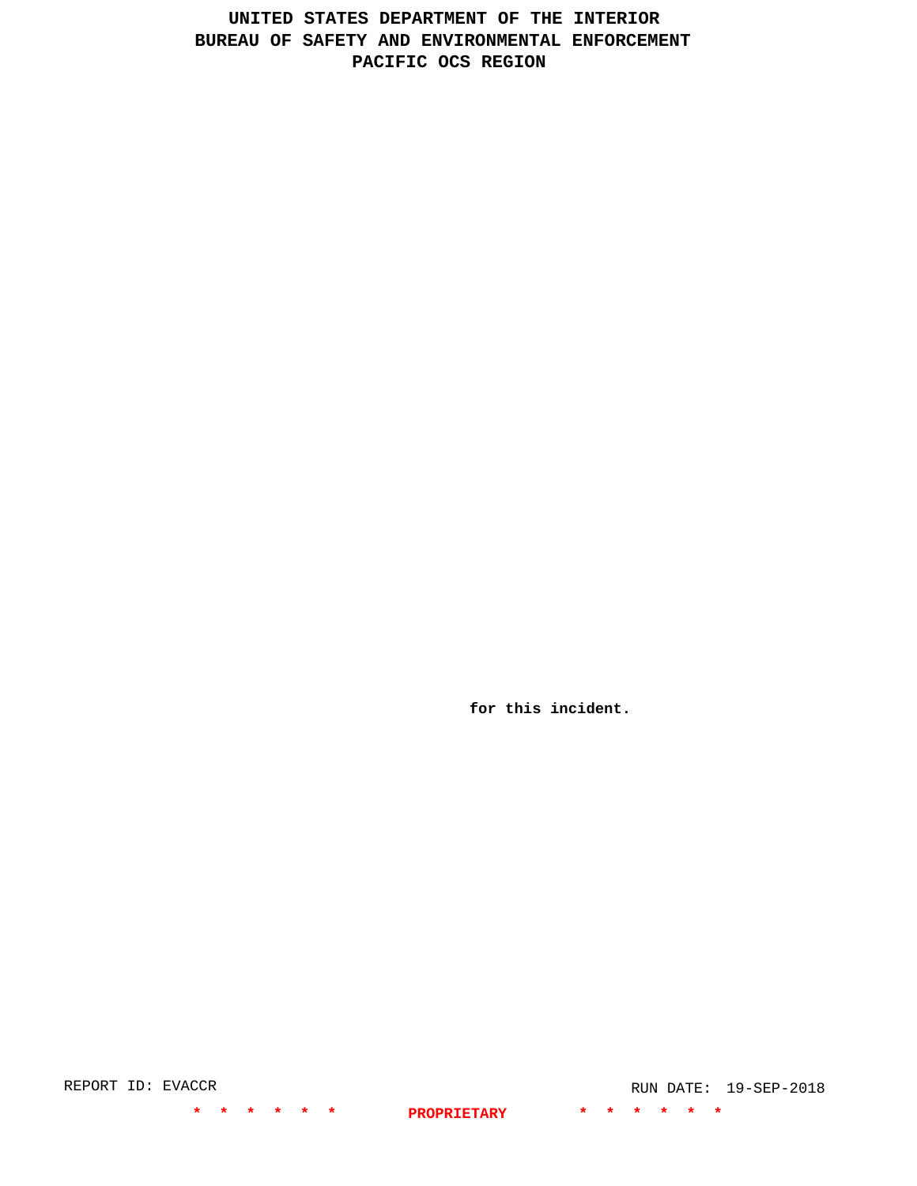for this incident.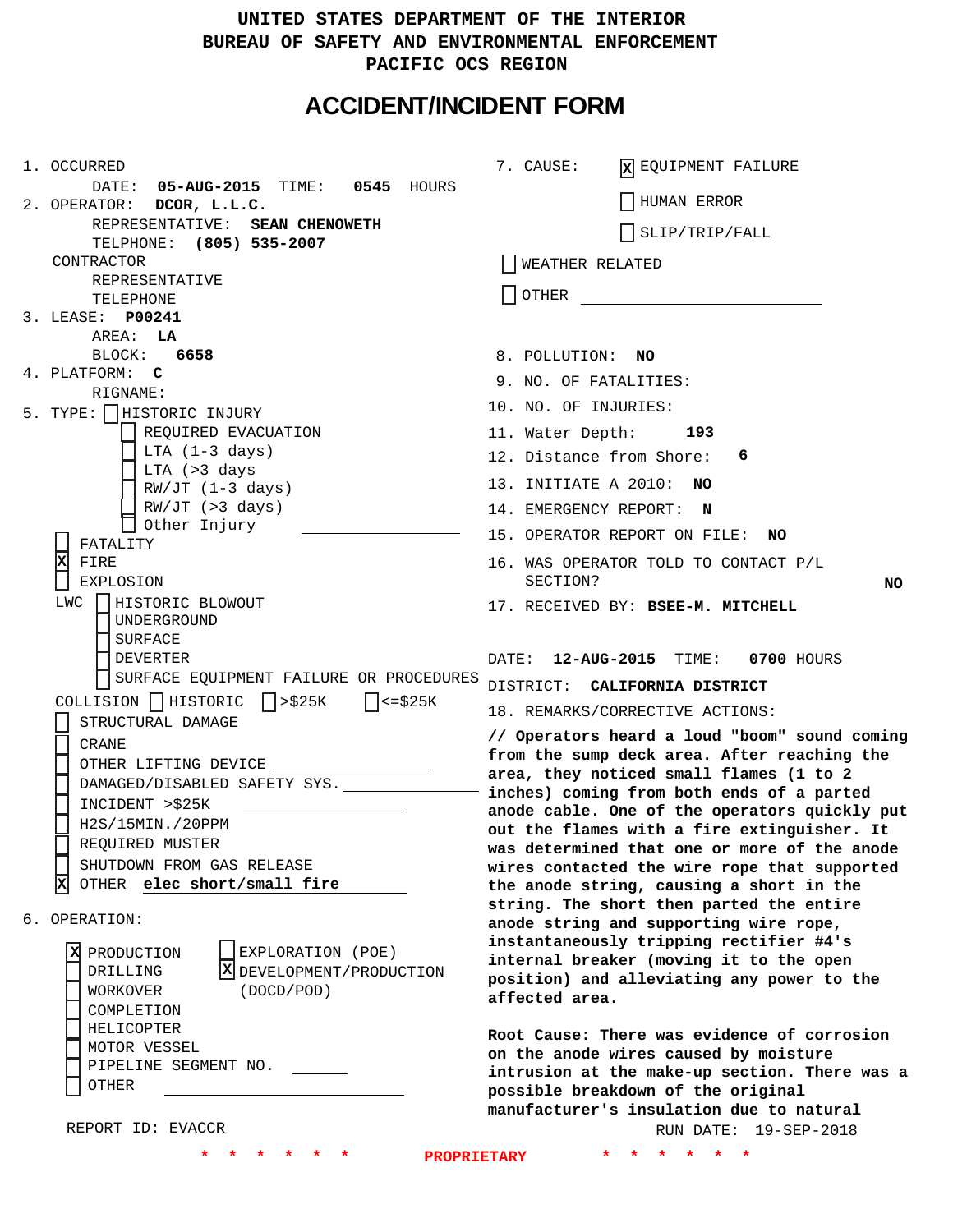# UNITED STATES DEPARTMENT OF THE INTERIOR
# BUREAU OF SAFETY AND ENVIRONMENTAL ENFORCEMENT
# PACIFIC OCS REGION

# ACCIDENT/INCIDENT FORM

1. OCCURRED
   DATE: **05-AUG-2015** TIME: **0545** HOURS
2. OPERATOR: **DCOR, L.L.C.**
   REPRESENTATIVE: **SEAN CHENOWETH**
   TELPHONE: **(805) 535-2007**
   CONTRACTOR
   REPRESENTATIVE
   TELEPHONE
3. LEASE: **P00241**
   AREA: **LA**
   BLOCK: **6658**
4. PLATFORM: **C**
   RIGNAME:
5. TYPE:
   - [ ] HISTORIC INJURY
     - [ ] REQUIRED EVACUATION
     - [ ] LTA (1-3 days)
     - [ ] LTA (>3 days
     - [ ] RW/JT (1-3 days)
     - [ ] RW/JT (>3 days)
     - [ ] Other Injury
   - [ ] FATALITY
   - [X] FIRE
   - [ ] EXPLOSION
   - LWC
     - [ ] HISTORIC BLOWOUT
     - [ ] UNDERGROUND
     - [ ] SURFACE
     - [ ] DEVERTER
     - [ ] SURFACE EQUIPMENT FAILURE OR PROCEDURES
   - COLLISION [ ] HISTORIC [ ] >$25K [ ] <=$25K
   - [ ] STRUCTURAL DAMAGE
   - [ ] CRANE
   - [ ] OTHER LIFTING DEVICE
   - [ ] DAMAGED/DISABLED SAFETY SYS.
   - [ ] INCIDENT >$25K
   - [ ] H2S/15MIN./20PPM
   - [ ] REQUIRED MUSTER
   - [ ] SHUTDOWN FROM GAS RELEASE
   - [X] OTHER **elec short/small fire**
6. OPERATION:
   - [X] PRODUCTION
   - [ ] DRILLING
   - [ ] WORKOVER
   - [ ] COMPLETION
   - [ ] HELICOPTER
   - [ ] MOTOR VESSEL
   - [ ] PIPELINE SEGMENT NO.
   - [ ] OTHER
   - [ ] EXPLORATION (POE)
   - [X] DEVELOPMENT/PRODUCTION (DOCD/POD)

REPORT ID: EVACCR

7. CAUSE:
   - [X] EQUIPMENT FAILURE
   - [ ] HUMAN ERROR
   - [ ] SLIP/TRIP/FALL
   - [ ] WEATHER RELATED
   - [ ] OTHER
8. POLLUTION: **NO**
9. NO. OF FATALITIES:
10. NO. OF INJURIES:
11. Water Depth: **193**
12. Distance from Shore: **6**
13. INITIATE A 2010: **NO**
14. EMERGENCY REPORT: **N**
15. OPERATOR REPORT ON FILE: **NO**
16. WAS OPERATOR TOLD TO CONTACT P/L SECTION? **NO**
17. RECEIVED BY: **BSEE-M. MITCHELL**

DATE: **12-AUG-2015** TIME: **0700** HOURS

DISTRICT: **CALIFORNIA DISTRICT**

18. REMARKS/CORRECTIVE ACTIONS:

**// Operators heard a loud "boom" sound coming from the sump deck area. After reaching the area, they noticed small flames (1 to 2 inches) coming from both ends of a parted anode cable. One of the operators quickly put out the flames with a fire extinguisher. It was determined that one or more of the anode wires contacted the wire rope that supported the anode string, causing a short in the string. The short then parted the entire anode string and supporting wire rope, instantaneously tripping rectifier #4's internal breaker (moving it to the open position) and alleviating any power to the affected area.**

**Root Cause: There was evidence of corrosion on the anode wires caused by moisture intrusion at the make-up section. There was a possible breakdown of the original manufacturer's insulation due to natural**

RUN DATE: 19-SEP-2018

PROPRIETARY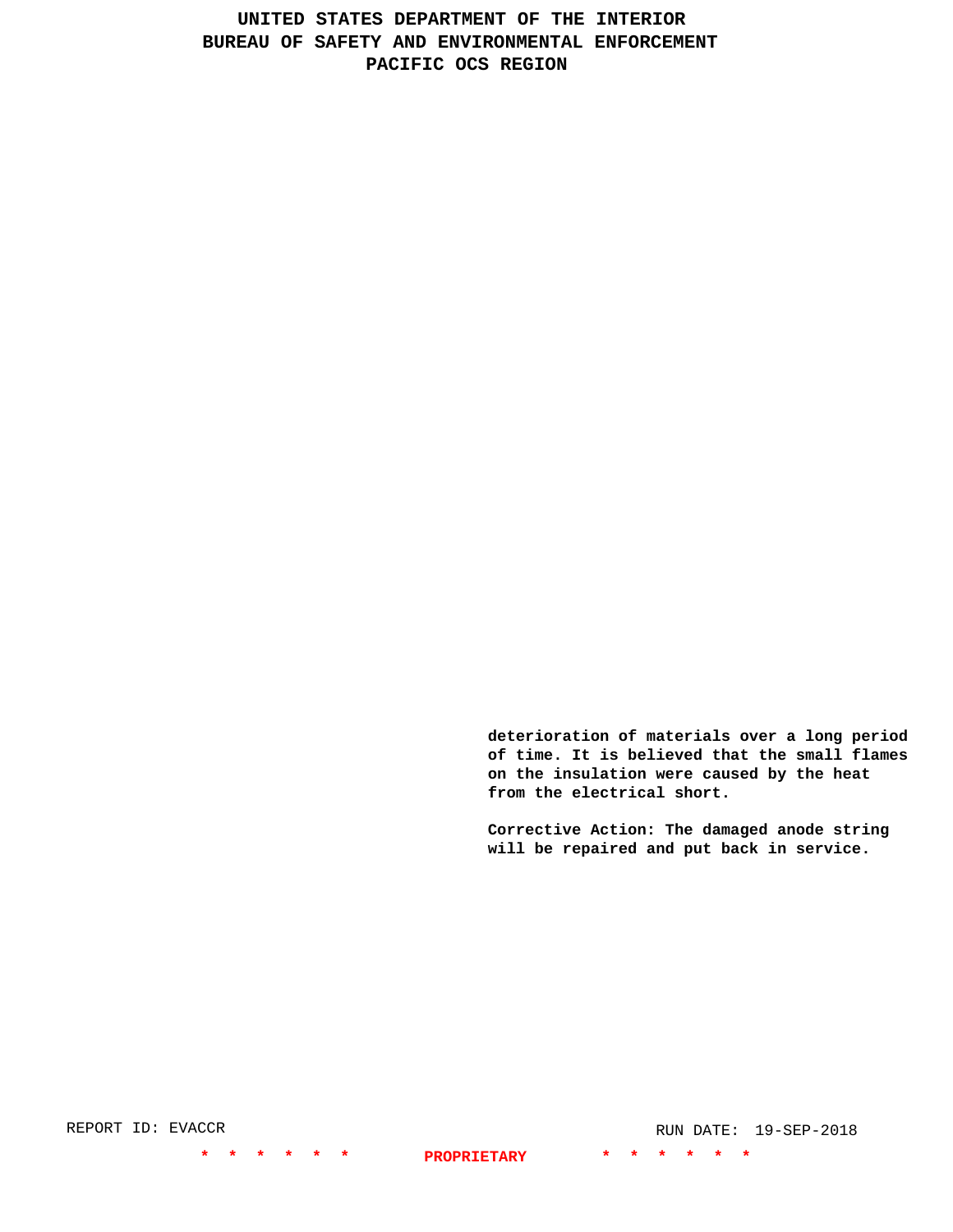deterioration of materials over a long period of time. It is believed that the small flames on the insulation were caused by the heat from the electrical short.

Corrective Action: The damaged anode string will be repaired and put back in service.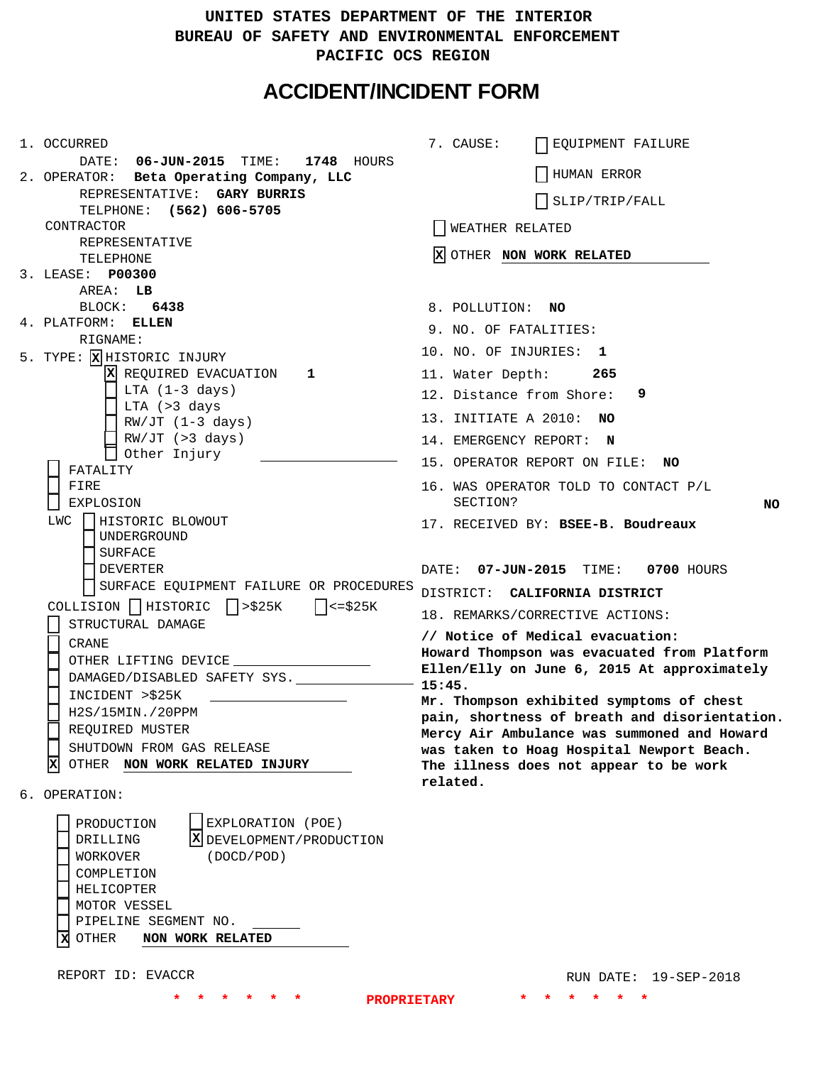# UNITED STATES DEPARTMENT OF THE INTERIOR
# BUREAU OF SAFETY AND ENVIRONMENTAL ENFORCEMENT
# PACIFIC OCS REGION

## ACCIDENT/INCIDENT FORM

1. OCCURRED
   - DATE: **06-JUN-2015** TIME: **1748** HOURS
2. OPERATOR: **Beta Operating Company, LLC**
   - REPRESENTATIVE: **GARY BURRIS**
   - TELPHONE: **(562) 606-5705**
   - CONTRACTOR
   - REPRESENTATIVE
   - TELEPHONE
3. LEASE: **P00300**
   - AREA: **LB**
   - BLOCK: **6438**
4. PLATFORM: **ELLEN**
   - RIGNAME:
5. TYPE: [X] HISTORIC INJURY
   - [X] REQUIRED EVACUATION **1**
   - [ ] LTA (1-3 days)
   - [ ] LTA (>3 days
   - [ ] RW/JT (1-3 days)
   - [ ] RW/JT (>3 days)
   - [ ] Other Injury
   - [ ] FATALITY
   - [ ] FIRE
   - [ ] EXPLOSION
   - LWC [ ] HISTORIC BLOWOUT
     - [ ] UNDERGROUND
     - [ ] SURFACE
     - [ ] DEVERTER
     - [ ] SURFACE EQUIPMENT FAILURE OR PROCEDURES
   - COLLISION [ ] HISTORIC [ ] >$25K [ ] <=$25K
   - [ ] STRUCTURAL DAMAGE
   - [ ] CRANE
   - [ ] OTHER LIFTING DEVICE
   - [ ] DAMAGED/DISABLED SAFETY SYS.
   - [ ] INCIDENT >$25K
   - [ ] H2S/15MIN./20PPM
   - [ ] REQUIRED MUSTER
   - [ ] SHUTDOWN FROM GAS RELEASE
   - [X] OTHER **NON WORK RELATED INJURY**
6. OPERATION:
   - [ ] PRODUCTION
   - [ ] DRILLING
   - [ ] WORKOVER
   - [ ] COMPLETION
   - [ ] HELICOPTER
   - [ ] MOTOR VESSEL
   - [ ] PIPELINE SEGMENT NO.
   - [X] OTHER **NON WORK RELATED**
   - [ ] EXPLORATION (POE)
   - [X] DEVELOPMENT/PRODUCTION (DOCD/POD)
7. CAUSE:
   - [ ] EQUIPMENT FAILURE
   - [ ] HUMAN ERROR
   - [ ] SLIP/TRIP/FALL
   - [ ] WEATHER RELATED
   - [X] OTHER **NON WORK RELATED**
8. POLLUTION: **NO**
9. NO. OF FATALITIES:
10. NO. OF INJURIES: **1**
11. Water Depth: **265**
12. Distance from Shore: **9**
13. INITIATE A 2010: **NO**
14. EMERGENCY REPORT: **N**
15. OPERATOR REPORT ON FILE: **NO**
16. WAS OPERATOR TOLD TO CONTACT P/L SECTION? **NO**
17. RECEIVED BY: **BSEE-B. Boudreaux**

DATE: **07-JUN-2015** TIME: **0700** HOURS

DISTRICT: **CALIFORNIA DISTRICT**

18. REMARKS/CORRECTIVE ACTIONS:

**// Notice of Medical evacuation:**
**Howard Thompson was evacuated from Platform Ellen/Elly on June 6, 2015 At approximately 15:45.**
**Mr. Thompson exhibited symptoms of chest pain, shortness of breath and disorientation. Mercy Air Ambulance was summoned and Howard was taken to Hoag Hospital Newport Beach. The illness does not appear to be work related.**

REPORT ID: EVACCR

RUN DATE: 19-SEP-2018

\* \* \* \* \* \* \* PROPRIETARY \* \* \* \* \* \*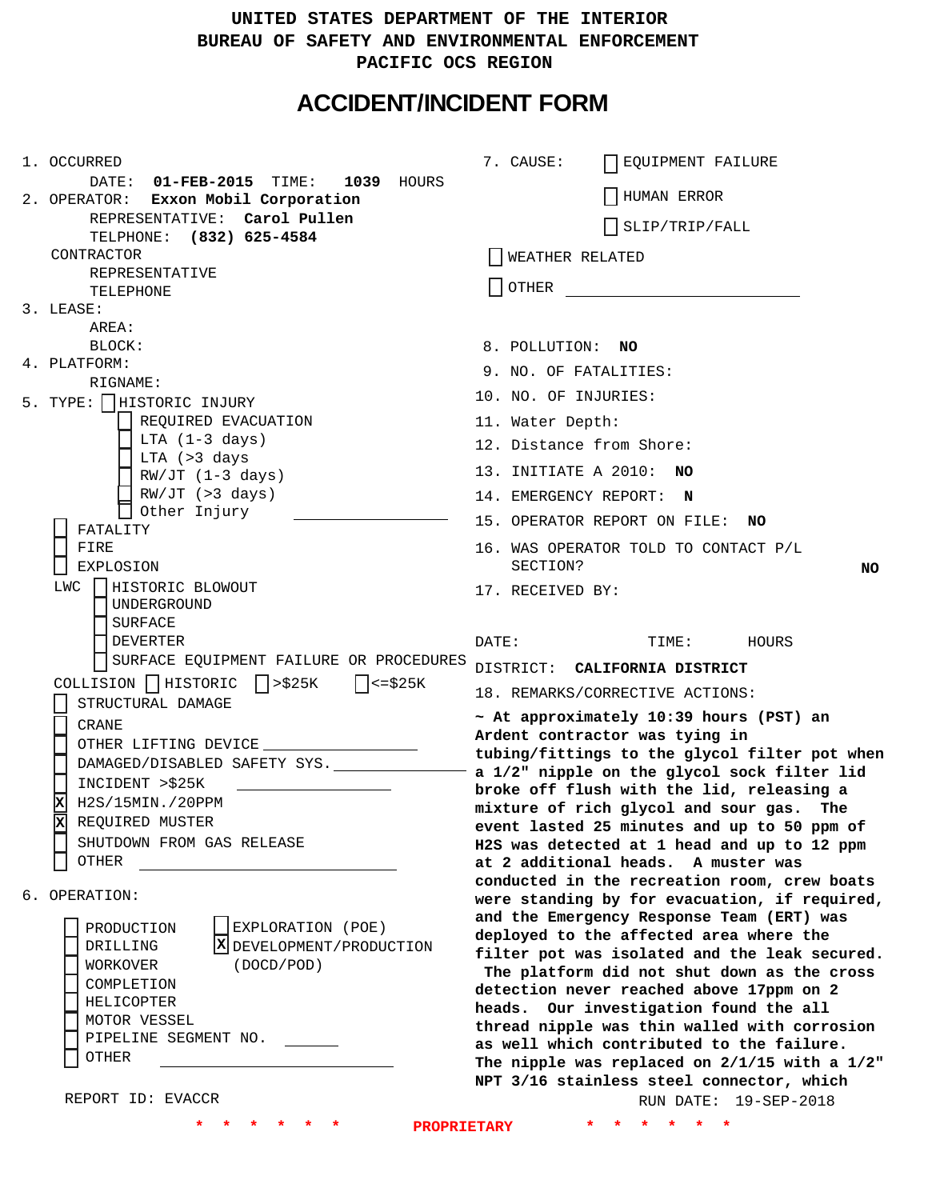UNITED STATES DEPARTMENT OF THE INTERIOR
BUREAU OF SAFETY AND ENVIRONMENTAL ENFORCEMENT
PACIFIC OCS REGION

# ACCIDENT/INCIDENT FORM

1. OCCURRED
   DATE: **01-FEB-2015** TIME: **1039** HOURS
2. OPERATOR: **Exxon Mobil Corporation**
   REPRESENTATIVE: **Carol Pullen**
   TELPHONE: **(832) 625-4584**
   CONTRACTOR
   REPRESENTATIVE
   TELEPHONE
3. LEASE:
   AREA:
   BLOCK:
4. PLATFORM:
   RIGNAME:
5. TYPE:
   - [ ] HISTORIC INJURY
   - [ ] REQUIRED EVACUATION
   - [ ] LTA (1-3 days)
   - [ ] LTA (>3 days
   - [ ] RW/JT (1-3 days)
   - [ ] RW/JT (>3 days)
   - [ ] Other Injury ______
   - [ ] FATALITY
   - [ ] FIRE
   - [ ] EXPLOSION
   - LWC
     - [ ] HISTORIC BLOWOUT
     - [ ] UNDERGROUND
     - [ ] SURFACE
     - [ ] DEVERTER
     - [ ] SURFACE EQUIPMENT FAILURE OR PROCEDURES
   - COLLISION [ ] HISTORIC [ ] >$25K [ ] <=$25K
   - [ ] STRUCTURAL DAMAGE
   - [ ] CRANE
   - [ ] OTHER LIFTING DEVICE ______
   - [ ] DAMAGED/DISABLED SAFETY SYS. ______
   - [ ] INCIDENT >$25K ______
   - [x] H2S/15MIN./20PPM
   - [x] REQUIRED MUSTER
   - [ ] SHUTDOWN FROM GAS RELEASE
   - [ ] OTHER ______
6. OPERATION:
   - [ ] PRODUCTION
   - [ ] DRILLING
   - [ ] WORKOVER
   - [ ] COMPLETION
   - [ ] HELICOPTER
   - [ ] MOTOR VESSEL
   - [ ] PIPELINE SEGMENT NO. ______
   - [ ] OTHER ______
   - [ ] EXPLORATION (POE)
   - [x] DEVELOPMENT/PRODUCTION (DOCD/POD)

7. CAUSE:
   - [ ] EQUIPMENT FAILURE
   - [ ] HUMAN ERROR
   - [ ] SLIP/TRIP/FALL
   - [ ] WEATHER RELATED
   - [ ] OTHER ______
8. POLLUTION: **NO**
9. NO. OF FATALITIES:
10. NO. OF INJURIES:
11. Water Depth:
12. Distance from Shore:
13. INITIATE A 2010: **NO**
14. EMERGENCY REPORT: **N**
15. OPERATOR REPORT ON FILE: **NO**
16. WAS OPERATOR TOLD TO CONTACT P/L SECTION? **NO**
17. RECEIVED BY:

DATE: TIME: HOURS

DISTRICT: **CALIFORNIA DISTRICT**

18. REMARKS/CORRECTIVE ACTIONS:

**~ At approximately 10:39 hours (PST) an Ardent contractor was tying in tubing/fittings to the glycol filter pot when a 1/2" nipple on the glycol sock filter lid broke off flush with the lid, releasing a mixture of rich glycol and sour gas. The event lasted 25 minutes and up to 50 ppm of H2S was detected at 1 head and up to 12 ppm at 2 additional heads. A muster was conducted in the recreation room, crew boats were standing by for evacuation, if required, and the Emergency Response Team (ERT) was deployed to the affected area where the filter pot was isolated and the leak secured. The platform did not shut down as the cross detection never reached above 17ppm on 2 heads. Our investigation found the all thread nipple was thin walled with corrosion as well which contributed to the failure. The nipple was replaced on 2/1/15 with a 1/2" NPT 3/16 stainless steel connector, which**

REPORT ID: EVACCR RUN DATE: 19-SEP-2018

\* \* \* \* \* \* PROPRIETARY \* \* \* \* \* \*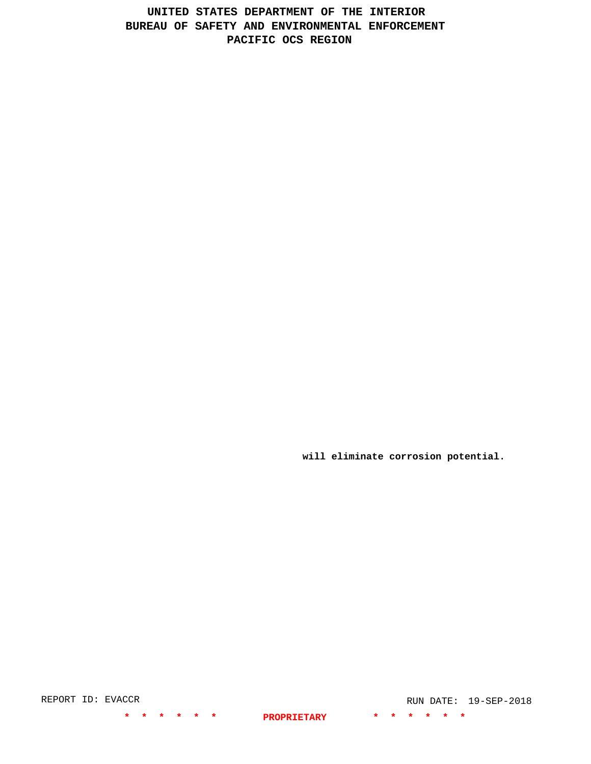will eliminate corrosion potential.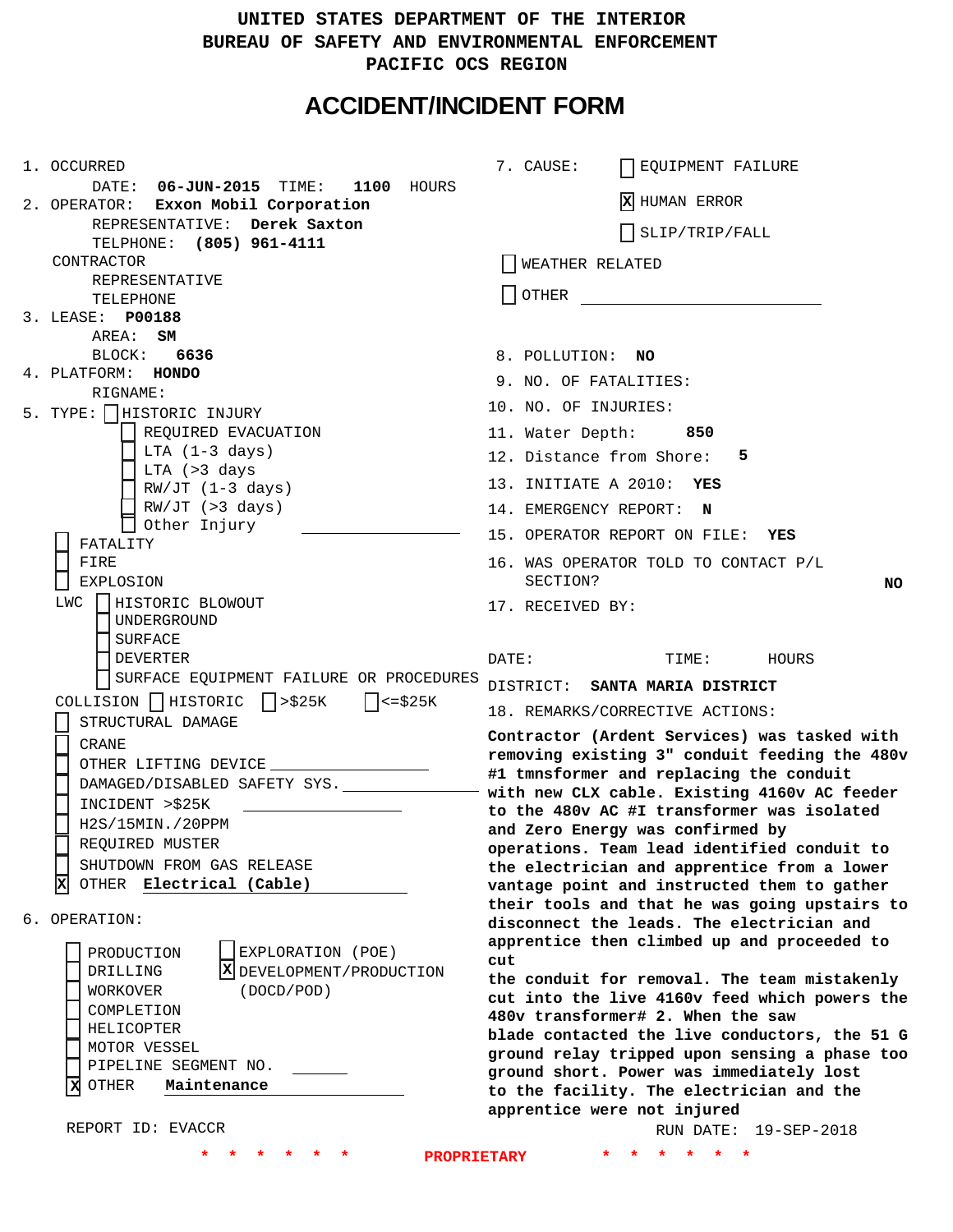UNITED STATES DEPARTMENT OF THE INTERIOR
BUREAU OF SAFETY AND ENVIRONMENTAL ENFORCEMENT
PACIFIC OCS REGION

# ACCIDENT/INCIDENT FORM

1. OCCURRED
   DATE: **06-JUN-2015** TIME: **1100** HOURS
2. OPERATOR: **Exxon Mobil Corporation**
   REPRESENTATIVE: **Derek Saxton**
   TELPHONE: **(805) 961-4111**
   CONTRACTOR
   REPRESENTATIVE
   TELEPHONE
3. LEASE: **P00188**
   AREA: **SM**
   BLOCK: **6636**
4. PLATFORM: **HONDO**
   RIGNAME:
5. TYPE:
   - [ ] HISTORIC INJURY
     - [ ] REQUIRED EVACUATION
     - [ ] LTA (1-3 days)
     - [ ] LTA (>3 days
     - [ ] RW/JT (1-3 days)
     - [ ] RW/JT (>3 days)
     - [ ] Other Injury
   - [ ] FATALITY
   - [ ] FIRE
   - [ ] EXPLOSION
   - LWC
     - [ ] HISTORIC BLOWOUT
     - [ ] UNDERGROUND
     - [ ] SURFACE
     - [ ] DEVERTER
     - [ ] SURFACE EQUIPMENT FAILURE OR PROCEDURES
   - COLLISION [ ] HISTORIC [ ] >$25K [ ] <=$25K
   - [ ] STRUCTURAL DAMAGE
   - [ ] CRANE
   - [ ] OTHER LIFTING DEVICE
   - [ ] DAMAGED/DISABLED SAFETY SYS.
   - [ ] INCIDENT >$25K
   - [ ] H2S/15MIN./20PPM
   - [ ] REQUIRED MUSTER
   - [ ] SHUTDOWN FROM GAS RELEASE
   - [X] OTHER **Electrical (Cable)**
6. OPERATION:
   - [ ] PRODUCTION
   - [ ] DRILLING
   - [ ] WORKOVER
   - [ ] COMPLETION
   - [ ] HELICOPTER
   - [ ] MOTOR VESSEL
   - [ ] PIPELINE SEGMENT NO.
   - [X] OTHER **Maintenance**
   - [ ] EXPLORATION (POE)
   - [X] DEVELOPMENT/PRODUCTION (DOCD/POD)

7. CAUSE:
   - [ ] EQUIPMENT FAILURE
   - [X] HUMAN ERROR
   - [ ] SLIP/TRIP/FALL
   - [ ] WEATHER RELATED
   - [ ] OTHER
8. POLLUTION: **NO**
9. NO. OF FATALITIES:
10. NO. OF INJURIES:
11. Water Depth: **850**
12. Distance from Shore: **5**
13. INITIATE A 2010: **YES**
14. EMERGENCY REPORT: **N**
15. OPERATOR REPORT ON FILE: **YES**
16. WAS OPERATOR TOLD TO CONTACT P/L SECTION? **NO**
17. RECEIVED BY:

DATE: TIME: HOURS

DISTRICT: **SANTA MARIA DISTRICT**

18. REMARKS/CORRECTIVE ACTIONS:

**Contractor (Ardent Services) was tasked with removing existing 3" conduit feeding the 480v #1 tmnsformer and replacing the conduit with new CLX cable. Existing 4160v AC feeder to the 480v AC #I transformer was isolated and Zero Energy was confirmed by operations. Team lead identified conduit to the electrician and apprentice from a lower vantage point and instructed them to gather their tools and that he was going upstairs to disconnect the leads. The electrician and apprentice then climbed up and proceeded to cut the conduit for removal. The team mistakenly cut into the live 4160v feed which powers the 480v transformer# 2. When the saw blade contacted the live conductors, the 51 G ground relay tripped upon sensing a phase too ground short. Power was immediately lost to the facility. The electrician and the apprentice were not injured**

REPORT ID: EVACCR

RUN DATE: 19-SEP-2018

\* \* \* \* \* \* PROPRIETARY \* \* \* \* \* \*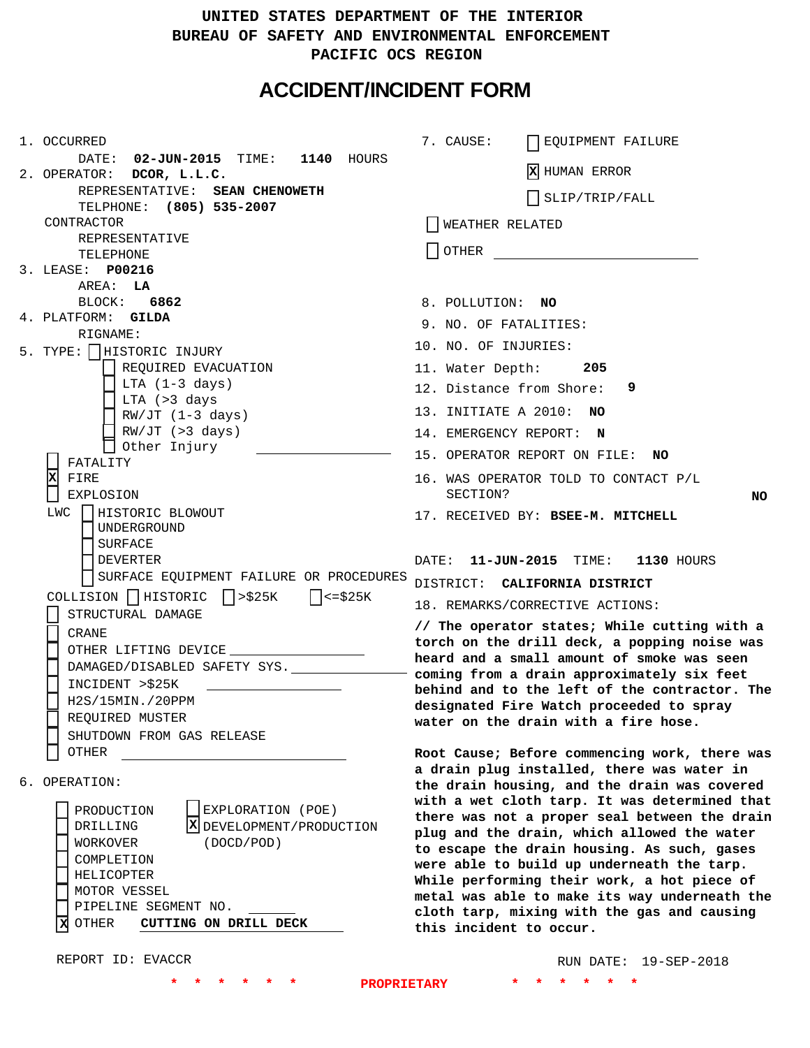UNITED STATES DEPARTMENT OF THE INTERIOR
BUREAU OF SAFETY AND ENVIRONMENTAL ENFORCEMENT
PACIFIC OCS REGION

# ACCIDENT/INCIDENT FORM

1. OCCURRED
   DATE: **02-JUN-2015** TIME: **1140** HOURS
2. OPERATOR: **DCOR, L.L.C.**
   REPRESENTATIVE: **SEAN CHENOWETH**
   TELPHONE: **(805) 535-2007**
   CONTRACTOR
   REPRESENTATIVE
   TELEPHONE
3. LEASE: **P00216**
   AREA: **LA**
   BLOCK: **6862**
4. PLATFORM: **GILDA**
   RIGNAME:
5. TYPE:
   - [ ] HISTORIC INJURY
     - [ ] REQUIRED EVACUATION
     - [ ] LTA (1-3 days)
     - [ ] LTA (>3 days
     - [ ] RW/JT (1-3 days)
     - [ ] RW/JT (>3 days)
     - [ ] Other Injury ____________
   - [ ] FATALITY
   - [x] FIRE
   - [ ] EXPLOSION
   - LWC
     - [ ] HISTORIC BLOWOUT
     - [ ] UNDERGROUND
     - [ ] SURFACE
     - [ ] DEVERTER
     - [ ] SURFACE EQUIPMENT FAILURE OR PROCEDURES
   - COLLISION [ ] HISTORIC [ ] >$25K [ ] <=$25K
   - [ ] STRUCTURAL DAMAGE
   - [ ] CRANE
   - [ ] OTHER LIFTING DEVICE ____________
   - [ ] DAMAGED/DISABLED SAFETY SYS. ____________
   - [ ] INCIDENT >$25K ____________
   - [ ] H2S/15MIN./20PPM
   - [ ] REQUIRED MUSTER
   - [ ] SHUTDOWN FROM GAS RELEASE
   - [ ] OTHER ____________
6. OPERATION:
   - [ ] PRODUCTION
   - [ ] DRILLING
   - [ ] WORKOVER
   - [ ] COMPLETION
   - [ ] HELICOPTER
   - [ ] MOTOR VESSEL
   - [ ] PIPELINE SEGMENT NO. ______
   - [x] OTHER **CUTTING ON DRILL DECK**
   - [ ] EXPLORATION (POE)
   - [x] DEVELOPMENT/PRODUCTION (DOCD/POD)

7. CAUSE:
   - [ ] EQUIPMENT FAILURE
   - [x] HUMAN ERROR
   - [ ] SLIP/TRIP/FALL
   - [ ] WEATHER RELATED
   - [ ] OTHER ____________
8. POLLUTION: **NO**
9. NO. OF FATALITIES:
10. NO. OF INJURIES:
11. Water Depth: **205**
12. Distance from Shore: **9**
13. INITIATE A 2010: **NO**
14. EMERGENCY REPORT: **N**
15. OPERATOR REPORT ON FILE: **NO**
16. WAS OPERATOR TOLD TO CONTACT P/L SECTION? **NO**
17. RECEIVED BY: **BSEE-M. MITCHELL**

DATE: **11-JUN-2015** TIME: **1130** HOURS

DISTRICT: **CALIFORNIA DISTRICT**

18. REMARKS/CORRECTIVE ACTIONS:

**// The operator states; While cutting with a torch on the drill deck, a popping noise was heard and a small amount of smoke was seen coming from a drain approximately six feet behind and to the left of the contractor. The designated Fire Watch proceeded to spray water on the drain with a fire hose.**

**Root Cause; Before commencing work, there was a drain plug installed, there was water in the drain housing, and the drain was covered with a wet cloth tarp. It was determined that there was not a proper seal between the drain plug and the drain, which allowed the water to escape the drain housing. As such, gases were able to build up underneath the tarp. While performing their work, a hot piece of metal was able to make its way underneath the cloth tarp, mixing with the gas and causing this incident to occur.**

REPORT ID: EVACCR

RUN DATE: 19-SEP-2018

\* \* \* \* \* \* **PROPRIETARY** \* \* \* \* \* \*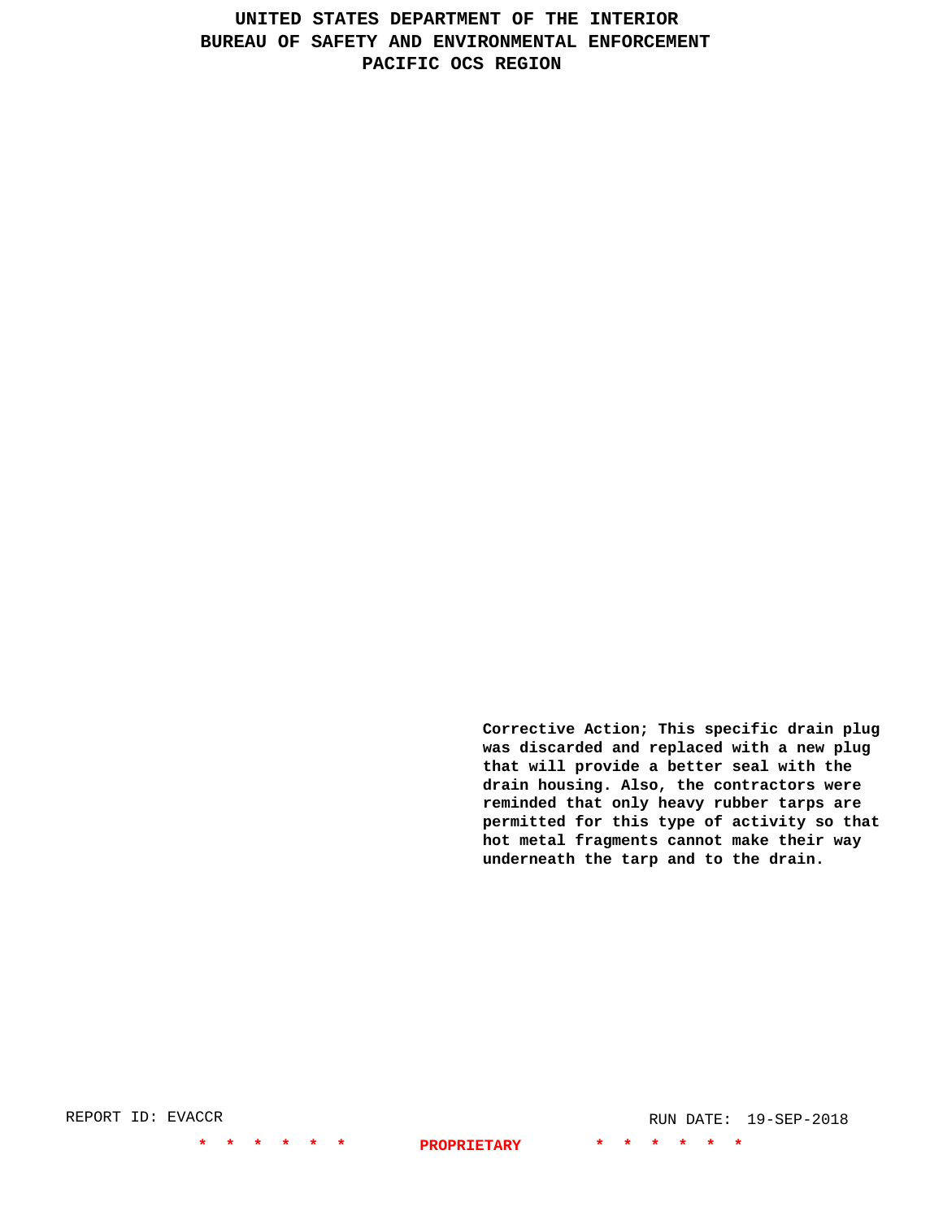**Corrective Action; This specific drain plug was discarded and replaced with a new plug that will provide a better seal with the drain housing. Also, the contractors were reminded that only heavy rubber tarps are permitted for this type of activity so that hot metal fragments cannot make their way underneath the tarp and to the drain.**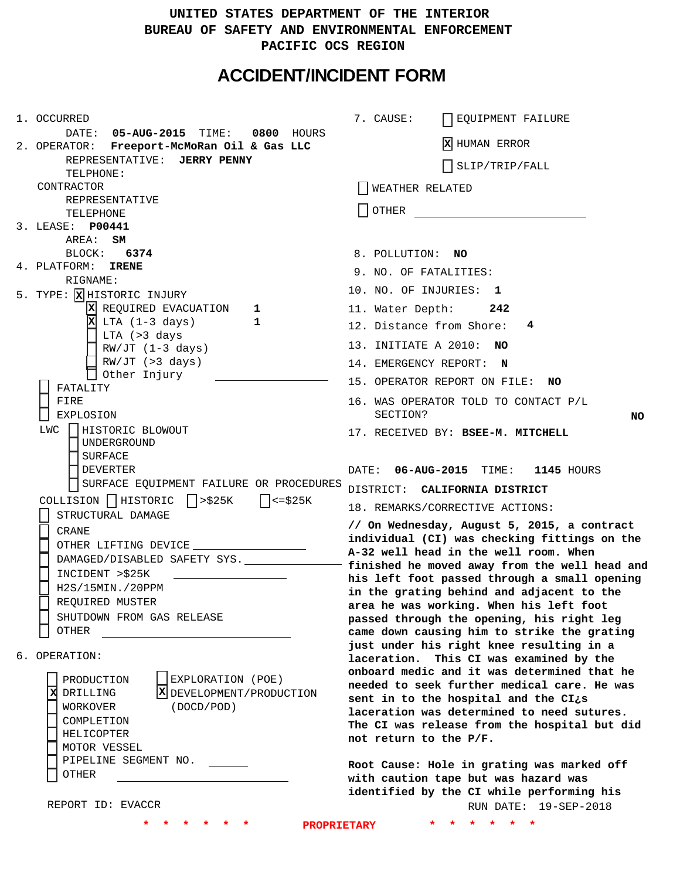# UNITED STATES DEPARTMENT OF THE INTERIOR
## BUREAU OF SAFETY AND ENVIRONMENTAL ENFORCEMENT
## PACIFIC OCS REGION

# ACCIDENT/INCIDENT FORM

1. OCCURRED
   DATE: **05-AUG-2015** TIME: **0800** HOURS
2. OPERATOR: **Freeport-McMoRan Oil & Gas LLC**
   REPRESENTATIVE: **JERRY PENNY**
   TELPHONE:
   CONTRACTOR
   REPRESENTATIVE
   TELEPHONE
3. LEASE: **P00441**
   AREA: **SM**
   BLOCK: **6374**
4. PLATFORM: **IRENE**
   RIGNAME:
5. TYPE: [X] HISTORIC INJURY
   - [X] REQUIRED EVACUATION **1**
   - [X] LTA (1-3 days) **1**
   - [ ] LTA (>3 days
   - [ ] RW/JT (1-3 days)
   - [ ] RW/JT (>3 days)
   - [ ] Other Injury ________

   - [ ] FATALITY
   - [ ] FIRE
   - [ ] EXPLOSION

   LWC [ ] HISTORIC BLOWOUT
   - [ ] UNDERGROUND
   - [ ] SURFACE
   - [ ] DEVERTER
   - [ ] SURFACE EQUIPMENT FAILURE OR PROCEDURES

   COLLISION [ ] HISTORIC [ ] >$25K [ ] <=$25K

   - [ ] STRUCTURAL DAMAGE
   - [ ] CRANE
   - [ ] OTHER LIFTING DEVICE ________
   - [ ] DAMAGED/DISABLED SAFETY SYS. ________
   - [ ] INCIDENT >$25K ________
   - [ ] H2S/15MIN./20PPM
   - [ ] REQUIRED MUSTER
   - [ ] SHUTDOWN FROM GAS RELEASE
   - [ ] OTHER ________

6. OPERATION:
   - [ ] PRODUCTION
   - [X] DRILLING
   - [ ] WORKOVER
   - [ ] COMPLETION
   - [ ] HELICOPTER
   - [ ] MOTOR VESSEL
   - [ ] PIPELINE SEGMENT NO. ________
   - [ ] OTHER ________
   - [ ] EXPLORATION (POE)
   - [X] DEVELOPMENT/PRODUCTION (DOCD/POD)

REPORT ID: EVACCR

7. CAUSE:
   - [ ] EQUIPMENT FAILURE
   - [X] HUMAN ERROR
   - [ ] SLIP/TRIP/FALL
   - [ ] WEATHER RELATED
   - [ ] OTHER ________
8. POLLUTION: **NO**
9. NO. OF FATALITIES:
10. NO. OF INJURIES: **1**
11. Water Depth: **242**
12. Distance from Shore: **4**
13. INITIATE A 2010: **NO**
14. EMERGENCY REPORT: **N**
15. OPERATOR REPORT ON FILE: **NO**
16. WAS OPERATOR TOLD TO CONTACT P/L SECTION? **NO**
17. RECEIVED BY: **BSEE-M. MITCHELL**

DATE: **06-AUG-2015** TIME: **1145** HOURS

DISTRICT: **CALIFORNIA DISTRICT**

18. REMARKS/CORRECTIVE ACTIONS:

**// On Wednesday, August 5, 2015, a contract individual (CI) was checking fittings on the A-32 well head in the well room. When finished he moved away from the well head and his left foot passed through a small opening in the grating behind and adjacent to the area he was working. When his left foot passed through the opening, his right leg came down causing him to strike the grating just under his right knee resulting in a laceration. This CI was examined by the onboard medic and it was determined that he needed to seek further medical care. He was sent in to the hospital and the CI¿s laceration was determined to need sutures. The CI was release from the hospital but did not return to the P/F.**

**Root Cause: Hole in grating was marked off with caution tape but was hazard was identified by the CI while performing his**

RUN DATE: 19-SEP-2018

\* \* \* \* \* \* PROPRIETARY \* \* \* \* \* \*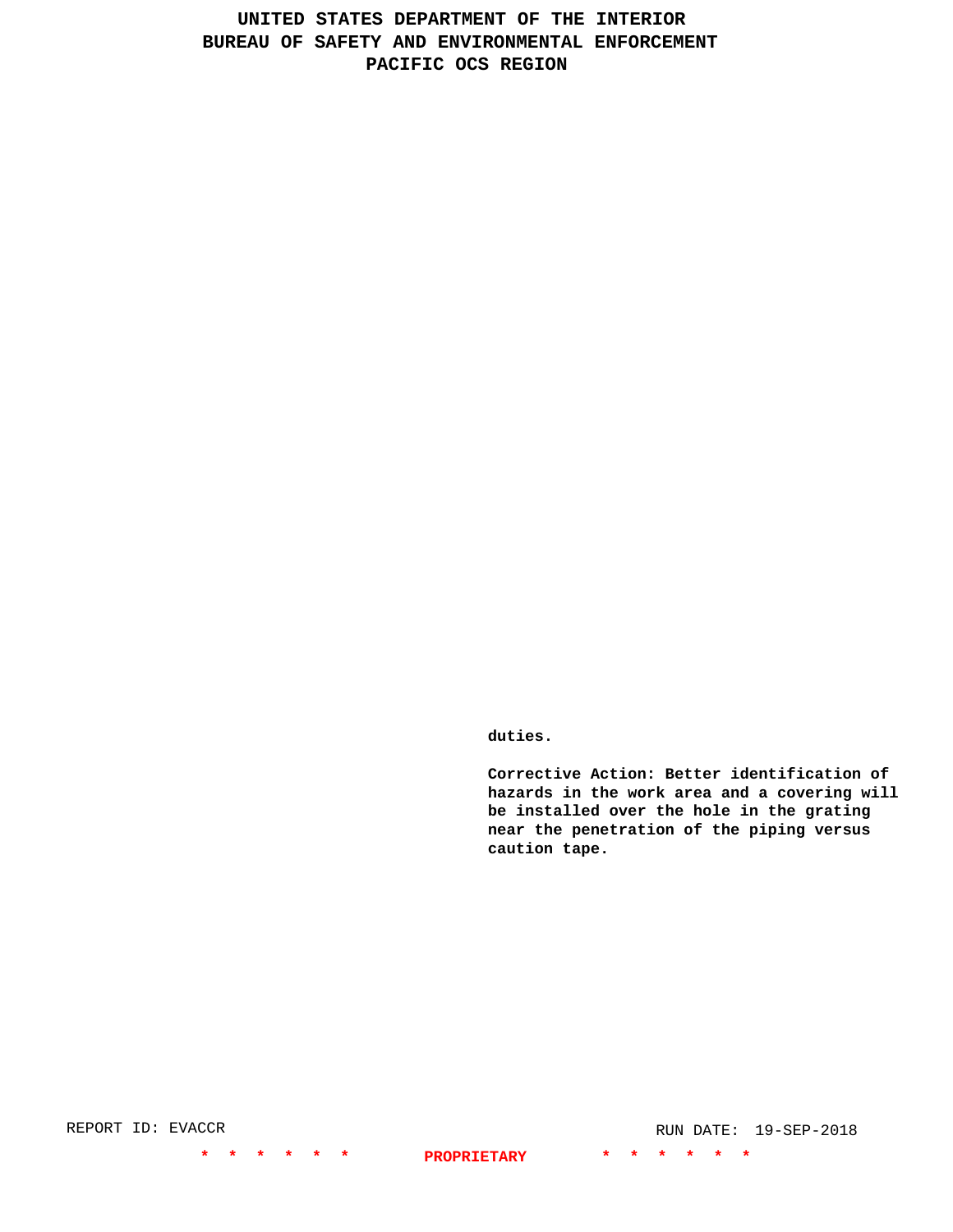duties.

Corrective Action: Better identification of hazards in the work area and a covering will be installed over the hole in the grating near the penetration of the piping versus caution tape.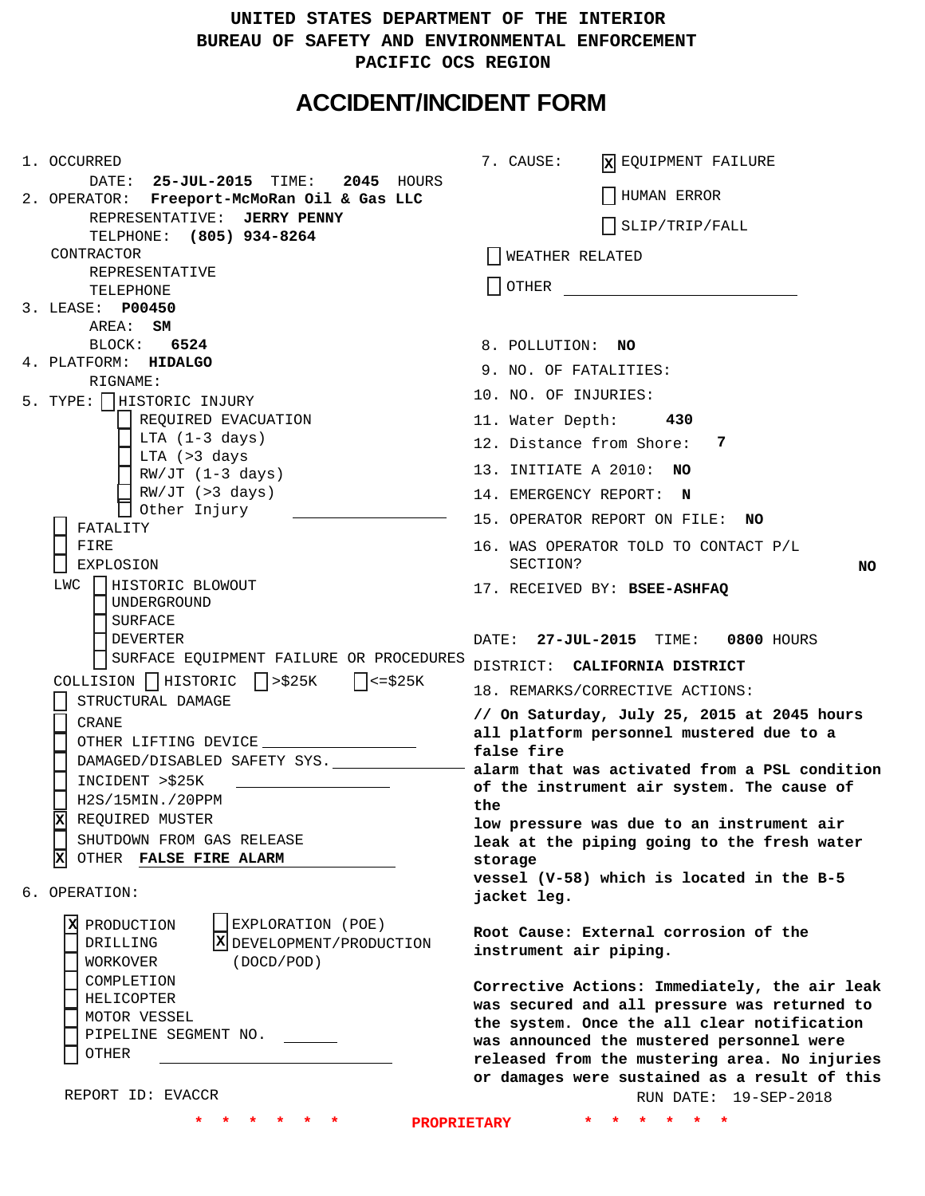UNITED STATES DEPARTMENT OF THE INTERIOR
BUREAU OF SAFETY AND ENVIRONMENTAL ENFORCEMENT
PACIFIC OCS REGION

# ACCIDENT/INCIDENT FORM

1. OCCURRED
   DATE: **25-JUL-2015** TIME: **2045** HOURS
2. OPERATOR: **Freeport-McMoRan Oil & Gas LLC**
   REPRESENTATIVE: **JERRY PENNY**
   TELPHONE: **(805) 934-8264**
   CONTRACTOR
   REPRESENTATIVE
   TELEPHONE
3. LEASE: **P00450**
   AREA: **SM**
   BLOCK: **6524**
4. PLATFORM: **HIDALGO**
   RIGNAME:
5. TYPE:
   - [ ] HISTORIC INJURY
     - [ ] REQUIRED EVACUATION
     - [ ] LTA (1-3 days)
     - [ ] LTA (>3 days
     - [ ] RW/JT (1-3 days)
     - [ ] RW/JT (>3 days)
     - [ ] Other Injury ______
   - [ ] FATALITY
   - [ ] FIRE
   - [ ] EXPLOSION
   - LWC
     - [ ] HISTORIC BLOWOUT
     - [ ] UNDERGROUND
     - [ ] SURFACE
     - [ ] DEVERTER
     - [ ] SURFACE EQUIPMENT FAILURE OR PROCEDURES
   - COLLISION [ ] HISTORIC [ ] >$25K [ ] <=$25K
   - [ ] STRUCTURAL DAMAGE
   - [ ] CRANE
   - [ ] OTHER LIFTING DEVICE ______
   - [ ] DAMAGED/DISABLED SAFETY SYS. ______
   - [ ] INCIDENT >$25K ______
   - [ ] H2S/15MIN./20PPM
   - [x] REQUIRED MUSTER
   - [ ] SHUTDOWN FROM GAS RELEASE
   - [x] OTHER **FALSE FIRE ALARM**
6. OPERATION:
   - [x] PRODUCTION
   - [ ] DRILLING
   - [ ] WORKOVER
   - [ ] COMPLETION
   - [ ] HELICOPTER
   - [ ] MOTOR VESSEL
   - [ ] PIPELINE SEGMENT NO. ______
   - [ ] OTHER ______
   - [ ] EXPLORATION (POE)
   - [x] DEVELOPMENT/PRODUCTION (DOCD/POD)

REPORT ID: EVACCR

7. CAUSE:
   - [x] EQUIPMENT FAILURE
   - [ ] HUMAN ERROR
   - [ ] SLIP/TRIP/FALL
   - [ ] WEATHER RELATED
   - [ ] OTHER ______
8. POLLUTION: **NO**
9. NO. OF FATALITIES:
10. NO. OF INJURIES:
11. Water Depth: **430**
12. Distance from Shore: **7**
13. INITIATE A 2010: **NO**
14. EMERGENCY REPORT: **N**
15. OPERATOR REPORT ON FILE: **NO**
16. WAS OPERATOR TOLD TO CONTACT P/L SECTION? **NO**
17. RECEIVED BY: **BSEE-ASHFAQ**

DATE: **27-JUL-2015** TIME: **0800** HOURS
DISTRICT: **CALIFORNIA DISTRICT**

18. REMARKS/CORRECTIVE ACTIONS:

**// On Saturday, July 25, 2015 at 2045 hours all platform personnel mustered due to a false fire alarm that was activated from a PSL condition of the instrument air system. The cause of the low pressure was due to an instrument air leak at the piping going to the fresh water storage vessel (V-58) which is located in the B-5 jacket leg.**

**Root Cause: External corrosion of the instrument air piping.**

**Corrective Actions: Immediately, the air leak was secured and all pressure was returned to the system. Once the all clear notification was announced the mustered personnel were released from the mustering area. No injuries or damages were sustained as a result of this**

RUN DATE: 19-SEP-2018

\* \* \* \* \* \* PROPRIETARY \* \* \* \* \* \*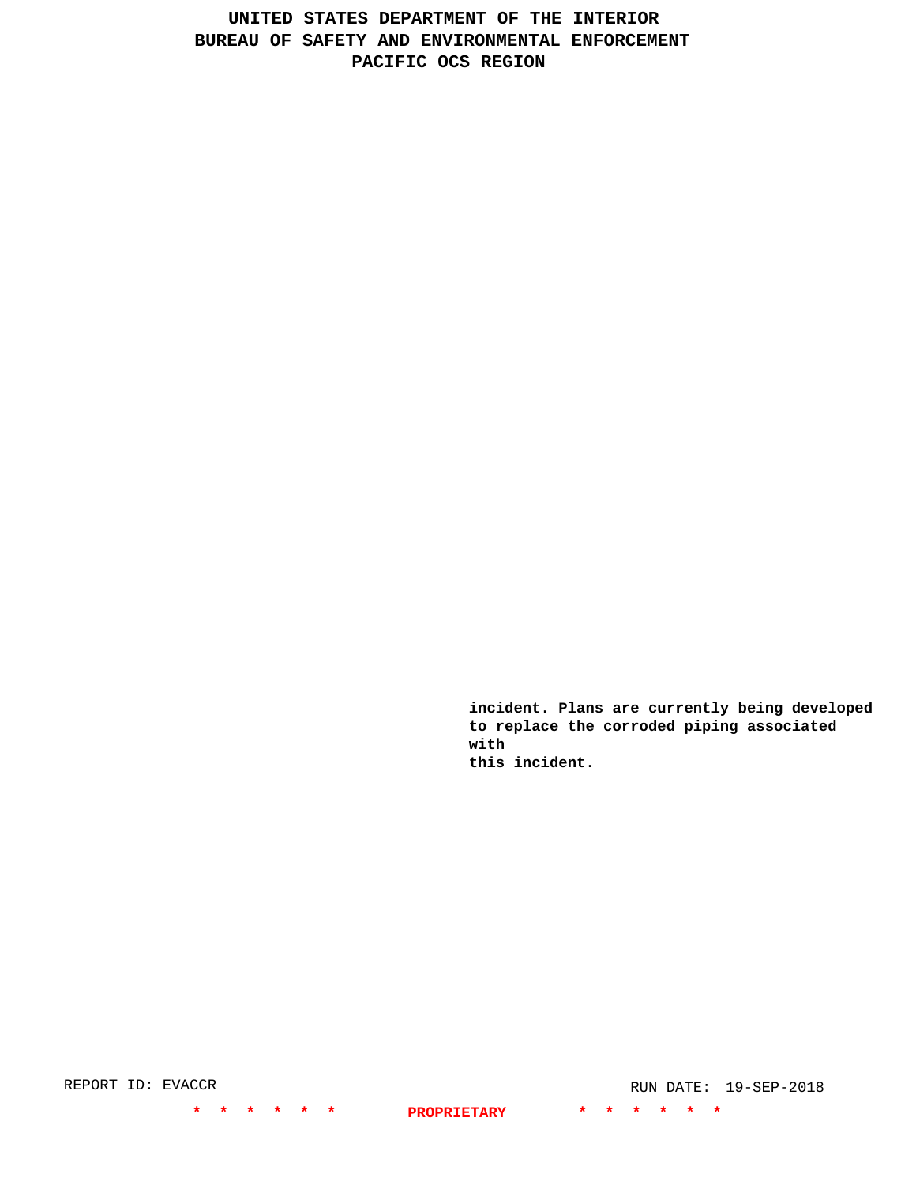incident. Plans are currently being developed to replace the corroded piping associated with this incident.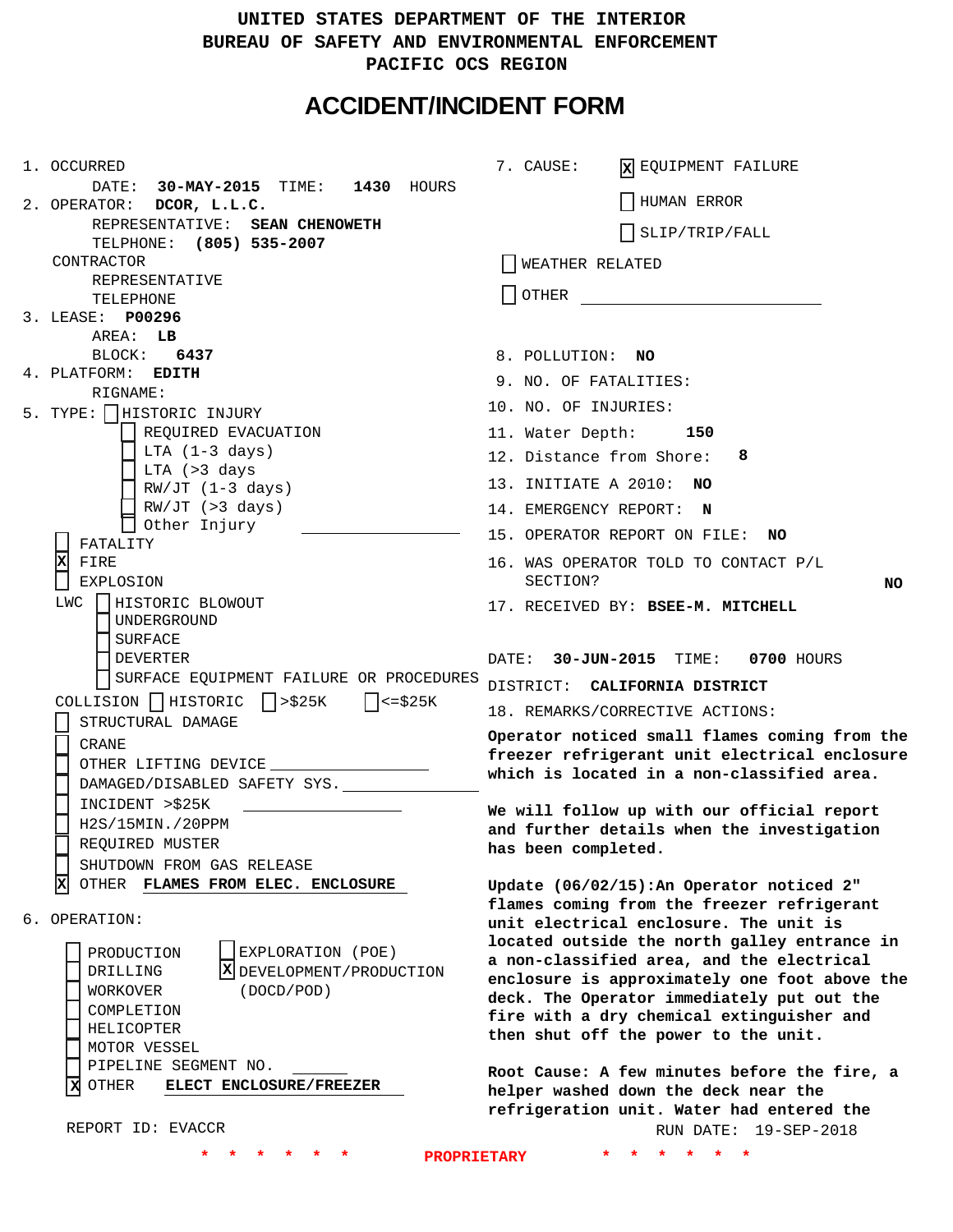UNITED STATES DEPARTMENT OF THE INTERIOR
BUREAU OF SAFETY AND ENVIRONMENTAL ENFORCEMENT
PACIFIC OCS REGION

# ACCIDENT/INCIDENT FORM

1. OCCURRED
   DATE: **30-MAY-2015** TIME: **1430** HOURS
2. OPERATOR: **DCOR, L.L.C.**
   REPRESENTATIVE: **SEAN CHENOWETH**
   TELPHONE: **(805) 535-2007**
   CONTRACTOR
   REPRESENTATIVE
   TELEPHONE
3. LEASE: **P00296**
   AREA: **LB**
   BLOCK: **6437**
4. PLATFORM: **EDITH**
   RIGNAME:
5. TYPE:
   - [ ] HISTORIC INJURY
     - [ ] REQUIRED EVACUATION
     - [ ] LTA (1-3 days)
     - [ ] LTA (>3 days
     - [ ] RW/JT (1-3 days)
     - [ ] RW/JT (>3 days)
     - [ ] Other Injury ____________
   - [ ] FATALITY
   - [x] FIRE
   - [ ] EXPLOSION
   - LWC
     - [ ] HISTORIC BLOWOUT
     - [ ] UNDERGROUND
     - [ ] SURFACE
     - [ ] DEVERTER
     - [ ] SURFACE EQUIPMENT FAILURE OR PROCEDURES
   - COLLISION [ ] HISTORIC [ ] >$25K [ ] <=$25K
   - [ ] STRUCTURAL DAMAGE
   - [ ] CRANE
   - [ ] OTHER LIFTING DEVICE ____________
   - [ ] DAMAGED/DISABLED SAFETY SYS. ____________
   - [ ] INCIDENT >$25K ____________
   - [ ] H2S/15MIN./20PPM
   - [ ] REQUIRED MUSTER
   - [ ] SHUTDOWN FROM GAS RELEASE
   - [x] OTHER **FLAMES FROM ELEC. ENCLOSURE**
6. OPERATION:
   - [ ] PRODUCTION
   - [ ] DRILLING
   - [ ] WORKOVER
   - [ ] COMPLETION
   - [ ] HELICOPTER
   - [ ] MOTOR VESSEL
   - [ ] PIPELINE SEGMENT NO. ________
   - [x] OTHER **ELECT ENCLOSURE/FREEZER**
   - [ ] EXPLORATION (POE)
   - [x] DEVELOPMENT/PRODUCTION (DOCD/POD)

REPORT ID: EVACCR

7. CAUSE:
   - [x] EQUIPMENT FAILURE
   - [ ] HUMAN ERROR
   - [ ] SLIP/TRIP/FALL
   - [ ] WEATHER RELATED
   - [ ] OTHER ____________
8. POLLUTION: **NO**
9. NO. OF FATALITIES:
10. NO. OF INJURIES:
11. Water Depth: **150**
12. Distance from Shore: **8**
13. INITIATE A 2010: **NO**
14. EMERGENCY REPORT: **N**
15. OPERATOR REPORT ON FILE: **NO**
16. WAS OPERATOR TOLD TO CONTACT P/L SECTION? **NO**
17. RECEIVED BY: **BSEE-M. MITCHELL**

DATE: **30-JUN-2015** TIME: **0700** HOURS
DISTRICT: **CALIFORNIA DISTRICT**

18. REMARKS/CORRECTIVE ACTIONS:

**Operator noticed small flames coming from the freezer refrigerant unit electrical enclosure which is located in a non-classified area.**

**We will follow up with our official report and further details when the investigation has been completed.**

**Update (06/02/15):An Operator noticed 2" flames coming from the freezer refrigerant unit electrical enclosure. The unit is located outside the north galley entrance in a non-classified area, and the electrical enclosure is approximately one foot above the deck. The Operator immediately put out the fire with a dry chemical extinguisher and then shut off the power to the unit.**

**Root Cause: A few minutes before the fire, a helper washed down the deck near the refrigeration unit. Water had entered the**

RUN DATE: 19-SEP-2018

\* \* \* \* \* \* PROPRIETARY \* \* \* \* \* \*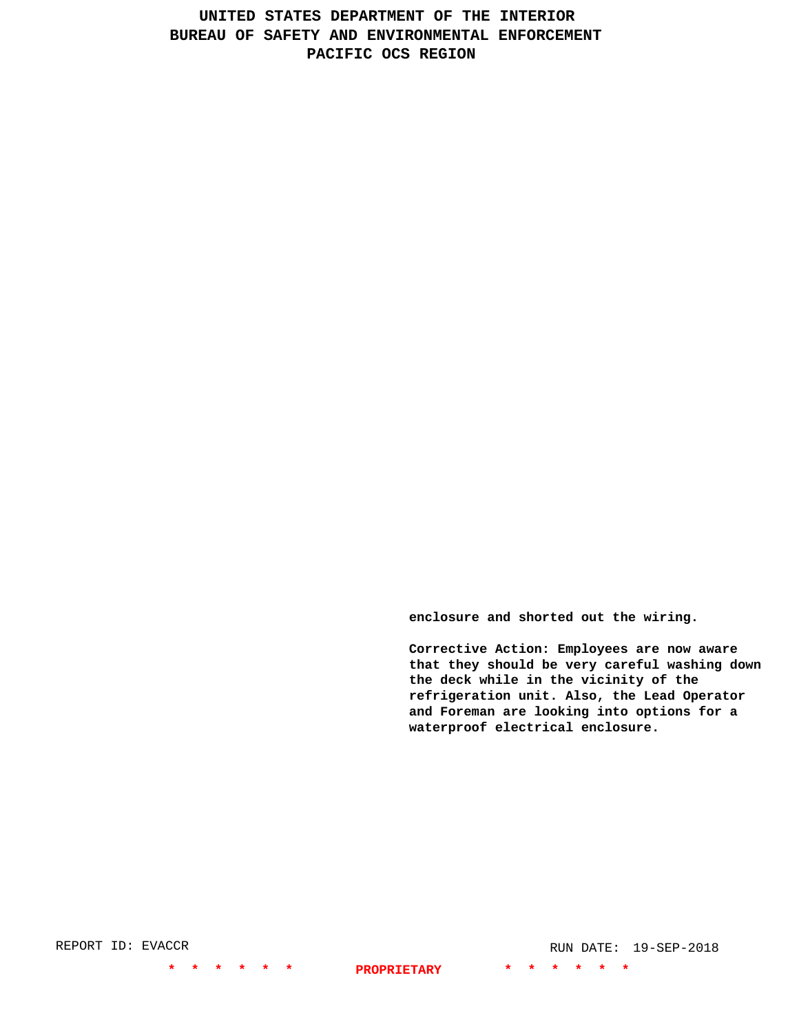enclosure and shorted out the wiring.

Corrective Action: Employees are now aware that they should be very careful washing down the deck while in the vicinity of the refrigeration unit. Also, the Lead Operator and Foreman are looking into options for a waterproof electrical enclosure.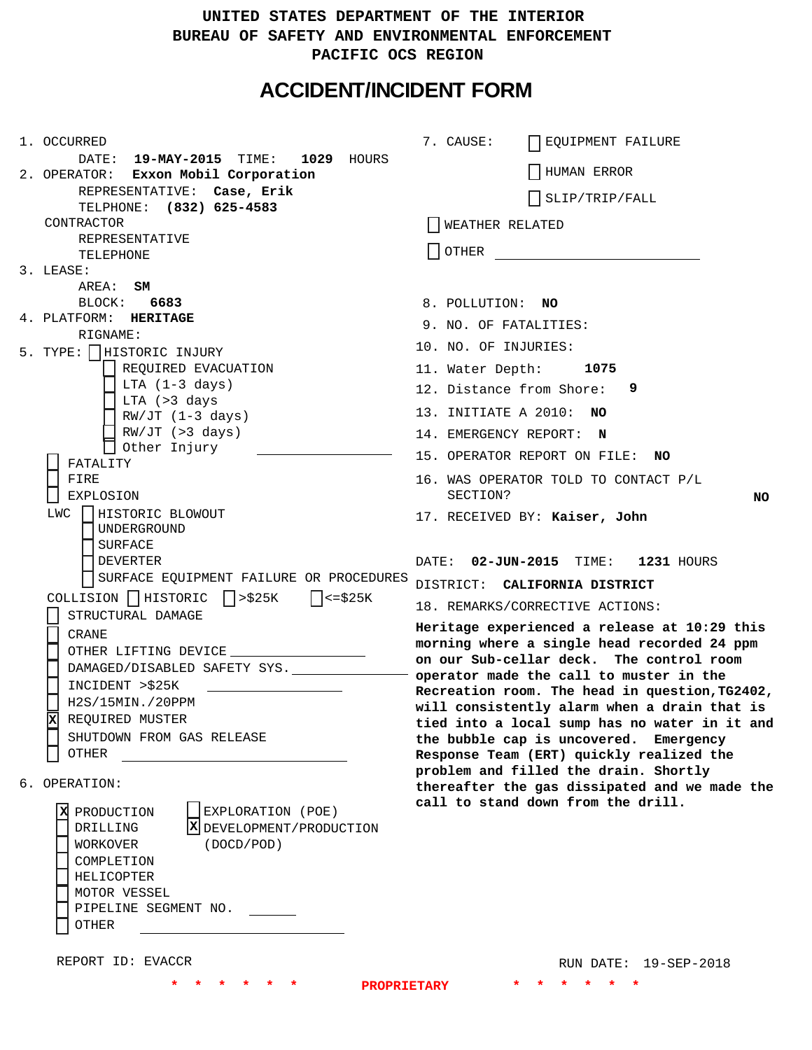UNITED STATES DEPARTMENT OF THE INTERIOR
BUREAU OF SAFETY AND ENVIRONMENTAL ENFORCEMENT
PACIFIC OCS REGION

# ACCIDENT/INCIDENT FORM

1. OCCURRED
   DATE: **19-MAY-2015** TIME: **1029** HOURS
2. OPERATOR: **Exxon Mobil Corporation**
   REPRESENTATIVE: **Case, Erik**
   TELPHONE: **(832) 625-4583**
   CONTRACTOR
   REPRESENTATIVE
   TELEPHONE
3. LEASE:
   AREA: **SM**
   BLOCK: **6683**
4. PLATFORM: **HERITAGE**
   RIGNAME:
5. TYPE:
   - [ ] HISTORIC INJURY
     - [ ] REQUIRED EVACUATION
     - [ ] LTA (1-3 days)
     - [ ] LTA (>3 days
     - [ ] RW/JT (1-3 days)
     - [ ] RW/JT (>3 days)
     - [ ] Other Injury ______________
   - [ ] FATALITY
   - [ ] FIRE
   - [ ] EXPLOSION
   - LWC
     - [ ] HISTORIC BLOWOUT
     - [ ] UNDERGROUND
     - [ ] SURFACE
     - [ ] DEVERTER
     - [ ] SURFACE EQUIPMENT FAILURE OR PROCEDURES
   - COLLISION [ ] HISTORIC [ ] >$25K [ ] <=$25K
   - [ ] STRUCTURAL DAMAGE
   - [ ] CRANE
   - [ ] OTHER LIFTING DEVICE ______________
   - [ ] DAMAGED/DISABLED SAFETY SYS. ______________
   - [ ] INCIDENT >$25K ______________
   - [ ] H2S/15MIN./20PPM
   - [x] REQUIRED MUSTER
   - [ ] SHUTDOWN FROM GAS RELEASE
   - [ ] OTHER ______________
6. OPERATION:
   - [x] PRODUCTION
   - [ ] DRILLING
   - [ ] WORKOVER
   - [ ] COMPLETION
   - [ ] HELICOPTER
   - [ ] MOTOR VESSEL
   - [ ] PIPELINE SEGMENT NO. ______
   - [ ] OTHER ______________
   - [ ] EXPLORATION (POE)
   - [x] DEVELOPMENT/PRODUCTION (DOCD/POD)
7. CAUSE:
   - [ ] EQUIPMENT FAILURE
   - [ ] HUMAN ERROR
   - [ ] SLIP/TRIP/FALL
   - [ ] WEATHER RELATED
   - [ ] OTHER ______________
8. POLLUTION: **NO**
9. NO. OF FATALITIES:
10. NO. OF INJURIES:
11. Water Depth: **1075**
12. Distance from Shore: **9**
13. INITIATE A 2010: **NO**
14. EMERGENCY REPORT: **N**
15. OPERATOR REPORT ON FILE: **NO**
16. WAS OPERATOR TOLD TO CONTACT P/L SECTION? **NO**
17. RECEIVED BY: **Kaiser, John**

DATE: **02-JUN-2015** TIME: **1231** HOURS

DISTRICT: **CALIFORNIA DISTRICT**

18. REMARKS/CORRECTIVE ACTIONS:

**Heritage experienced a release at 10:29 this morning where a single head recorded 24 ppm on our Sub-cellar deck. The control room operator made the call to muster in the Recreation room. The head in question,TG2402, will consistently alarm when a drain that is tied into a local sump has no water in it and the bubble cap is uncovered. Emergency Response Team (ERT) quickly realized the problem and filled the drain. Shortly thereafter the gas dissipated and we made the call to stand down from the drill.**

REPORT ID: EVACCR

RUN DATE: 19-SEP-2018

\* \* \* \* \* \* PROPRIETARY \* \* \* \* \* \*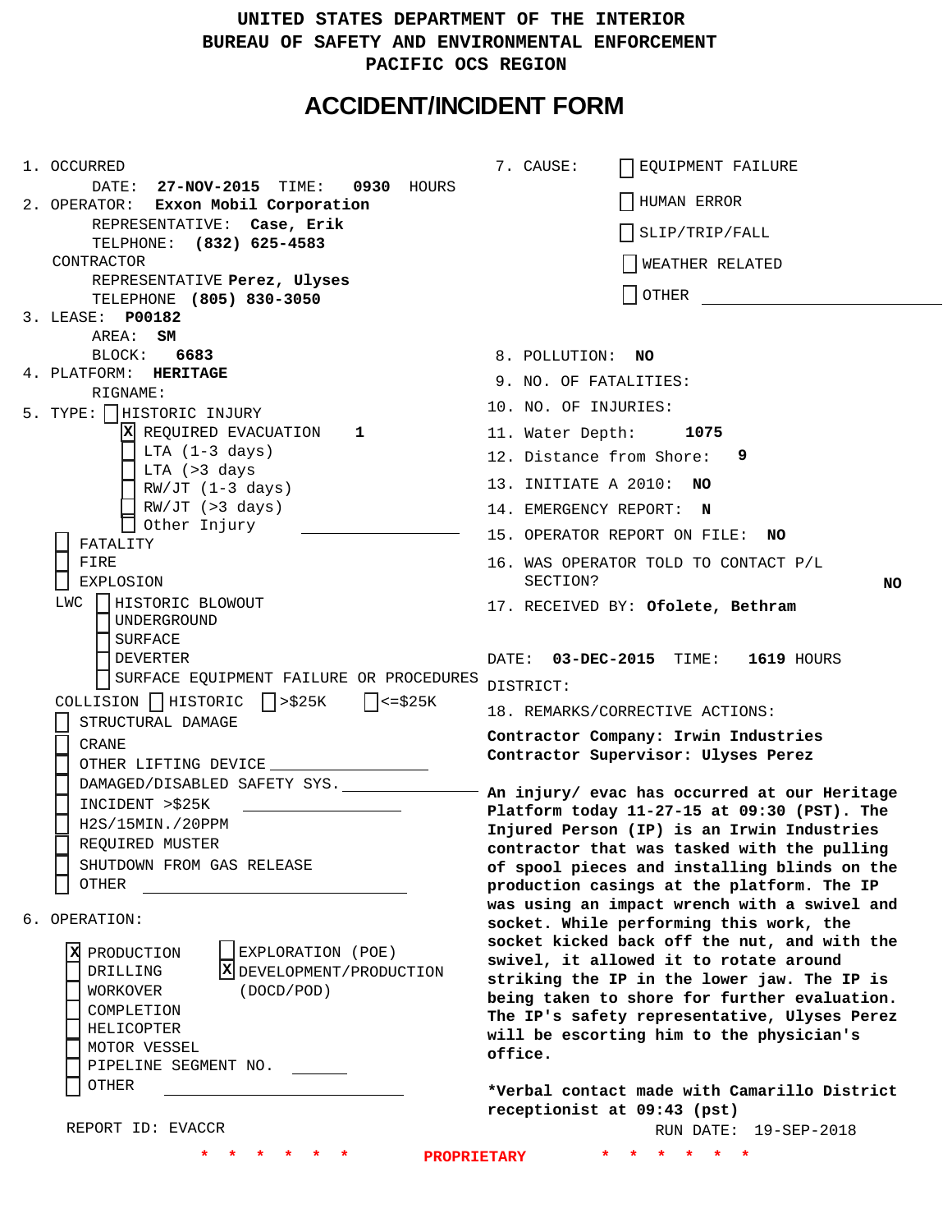# UNITED STATES DEPARTMENT OF THE INTERIOR
# BUREAU OF SAFETY AND ENVIRONMENTAL ENFORCEMENT
# PACIFIC OCS REGION

## ACCIDENT/INCIDENT FORM

1. OCCURRED
   DATE: **27-NOV-2015** TIME: **0930** HOURS
2. OPERATOR: **Exxon Mobil Corporation**
   REPRESENTATIVE: **Case, Erik**
   TELPHONE: **(832) 625-4583**
   CONTRACTOR
   REPRESENTATIVE **Perez, Ulyses**
   TELEPHONE **(805) 830-3050**
3. LEASE: **P00182**
   AREA: **SM**
   BLOCK: **6683**
4. PLATFORM: **HERITAGE**
   RIGNAME:
5. TYPE: [ ] HISTORIC INJURY
   - [X] REQUIRED EVACUATION **1**
   - [ ] LTA (1-3 days)
   - [ ] LTA (>3 days
   - [ ] RW/JT (1-3 days)
   - [ ] RW/JT (>3 days)
   - [ ] Other Injury ____________
   - [ ] FATALITY
   - [ ] FIRE
   - [ ] EXPLOSION
   - LWC [ ] HISTORIC BLOWOUT
     - [ ] UNDERGROUND
     - [ ] SURFACE
     - [ ] DEVERTER
     - [ ] SURFACE EQUIPMENT FAILURE OR PROCEDURES
   - COLLISION [ ] HISTORIC [ ] >$25K [ ] <=$25K
   - [ ] STRUCTURAL DAMAGE
   - [ ] CRANE
   - [ ] OTHER LIFTING DEVICE ____________
   - [ ] DAMAGED/DISABLED SAFETY SYS. ____________
   - [ ] INCIDENT >$25K ____________
   - [ ] H2S/15MIN./20PPM
   - [ ] REQUIRED MUSTER
   - [ ] SHUTDOWN FROM GAS RELEASE
   - [ ] OTHER ____________
6. OPERATION:
   - [X] PRODUCTION
   - [ ] DRILLING
   - [ ] WORKOVER
   - [ ] COMPLETION
   - [ ] HELICOPTER
   - [ ] MOTOR VESSEL
   - [ ] PIPELINE SEGMENT NO. ______
   - [ ] OTHER ____________
   - [ ] EXPLORATION (POE)
   - [X] DEVELOPMENT/PRODUCTION (DOCD/POD)

7. CAUSE:
   - [ ] EQUIPMENT FAILURE
   - [ ] HUMAN ERROR
   - [ ] SLIP/TRIP/FALL
   - [ ] WEATHER RELATED
   - [ ] OTHER ____________
8. POLLUTION: **NO**
9. NO. OF FATALITIES:
10. NO. OF INJURIES:
11. Water Depth: **1075**
12. Distance from Shore: **9**
13. INITIATE A 2010: **NO**
14. EMERGENCY REPORT: **N**
15. OPERATOR REPORT ON FILE: **NO**
16. WAS OPERATOR TOLD TO CONTACT P/L SECTION? **NO**
17. RECEIVED BY: **Ofolete, Bethram**

DATE: **03-DEC-2015** TIME: **1619** HOURS

DISTRICT:

18. REMARKS/CORRECTIVE ACTIONS:

**Contractor Company: Irwin Industries**
**Contractor Supervisor: Ulyses Perez**

**An injury/ evac has occurred at our Heritage Platform today 11-27-15 at 09:30 (PST). The Injured Person (IP) is an Irwin Industries contractor that was tasked with the pulling of spool pieces and installing blinds on the production casings at the platform. The IP was using an impact wrench with a swivel and socket. While performing this work, the socket kicked back off the nut, and with the swivel, it allowed it to rotate around striking the IP in the lower jaw. The IP is being taken to shore for further evaluation. The IP's safety representative, Ulyses Perez will be escorting him to the physician's office.**

**\*Verbal contact made with Camarillo District receptionist at 09:43 (pst)**

REPORT ID: EVACCR

RUN DATE: 19-SEP-2018

\* \* \* \* \* \* PROPRIETARY \* \* \* \* \* \*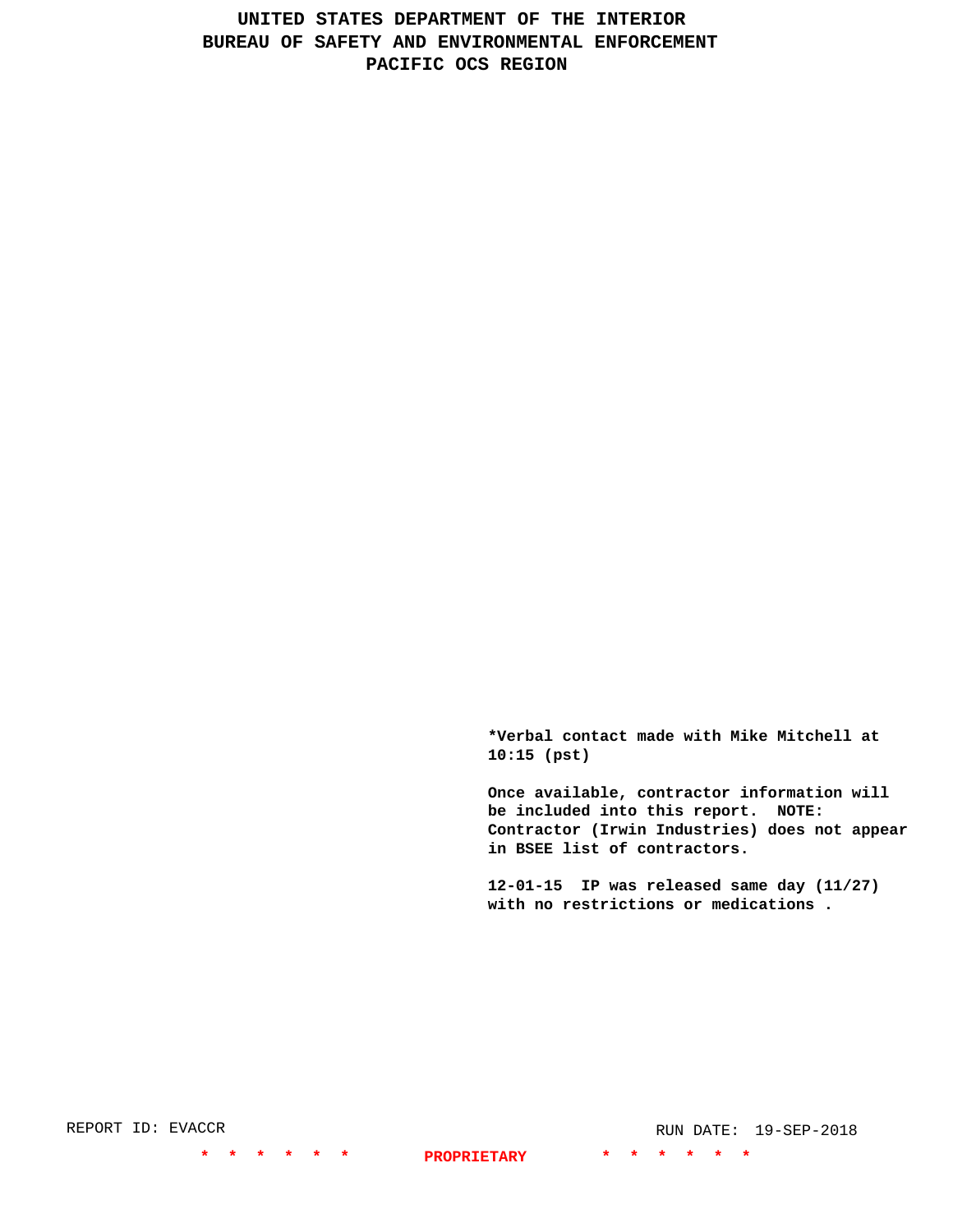*Verbal contact made with Mike Mitchell at 10:15 (pst)

Once available, contractor information will be included into this report. NOTE: Contractor (Irwin Industries) does not appear in BSEE list of contractors.

12-01-15 IP was released same day (11/27) with no restrictions or medications .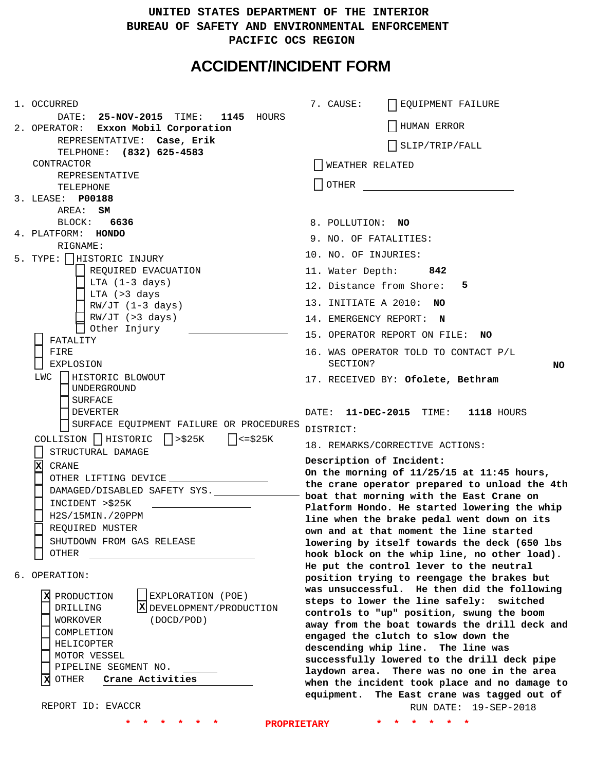UNITED STATES DEPARTMENT OF THE INTERIOR
BUREAU OF SAFETY AND ENVIRONMENTAL ENFORCEMENT
PACIFIC OCS REGION

# ACCIDENT/INCIDENT FORM

1. OCCURRED
   DATE: **25-NOV-2015** TIME: **1145** HOURS
2. OPERATOR: **Exxon Mobil Corporation**
   REPRESENTATIVE: **Case, Erik**
   TELPHONE: **(832) 625-4583**
   CONTRACTOR
   REPRESENTATIVE
   TELEPHONE
3. LEASE: **P00188**
   AREA: **SM**
   BLOCK: **6636**
4. PLATFORM: **HONDO**
   RIGNAME:
5. TYPE:
   - [ ] HISTORIC INJURY
     - [ ] REQUIRED EVACUATION
     - [ ] LTA (1-3 days)
     - [ ] LTA (>3 days
     - [ ] RW/JT (1-3 days)
     - [ ] RW/JT (>3 days)
     - [ ] Other Injury
   - [ ] FATALITY
   - [ ] FIRE
   - [ ] EXPLOSION
   - LWC
     - [ ] HISTORIC BLOWOUT
     - [ ] UNDERGROUND
     - [ ] SURFACE
     - [ ] DEVERTER
     - [ ] SURFACE EQUIPMENT FAILURE OR PROCEDURES
   - COLLISION [ ] HISTORIC [ ] >$25K [ ] <=$25K
   - [ ] STRUCTURAL DAMAGE
   - [x] CRANE
   - [ ] OTHER LIFTING DEVICE
   - [ ] DAMAGED/DISABLED SAFETY SYS.
   - [ ] INCIDENT >$25K
   - [ ] H2S/15MIN./20PPM
   - [ ] REQUIRED MUSTER
   - [ ] SHUTDOWN FROM GAS RELEASE
   - [ ] OTHER
6. OPERATION:
   - [x] PRODUCTION
   - [ ] DRILLING
   - [ ] WORKOVER
   - [ ] COMPLETION
   - [ ] HELICOPTER
   - [ ] MOTOR VESSEL
   - [ ] PIPELINE SEGMENT NO.
   - [x] OTHER **Crane Activities**
   - [ ] EXPLORATION (POE)
   - [x] DEVELOPMENT/PRODUCTION (DOCD/POD)

7. CAUSE:
   - [ ] EQUIPMENT FAILURE
   - [ ] HUMAN ERROR
   - [ ] SLIP/TRIP/FALL
   - [ ] WEATHER RELATED
   - [ ] OTHER
8. POLLUTION: **NO**
9. NO. OF FATALITIES:
10. NO. OF INJURIES:
11. Water Depth: **842**
12. Distance from Shore: **5**
13. INITIATE A 2010: **NO**
14. EMERGENCY REPORT: **N**
15. OPERATOR REPORT ON FILE: **NO**
16. WAS OPERATOR TOLD TO CONTACT P/L SECTION? **NO**
17. RECEIVED BY: **Ofolete, Bethram**

DATE: **11-DEC-2015** TIME: **1118** HOURS
DISTRICT:

18. REMARKS/CORRECTIVE ACTIONS:

**Description of Incident:**
**On the morning of 11/25/15 at 11:45 hours, the crane operator prepared to unload the 4th boat that morning with the East Crane on Platform Hondo. He started lowering the whip line when the brake pedal went down on its own and at that moment the line started lowering by itself towards the deck (650 lbs hook block on the whip line, no other load). He put the control lever to the neutral position trying to reengage the brakes but was unsuccessful. He then did the following steps to lower the line safely: switched controls to "up" position, swung the boom away from the boat towards the drill deck and engaged the clutch to slow down the descending whip line. The line was successfully lowered to the drill deck pipe laydown area. There was no one in the area when the incident took place and no damage to equipment. The East crane was tagged out of**

REPORT ID: EVACCR RUN DATE: 19-SEP-2018

PROPRIETARY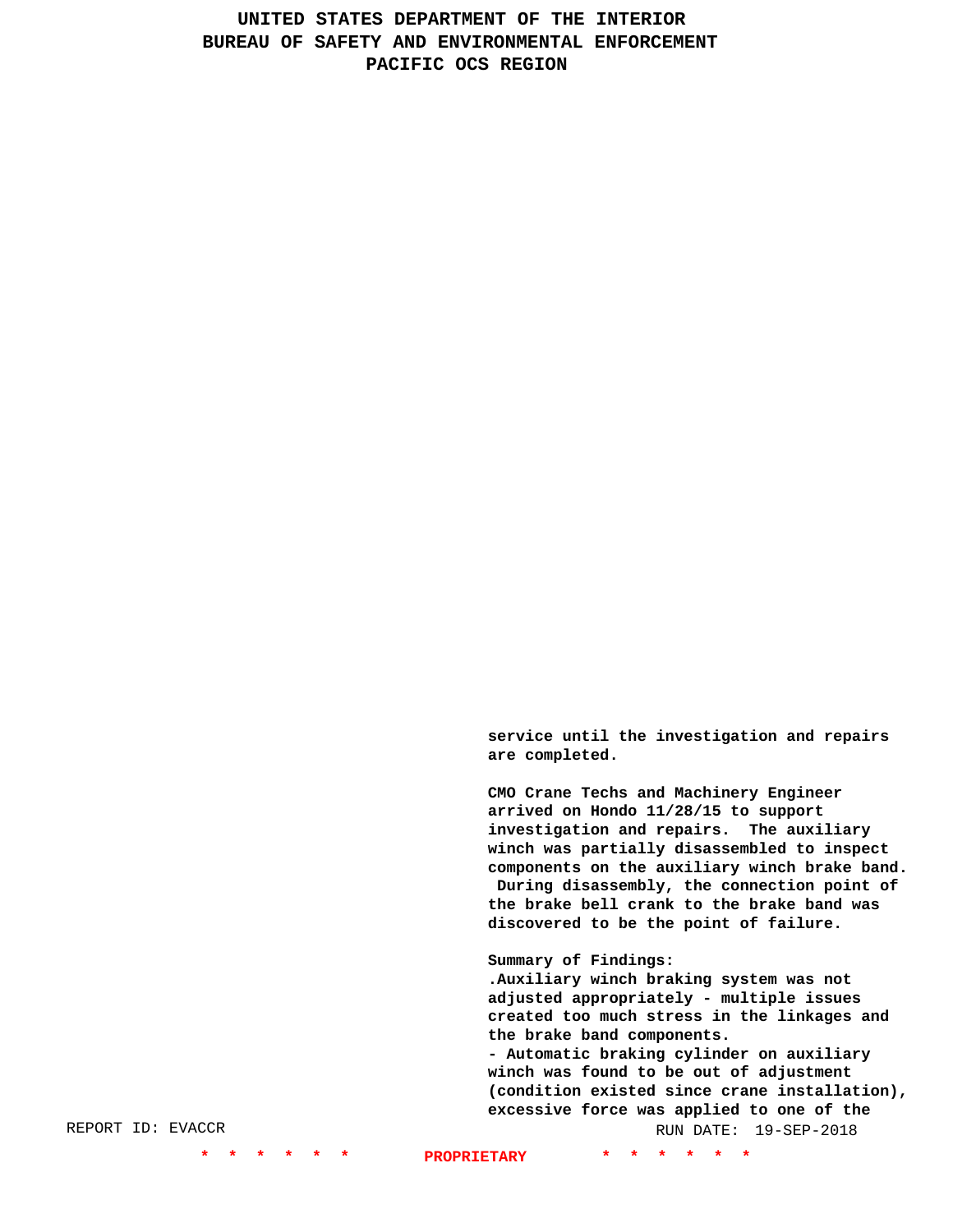service until the investigation and repairs are completed.

CMO Crane Techs and Machinery Engineer arrived on Hondo 11/28/15 to support investigation and repairs. The auxiliary winch was partially disassembled to inspect components on the auxiliary winch brake band. During disassembly, the connection point of the brake bell crank to the brake band was discovered to be the point of failure.

Summary of Findings:
.Auxiliary winch braking system was not adjusted appropriately - multiple issues created too much stress in the linkages and the brake band components.
- Automatic braking cylinder on auxiliary winch was found to be out of adjustment (condition existed since crane installation), excessive force was applied to one of the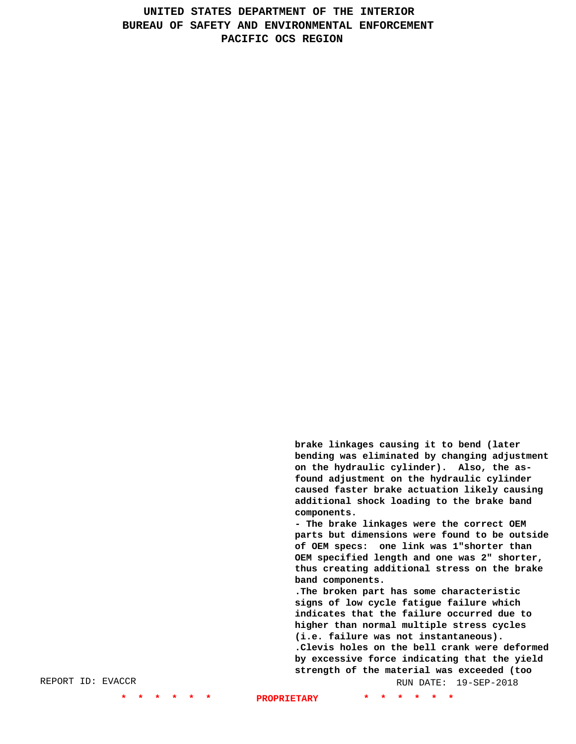brake linkages causing it to bend (later bending was eliminated by changing adjustment on the hydraulic cylinder). Also, the as-found adjustment on the hydraulic cylinder caused faster brake actuation likely causing additional shock loading to the brake band components.

- The brake linkages were the correct OEM parts but dimensions were found to be outside of OEM specs: one link was 1"shorter than OEM specified length and one was 2" shorter, thus creating additional stress on the brake band components.

.The broken part has some characteristic signs of low cycle fatigue failure which indicates that the failure occurred due to higher than normal multiple stress cycles (i.e. failure was not instantaneous).

.Clevis holes on the bell crank were deformed by excessive force indicating that the yield strength of the material was exceeded (too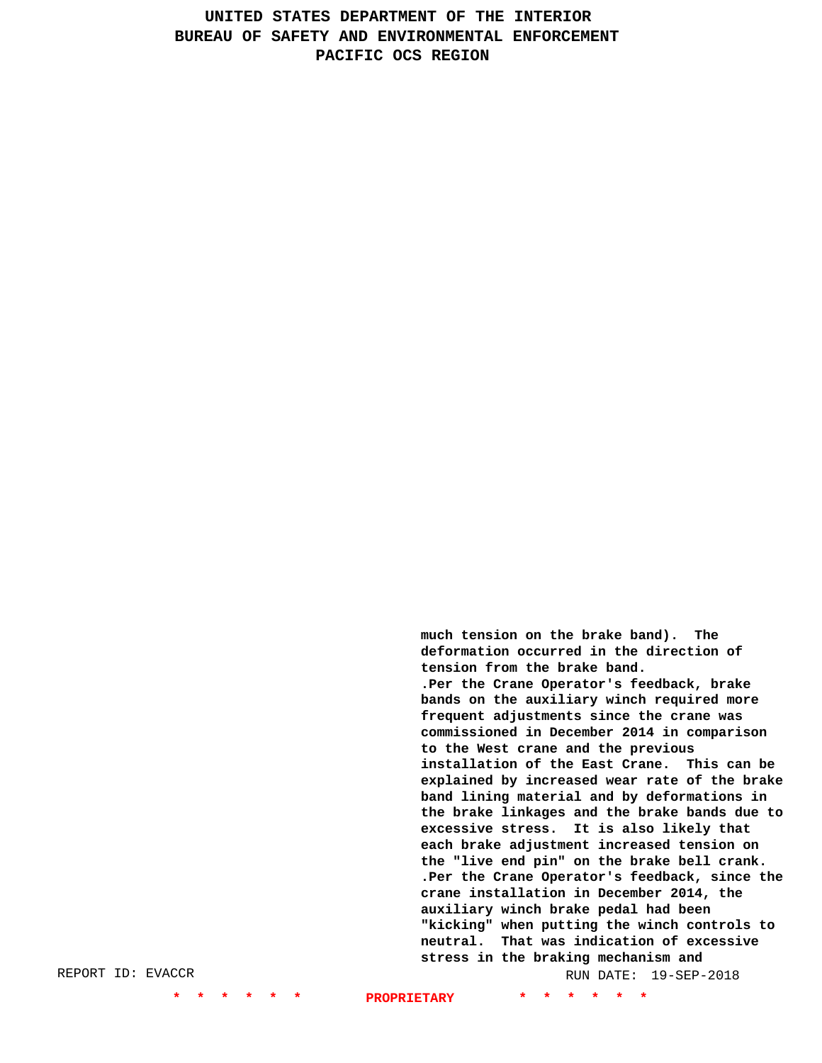much tension on the brake band). The deformation occurred in the direction of tension from the brake band.

.Per the Crane Operator's feedback, brake bands on the auxiliary winch required more frequent adjustments since the crane was commissioned in December 2014 in comparison to the West crane and the previous installation of the East Crane. This can be explained by increased wear rate of the brake band lining material and by deformations in the brake linkages and the brake bands due to excessive stress. It is also likely that each brake adjustment increased tension on the "live end pin" on the brake bell crank.

.Per the Crane Operator's feedback, since the crane installation in December 2014, the auxiliary winch brake pedal had been "kicking" when putting the winch controls to neutral. That was indication of excessive stress in the braking mechanism and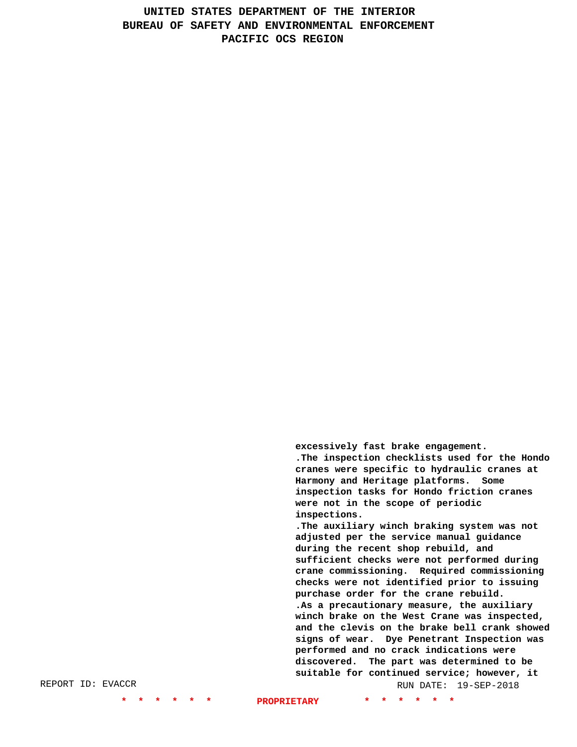excessively fast brake engagement.
.The inspection checklists used for the Hondo cranes were specific to hydraulic cranes at Harmony and Heritage platforms. Some inspection tasks for Hondo friction cranes were not in the scope of periodic inspections.
.The auxiliary winch braking system was not adjusted per the service manual guidance during the recent shop rebuild, and sufficient checks were not performed during crane commissioning. Required commissioning checks were not identified prior to issuing purchase order for the crane rebuild.
.As a precautionary measure, the auxiliary winch brake on the West Crane was inspected, and the clevis on the brake bell crank showed signs of wear. Dye Penetrant Inspection was performed and no crack indications were discovered. The part was determined to be suitable for continued service; however, it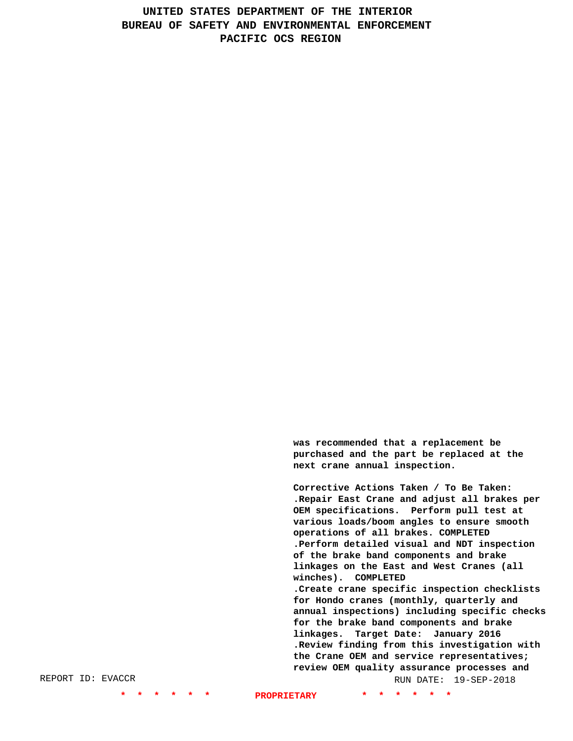was recommended that a replacement be purchased and the part be replaced at the next crane annual inspection.

Corrective Actions Taken / To Be Taken:
.Repair East Crane and adjust all brakes per OEM specifications.  Perform pull test at various loads/boom angles to ensure smooth operations of all brakes. COMPLETED
.Perform detailed visual and NDT inspection of the brake band components and brake linkages on the East and West Cranes (all winches).  COMPLETED
.Create crane specific inspection checklists for Hondo cranes (monthly, quarterly and annual inspections) including specific checks for the brake band components and brake linkages.  Target Date:  January 2016
.Review finding from this investigation with the Crane OEM and service representatives; review OEM quality assurance processes and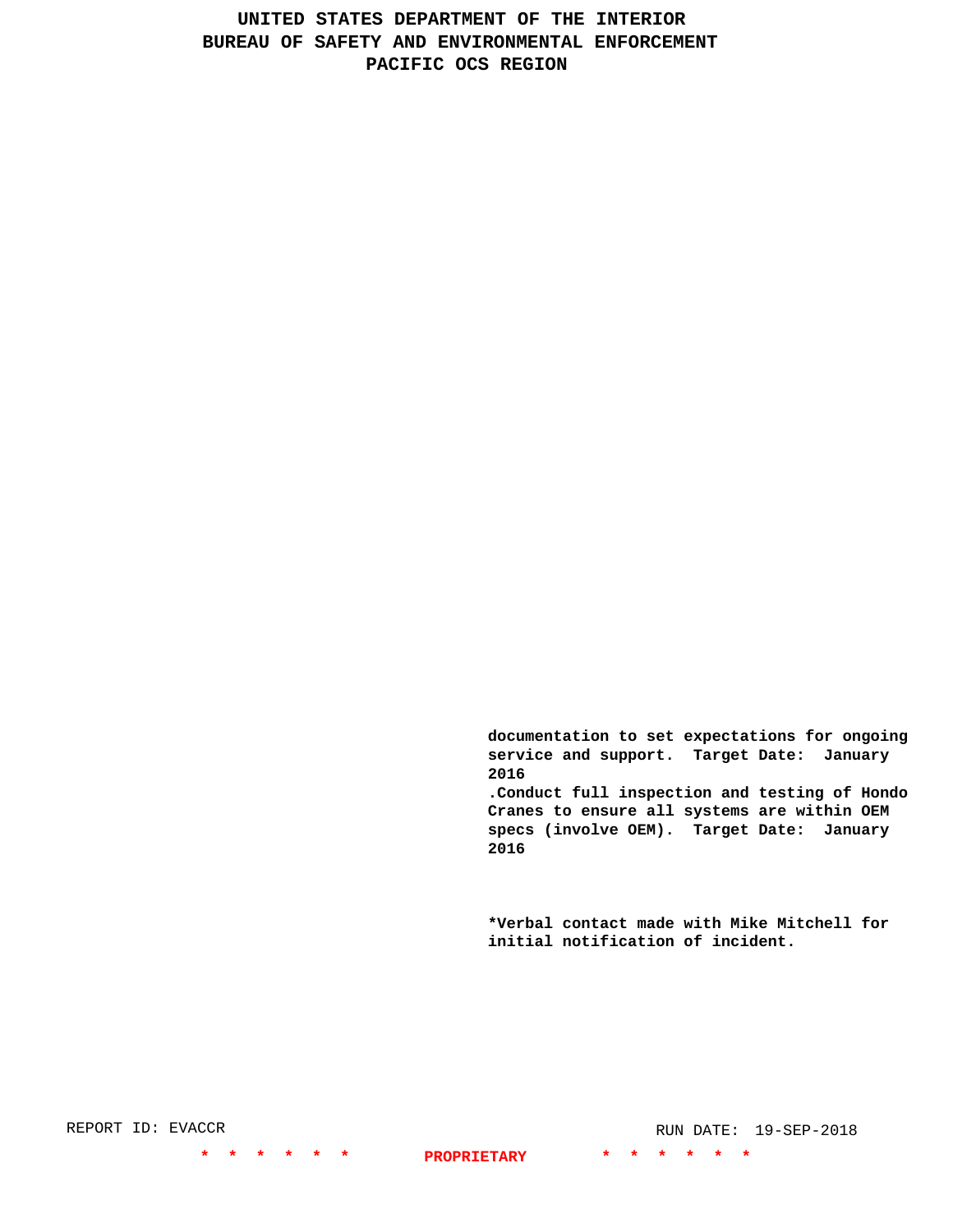documentation to set expectations for ongoing service and support.  Target Date:  January 2016

.Conduct full inspection and testing of Hondo Cranes to ensure all systems are within OEM specs (involve OEM).  Target Date:  January 2016

*Verbal contact made with Mike Mitchell for initial notification of incident.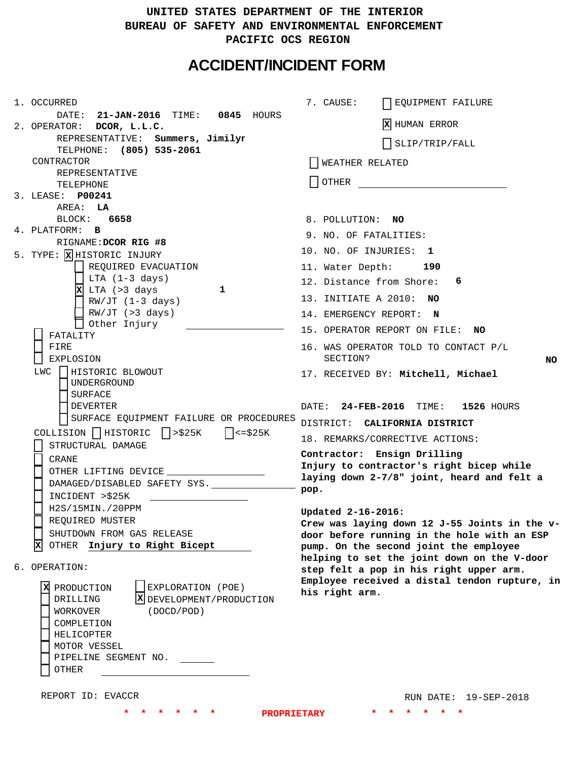UNITED STATES DEPARTMENT OF THE INTERIOR
BUREAU OF SAFETY AND ENVIRONMENTAL ENFORCEMENT
PACIFIC OCS REGION

# ACCIDENT/INCIDENT FORM

1. OCCURRED
   DATE: **21-JAN-2016** TIME: **0845** HOURS
2. OPERATOR: **DCOR, L.L.C.**
   REPRESENTATIVE: **Summers, Jimilyr**
   TELPHONE: **(805) 535-2061**
   CONTRACTOR
   REPRESENTATIVE
   TELEPHONE
3. LEASE: **P00241**
   AREA: **LA**
   BLOCK: **6658**
4. PLATFORM: **B**
   RIGNAME: **DCOR RIG #8**
5. TYPE: [X] HISTORIC INJURY
   - [ ] REQUIRED EVACUATION
   - [ ] LTA (1-3 days)
   - [X] LTA (>3 days **1**
   - [ ] RW/JT (1-3 days)
   - [ ] RW/JT (>3 days)
   - [ ] Other Injury
   - [ ] FATALITY
   - [ ] FIRE
   - [ ] EXPLOSION
   - LWC [ ] HISTORIC BLOWOUT
     - [ ] UNDERGROUND
     - [ ] SURFACE
     - [ ] DEVERTER
     - [ ] SURFACE EQUIPMENT FAILURE OR PROCEDURES
   - COLLISION [ ] HISTORIC [ ] >$25K [ ] <=$25K
   - [ ] STRUCTURAL DAMAGE
   - [ ] CRANE
   - [ ] OTHER LIFTING DEVICE
   - [ ] DAMAGED/DISABLED SAFETY SYS.
   - [ ] INCIDENT >$25K
   - [ ] H2S/15MIN./20PPM
   - [ ] REQUIRED MUSTER
   - [ ] SHUTDOWN FROM GAS RELEASE
   - [X] OTHER **Injury to Right Bicept**
6. OPERATION:
   - [X] PRODUCTION
   - [ ] DRILLING
   - [ ] WORKOVER
   - [ ] COMPLETION
   - [ ] HELICOPTER
   - [ ] MOTOR VESSEL
   - [ ] PIPELINE SEGMENT NO.
   - [ ] OTHER
   - [ ] EXPLORATION (POE)
   - [X] DEVELOPMENT/PRODUCTION (DOCD/POD)

7. CAUSE:
   - [ ] EQUIPMENT FAILURE
   - [X] HUMAN ERROR
   - [ ] SLIP/TRIP/FALL
   - [ ] WEATHER RELATED
   - [ ] OTHER
8. POLLUTION: **NO**
9. NO. OF FATALITIES:
10. NO. OF INJURIES: **1**
11. Water Depth: **190**
12. Distance from Shore: **6**
13. INITIATE A 2010: **NO**
14. EMERGENCY REPORT: **N**
15. OPERATOR REPORT ON FILE: **NO**
16. WAS OPERATOR TOLD TO CONTACT P/L SECTION? **NO**
17. RECEIVED BY: **Mitchell, Michael**

DATE: **24-FEB-2016** TIME: **1526** HOURS
DISTRICT: **CALIFORNIA DISTRICT**

18. REMARKS/CORRECTIVE ACTIONS:

**Contractor: Ensign Drilling**
**Injury to contractor's right bicep while laying down 2-7/8" joint, heard and felt a pop.**

**Updated 2-16-2016:**
**Crew was laying down 12 J-55 Joints in the v-door before running in the hole with an ESP pump. On the second joint the employee helping to set the joint down on the V-door step felt a pop in his right upper arm. Employee received a distal tendon rupture, in his right arm.**

REPORT ID: EVACCR

RUN DATE: 19-SEP-2018

\* \* \* \* \* \* PROPRIETARY \* \* \* \* \* \*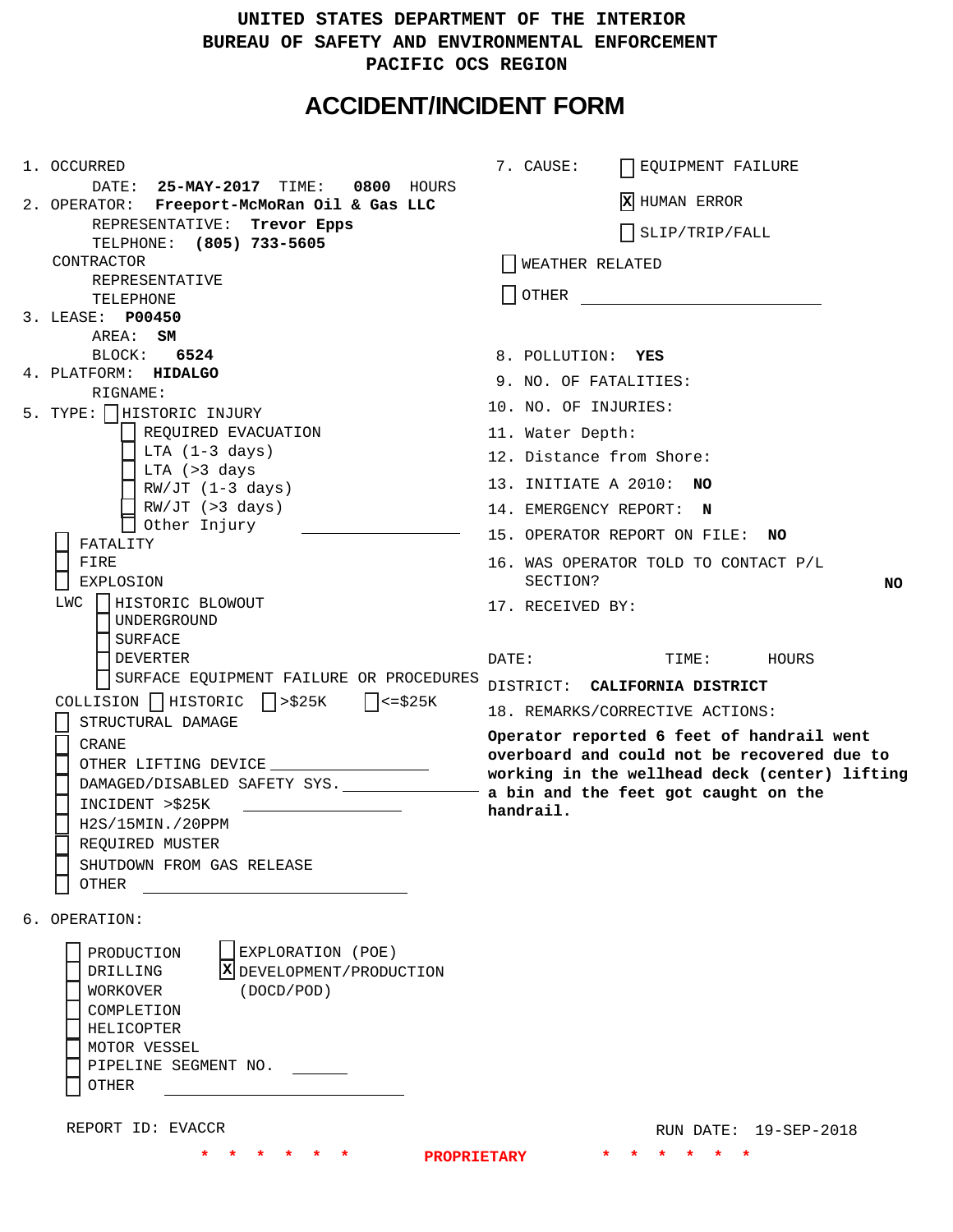# UNITED STATES DEPARTMENT OF THE INTERIOR
# BUREAU OF SAFETY AND ENVIRONMENTAL ENFORCEMENT
# PACIFIC OCS REGION

## ACCIDENT/INCIDENT FORM

1. OCCURRED
   DATE: **25-MAY-2017** TIME: **0800** HOURS
2. OPERATOR: **Freeport-McMoRan Oil & Gas LLC**
   REPRESENTATIVE: **Trevor Epps**
   TELPHONE: **(805) 733-5605**
   CONTRACTOR
   REPRESENTATIVE
   TELEPHONE
3. LEASE: **P00450**
   AREA: **SM**
   BLOCK: **6524**
4. PLATFORM: **HIDALGO**
   RIGNAME:
5. TYPE:
   - [ ] HISTORIC INJURY
   - [ ] REQUIRED EVACUATION
   - [ ] LTA (1-3 days)
   - [ ] LTA (>3 days
   - [ ] RW/JT (1-3 days)
   - [ ] RW/JT (>3 days)
   - [ ] Other Injury ______
   - [ ] FATALITY
   - [ ] FIRE
   - [ ] EXPLOSION
   - LWC
     - [ ] HISTORIC BLOWOUT
     - [ ] UNDERGROUND
     - [ ] SURFACE
     - [ ] DEVERTER
     - [ ] SURFACE EQUIPMENT FAILURE OR PROCEDURES
   - COLLISION [ ] HISTORIC [ ] >$25K [ ] <=$25K
   - [ ] STRUCTURAL DAMAGE
   - [ ] CRANE
   - [ ] OTHER LIFTING DEVICE ______
   - [ ] DAMAGED/DISABLED SAFETY SYS. ______
   - [ ] INCIDENT >$25K ______
   - [ ] H2S/15MIN./20PPM
   - [ ] REQUIRED MUSTER
   - [ ] SHUTDOWN FROM GAS RELEASE
   - [ ] OTHER ______
6. OPERATION:
   - [ ] PRODUCTION
   - [ ] DRILLING
   - [ ] WORKOVER
   - [ ] COMPLETION
   - [ ] HELICOPTER
   - [ ] MOTOR VESSEL
   - [ ] PIPELINE SEGMENT NO. ______
   - [ ] OTHER ______
   - [ ] EXPLORATION (POE)
   - [X] DEVELOPMENT/PRODUCTION (DOCD/POD)
7. CAUSE:
   - [ ] EQUIPMENT FAILURE
   - [X] HUMAN ERROR
   - [ ] SLIP/TRIP/FALL
   - [ ] WEATHER RELATED
   - [ ] OTHER ______
8. POLLUTION: **YES**
9. NO. OF FATALITIES:
10. NO. OF INJURIES:
11. Water Depth:
12. Distance from Shore:
13. INITIATE A 2010: **NO**
14. EMERGENCY REPORT: **N**
15. OPERATOR REPORT ON FILE: **NO**
16. WAS OPERATOR TOLD TO CONTACT P/L SECTION? **NO**
17. RECEIVED BY:

    DATE: TIME: HOURS

    DISTRICT: **CALIFORNIA DISTRICT**
18. REMARKS/CORRECTIVE ACTIONS:

**Operator reported 6 feet of handrail went overboard and could not be recovered due to working in the wellhead deck (center) lifting a bin and the feet got caught on the handrail.**

REPORT ID: EVACCR

RUN DATE: 19-SEP-2018

\* \* \* \* \* \* **PROPRIETARY** \* \* \* \* \* \*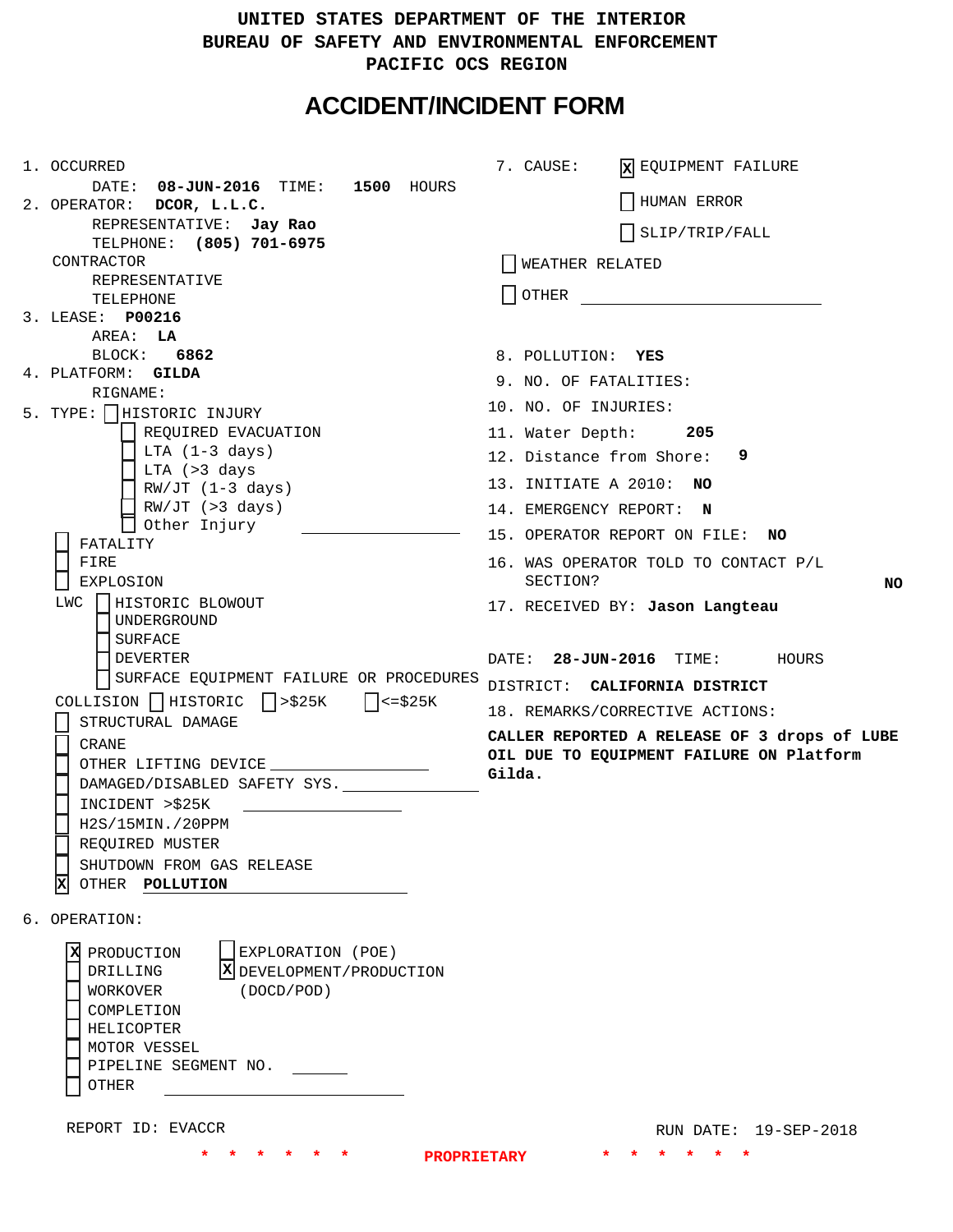UNITED STATES DEPARTMENT OF THE INTERIOR
BUREAU OF SAFETY AND ENVIRONMENTAL ENFORCEMENT
PACIFIC OCS REGION

# ACCIDENT/INCIDENT FORM

1. OCCURRED
   DATE: **08-JUN-2016** TIME: **1500** HOURS
2. OPERATOR: **DCOR, L.L.C.**
   REPRESENTATIVE: **Jay Rao**
   TELPHONE: **(805) 701-6975**
   CONTRACTOR
   REPRESENTATIVE
   TELEPHONE
3. LEASE: **P00216**
   AREA: **LA**
   BLOCK: **6862**
4. PLATFORM: **GILDA**
   RIGNAME:
5. TYPE:
   - [ ] HISTORIC INJURY
     - [ ] REQUIRED EVACUATION
     - [ ] LTA (1-3 days)
     - [ ] LTA (>3 days
     - [ ] RW/JT (1-3 days)
     - [ ] RW/JT (>3 days)
     - [ ] Other Injury
   - [ ] FATALITY
   - [ ] FIRE
   - [ ] EXPLOSION
   - LWC
     - [ ] HISTORIC BLOWOUT
     - [ ] UNDERGROUND
     - [ ] SURFACE
     - [ ] DEVERTER
     - [ ] SURFACE EQUIPMENT FAILURE OR PROCEDURES
   - COLLISION [ ] HISTORIC [ ] >$25K [ ] <=$25K
   - [ ] STRUCTURAL DAMAGE
   - [ ] CRANE
   - [ ] OTHER LIFTING DEVICE
   - [ ] DAMAGED/DISABLED SAFETY SYS.
   - [ ] INCIDENT >$25K
   - [ ] H2S/15MIN./20PPM
   - [ ] REQUIRED MUSTER
   - [ ] SHUTDOWN FROM GAS RELEASE
   - [X] OTHER **POLLUTION**
6. OPERATION:
   - [X] PRODUCTION
   - [ ] DRILLING
   - [ ] WORKOVER
   - [ ] COMPLETION
   - [ ] HELICOPTER
   - [ ] MOTOR VESSEL
   - [ ] PIPELINE SEGMENT NO.
   - [ ] OTHER
   - [ ] EXPLORATION (POE)
   - [X] DEVELOPMENT/PRODUCTION (DOCD/POD)

7. CAUSE:
   - [X] EQUIPMENT FAILURE
   - [ ] HUMAN ERROR
   - [ ] SLIP/TRIP/FALL
   - [ ] WEATHER RELATED
   - [ ] OTHER
8. POLLUTION: **YES**
9. NO. OF FATALITIES:
10. NO. OF INJURIES:
11. Water Depth: **205**
12. Distance from Shore: **9**
13. INITIATE A 2010: **NO**
14. EMERGENCY REPORT: **N**
15. OPERATOR REPORT ON FILE: **NO**
16. WAS OPERATOR TOLD TO CONTACT P/L SECTION? **NO**
17. RECEIVED BY: **Jason Langteau**

DATE: **28-JUN-2016** TIME: HOURS
DISTRICT: **CALIFORNIA DISTRICT**

18. REMARKS/CORRECTIVE ACTIONS:

**CALLER REPORTED A RELEASE OF 3 drops of LUBE OIL DUE TO EQUIPMENT FAILURE ON Platform Gilda.**

REPORT ID: EVACCR
RUN DATE: 19-SEP-2018

* * * * * * PROPRIETARY * * * * * *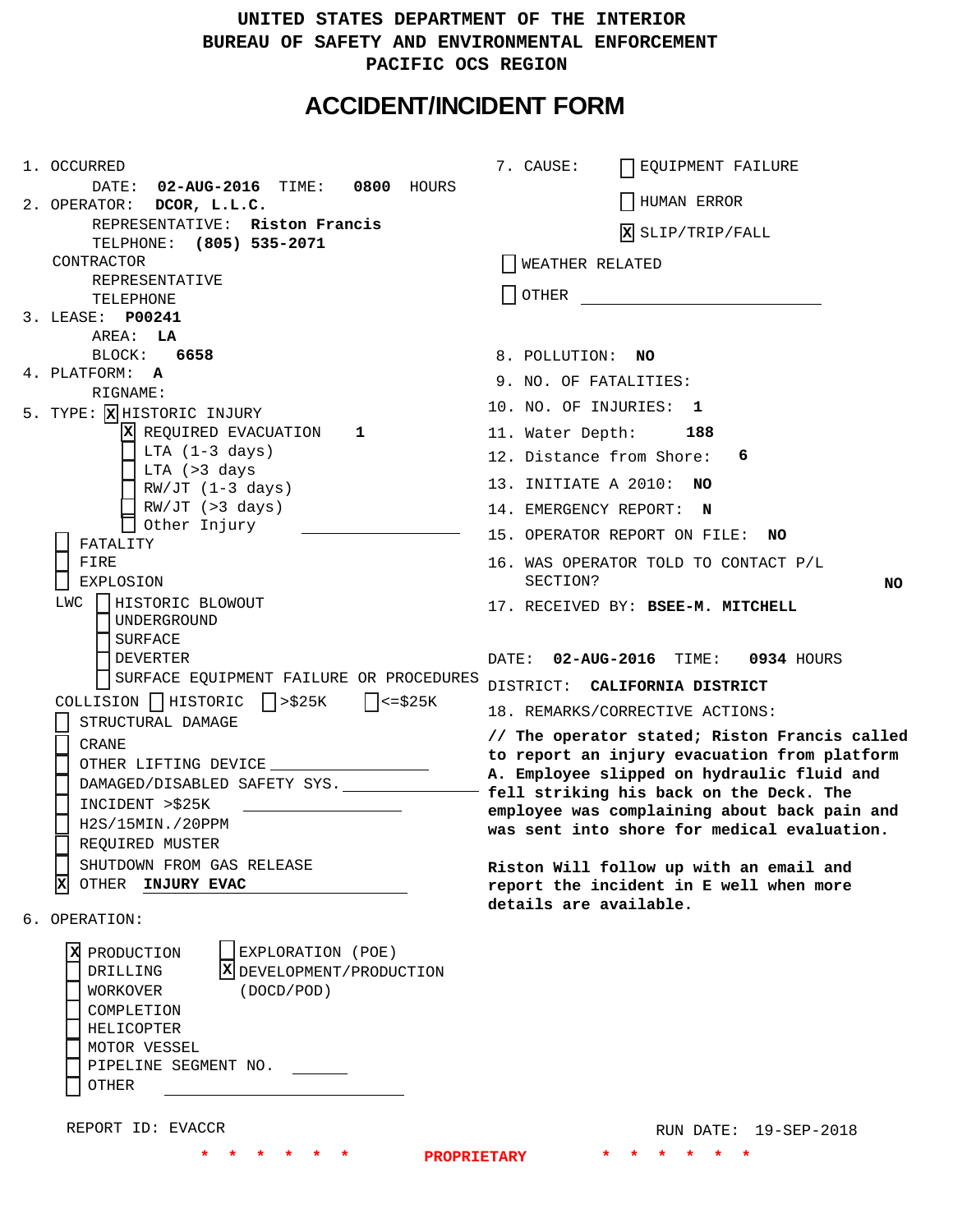UNITED STATES DEPARTMENT OF THE INTERIOR
BUREAU OF SAFETY AND ENVIRONMENTAL ENFORCEMENT
PACIFIC OCS REGION

# ACCIDENT/INCIDENT FORM

1. OCCURRED
   DATE: **02-AUG-2016** TIME: **0800** HOURS
2. OPERATOR: **DCOR, L.L.C.**
   REPRESENTATIVE: **Riston Francis**
   TELPHONE: **(805) 535-2071**
   CONTRACTOR
   REPRESENTATIVE
   TELEPHONE
3. LEASE: **P00241**
   AREA: **LA**
   BLOCK: **6658**
4. PLATFORM: **A**
   RIGNAME:
5. TYPE: [X] HISTORIC INJURY
   - [X] REQUIRED EVACUATION **1**
   - [ ] LTA (1-3 days)
   - [ ] LTA (>3 days
   - [ ] RW/JT (1-3 days)
   - [ ] RW/JT (>3 days)
   - [ ] Other Injury

   - [ ] FATALITY
   - [ ] FIRE
   - [ ] EXPLOSION

   LWC [ ] HISTORIC BLOWOUT
   - [ ] UNDERGROUND
   - [ ] SURFACE
   - [ ] DEVERTER
   - [ ] SURFACE EQUIPMENT FAILURE OR PROCEDURES

   COLLISION [ ] HISTORIC [ ] >$25K [ ] <=$25K
   - [ ] STRUCTURAL DAMAGE
   - [ ] CRANE
   - [ ] OTHER LIFTING DEVICE
   - [ ] DAMAGED/DISABLED SAFETY SYS.
   - [ ] INCIDENT >$25K
   - [ ] H2S/15MIN./20PPM
   - [ ] REQUIRED MUSTER
   - [ ] SHUTDOWN FROM GAS RELEASE
   - [X] OTHER **INJURY EVAC**
6. OPERATION:
   - [X] PRODUCTION
   - [ ] DRILLING
   - [ ] WORKOVER
   - [ ] COMPLETION
   - [ ] HELICOPTER
   - [ ] MOTOR VESSEL
   - [ ] PIPELINE SEGMENT NO.
   - [ ] OTHER
   - [ ] EXPLORATION (POE)
   - [X] DEVELOPMENT/PRODUCTION (DOCD/POD)
7. CAUSE:
   - [ ] EQUIPMENT FAILURE
   - [ ] HUMAN ERROR
   - [X] SLIP/TRIP/FALL
   - [ ] WEATHER RELATED
   - [ ] OTHER
8. POLLUTION: **NO**
9. NO. OF FATALITIES:
10. NO. OF INJURIES: **1**
11. Water Depth: **188**
12. Distance from Shore: **6**
13. INITIATE A 2010: **NO**
14. EMERGENCY REPORT: **N**
15. OPERATOR REPORT ON FILE: **NO**
16. WAS OPERATOR TOLD TO CONTACT P/L SECTION? **NO**
17. RECEIVED BY: **BSEE-M. MITCHELL**

    DATE: **02-AUG-2016** TIME: **0934** HOURS

    DISTRICT: **CALIFORNIA DISTRICT**
18. REMARKS/CORRECTIVE ACTIONS:

**// The operator stated; Riston Francis called to report an injury evacuation from platform A. Employee slipped on hydraulic fluid and fell striking his back on the Deck. The employee was complaining about back pain and was sent into shore for medical evaluation.**

**Riston Will follow up with an email and report the incident in E well when more details are available.**

REPORT ID: EVACCR

RUN DATE: 19-SEP-2018

\* \* \* \* \* \* \* **PROPRIETARY** \* \* \* \* \* \*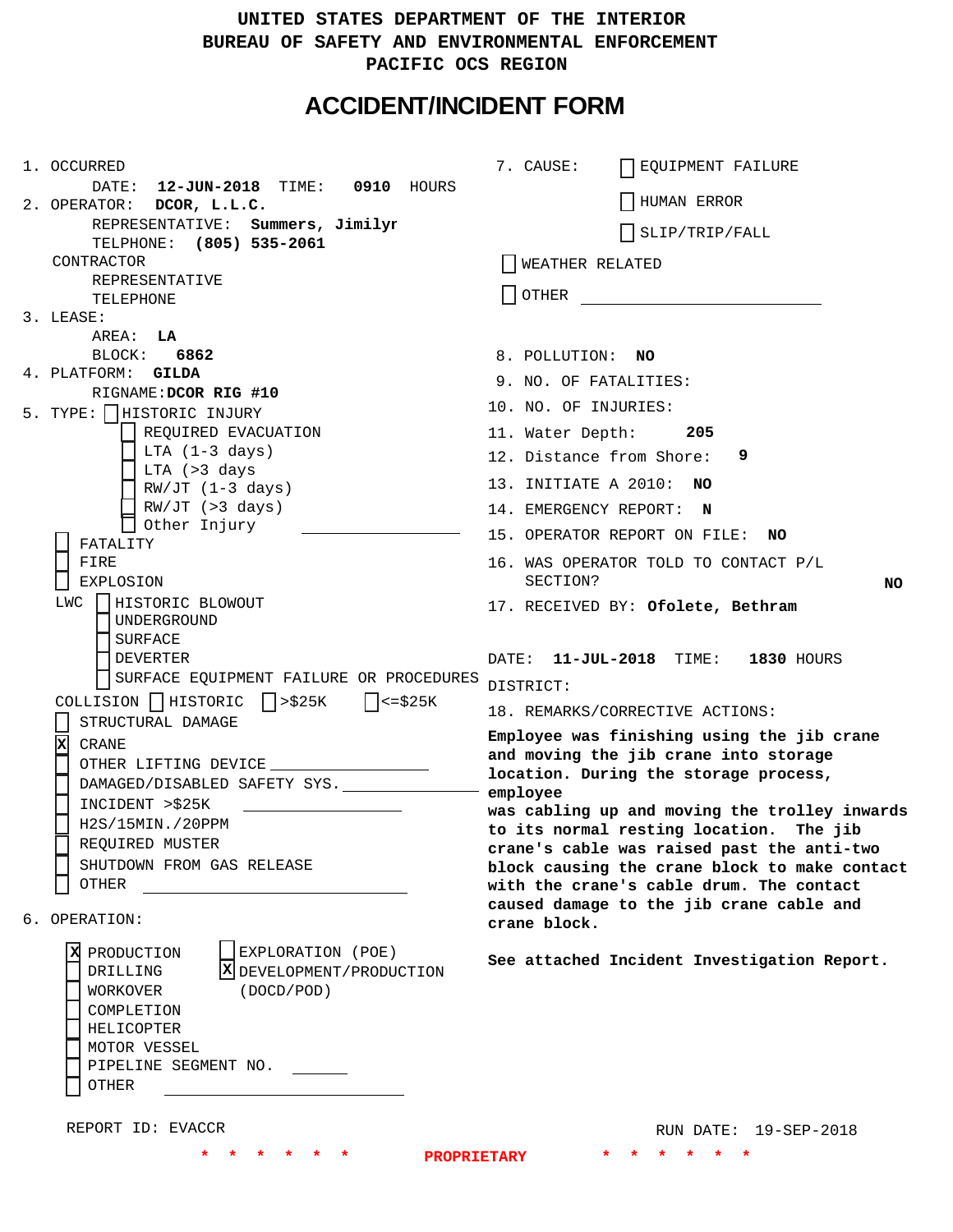UNITED STATES DEPARTMENT OF THE INTERIOR
BUREAU OF SAFETY AND ENVIRONMENTAL ENFORCEMENT
PACIFIC OCS REGION

# ACCIDENT/INCIDENT FORM

1. OCCURRED
   DATE: **12-JUN-2018** TIME: **0910** HOURS
2. OPERATOR: **DCOR, L.L.C.**
   REPRESENTATIVE: **Summers, Jimilyr**
   TELPHONE: **(805) 535-2061**
   CONTRACTOR
   REPRESENTATIVE
   TELEPHONE
3. LEASE:
   AREA: **LA**
   BLOCK: **6862**
4. PLATFORM: **GILDA**
   RIGNAME: **DCOR RIG #10**
5. TYPE:
   - [ ] HISTORIC INJURY
     - [ ] REQUIRED EVACUATION
     - [ ] LTA (1-3 days)
     - [ ] LTA (>3 days
     - [ ] RW/JT (1-3 days)
     - [ ] RW/JT (>3 days)
     - [ ] Other Injury \_\_\_\_\_\_\_\_\_\_\_\_
   - [ ] FATALITY
   - [ ] FIRE
   - [ ] EXPLOSION
   - LWC
     - [ ] HISTORIC BLOWOUT
     - [ ] UNDERGROUND
     - [ ] SURFACE
     - [ ] DEVERTER
     - [ ] SURFACE EQUIPMENT FAILURE OR PROCEDURES
   - COLLISION [ ] HISTORIC [ ] >$25K [ ] <=$25K
   - [ ] STRUCTURAL DAMAGE
   - [x] CRANE
   - [ ] OTHER LIFTING DEVICE \_\_\_\_\_\_\_\_\_\_\_\_
   - [ ] DAMAGED/DISABLED SAFETY SYS. \_\_\_\_\_\_\_\_\_\_\_\_
   - [ ] INCIDENT >$25K \_\_\_\_\_\_\_\_\_\_\_\_
   - [ ] H2S/15MIN./20PPM
   - [ ] REQUIRED MUSTER
   - [ ] SHUTDOWN FROM GAS RELEASE
   - [ ] OTHER \_\_\_\_\_\_\_\_\_\_\_\_
6. OPERATION:
   - [x] PRODUCTION
   - [ ] DRILLING
   - [ ] WORKOVER
   - [ ] COMPLETION
   - [ ] HELICOPTER
   - [ ] MOTOR VESSEL
   - [ ] PIPELINE SEGMENT NO. \_\_\_\_\_\_
   - [ ] OTHER \_\_\_\_\_\_\_\_\_\_\_\_
   - [ ] EXPLORATION (POE)
   - [x] DEVELOPMENT/PRODUCTION (DOCD/POD)

7. CAUSE:
   - [ ] EQUIPMENT FAILURE
   - [ ] HUMAN ERROR
   - [ ] SLIP/TRIP/FALL
   - [ ] WEATHER RELATED
   - [ ] OTHER \_\_\_\_\_\_\_\_\_\_\_\_
8. POLLUTION: **NO**
9. NO. OF FATALITIES:
10. NO. OF INJURIES:
11. Water Depth: **205**
12. Distance from Shore: **9**
13. INITIATE A 2010: **NO**
14. EMERGENCY REPORT: **N**
15. OPERATOR REPORT ON FILE: **NO**
16. WAS OPERATOR TOLD TO CONTACT P/L SECTION? **NO**
17. RECEIVED BY: **Ofolete, Bethram**

DATE: **11-JUL-2018** TIME: **1830** HOURS
DISTRICT:

18. REMARKS/CORRECTIVE ACTIONS:

**Employee was finishing using the jib crane and moving the jib crane into storage location. During the storage process, employee was cabling up and moving the trolley inwards to its normal resting location. The jib crane's cable was raised past the anti-two block causing the crane block to make contact with the crane's cable drum. The contact caused damage to the jib crane cable and crane block.**

**See attached Incident Investigation Report.**

REPORT ID: EVACCR RUN DATE: 19-SEP-2018

\* \* \* \* \* \* **PROPRIETARY** \* \* \* \* \* \*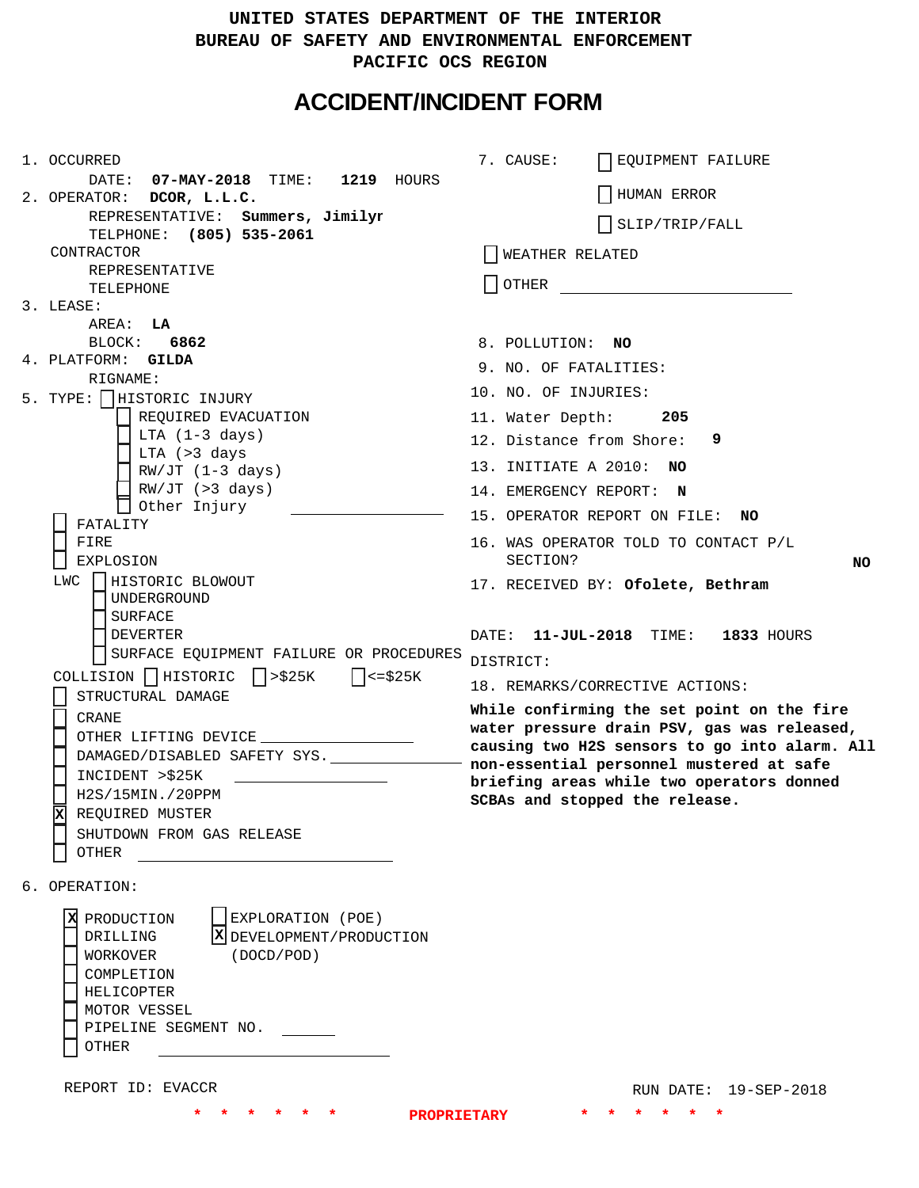# UNITED STATES DEPARTMENT OF THE INTERIOR
# BUREAU OF SAFETY AND ENVIRONMENTAL ENFORCEMENT
# PACIFIC OCS REGION

## ACCIDENT/INCIDENT FORM

1. OCCURRED
   DATE: **07-MAY-2018** TIME: **1219** HOURS
2. OPERATOR: **DCOR, L.L.C.**
   REPRESENTATIVE: **Summers, Jimilyr**
   TELPHONE: **(805) 535-2061**
   CONTRACTOR
   REPRESENTATIVE
   TELEPHONE
3. LEASE:
   AREA: **LA**
   BLOCK: **6862**
4. PLATFORM: **GILDA**
   RIGNAME:
5. TYPE:
   - [ ] HISTORIC INJURY
     - [ ] REQUIRED EVACUATION
     - [ ] LTA (1-3 days)
     - [ ] LTA (>3 days
     - [ ] RW/JT (1-3 days)
     - [ ] RW/JT (>3 days)
     - [ ] Other Injury ______
   - [ ] FATALITY
   - [ ] FIRE
   - [ ] EXPLOSION
   - LWC [ ] HISTORIC BLOWOUT
     - [ ] UNDERGROUND
     - [ ] SURFACE
     - [ ] DEVERTER
     - [ ] SURFACE EQUIPMENT FAILURE OR PROCEDURES
   - COLLISION [ ] HISTORIC [ ] >$25K [ ] <=$25K
   - [ ] STRUCTURAL DAMAGE
   - [ ] CRANE
   - [ ] OTHER LIFTING DEVICE ______
   - [ ] DAMAGED/DISABLED SAFETY SYS. ______
   - [ ] INCIDENT >$25K ______
   - [ ] H2S/15MIN./20PPM
   - [X] REQUIRED MUSTER
   - [ ] SHUTDOWN FROM GAS RELEASE
   - [ ] OTHER ______
6. OPERATION:
   - [X] PRODUCTION
   - [ ] DRILLING
   - [ ] WORKOVER
   - [ ] COMPLETION
   - [ ] HELICOPTER
   - [ ] MOTOR VESSEL
   - [ ] PIPELINE SEGMENT NO. ______
   - [ ] OTHER ______
   - [ ] EXPLORATION (POE)
   - [X] DEVELOPMENT/PRODUCTION (DOCD/POD)

7. CAUSE:
   - [ ] EQUIPMENT FAILURE
   - [ ] HUMAN ERROR
   - [ ] SLIP/TRIP/FALL
   - [ ] WEATHER RELATED
   - [ ] OTHER ______
8. POLLUTION: **NO**
9. NO. OF FATALITIES:
10. NO. OF INJURIES:
11. Water Depth: **205**
12. Distance from Shore: **9**
13. INITIATE A 2010: **NO**
14. EMERGENCY REPORT: **N**
15. OPERATOR REPORT ON FILE: **NO**
16. WAS OPERATOR TOLD TO CONTACT P/L SECTION? **NO**
17. RECEIVED BY: **Ofolete, Bethram**

DATE: **11-JUL-2018** TIME: **1833** HOURS
DISTRICT:

18. REMARKS/CORRECTIVE ACTIONS:

**While confirming the set point on the fire water pressure drain PSV, gas was released, causing two H2S sensors to go into alarm. All non-essential personnel mustered at safe briefing areas while two operators donned SCBAs and stopped the release.**

REPORT ID: EVACCR

RUN DATE: 19-SEP-2018

\* \* \* \* \* \* PROPRIETARY \* \* \* \* \* \*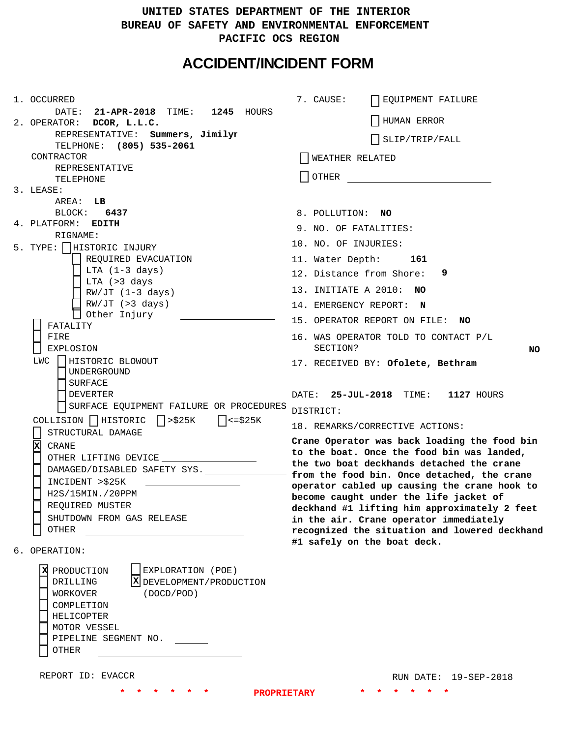UNITED STATES DEPARTMENT OF THE INTERIOR
BUREAU OF SAFETY AND ENVIRONMENTAL ENFORCEMENT
PACIFIC OCS REGION

# ACCIDENT/INCIDENT FORM

1. OCCURRED
   DATE: **21-APR-2018** TIME: **1245** HOURS
2. OPERATOR: **DCOR, L.L.C.**
   REPRESENTATIVE: **Summers, Jimilyr**
   TELPHONE: **(805) 535-2061**
   CONTRACTOR
   REPRESENTATIVE
   TELEPHONE
3. LEASE:
   AREA: **LB**
   BLOCK: **6437**
4. PLATFORM: **EDITH**
   RIGNAME:
5. TYPE:
   - [ ] HISTORIC INJURY
     - [ ] REQUIRED EVACUATION
     - [ ] LTA (1-3 days)
     - [ ] LTA (>3 days
     - [ ] RW/JT (1-3 days)
     - [ ] RW/JT (>3 days)
     - [ ] Other Injury
   - [ ] FATALITY
   - [ ] FIRE
   - [ ] EXPLOSION
   - LWC
     - [ ] HISTORIC BLOWOUT
     - [ ] UNDERGROUND
     - [ ] SURFACE
     - [ ] DEVERTER
     - [ ] SURFACE EQUIPMENT FAILURE OR PROCEDURES
   - COLLISION [ ] HISTORIC [ ] >$25K [ ] <=$25K
   - [ ] STRUCTURAL DAMAGE
   - [X] CRANE
   - [ ] OTHER LIFTING DEVICE
   - [ ] DAMAGED/DISABLED SAFETY SYS.
   - [ ] INCIDENT >$25K
   - [ ] H2S/15MIN./20PPM
   - [ ] REQUIRED MUSTER
   - [ ] SHUTDOWN FROM GAS RELEASE
   - [ ] OTHER
6. OPERATION:
   - [X] PRODUCTION
   - [ ] DRILLING
   - [ ] WORKOVER
   - [ ] COMPLETION
   - [ ] HELICOPTER
   - [ ] MOTOR VESSEL
   - [ ] PIPELINE SEGMENT NO.
   - [ ] OTHER
   - [ ] EXPLORATION (POE)
   - [X] DEVELOPMENT/PRODUCTION (DOCD/POD)

7. CAUSE:
   - [ ] EQUIPMENT FAILURE
   - [ ] HUMAN ERROR
   - [ ] SLIP/TRIP/FALL
   - [ ] WEATHER RELATED
   - [ ] OTHER
8. POLLUTION: **NO**
9. NO. OF FATALITIES:
10. NO. OF INJURIES:
11. Water Depth: **161**
12. Distance from Shore: **9**
13. INITIATE A 2010: **NO**
14. EMERGENCY REPORT: **N**
15. OPERATOR REPORT ON FILE: **NO**
16. WAS OPERATOR TOLD TO CONTACT P/L SECTION? **NO**
17. RECEIVED BY: **Ofolete, Bethram**

DATE: **25-JUL-2018** TIME: **1127** HOURS
DISTRICT:

18. REMARKS/CORRECTIVE ACTIONS:

**Crane Operator was back loading the food bin to the boat. Once the food bin was landed, the two boat deckhands detached the crane from the food bin. Once detached, the crane operator cabled up causing the crane hook to become caught under the life jacket of deckhand #1 lifting him approximately 2 feet in the air. Crane operator immediately recognized the situation and lowered deckhand #1 safely on the boat deck.**

REPORT ID: EVACCR

RUN DATE: 19-SEP-2018

\* \* \* \* \* \* PROPRIETARY \* \* \* \* \* \*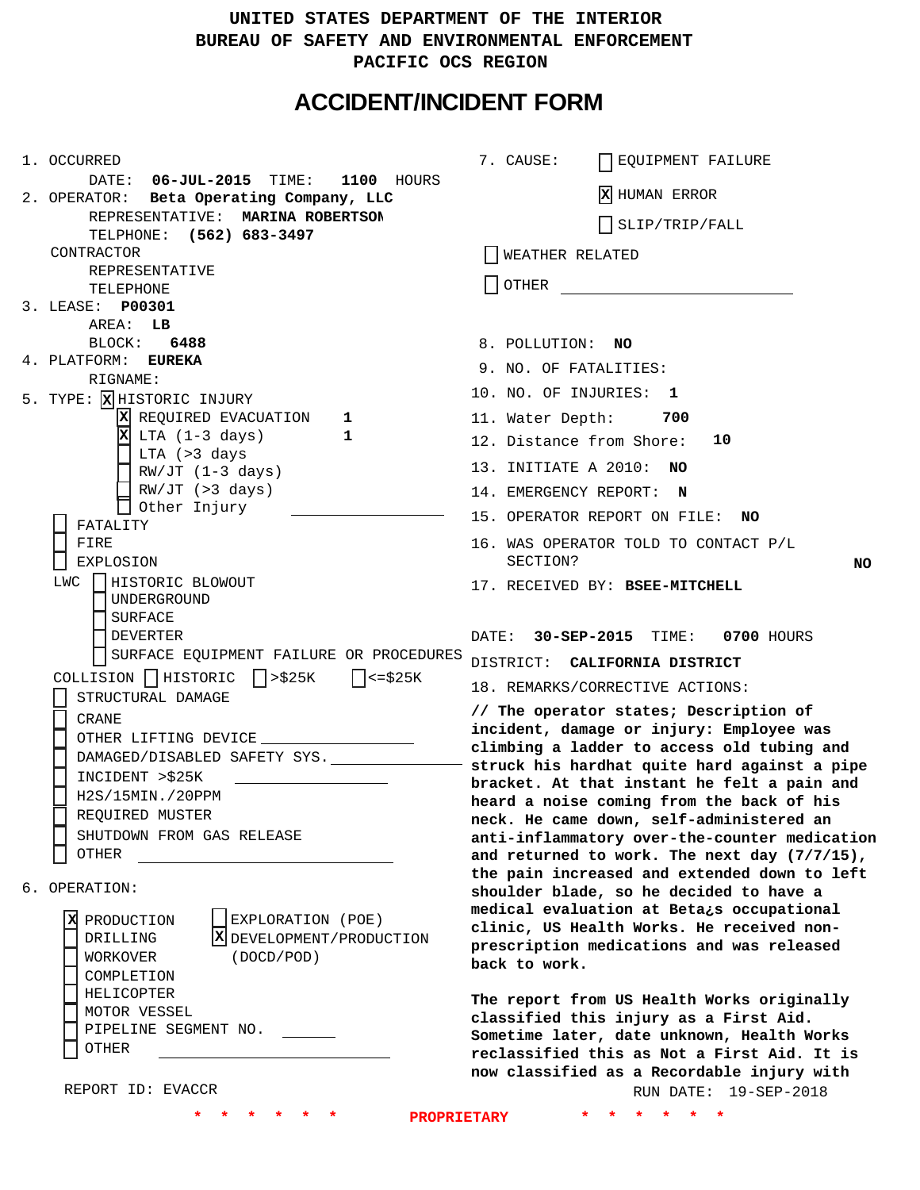UNITED STATES DEPARTMENT OF THE INTERIOR
BUREAU OF SAFETY AND ENVIRONMENTAL ENFORCEMENT
PACIFIC OCS REGION

# ACCIDENT/INCIDENT FORM

1. OCCURRED
   DATE: **06-JUL-2015** TIME: **1100** HOURS
2. OPERATOR: **Beta Operating Company, LLC**
   REPRESENTATIVE: **MARINA ROBERTSON**
   TELPHONE: **(562) 683-3497**
   CONTRACTOR
   REPRESENTATIVE
   TELEPHONE
3. LEASE: **P00301**
   AREA: **LB**
   BLOCK: **6488**
4. PLATFORM: **EUREKA**
   RIGNAME:
5. TYPE: [X] HISTORIC INJURY
   - [X] REQUIRED EVACUATION **1**
   - [X] LTA (1-3 days) **1**
   - [ ] LTA (>3 days
   - [ ] RW/JT (1-3 days)
   - [ ] RW/JT (>3 days)
   - [ ] Other Injury ______
   - [ ] FATALITY
   - [ ] FIRE
   - [ ] EXPLOSION
   - LWC [ ] HISTORIC BLOWOUT
     - [ ] UNDERGROUND
     - [ ] SURFACE
     - [ ] DEVERTER
     - [ ] SURFACE EQUIPMENT FAILURE OR PROCEDURES
   - COLLISION [ ] HISTORIC [ ] >$25K [ ] <=$25K
   - [ ] STRUCTURAL DAMAGE
   - [ ] CRANE
   - [ ] OTHER LIFTING DEVICE ______
   - [ ] DAMAGED/DISABLED SAFETY SYS. ______
   - [ ] INCIDENT >$25K ______
   - [ ] H2S/15MIN./20PPM
   - [ ] REQUIRED MUSTER
   - [ ] SHUTDOWN FROM GAS RELEASE
   - [ ] OTHER ______
6. OPERATION:
   - [X] PRODUCTION
   - [ ] DRILLING
   - [ ] WORKOVER
   - [ ] COMPLETION
   - [ ] HELICOPTER
   - [ ] MOTOR VESSEL
   - [ ] PIPELINE SEGMENT NO. ______
   - [ ] OTHER ______
   - [ ] EXPLORATION (POE)
   - [X] DEVELOPMENT/PRODUCTION (DOCD/POD)

7. CAUSE:
   - [ ] EQUIPMENT FAILURE
   - [X] HUMAN ERROR
   - [ ] SLIP/TRIP/FALL
   - [ ] WEATHER RELATED
   - [ ] OTHER ______
8. POLLUTION: **NO**
9. NO. OF FATALITIES:
10. NO. OF INJURIES: **1**
11. Water Depth: **700**
12. Distance from Shore: **10**
13. INITIATE A 2010: **NO**
14. EMERGENCY REPORT: **N**
15. OPERATOR REPORT ON FILE: **NO**
16. WAS OPERATOR TOLD TO CONTACT P/L SECTION? **NO**
17. RECEIVED BY: **BSEE-MITCHELL**

DATE: **30-SEP-2015** TIME: **0700** HOURS

DISTRICT: **CALIFORNIA DISTRICT**

18. REMARKS/CORRECTIVE ACTIONS:

**// The operator states; Description of incident, damage or injury: Employee was climbing a ladder to access old tubing and struck his hardhat quite hard against a pipe bracket. At that instant he felt a pain and heard a noise coming from the back of his neck. He came down, self-administered an anti-inflammatory over-the-counter medication and returned to work. The next day (7/7/15), the pain increased and extended down to left shoulder blade, so he decided to have a medical evaluation at Beta¿s occupational clinic, US Health Works. He received non-prescription medications and was released back to work.**

**The report from US Health Works originally classified this injury as a First Aid. Sometime later, date unknown, Health Works reclassified this as Not a First Aid. It is now classified as a Recordable injury with**

REPORT ID: EVACCR

RUN DATE: 19-SEP-2018

\* \* \* \* \* \* \* PROPRIETARY \* \* \* \* \* \*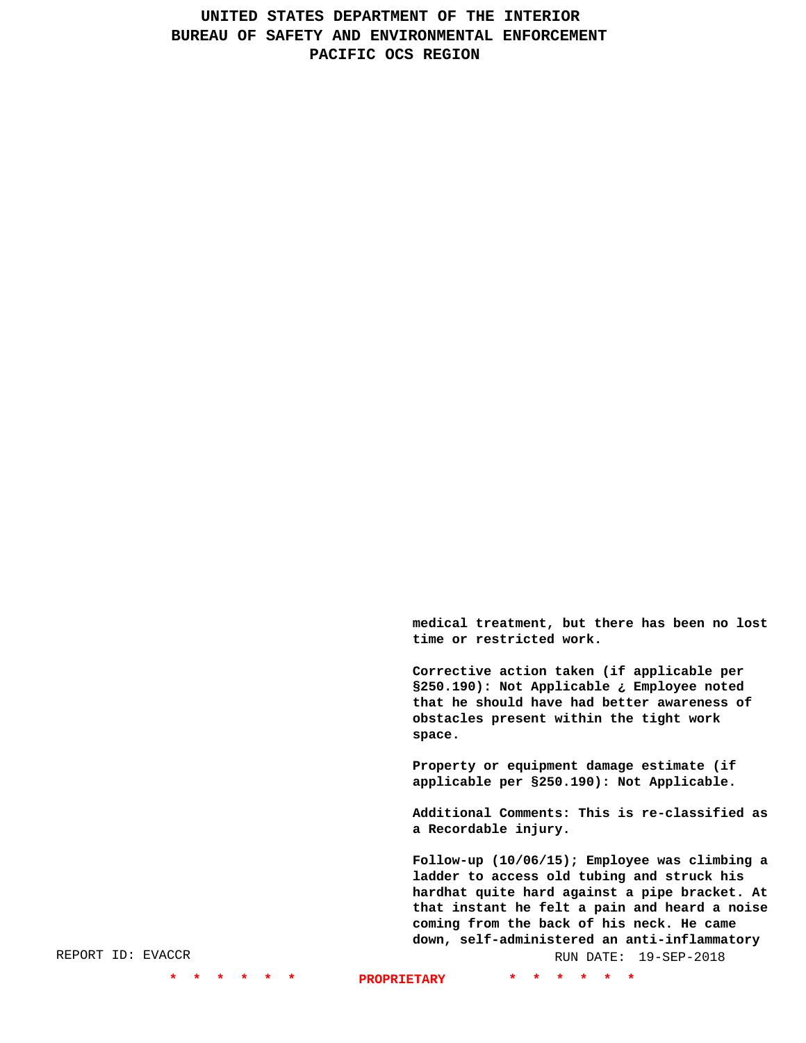medical treatment, but there has been no lost time or restricted work.

Corrective action taken (if applicable per §250.190): Not Applicable ¿ Employee noted that he should have had better awareness of obstacles present within the tight work space.

Property or equipment damage estimate (if applicable per §250.190): Not Applicable.

Additional Comments: This is re-classified as a Recordable injury.

Follow-up (10/06/15); Employee was climbing a ladder to access old tubing and struck his hardhat quite hard against a pipe bracket. At that instant he felt a pain and heard a noise coming from the back of his neck. He came down, self-administered an anti-inflammatory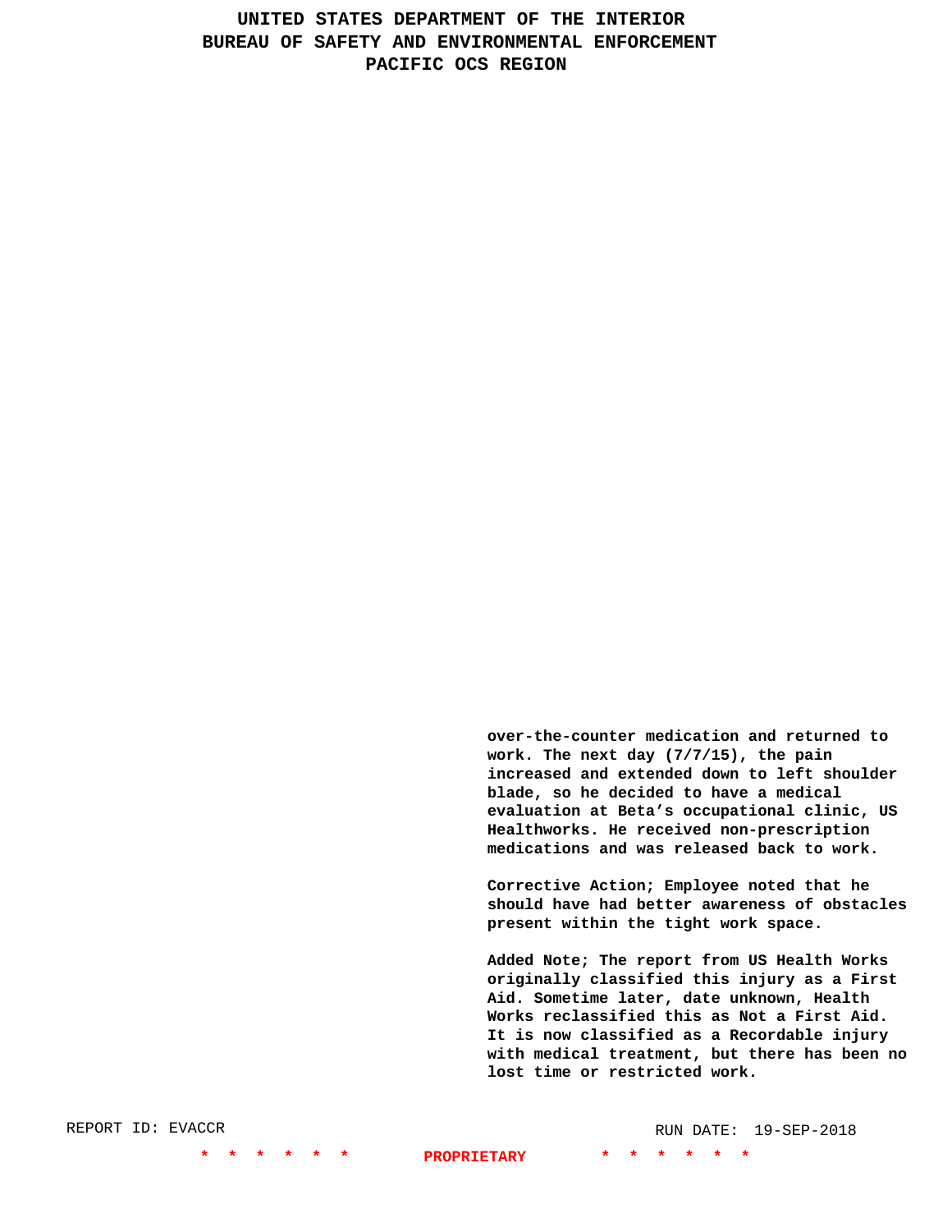over-the-counter medication and returned to work. The next day (7/7/15), the pain increased and extended down to left shoulder blade, so he decided to have a medical evaluation at Beta’s occupational clinic, US Healthworks. He received non-prescription medications and was released back to work.

Corrective Action; Employee noted that he should have had better awareness of obstacles present within the tight work space.

Added Note; The report from US Health Works originally classified this injury as a First Aid. Sometime later, date unknown, Health Works reclassified this as Not a First Aid. It is now classified as a Recordable injury with medical treatment, but there has been no lost time or restricted work.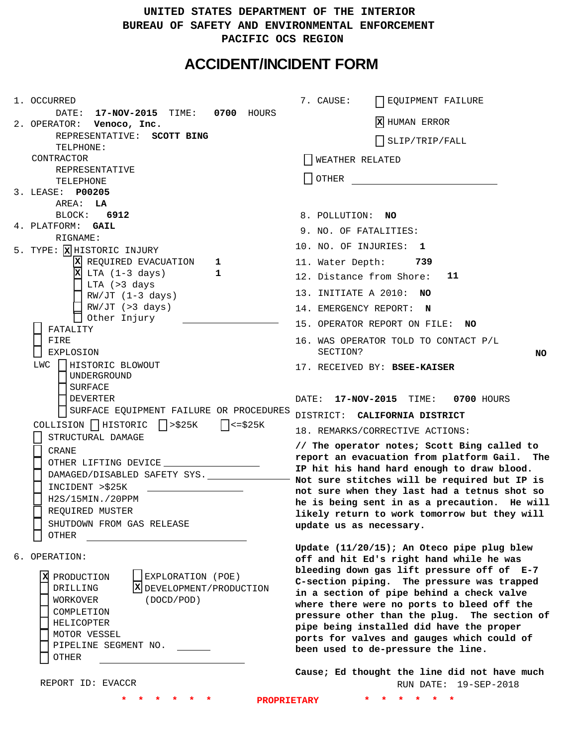# UNITED STATES DEPARTMENT OF THE INTERIOR
# BUREAU OF SAFETY AND ENVIRONMENTAL ENFORCEMENT
# PACIFIC OCS REGION

## ACCIDENT/INCIDENT FORM

1. OCCURRED
   DATE: **17-NOV-2015** TIME: **0700** HOURS
2. OPERATOR: **Venoco, Inc.**
   REPRESENTATIVE: **SCOTT BING**
   TELPHONE:
   CONTRACTOR
   REPRESENTATIVE
   TELEPHONE
3. LEASE: **P00205**
   AREA: **LA**
   BLOCK: **6912**
4. PLATFORM: **GAIL**
   RIGNAME:
5. TYPE: [X] HISTORIC INJURY
   - [X] REQUIRED EVACUATION **1**
   - [X] LTA (1-3 days) **1**
   - [ ] LTA (>3 days
   - [ ] RW/JT (1-3 days)
   - [ ] RW/JT (>3 days)
   - [ ] Other Injury ______
   - [ ] FATALITY
   - [ ] FIRE
   - [ ] EXPLOSION
   
   LWC [ ] HISTORIC BLOWOUT
   - [ ] UNDERGROUND
   - [ ] SURFACE
   - [ ] DEVERTER
   - [ ] SURFACE EQUIPMENT FAILURE OR PROCEDURES
   
   COLLISION [ ] HISTORIC [ ] >$25K [ ] <=$25K
   - [ ] STRUCTURAL DAMAGE
   - [ ] CRANE
   - [ ] OTHER LIFTING DEVICE ______
   - [ ] DAMAGED/DISABLED SAFETY SYS. ______
   - [ ] INCIDENT >$25K ______
   - [ ] H2S/15MIN./20PPM
   - [ ] REQUIRED MUSTER
   - [ ] SHUTDOWN FROM GAS RELEASE
   - [ ] OTHER ______
6. OPERATION:
   - [X] PRODUCTION
   - [ ] DRILLING
   - [ ] WORKOVER
   - [ ] COMPLETION
   - [ ] HELICOPTER
   - [ ] MOTOR VESSEL
   - [ ] PIPELINE SEGMENT NO. ______
   - [ ] OTHER ______
   - [ ] EXPLORATION (POE)
   - [X] DEVELOPMENT/PRODUCTION (DOCD/POD)
7. CAUSE:
   - [ ] EQUIPMENT FAILURE
   - [X] HUMAN ERROR
   - [ ] SLIP/TRIP/FALL
   - [ ] WEATHER RELATED
   - [ ] OTHER ______
8. POLLUTION: **NO**
9. NO. OF FATALITIES:
10. NO. OF INJURIES: **1**
11. Water Depth: **739**
12. Distance from Shore: **11**
13. INITIATE A 2010: **NO**
14. EMERGENCY REPORT: **N**
15. OPERATOR REPORT ON FILE: **NO**
16. WAS OPERATOR TOLD TO CONTACT P/L SECTION? **NO**
17. RECEIVED BY: **BSEE-KAISER**

DATE: **17-NOV-2015** TIME: **0700** HOURS
DISTRICT: **CALIFORNIA DISTRICT**

18. REMARKS/CORRECTIVE ACTIONS:

**// The operator notes; Scott Bing called to report an evacuation from platform Gail. The IP hit his hand hard enough to draw blood. Not sure stitches will be required but IP is not sure when they last had a tetnus shot so he is being sent in as a precaution. He will likely return to work tomorrow but they will update us as necessary.**

**Update (11/20/15); An Oteco pipe plug blew off and hit Ed's right hand while he was bleeding down gas lift pressure off of E-7 C-section piping. The pressure was trapped in a section of pipe behind a check valve where there were no ports to bleed off the pressure other than the plug. The section of pipe being installed did have the proper ports for valves and gauges which could of been used to de-pressure the line.**

**Cause; Ed thought the line did not have much**

REPORT ID: EVACCR
RUN DATE: 19-SEP-2018

\* \* \* \* \* \* \* **PROPRIETARY** \* \* \* \* \* \*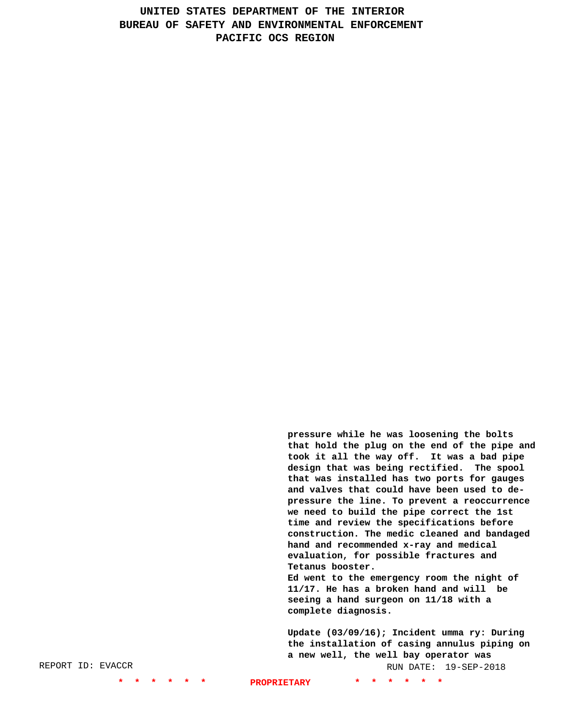pressure while he was loosening the bolts that hold the plug on the end of the pipe and took it all the way off. It was a bad pipe design that was being rectified. The spool that was installed has two ports for gauges and valves that could have been used to de-pressure the line. To prevent a reoccurrence we need to build the pipe correct the 1st time and review the specifications before construction. The medic cleaned and bandaged hand and recommended x-ray and medical evaluation, for possible fractures and Tetanus booster.
Ed went to the emergency room the night of 11/17. He has a broken hand and will be seeing a hand surgeon on 11/18 with a complete diagnosis.

Update (03/09/16); Incident umma ry: During the installation of casing annulus piping on a new well, the well bay operator was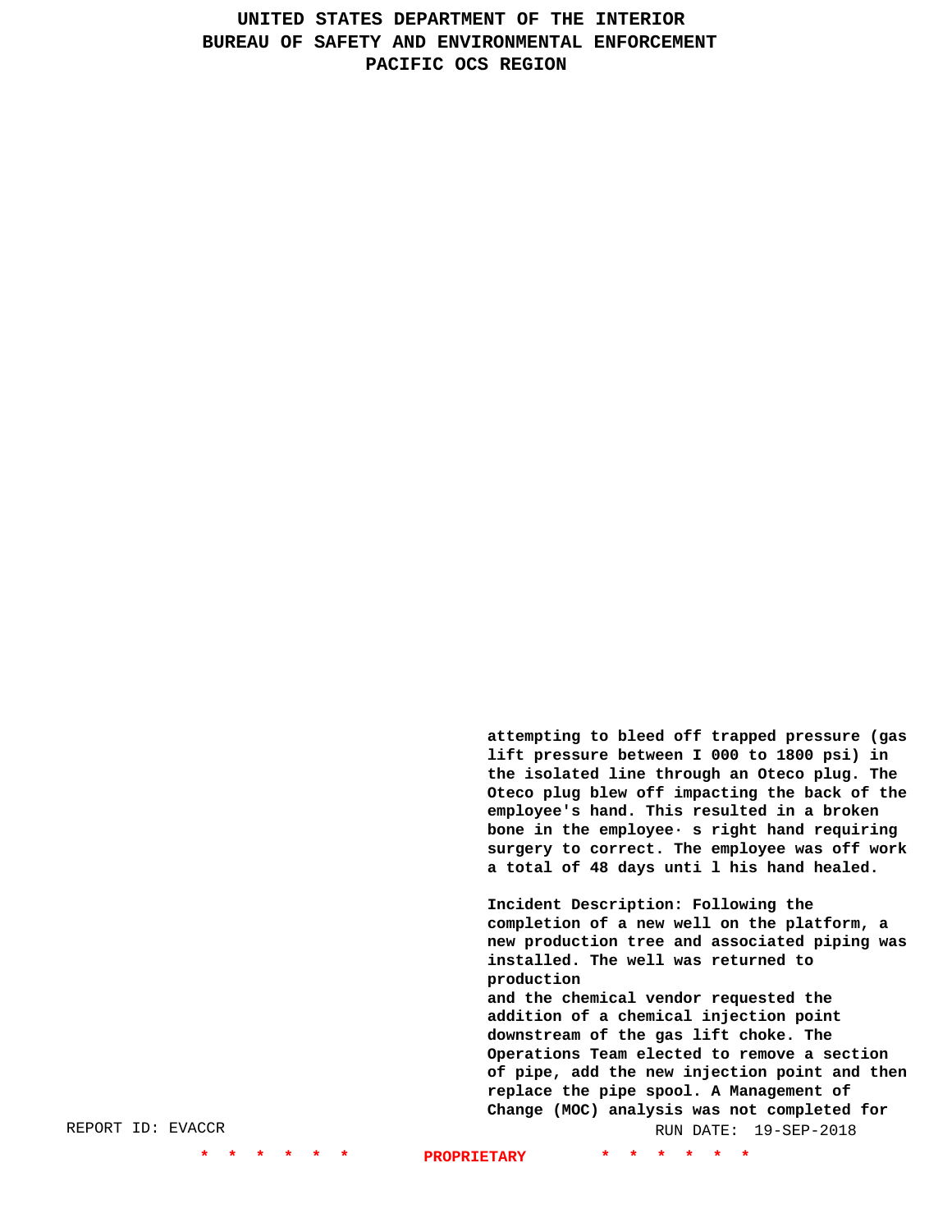# UNITED STATES DEPARTMENT OF THE INTERIOR
# BUREAU OF SAFETY AND ENVIRONMENTAL ENFORCEMENT
# PACIFIC OCS REGION

attempting to bleed off trapped pressure (gas lift pressure between I 000 to 1800 psi) in the isolated line through an Oteco plug. The Oteco plug blew off impacting the back of the employee's hand. This resulted in a broken bone in the employee· s right hand requiring surgery to correct. The employee was off work a total of 48 days unti l his hand healed.

Incident Description: Following the completion of a new well on the platform, a new production tree and associated piping was installed. The well was returned to production
and the chemical vendor requested the addition of a chemical injection point downstream of the gas lift choke. The Operations Team elected to remove a section of pipe, add the new injection point and then replace the pipe spool. A Management of Change (MOC) analysis was not completed for

REPORT ID: EVACCR RUN DATE: 19-SEP-2018

\* \* \* \* \* \* PROPRIETARY \* \* \* \* \* \*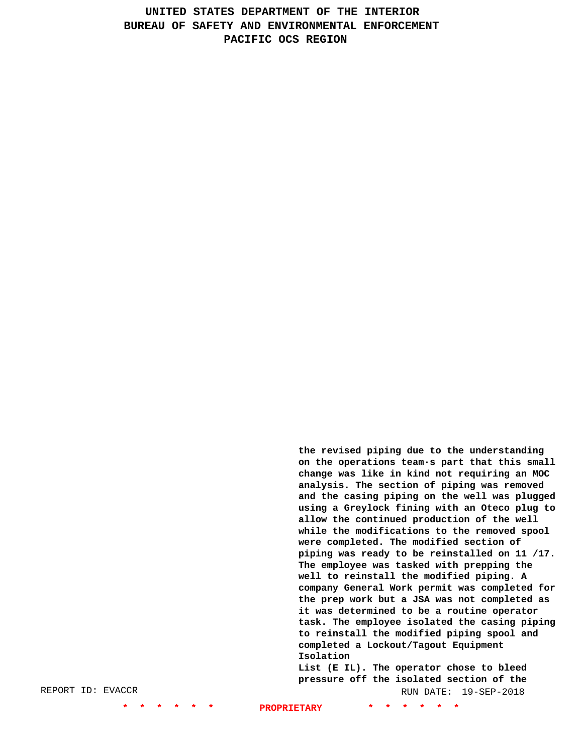the revised piping due to the understanding on the operations team·s part that this small change was like in kind not requiring an MOC analysis. The section of piping was removed and the casing piping on the well was plugged using a Greylock fining with an Oteco plug to allow the continued production of the well while the modifications to the removed spool were completed. The modified section of piping was ready to be reinstalled on 11 /17. The employee was tasked with prepping the well to reinstall the modified piping. A company General Work permit was completed for the prep work but a JSA was not completed as it was determined to be a routine operator task. The employee isolated the casing piping to reinstall the modified piping spool and completed a Lockout/Tagout Equipment Isolation
List (E IL). The operator chose to bleed pressure off the isolated section of the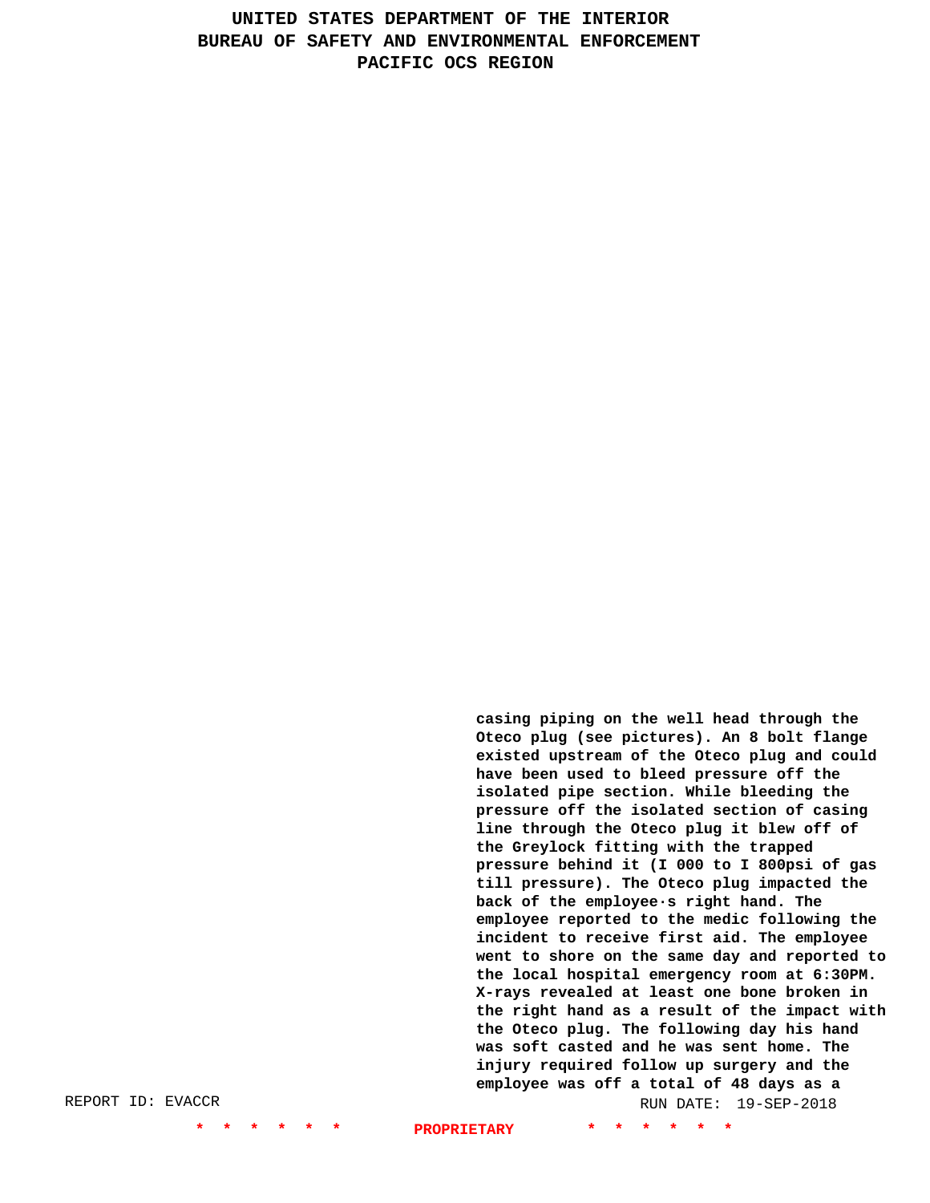casing piping on the well head through the Oteco plug (see pictures). An 8 bolt flange existed upstream of the Oteco plug and could have been used to bleed pressure off the isolated pipe section. While bleeding the pressure off the isolated section of casing line through the Oteco plug it blew off of the Greylock fitting with the trapped pressure behind it (I 000 to I 800psi of gas till pressure). The Oteco plug impacted the back of the employee·s right hand. The employee reported to the medic following the incident to receive first aid. The employee went to shore on the same day and reported to the local hospital emergency room at 6:30PM. X-rays revealed at least one bone broken in the right hand as a result of the impact with the Oteco plug. The following day his hand was soft casted and he was sent home. The injury required follow up surgery and the employee was off a total of 48 days as a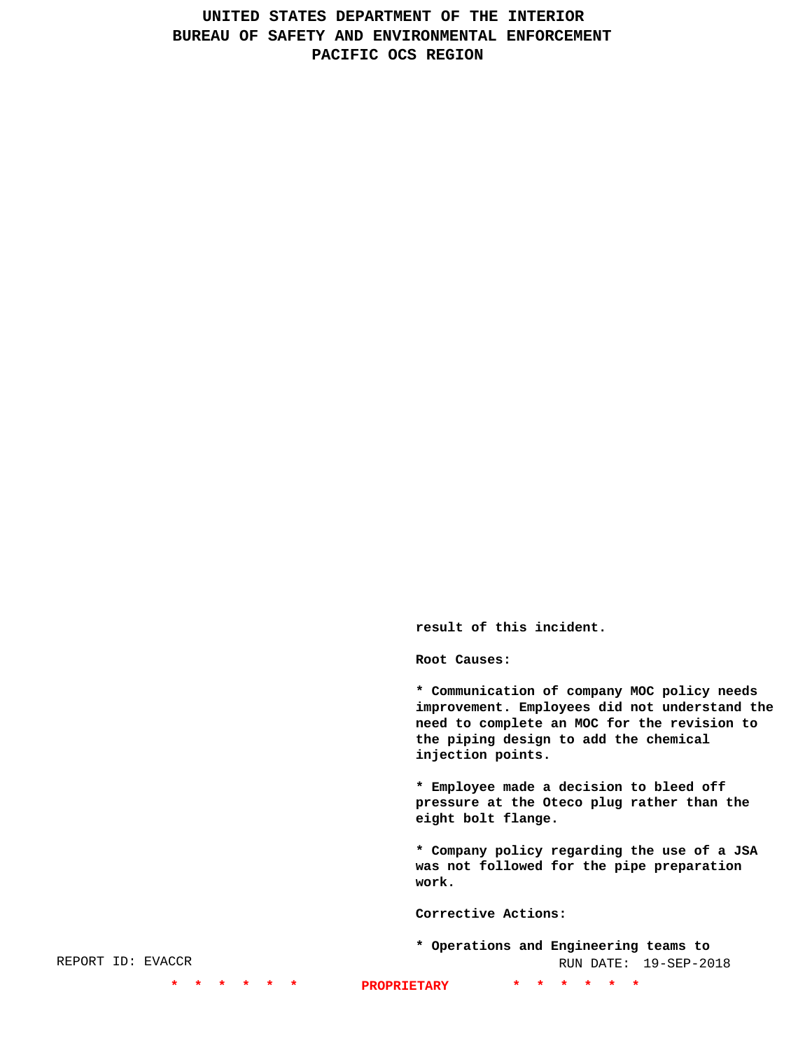result of this incident.

Root Causes:

* Communication of company MOC policy needs improvement. Employees did not understand the need to complete an MOC for the revision to the piping design to add the chemical injection points.

* Employee made a decision to bleed off pressure at the Oteco plug rather than the eight bolt flange.

* Company policy regarding the use of a JSA was not followed for the pipe preparation work.

Corrective Actions:

* Operations and Engineering teams to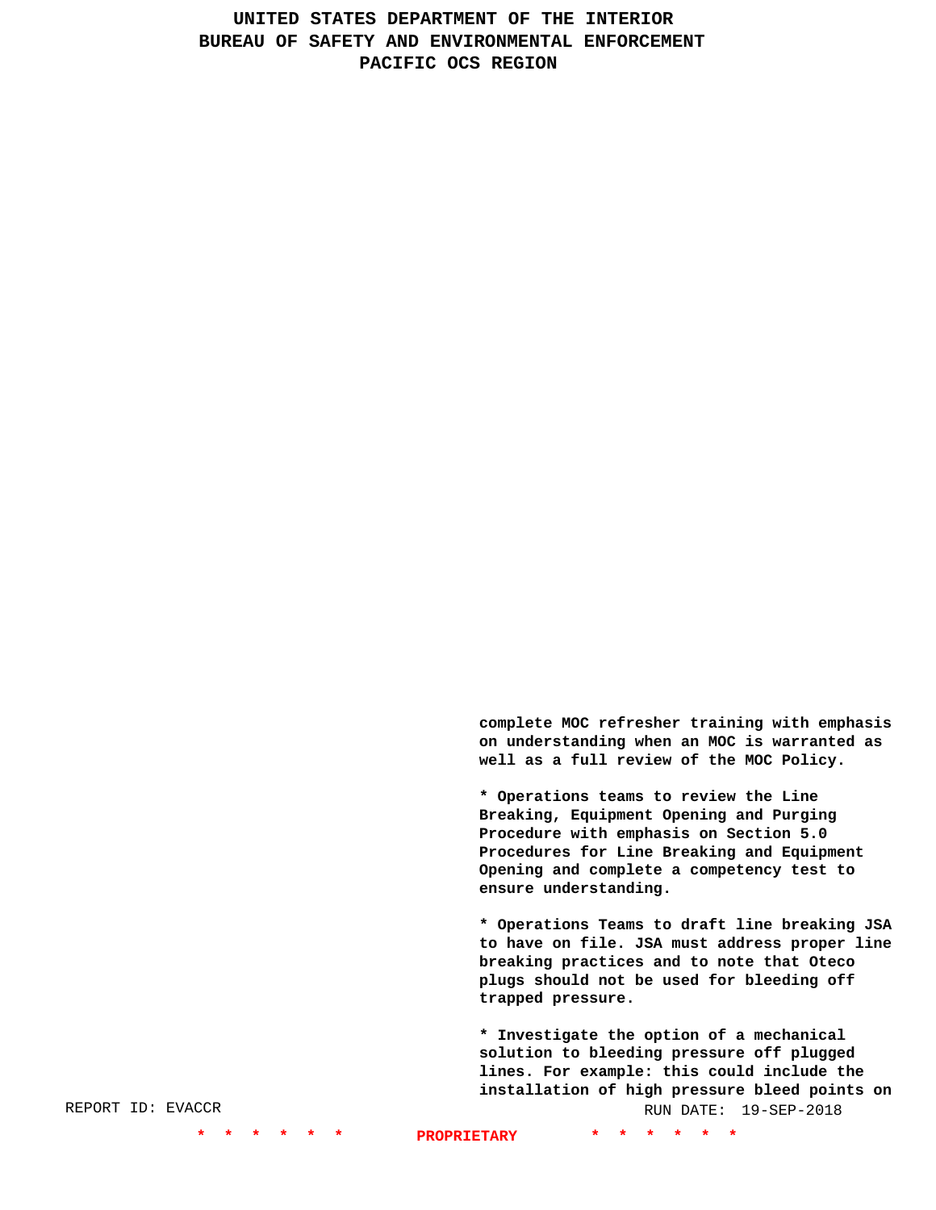complete MOC refresher training with emphasis on understanding when an MOC is warranted as well as a full review of the MOC Policy.

* Operations teams to review the Line Breaking, Equipment Opening and Purging Procedure with emphasis on Section 5.0 Procedures for Line Breaking and Equipment Opening and complete a competency test to ensure understanding.

* Operations Teams to draft line breaking JSA to have on file. JSA must address proper line breaking practices and to note that Oteco plugs should not be used for bleeding off trapped pressure.

* Investigate the option of a mechanical solution to bleeding pressure off plugged lines. For example: this could include the installation of high pressure bleed points on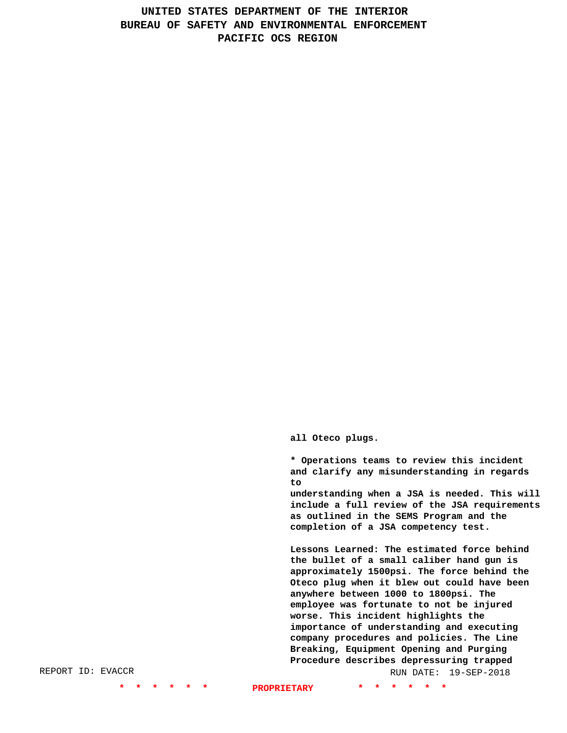all Oteco plugs.

* Operations teams to review this incident and clarify any misunderstanding in regards to
understanding when a JSA is needed. This will include a full review of the JSA requirements as outlined in the SEMS Program and the completion of a JSA competency test.

Lessons Learned: The estimated force behind the bullet of a small caliber hand gun is approximately 1500psi. The force behind the Oteco plug when it blew out could have been anywhere between 1000 to 1800psi. The employee was fortunate to not be injured worse. This incident highlights the importance of understanding and executing company procedures and policies. The Line Breaking, Equipment Opening and Purging Procedure describes depressuring trapped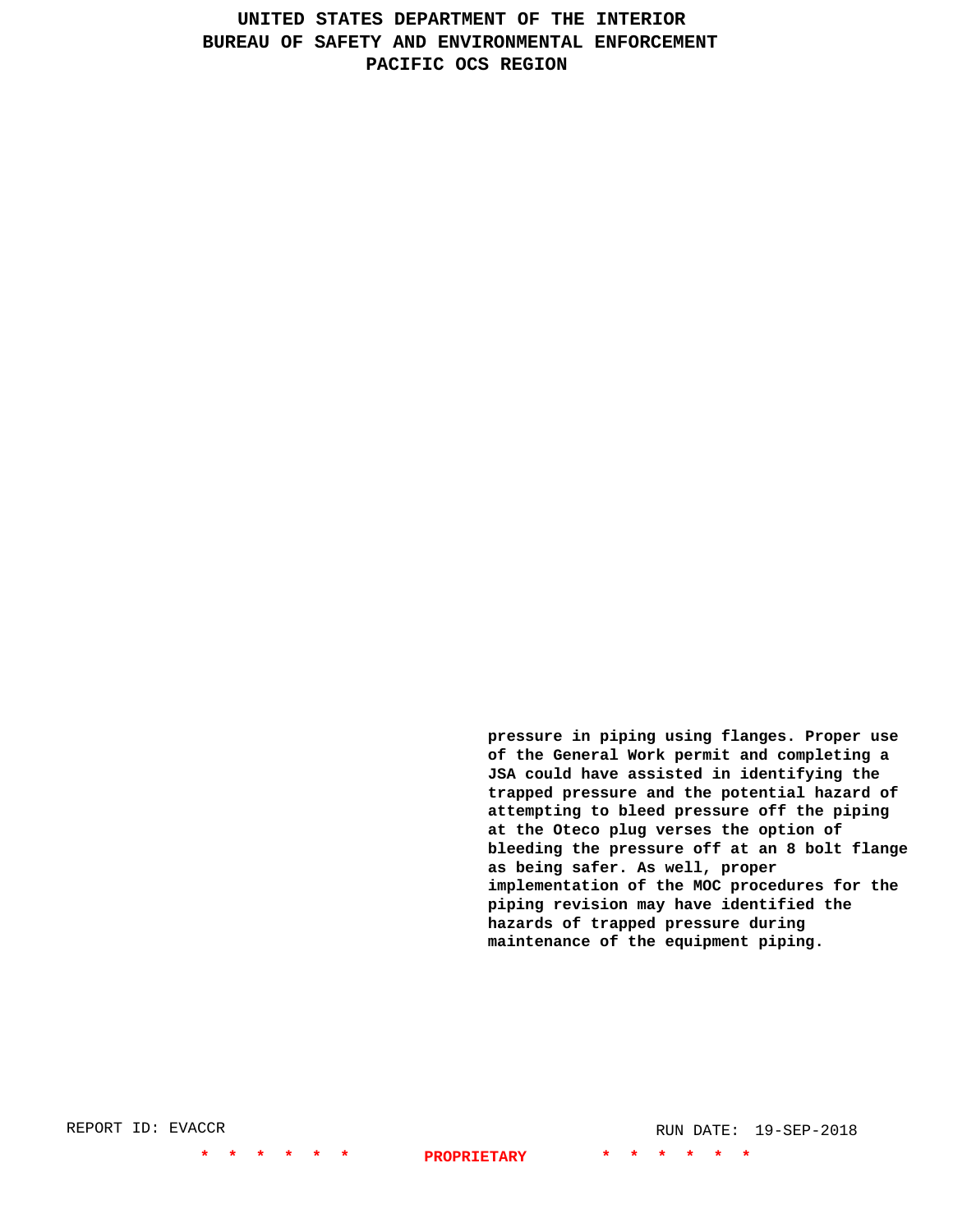**pressure in piping using flanges. Proper use of the General Work permit and completing a JSA could have assisted in identifying the trapped pressure and the potential hazard of attempting to bleed pressure off the piping at the Oteco plug verses the option of bleeding the pressure off at an 8 bolt flange as being safer. As well, proper implementation of the MOC procedures for the piping revision may have identified the hazards of trapped pressure during maintenance of the equipment piping.**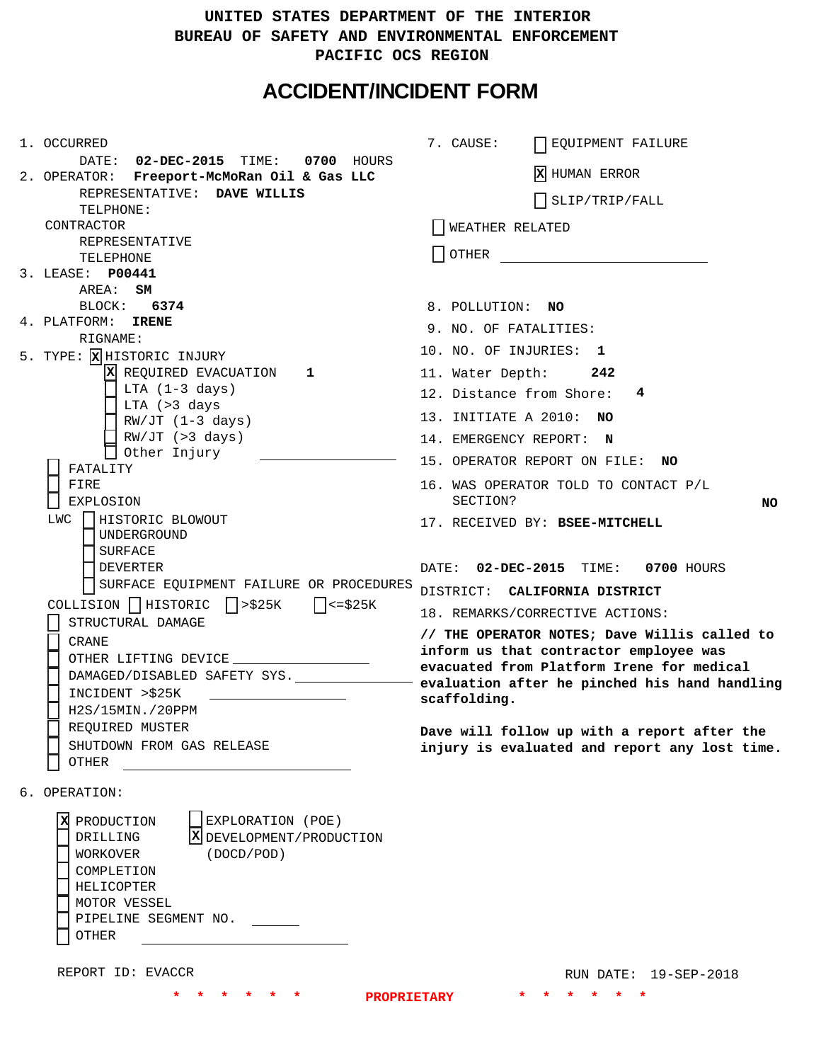UNITED STATES DEPARTMENT OF THE INTERIOR
BUREAU OF SAFETY AND ENVIRONMENTAL ENFORCEMENT
PACIFIC OCS REGION

# ACCIDENT/INCIDENT FORM

1. OCCURRED
   DATE: **02-DEC-2015** TIME: **0700** HOURS
2. OPERATOR: **Freeport-McMoRan Oil & Gas LLC**
   REPRESENTATIVE: **DAVE WILLIS**
   TELPHONE:
   CONTRACTOR
   REPRESENTATIVE
   TELEPHONE
3. LEASE: **P00441**
   AREA: **SM**
   BLOCK: **6374**
4. PLATFORM: **IRENE**
   RIGNAME:
5. TYPE: [X] HISTORIC INJURY
   - [X] REQUIRED EVACUATION **1**
   - [ ] LTA (1-3 days)
   - [ ] LTA (>3 days
   - [ ] RW/JT (1-3 days)
   - [ ] RW/JT (>3 days)
   - [ ] Other Injury ______
   - [ ] FATALITY
   - [ ] FIRE
   - [ ] EXPLOSION
   - LWC [ ] HISTORIC BLOWOUT
     - [ ] UNDERGROUND
     - [ ] SURFACE
     - [ ] DEVERTER
     - [ ] SURFACE EQUIPMENT FAILURE OR PROCEDURES
   - COLLISION [ ] HISTORIC [ ] >$25K [ ] <=$25K
   - [ ] STRUCTURAL DAMAGE
   - [ ] CRANE
   - [ ] OTHER LIFTING DEVICE ______
   - [ ] DAMAGED/DISABLED SAFETY SYS. ______
   - [ ] INCIDENT >$25K ______
   - [ ] H2S/15MIN./20PPM
   - [ ] REQUIRED MUSTER
   - [ ] SHUTDOWN FROM GAS RELEASE
   - [ ] OTHER ______
6. OPERATION:
   - [X] PRODUCTION
   - [ ] DRILLING
   - [ ] WORKOVER
   - [ ] COMPLETION
   - [ ] HELICOPTER
   - [ ] MOTOR VESSEL
   - [ ] PIPELINE SEGMENT NO. ______
   - [ ] OTHER ______
   - [ ] EXPLORATION (POE)
   - [X] DEVELOPMENT/PRODUCTION (DOCD/POD)
7. CAUSE:
   - [ ] EQUIPMENT FAILURE
   - [X] HUMAN ERROR
   - [ ] SLIP/TRIP/FALL
   - [ ] WEATHER RELATED
   - [ ] OTHER ______
8. POLLUTION: **NO**
9. NO. OF FATALITIES:
10. NO. OF INJURIES: **1**
11. Water Depth: **242**
12. Distance from Shore: **4**
13. INITIATE A 2010: **NO**
14. EMERGENCY REPORT: **N**
15. OPERATOR REPORT ON FILE: **NO**
16. WAS OPERATOR TOLD TO CONTACT P/L SECTION? **NO**
17. RECEIVED BY: **BSEE-MITCHELL**

DATE: **02-DEC-2015** TIME: **0700** HOURS
DISTRICT: **CALIFORNIA DISTRICT**

18. REMARKS/CORRECTIVE ACTIONS:

**// THE OPERATOR NOTES; Dave Willis called to inform us that contractor employee was evacuated from Platform Irene for medical evaluation after he pinched his hand handling scaffolding.**

**Dave will follow up with a report after the injury is evaluated and report any lost time.**

REPORT ID: EVACCR

RUN DATE: 19-SEP-2018

\* \* \* \* \* \* PROPRIETARY \* \* \* \* \* \*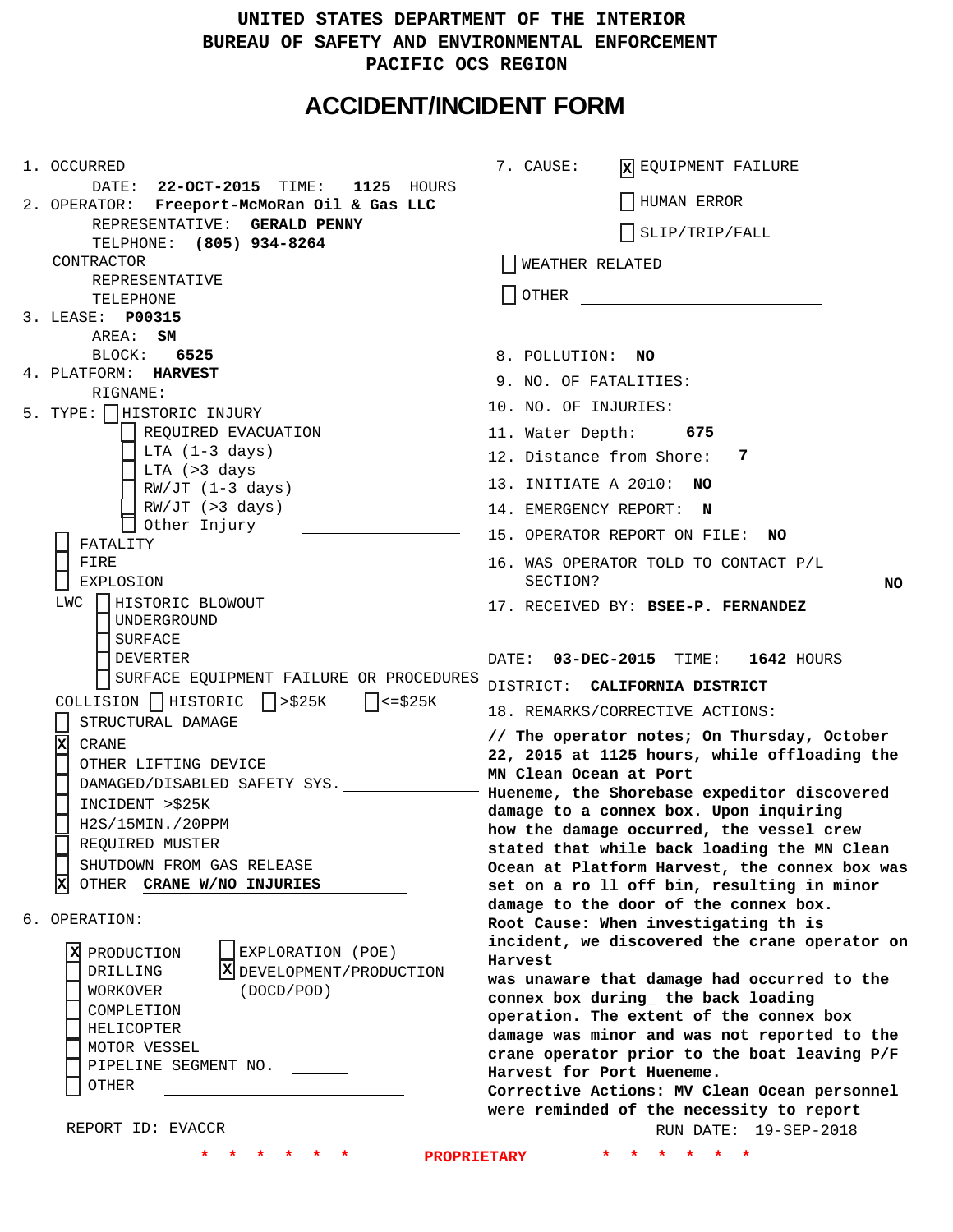UNITED STATES DEPARTMENT OF THE INTERIOR
BUREAU OF SAFETY AND ENVIRONMENTAL ENFORCEMENT
PACIFIC OCS REGION

# ACCIDENT/INCIDENT FORM

1. OCCURRED
   DATE: **22-OCT-2015** TIME: **1125** HOURS
2. OPERATOR: **Freeport-McMoRan Oil & Gas LLC**
   REPRESENTATIVE: **GERALD PENNY**
   TELPHONE: **(805) 934-8264**
   CONTRACTOR
   REPRESENTATIVE
   TELEPHONE
3. LEASE: **P00315**
   AREA: **SM**
   BLOCK: **6525**
4. PLATFORM: **HARVEST**
   RIGNAME:
5. TYPE:
   - [ ] HISTORIC INJURY
     - [ ] REQUIRED EVACUATION
     - [ ] LTA (1-3 days)
     - [ ] LTA (>3 days
     - [ ] RW/JT (1-3 days)
     - [ ] RW/JT (>3 days)
     - [ ] Other Injury
   - [ ] FATALITY
   - [ ] FIRE
   - [ ] EXPLOSION
   - LWC [ ] HISTORIC BLOWOUT
     - [ ] UNDERGROUND
     - [ ] SURFACE
     - [ ] DEVERTER
     - [ ] SURFACE EQUIPMENT FAILURE OR PROCEDURES
   - COLLISION [ ] HISTORIC [ ] >$25K [ ] <=$25K
   - [ ] STRUCTURAL DAMAGE
   - [X] CRANE
   - [ ] OTHER LIFTING DEVICE
   - [ ] DAMAGED/DISABLED SAFETY SYS.
   - [ ] INCIDENT >$25K
   - [ ] H2S/15MIN./20PPM
   - [ ] REQUIRED MUSTER
   - [ ] SHUTDOWN FROM GAS RELEASE
   - [X] OTHER **CRANE W/NO INJURIES**
6. OPERATION:
   - [X] PRODUCTION
   - [ ] DRILLING
   - [ ] WORKOVER
   - [ ] COMPLETION
   - [ ] HELICOPTER
   - [ ] MOTOR VESSEL
   - [ ] PIPELINE SEGMENT NO.
   - [ ] OTHER
   - [ ] EXPLORATION (POE)
   - [X] DEVELOPMENT/PRODUCTION (DOCD/POD)

REPORT ID: EVACCR

7. CAUSE:
   - [X] EQUIPMENT FAILURE
   - [ ] HUMAN ERROR
   - [ ] SLIP/TRIP/FALL
   - [ ] WEATHER RELATED
   - [ ] OTHER
8. POLLUTION: **NO**
9. NO. OF FATALITIES:
10. NO. OF INJURIES:
11. Water Depth: **675**
12. Distance from Shore: **7**
13. INITIATE A 2010: **NO**
14. EMERGENCY REPORT: **N**
15. OPERATOR REPORT ON FILE: **NO**
16. WAS OPERATOR TOLD TO CONTACT P/L SECTION? **NO**
17. RECEIVED BY: **BSEE-P. FERNANDEZ**

DATE: **03-DEC-2015** TIME: **1642** HOURS
DISTRICT: **CALIFORNIA DISTRICT**

18. REMARKS/CORRECTIVE ACTIONS:

**// The operator notes; On Thursday, October 22, 2015 at 1125 hours, while offloading the MN Clean Ocean at Port Hueneme, the Shorebase expeditor discovered damage to a connex box. Upon inquiring how the damage occurred, the vessel crew stated that while back loading the MN Clean Ocean at Platform Harvest, the connex box was set on a ro ll off bin, resulting in minor damage to the door of the connex box. Root Cause: When investigating th is incident, we discovered the crane operator on Harvest was unaware that damage had occurred to the connex box during_ the back loading operation. The extent of the connex box damage was minor and was not reported to the crane operator prior to the boat leaving P/F Harvest for Port Hueneme. Corrective Actions: MV Clean Ocean personnel were reminded of the necessity to report**

RUN DATE: 19-SEP-2018

\* \* \* \* \* \* \* PROPRIETARY \* \* \* \* \* \*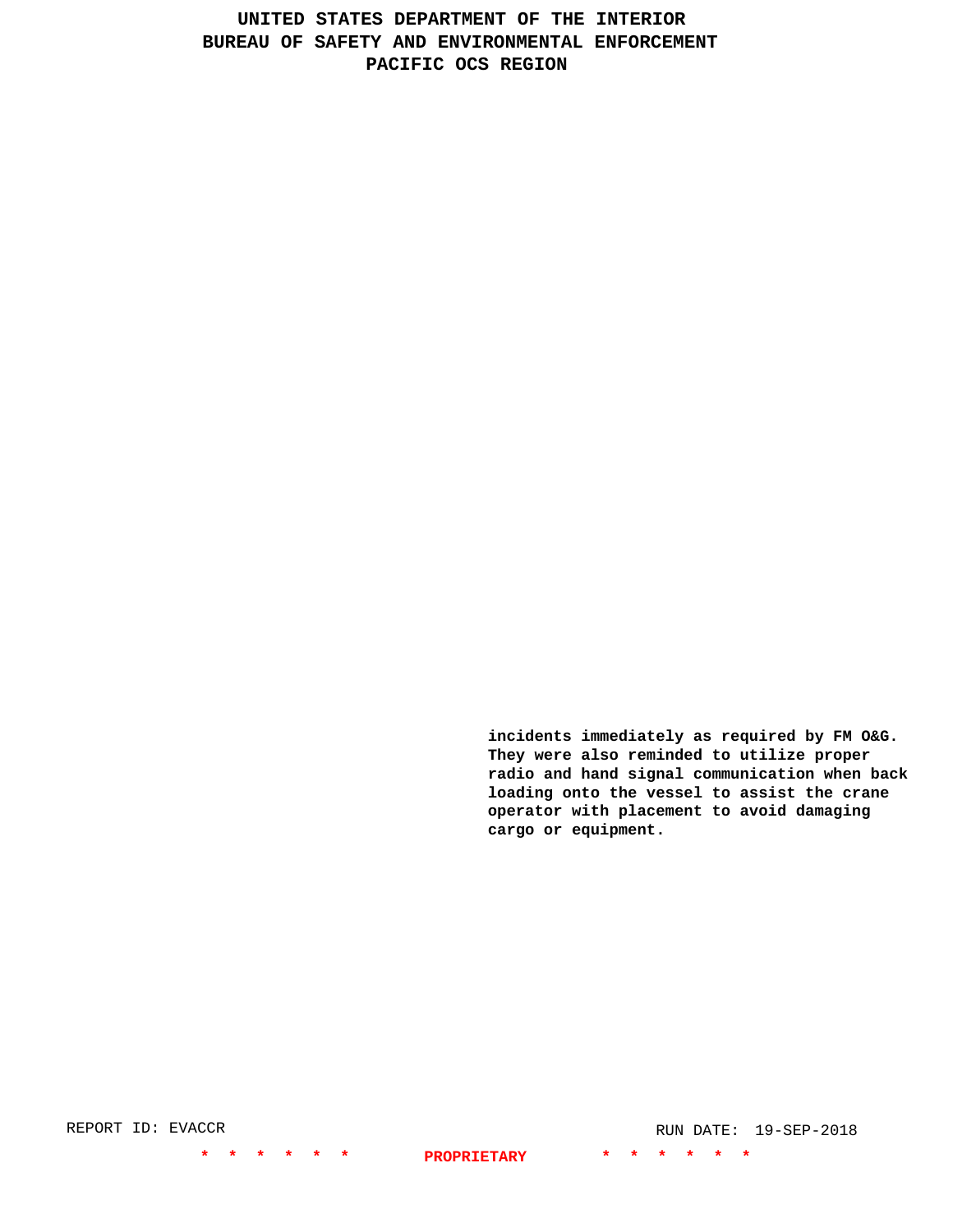**incidents immediately as required by FM O&G. They were also reminded to utilize proper radio and hand signal communication when back loading onto the vessel to assist the crane operator with placement to avoid damaging cargo or equipment.**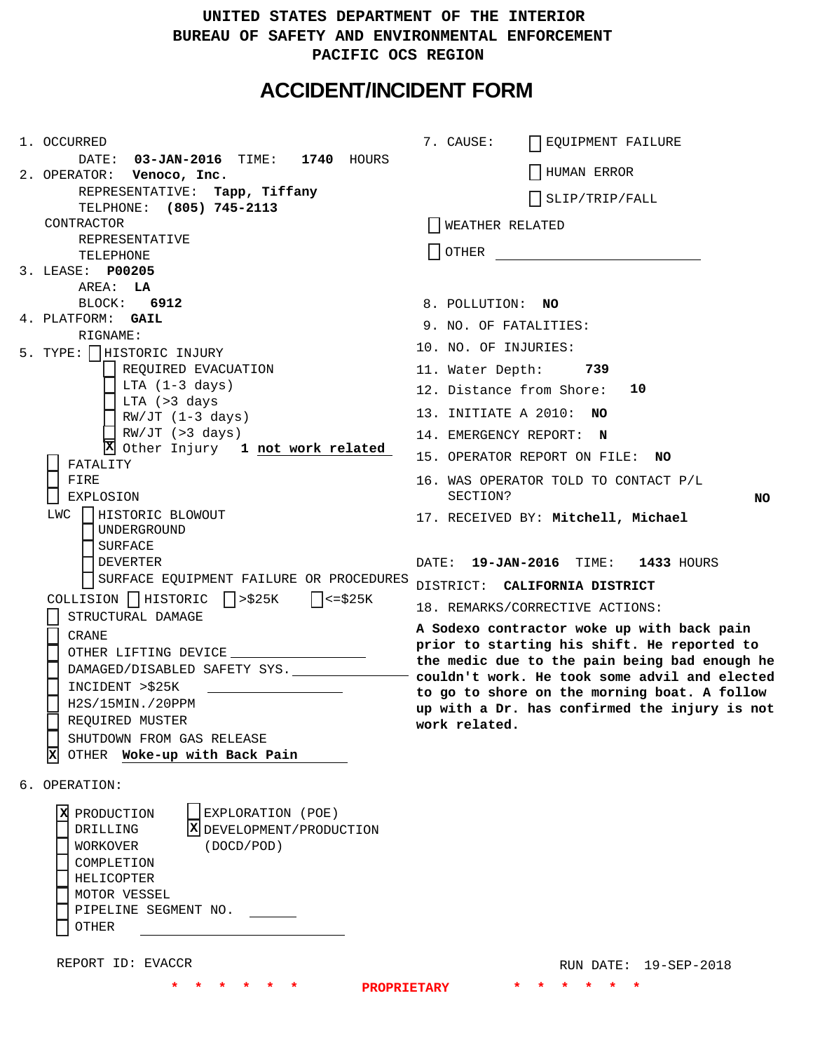UNITED STATES DEPARTMENT OF THE INTERIOR
BUREAU OF SAFETY AND ENVIRONMENTAL ENFORCEMENT
PACIFIC OCS REGION

# ACCIDENT/INCIDENT FORM

1. OCCURRED
   DATE: **03-JAN-2016** TIME: **1740** HOURS
2. OPERATOR: **Venoco, Inc.**
   REPRESENTATIVE: **Tapp, Tiffany**
   TELPHONE: **(805) 745-2113**
   CONTRACTOR
   REPRESENTATIVE
   TELEPHONE
3. LEASE: **P00205**
   AREA: **LA**
   BLOCK: **6912**
4. PLATFORM: **GAIL**
   RIGNAME:
5. TYPE: [ ] HISTORIC INJURY
   - [ ] REQUIRED EVACUATION
   - [ ] LTA (1-3 days)
   - [ ] LTA (>3 days
   - [ ] RW/JT (1-3 days)
   - [ ] RW/JT (>3 days)
   - [X] Other Injury **1 not work related**
   - [ ] FATALITY
   - [ ] FIRE
   - [ ] EXPLOSION
   - LWC [ ] HISTORIC BLOWOUT
     - [ ] UNDERGROUND
     - [ ] SURFACE
     - [ ] DEVERTER
     - [ ] SURFACE EQUIPMENT FAILURE OR PROCEDURES
   - COLLISION [ ] HISTORIC [ ] >$25K [ ] <=$25K
   - [ ] STRUCTURAL DAMAGE
   - [ ] CRANE
   - [ ] OTHER LIFTING DEVICE
   - [ ] DAMAGED/DISABLED SAFETY SYS.
   - [ ] INCIDENT >$25K
   - [ ] H2S/15MIN./20PPM
   - [ ] REQUIRED MUSTER
   - [ ] SHUTDOWN FROM GAS RELEASE
   - [X] OTHER **Woke-up with Back Pain**
6. OPERATION:
   - [X] PRODUCTION
   - [ ] DRILLING
   - [ ] WORKOVER
   - [ ] COMPLETION
   - [ ] HELICOPTER
   - [ ] MOTOR VESSEL
   - [ ] PIPELINE SEGMENT NO.
   - [ ] OTHER
   - [ ] EXPLORATION (POE)
   - [X] DEVELOPMENT/PRODUCTION (DOCD/POD)

7. CAUSE:
   - [ ] EQUIPMENT FAILURE
   - [ ] HUMAN ERROR
   - [ ] SLIP/TRIP/FALL
   - [ ] WEATHER RELATED
   - [ ] OTHER
8. POLLUTION: **NO**
9. NO. OF FATALITIES:
10. NO. OF INJURIES:
11. Water Depth: **739**
12. Distance from Shore: **10**
13. INITIATE A 2010: **NO**
14. EMERGENCY REPORT: **N**
15. OPERATOR REPORT ON FILE: **NO**
16. WAS OPERATOR TOLD TO CONTACT P/L SECTION? **NO**
17. RECEIVED BY: **Mitchell, Michael**

DATE: **19-JAN-2016** TIME: **1433** HOURS
DISTRICT: **CALIFORNIA DISTRICT**

18. REMARKS/CORRECTIVE ACTIONS:

**A Sodexo contractor woke up with back pain prior to starting his shift. He reported to the medic due to the pain being bad enough he couldn't work. He took some advil and elected to go to shore on the morning boat. A follow up with a Dr. has confirmed the injury is not work related.**

REPORT ID: EVACCR
RUN DATE: 19-SEP-2018

* * * * * * PROPRIETARY * * * * * *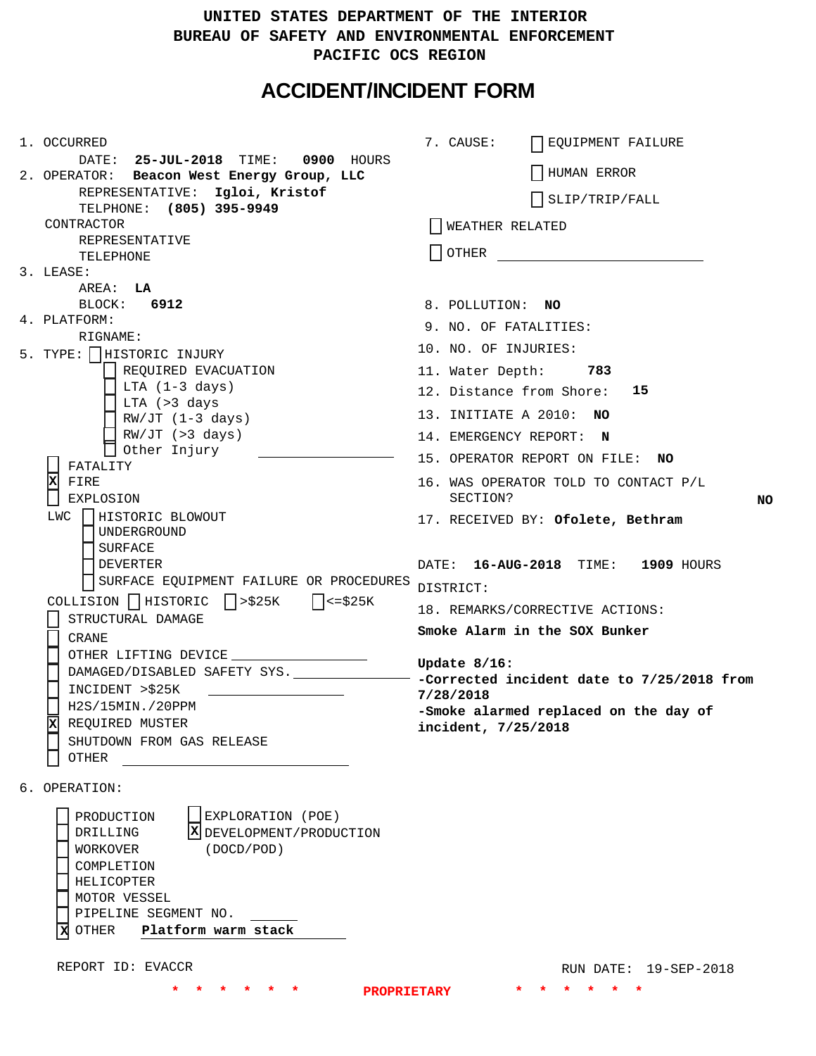UNITED STATES DEPARTMENT OF THE INTERIOR
BUREAU OF SAFETY AND ENVIRONMENTAL ENFORCEMENT
PACIFIC OCS REGION

# ACCIDENT/INCIDENT FORM

1. OCCURRED
   DATE: **25-JUL-2018** TIME: **0900** HOURS
2. OPERATOR: **Beacon West Energy Group, LLC**
   REPRESENTATIVE: **Igloi, Kristof**
   TELPHONE: **(805) 395-9949**
   CONTRACTOR
   REPRESENTATIVE
   TELEPHONE
3. LEASE:
   AREA: **LA**
   BLOCK: **6912**
4. PLATFORM:
   RIGNAME:
5. TYPE: [ ] HISTORIC INJURY
   [ ] REQUIRED EVACUATION
   [ ] LTA (1-3 days)
   [ ] LTA (>3 days
   [ ] RW/JT (1-3 days)
   [ ] RW/JT (>3 days)
   [ ] Other Injury ______
   [ ] FATALITY
   [X] FIRE
   [ ] EXPLOSION
   LWC [ ] HISTORIC BLOWOUT
   [ ] UNDERGROUND
   [ ] SURFACE
   [ ] DEVERTER
   [ ] SURFACE EQUIPMENT FAILURE OR PROCEDURES
   COLLISION [ ] HISTORIC [ ] >$25K [ ] <=$25K
   [ ] STRUCTURAL DAMAGE
   [ ] CRANE
   [ ] OTHER LIFTING DEVICE ______
   [ ] DAMAGED/DISABLED SAFETY SYS. ______
   [ ] INCIDENT >$25K ______
   [ ] H2S/15MIN./20PPM
   [X] REQUIRED MUSTER
   [ ] SHUTDOWN FROM GAS RELEASE
   [ ] OTHER ______
6. OPERATION:
   [ ] PRODUCTION
   [ ] DRILLING
   [ ] WORKOVER
   [ ] COMPLETION
   [ ] HELICOPTER
   [ ] MOTOR VESSEL
   [ ] PIPELINE SEGMENT NO. ______
   [X] OTHER **Platform warm stack**
   [ ] EXPLORATION (POE)
   [X] DEVELOPMENT/PRODUCTION (DOCD/POD)

7. CAUSE:
   [ ] EQUIPMENT FAILURE
   [ ] HUMAN ERROR
   [ ] SLIP/TRIP/FALL
   [ ] WEATHER RELATED
   [ ] OTHER ______
8. POLLUTION: **NO**
9. NO. OF FATALITIES:
10. NO. OF INJURIES:
11. Water Depth: **783**
12. Distance from Shore: **15**
13. INITIATE A 2010: **NO**
14. EMERGENCY REPORT: **N**
15. OPERATOR REPORT ON FILE: **NO**
16. WAS OPERATOR TOLD TO CONTACT P/L SECTION? **NO**
17. RECEIVED BY: **Ofolete, Bethram**

DATE: **16-AUG-2018** TIME: **1909** HOURS
DISTRICT:

18. REMARKS/CORRECTIVE ACTIONS:

**Smoke Alarm in the SOX Bunker**

**Update 8/16:**
**-Corrected incident date to 7/25/2018 from 7/28/2018**
**-Smoke alarmed replaced on the day of incident, 7/25/2018**

REPORT ID: EVACCR

RUN DATE: 19-SEP-2018

\* \* \* \* \* \* PROPRIETARY \* \* \* \* \* \*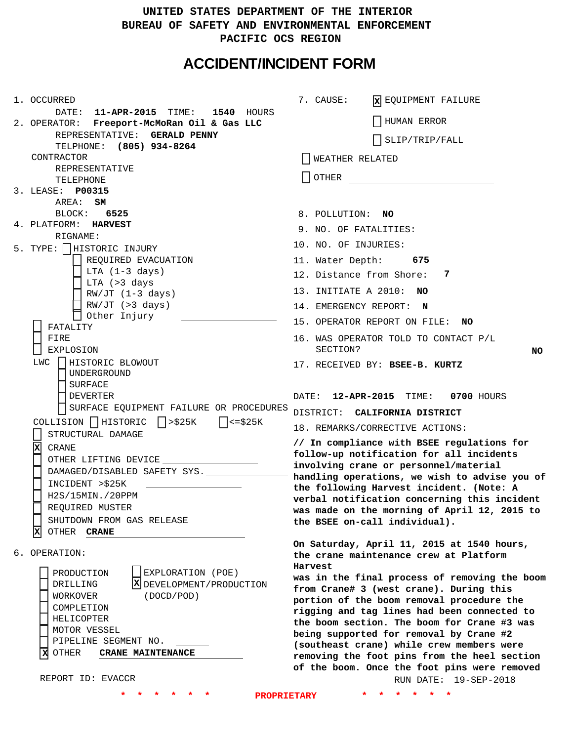# UNITED STATES DEPARTMENT OF THE INTERIOR
# BUREAU OF SAFETY AND ENVIRONMENTAL ENFORCEMENT
# PACIFIC OCS REGION

## ACCIDENT/INCIDENT FORM

1. OCCURRED
   DATE: **11-APR-2015** TIME: **1540** HOURS
2. OPERATOR: **Freeport-McMoRan Oil & Gas LLC**
   REPRESENTATIVE: **GERALD PENNY**
   TELPHONE: **(805) 934-8264**
   CONTRACTOR
   REPRESENTATIVE
   TELEPHONE
3. LEASE: **P00315**
   AREA: **SM**
   BLOCK: **6525**
4. PLATFORM: **HARVEST**
   RIGNAME:
5. TYPE:
   - [ ] HISTORIC INJURY
     - [ ] REQUIRED EVACUATION
     - [ ] LTA (1-3 days)
     - [ ] LTA (>3 days
     - [ ] RW/JT (1-3 days)
     - [ ] RW/JT (>3 days)
     - [ ] Other Injury ______
   - [ ] FATALITY
   - [ ] FIRE
   - [ ] EXPLOSION
   - LWC [ ] HISTORIC BLOWOUT
     - [ ] UNDERGROUND
     - [ ] SURFACE
     - [ ] DEVERTER
     - [ ] SURFACE EQUIPMENT FAILURE OR PROCEDURES
   - COLLISION [ ] HISTORIC [ ] >$25K [ ] <=$25K
   - [ ] STRUCTURAL DAMAGE
   - [X] CRANE
   - [ ] OTHER LIFTING DEVICE ______
   - [ ] DAMAGED/DISABLED SAFETY SYS. ______
   - [ ] INCIDENT >$25K ______
   - [ ] H2S/15MIN./20PPM
   - [ ] REQUIRED MUSTER
   - [ ] SHUTDOWN FROM GAS RELEASE
   - [X] OTHER **CRANE**
6. OPERATION:
   - [ ] PRODUCTION
   - [ ] DRILLING
   - [ ] WORKOVER
   - [ ] COMPLETION
   - [ ] HELICOPTER
   - [ ] MOTOR VESSEL
   - [ ] PIPELINE SEGMENT NO. ______
   - [X] OTHER **CRANE MAINTENANCE**
   - [ ] EXPLORATION (POE)
   - [X] DEVELOPMENT/PRODUCTION (DOCD/POD)

7. CAUSE:
   - [X] EQUIPMENT FAILURE
   - [ ] HUMAN ERROR
   - [ ] SLIP/TRIP/FALL
   - [ ] WEATHER RELATED
   - [ ] OTHER ______
8. POLLUTION: **NO**
9. NO. OF FATALITIES:
10. NO. OF INJURIES:
11. Water Depth: **675**
12. Distance from Shore: **7**
13. INITIATE A 2010: **NO**
14. EMERGENCY REPORT: **N**
15. OPERATOR REPORT ON FILE: **NO**
16. WAS OPERATOR TOLD TO CONTACT P/L SECTION? **NO**
17. RECEIVED BY: **BSEE-B. KURTZ**

DATE: **12-APR-2015** TIME: **0700** HOURS

DISTRICT: **CALIFORNIA DISTRICT**

18. REMARKS/CORRECTIVE ACTIONS:

**// In compliance with BSEE regulations for follow-up notification for all incidents involving crane or personnel/material handling operations, we wish to advise you of the following Harvest incident. (Note: A verbal notification concerning this incident was made on the morning of April 12, 2015 to the BSEE on-call individual).**

**On Saturday, April 11, 2015 at 1540 hours, the crane maintenance crew at Platform Harvest was in the final process of removing the boom from Crane# 3 (west crane). During this portion of the boom removal procedure the rigging and tag lines had been connected to the boom section. The boom for Crane #3 was being supported for removal by Crane #2 (southeast crane) while crew members were removing the foot pins from the heel section of the boom. Once the foot pins were removed**

REPORT ID: EVACCR

RUN DATE: 19-SEP-2018

\* \* \* \* \* \* PROPRIETARY \* \* \* \* \* \*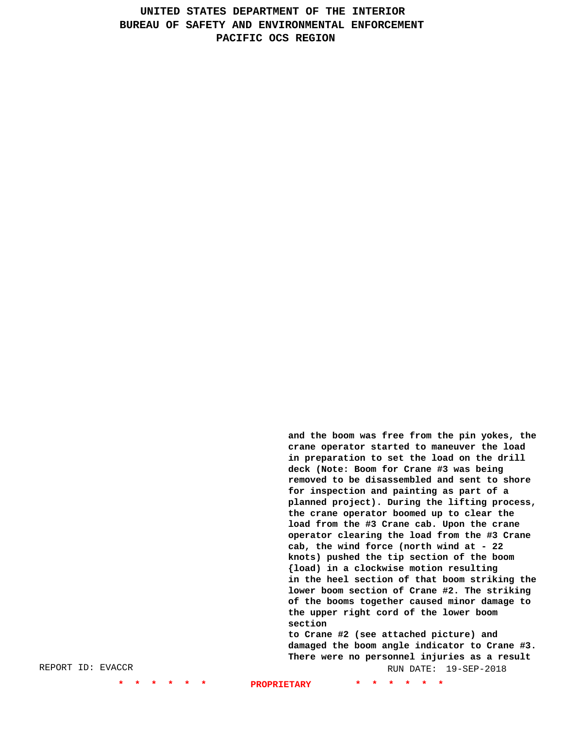and the boom was free from the pin yokes, the crane operator started to maneuver the load in preparation to set the load on the drill deck (Note: Boom for Crane #3 was being removed to be disassembled and sent to shore for inspection and painting as part of a planned project). During the lifting process, the crane operator boomed up to clear the load from the #3 Crane cab. Upon the crane operator clearing the load from the #3 Crane cab, the wind force (north wind at - 22 knots) pushed the tip section of the boom {load) in a clockwise motion resulting in the heel section of that boom striking the lower boom section of Crane #2. The striking of the booms together caused minor damage to the upper right cord of the lower boom section to Crane #2 (see attached picture) and damaged the boom angle indicator to Crane #3. There were no personnel injuries as a result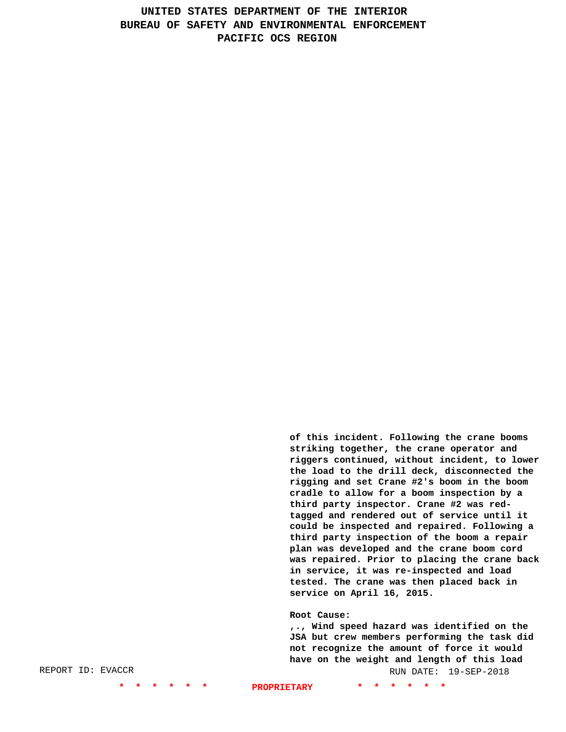of this incident. Following the crane booms striking together, the crane operator and riggers continued, without incident, to lower the load to the drill deck, disconnected the rigging and set Crane #2's boom in the boom cradle to allow for a boom inspection by a third party inspector. Crane #2 was red-tagged and rendered out of service until it could be inspected and repaired. Following a third party inspection of the boom a repair plan was developed and the crane boom cord was repaired. Prior to placing the crane back in service, it was re-inspected and load tested. The crane was then placed back in service on April 16, 2015.

**Root Cause:**
,., Wind speed hazard was identified on the JSA but crew members performing the task did not recognize the amount of force it would have on the weight and length of this load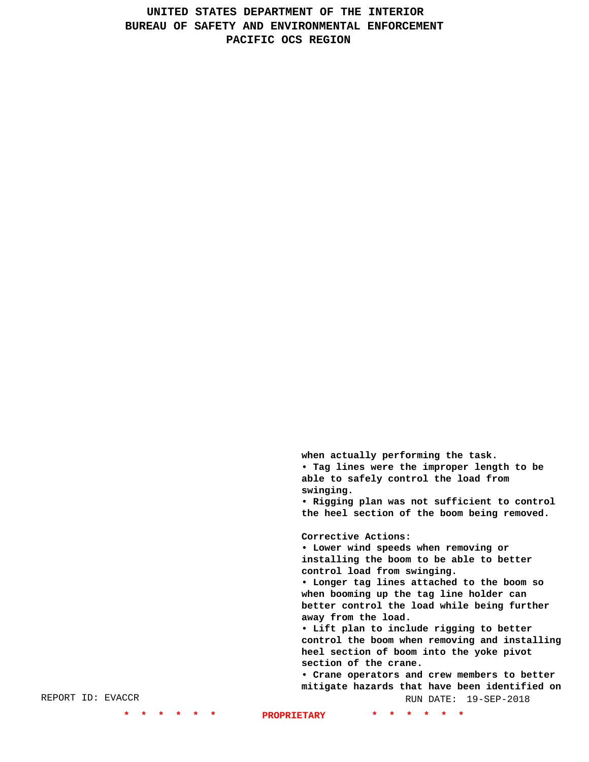**when actually performing the task.**
**• Tag lines were the improper length to be able to safely control the load from swinging.**
**• Rigging plan was not sufficient to control the heel section of the boom being removed.**

**Corrective Actions:**
**• Lower wind speeds when removing or installing the boom to be able to better control load from swinging.**
**• Longer tag lines attached to the boom so when booming up the tag line holder can better control the load while being further away from the load.**
**• Lift plan to include rigging to better control the boom when removing and installing heel section of boom into the yoke pivot section of the crane.**
**• Crane operators and crew members to better mitigate hazards that have been identified on**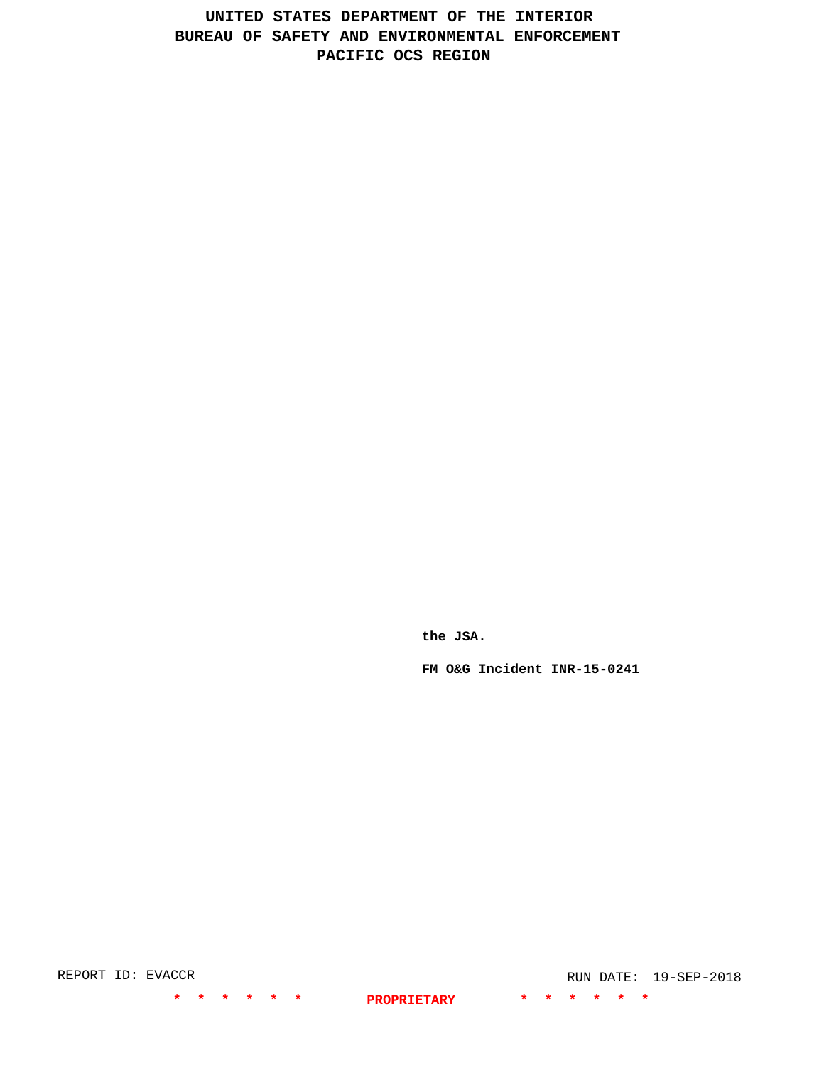**the JSA.**

**FM O&G Incident INR-15-0241**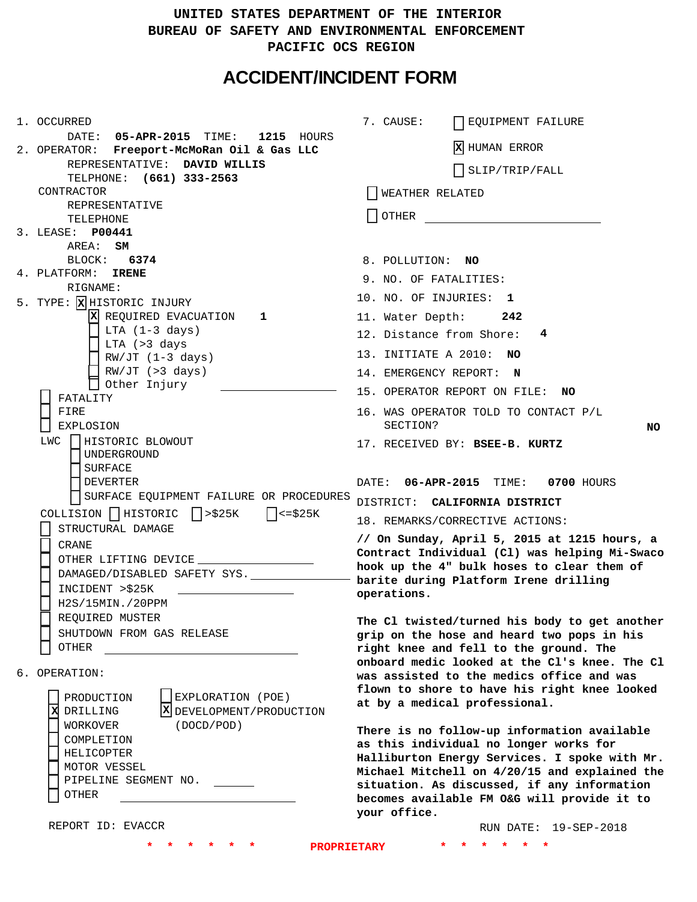UNITED STATES DEPARTMENT OF THE INTERIOR
BUREAU OF SAFETY AND ENVIRONMENTAL ENFORCEMENT
PACIFIC OCS REGION

# ACCIDENT/INCIDENT FORM

1. OCCURRED
   DATE: **05-APR-2015** TIME: **1215** HOURS
2. OPERATOR: **Freeport-McMoRan Oil & Gas LLC**
   REPRESENTATIVE: **DAVID WILLIS**
   TELPHONE: **(661) 333-2563**
   CONTRACTOR
   REPRESENTATIVE
   TELEPHONE
3. LEASE: **P00441**
   AREA: **SM**
   BLOCK: **6374**
4. PLATFORM: **IRENE**
   RIGNAME:
5. TYPE: [X] HISTORIC INJURY
   - [X] REQUIRED EVACUATION **1**
   - [ ] LTA (1-3 days)
   - [ ] LTA (>3 days
   - [ ] RW/JT (1-3 days)
   - [ ] RW/JT (>3 days)
   - [ ] Other Injury
   - [ ] FATALITY
   - [ ] FIRE
   - [ ] EXPLOSION
   - LWC [ ] HISTORIC BLOWOUT
     - [ ] UNDERGROUND
     - [ ] SURFACE
     - [ ] DEVERTER
     - [ ] SURFACE EQUIPMENT FAILURE OR PROCEDURES
   - COLLISION [ ] HISTORIC [ ] >$25K [ ] <=$25K
   - [ ] STRUCTURAL DAMAGE
   - [ ] CRANE
   - [ ] OTHER LIFTING DEVICE
   - [ ] DAMAGED/DISABLED SAFETY SYS.
   - [ ] INCIDENT >$25K
   - [ ] H2S/15MIN./20PPM
   - [ ] REQUIRED MUSTER
   - [ ] SHUTDOWN FROM GAS RELEASE
   - [ ] OTHER
6. OPERATION:
   - [ ] PRODUCTION
   - [X] DRILLING
   - [ ] WORKOVER
   - [ ] COMPLETION
   - [ ] HELICOPTER
   - [ ] MOTOR VESSEL
   - [ ] PIPELINE SEGMENT NO.
   - [ ] OTHER
   - [ ] EXPLORATION (POE)
   - [X] DEVELOPMENT/PRODUCTION (DOCD/POD)

7. CAUSE:
   - [ ] EQUIPMENT FAILURE
   - [X] HUMAN ERROR
   - [ ] SLIP/TRIP/FALL
   - [ ] WEATHER RELATED
   - [ ] OTHER
8. POLLUTION: **NO**
9. NO. OF FATALITIES:
10. NO. OF INJURIES: **1**
11. Water Depth: **242**
12. Distance from Shore: **4**
13. INITIATE A 2010: **NO**
14. EMERGENCY REPORT: **N**
15. OPERATOR REPORT ON FILE: **NO**
16. WAS OPERATOR TOLD TO CONTACT P/L SECTION? **NO**
17. RECEIVED BY: **BSEE-B. KURTZ**

DATE: **06-APR-2015** TIME: **0700** HOURS
DISTRICT: **CALIFORNIA DISTRICT**

18. REMARKS/CORRECTIVE ACTIONS:

**// On Sunday, April 5, 2015 at 1215 hours, a Contract Individual (Cl) was helping Mi-Swaco hook up the 4" bulk hoses to clear them of barite during Platform Irene drilling operations.**

**The Cl twisted/turned his body to get another grip on the hose and heard two pops in his right knee and fell to the ground. The onboard medic looked at the Cl's knee. The Cl was assisted to the medics office and was flown to shore to have his right knee looked at by a medical professional.**

**There is no follow-up information available as this individual no longer works for Halliburton Energy Services. I spoke with Mr. Michael Mitchell on 4/20/15 and explained the situation. As discussed, if any information becomes available FM O&G will provide it to your office.**

REPORT ID: EVACCR RUN DATE: 19-SEP-2018

\* \* \* \* \* \* PROPRIETARY \* \* \* \* \* \*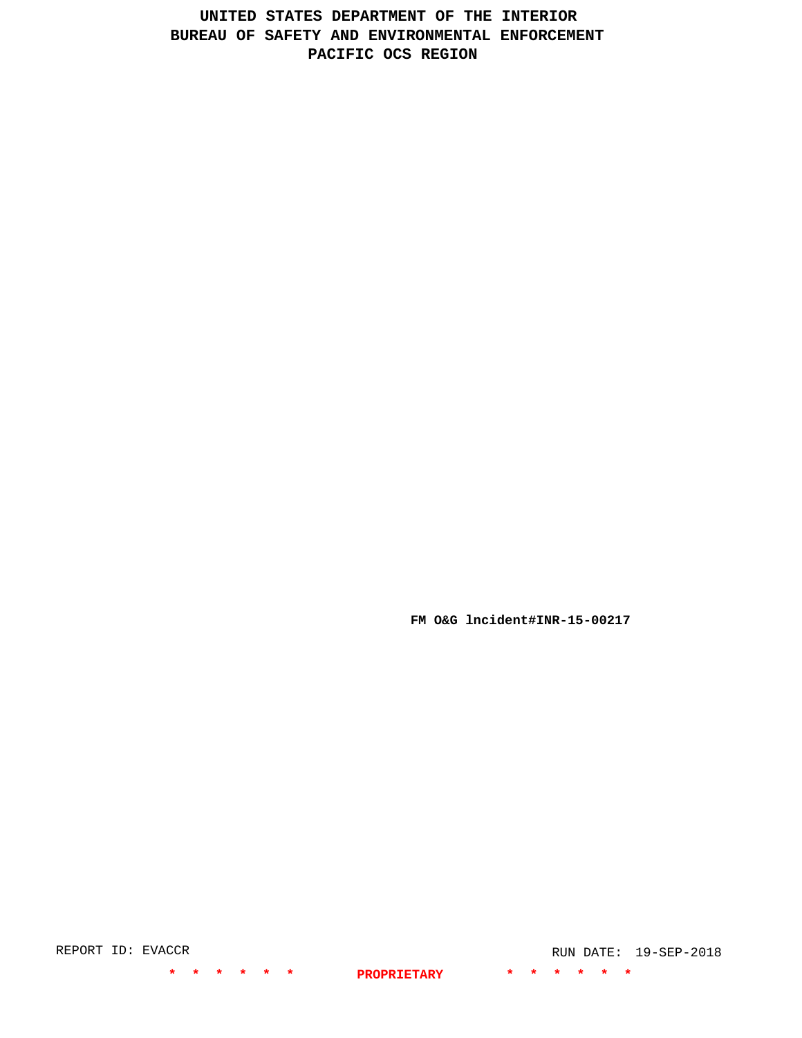# UNITED STATES DEPARTMENT OF THE INTERIOR
# BUREAU OF SAFETY AND ENVIRONMENTAL ENFORCEMENT
# PACIFIC OCS REGION

**FM O&G lncident#INR-15-00217**

REPORT ID: EVACCR

RUN DATE: 19-SEP-2018

**\* \* \* \* \* \* PROPRIETARY \* \* \* \* \* \***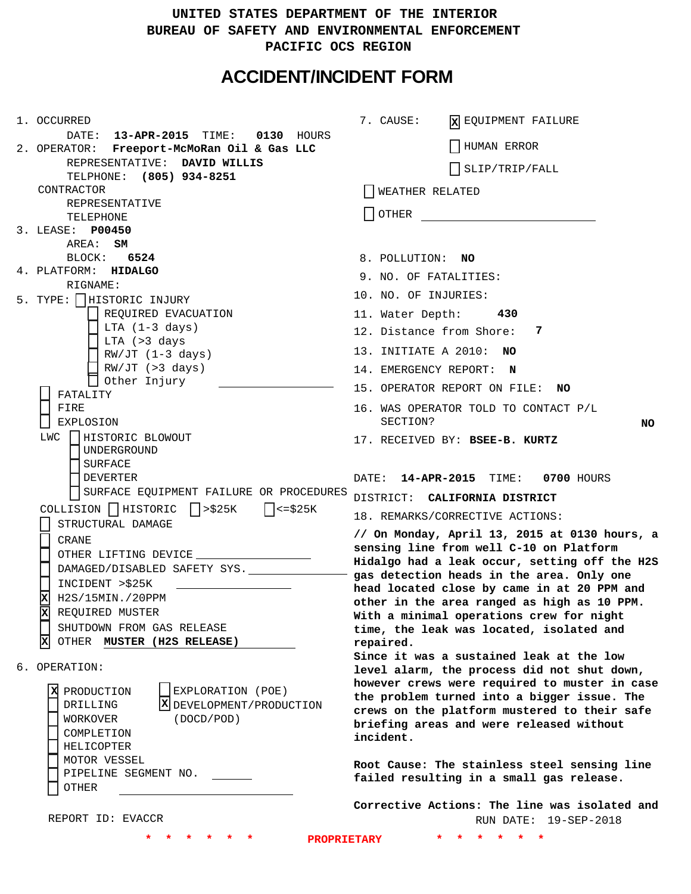UNITED STATES DEPARTMENT OF THE INTERIOR
BUREAU OF SAFETY AND ENVIRONMENTAL ENFORCEMENT
PACIFIC OCS REGION

# ACCIDENT/INCIDENT FORM

1. OCCURRED
   DATE: **13-APR-2015** TIME: **0130** HOURS
2. OPERATOR: **Freeport-McMoRan Oil & Gas LLC**
   REPRESENTATIVE: **DAVID WILLIS**
   TELPHONE: **(805) 934-8251**
   CONTRACTOR
   REPRESENTATIVE
   TELEPHONE
3. LEASE: **P00450**
   AREA: **SM**
   BLOCK: **6524**
4. PLATFORM: **HIDALGO**
   RIGNAME:
5. TYPE:
   - [ ] HISTORIC INJURY
     - [ ] REQUIRED EVACUATION
     - [ ] LTA (1-3 days)
     - [ ] LTA (>3 days
     - [ ] RW/JT (1-3 days)
     - [ ] RW/JT (>3 days)
     - [ ] Other Injury
   - [ ] FATALITY
   - [ ] FIRE
   - [ ] EXPLOSION
   - LWC
     - [ ] HISTORIC BLOWOUT
     - [ ] UNDERGROUND
     - [ ] SURFACE
     - [ ] DEVERTER
     - [ ] SURFACE EQUIPMENT FAILURE OR PROCEDURES
   - COLLISION [ ] HISTORIC [ ] >$25K [ ] <=$25K
   - [ ] STRUCTURAL DAMAGE
   - [ ] CRANE
   - [ ] OTHER LIFTING DEVICE
   - [ ] DAMAGED/DISABLED SAFETY SYS.
   - [ ] INCIDENT >$25K
   - [x] H2S/15MIN./20PPM
   - [x] REQUIRED MUSTER
   - [ ] SHUTDOWN FROM GAS RELEASE
   - [x] OTHER **MUSTER (H2S RELEASE)**
6. OPERATION:
   - [x] PRODUCTION
   - [ ] DRILLING
   - [ ] WORKOVER
   - [ ] COMPLETION
   - [ ] HELICOPTER
   - [ ] MOTOR VESSEL
   - [ ] PIPELINE SEGMENT NO.
   - [ ] OTHER
   - [ ] EXPLORATION (POE)
   - [x] DEVELOPMENT/PRODUCTION (DOCD/POD)

7. CAUSE:
   - [x] EQUIPMENT FAILURE
   - [ ] HUMAN ERROR
   - [ ] SLIP/TRIP/FALL
   - [ ] WEATHER RELATED
   - [ ] OTHER
8. POLLUTION: **NO**
9. NO. OF FATALITIES:
10. NO. OF INJURIES:
11. Water Depth: **430**
12. Distance from Shore: **7**
13. INITIATE A 2010: **NO**
14. EMERGENCY REPORT: **N**
15. OPERATOR REPORT ON FILE: **NO**
16. WAS OPERATOR TOLD TO CONTACT P/L SECTION? **NO**
17. RECEIVED BY: **BSEE-B. KURTZ**

    DATE: **14-APR-2015** TIME: **0700** HOURS
    DISTRICT: **CALIFORNIA DISTRICT**
18. REMARKS/CORRECTIVE ACTIONS:

**// On Monday, April 13, 2015 at 0130 hours, a sensing line from well C-10 on Platform Hidalgo had a leak occur, setting off the H2S gas detection heads in the area. Only one head located close by came in at 20 PPM and other in the area ranged as high as 10 PPM. With a minimal operations crew for night time, the leak was located, isolated and repaired.**
**Since it was a sustained leak at the low level alarm, the process did not shut down, however crews were required to muster in case the problem turned into a bigger issue. The crews on the platform mustered to their safe briefing areas and were released without incident.**

**Root Cause: The stainless steel sensing line failed resulting in a small gas release.**

**Corrective Actions: The line was isolated and**

REPORT ID: EVACCR
RUN DATE: 19-SEP-2018

\* \* \* \* \* \* PROPRIETARY \* \* \* \* \* \*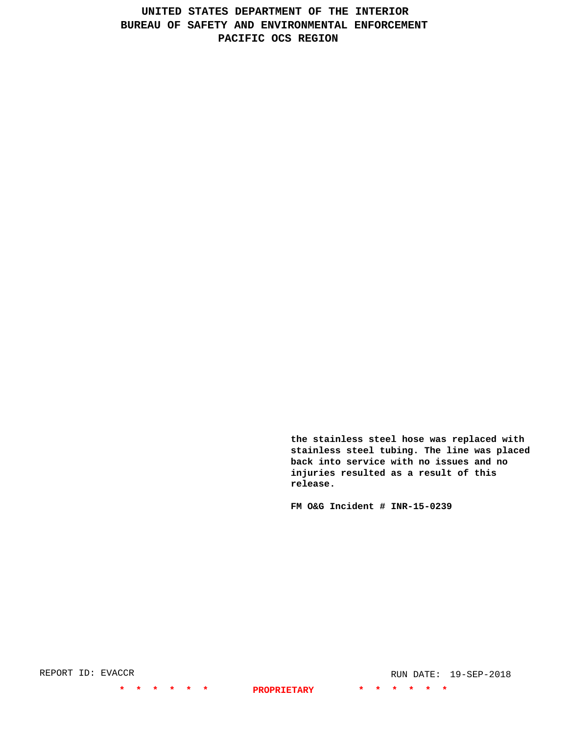**the stainless steel hose was replaced with stainless steel tubing. The line was placed back into service with no issues and no injuries resulted as a result of this release.**

**FM O&G Incident # INR-15-0239**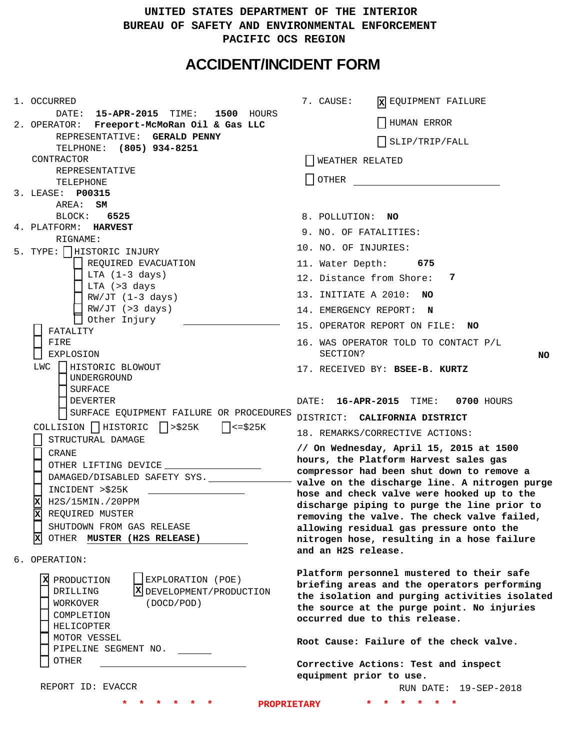# UNITED STATES DEPARTMENT OF THE INTERIOR
# BUREAU OF SAFETY AND ENVIRONMENTAL ENFORCEMENT
# PACIFIC OCS REGION

## ACCIDENT/INCIDENT FORM

1. OCCURRED
   DATE: **15-APR-2015** TIME: **1500** HOURS
2. OPERATOR: **Freeport-McMoRan Oil & Gas LLC**
   REPRESENTATIVE: **GERALD PENNY**
   TELPHONE: **(805) 934-8251**
   CONTRACTOR
   REPRESENTATIVE
   TELEPHONE
3. LEASE: **P00315**
   AREA: **SM**
   BLOCK: **6525**
4. PLATFORM: **HARVEST**
   RIGNAME:
5. TYPE:
   - [ ] HISTORIC INJURY
     - [ ] REQUIRED EVACUATION
     - [ ] LTA (1-3 days)
     - [ ] LTA (>3 days
     - [ ] RW/JT (1-3 days)
     - [ ] RW/JT (>3 days)
     - [ ] Other Injury
   - [ ] FATALITY
   - [ ] FIRE
   - [ ] EXPLOSION
   - LWC [ ] HISTORIC BLOWOUT
     - [ ] UNDERGROUND
     - [ ] SURFACE
     - [ ] DEVERTER
     - [ ] SURFACE EQUIPMENT FAILURE OR PROCEDURES
   - COLLISION [ ] HISTORIC [ ] >$25K [ ] <=$25K
   - [ ] STRUCTURAL DAMAGE
   - [ ] CRANE
   - [ ] OTHER LIFTING DEVICE
   - [ ] DAMAGED/DISABLED SAFETY SYS.
   - [ ] INCIDENT >$25K
   - [X] H2S/15MIN./20PPM
   - [X] REQUIRED MUSTER
   - [ ] SHUTDOWN FROM GAS RELEASE
   - [X] OTHER **MUSTER (H2S RELEASE)**
6. OPERATION:
   - [X] PRODUCTION
   - [ ] DRILLING
   - [ ] WORKOVER
   - [ ] COMPLETION
   - [ ] HELICOPTER
   - [ ] MOTOR VESSEL
   - [ ] PIPELINE SEGMENT NO.
   - [ ] OTHER
   - [ ] EXPLORATION (POE)
   - [X] DEVELOPMENT/PRODUCTION (DOCD/POD)

REPORT ID: EVACCR

7. CAUSE:
   - [X] EQUIPMENT FAILURE
   - [ ] HUMAN ERROR
   - [ ] SLIP/TRIP/FALL
   - [ ] WEATHER RELATED
   - [ ] OTHER
8. POLLUTION: **NO**
9. NO. OF FATALITIES:
10. NO. OF INJURIES:
11. Water Depth: **675**
12. Distance from Shore: **7**
13. INITIATE A 2010: **NO**
14. EMERGENCY REPORT: **N**
15. OPERATOR REPORT ON FILE: **NO**
16. WAS OPERATOR TOLD TO CONTACT P/L SECTION? **NO**
17. RECEIVED BY: **BSEE-B. KURTZ**

DATE: **16-APR-2015** TIME: **0700** HOURS
DISTRICT: **CALIFORNIA DISTRICT**

18. REMARKS/CORRECTIVE ACTIONS:

**// On Wednesday, April 15, 2015 at 1500 hours, the Platform Harvest sales gas compressor had been shut down to remove a valve on the discharge line. A nitrogen purge hose and check valve were hooked up to the discharge piping to purge the line prior to removing the valve. The check valve failed, allowing residual gas pressure onto the nitrogen hose, resulting in a hose failure and an H2S release.**

**Platform personnel mustered to their safe briefing areas and the operators performing the isolation and purging activities isolated the source at the purge point. No injuries occurred due to this release.**

**Root Cause: Failure of the check valve.**

**Corrective Actions: Test and inspect equipment prior to use.**

RUN DATE: 19-SEP-2018

\* \* \* \* \* \* PROPRIETARY \* \* \* \* \* \*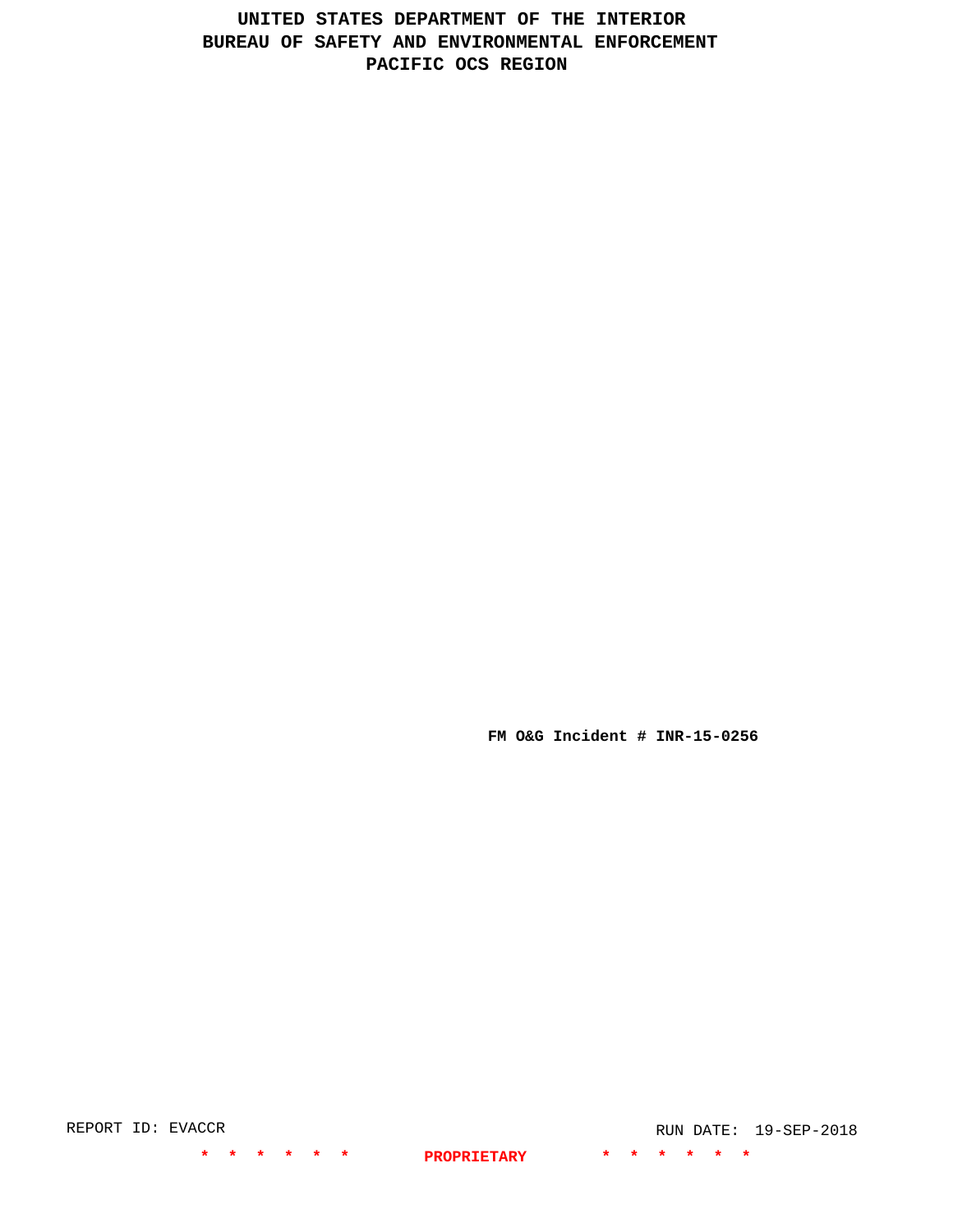**UNITED STATES DEPARTMENT OF THE INTERIOR**
**BUREAU OF SAFETY AND ENVIRONMENTAL ENFORCEMENT**
**PACIFIC OCS REGION**

**FM O&G Incident # INR-15-0256**

REPORT ID: EVACCR

RUN DATE: 19-SEP-2018

* * * * * * **PROPRIETARY** * * * * * *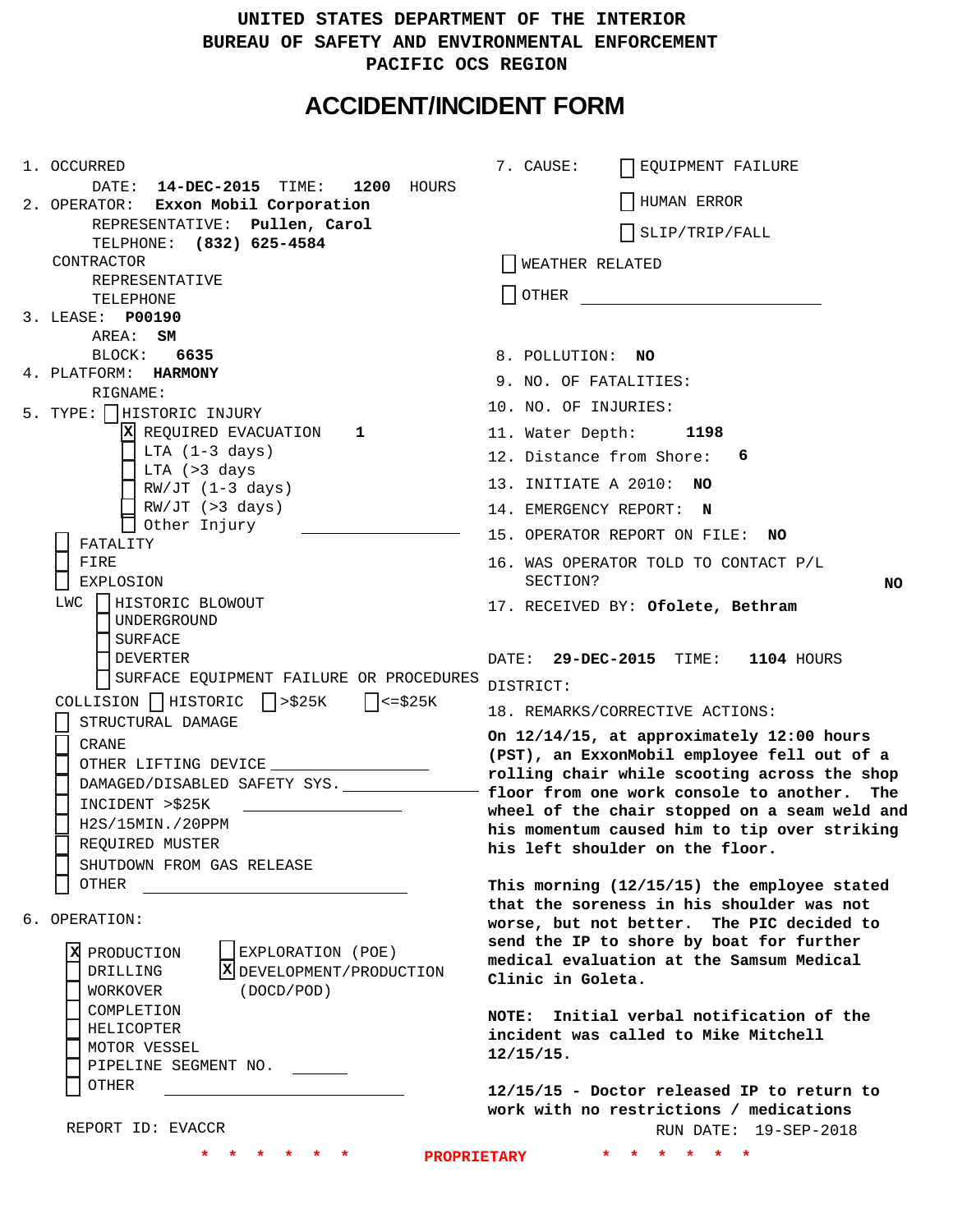UNITED STATES DEPARTMENT OF THE INTERIOR
BUREAU OF SAFETY AND ENVIRONMENTAL ENFORCEMENT
PACIFIC OCS REGION

# ACCIDENT/INCIDENT FORM

1. OCCURRED
   DATE: **14-DEC-2015** TIME: **1200** HOURS
2. OPERATOR: **Exxon Mobil Corporation**
   REPRESENTATIVE: **Pullen, Carol**
   TELPHONE: **(832) 625-4584**
   CONTRACTOR
   REPRESENTATIVE
   TELEPHONE
3. LEASE: **P00190**
   AREA: **SM**
   BLOCK: **6635**
4. PLATFORM: **HARMONY**
   RIGNAME:
5. TYPE:
   - [ ] HISTORIC INJURY
   - [X] REQUIRED EVACUATION **1**
   - [ ] LTA (1-3 days)
   - [ ] LTA (>3 days
   - [ ] RW/JT (1-3 days)
   - [ ] RW/JT (>3 days)
   - [ ] Other Injury ______________
   - [ ] FATALITY
   - [ ] FIRE
   - [ ] EXPLOSION
   - LWC [ ] HISTORIC BLOWOUT
     - [ ] UNDERGROUND
     - [ ] SURFACE
     - [ ] DEVERTER
     - [ ] SURFACE EQUIPMENT FAILURE OR PROCEDURES
   - COLLISION [ ] HISTORIC [ ] >$25K [ ] <=$25K
   - [ ] STRUCTURAL DAMAGE
   - [ ] CRANE
   - [ ] OTHER LIFTING DEVICE ______________
   - [ ] DAMAGED/DISABLED SAFETY SYS. ______________
   - [ ] INCIDENT >$25K ______________
   - [ ] H2S/15MIN./20PPM
   - [ ] REQUIRED MUSTER
   - [ ] SHUTDOWN FROM GAS RELEASE
   - [ ] OTHER ______________
6. OPERATION:
   - [X] PRODUCTION
   - [ ] DRILLING
   - [ ] WORKOVER
   - [ ] COMPLETION
   - [ ] HELICOPTER
   - [ ] MOTOR VESSEL
   - [ ] PIPELINE SEGMENT NO. ______
   - [ ] OTHER ______________
   - [ ] EXPLORATION (POE)
   - [X] DEVELOPMENT/PRODUCTION (DOCD/POD)

7. CAUSE:
   - [ ] EQUIPMENT FAILURE
   - [ ] HUMAN ERROR
   - [ ] SLIP/TRIP/FALL
   - [ ] WEATHER RELATED
   - [ ] OTHER ______________
8. POLLUTION: **NO**
9. NO. OF FATALITIES:
10. NO. OF INJURIES:
11. Water Depth: **1198**
12. Distance from Shore: **6**
13. INITIATE A 2010: **NO**
14. EMERGENCY REPORT: **N**
15. OPERATOR REPORT ON FILE: **NO**
16. WAS OPERATOR TOLD TO CONTACT P/L SECTION? **NO**
17. RECEIVED BY: **Ofolete, Bethram**

DATE: **29-DEC-2015** TIME: **1104** HOURS

DISTRICT:

18. REMARKS/CORRECTIVE ACTIONS:

**On 12/14/15, at approximately 12:00 hours (PST), an ExxonMobil employee fell out of a rolling chair while scooting across the shop floor from one work console to another. The wheel of the chair stopped on a seam weld and his momentum caused him to tip over striking his left shoulder on the floor.**

**This morning (12/15/15) the employee stated that the soreness in his shoulder was not worse, but not better. The PIC decided to send the IP to shore by boat for further medical evaluation at the Samsum Medical Clinic in Goleta.**

**NOTE: Initial verbal notification of the incident was called to Mike Mitchell 12/15/15.**

**12/15/15 - Doctor released IP to return to work with no restrictions / medications**

REPORT ID: EVACCR

RUN DATE: 19-SEP-2018

\* \* \* \* \* \* **PROPRIETARY** \* \* \* \* \* \*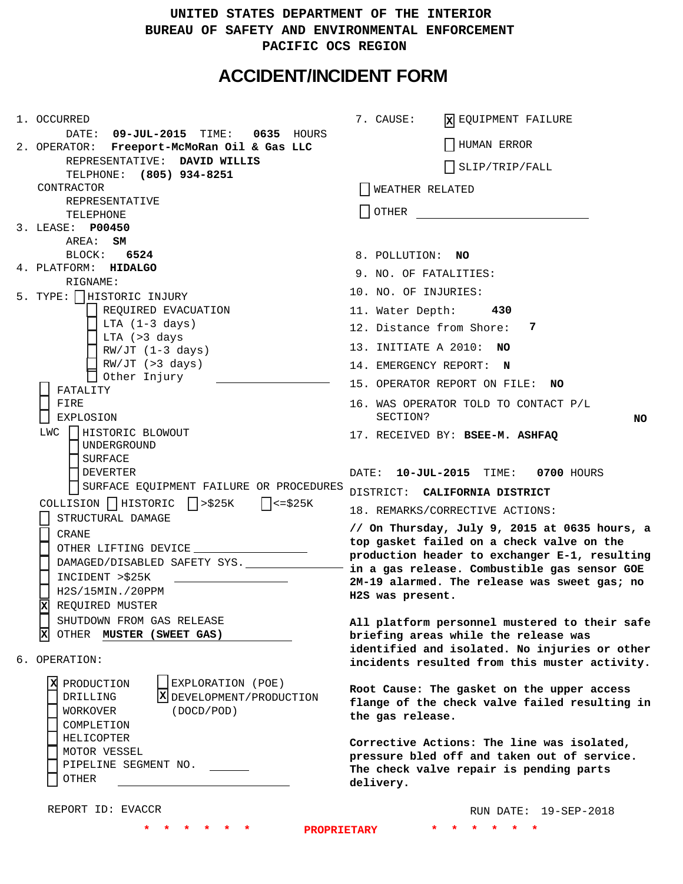UNITED STATES DEPARTMENT OF THE INTERIOR
BUREAU OF SAFETY AND ENVIRONMENTAL ENFORCEMENT
PACIFIC OCS REGION

# ACCIDENT/INCIDENT FORM

1. OCCURRED
   DATE: **09-JUL-2015** TIME: **0635** HOURS
2. OPERATOR: **Freeport-McMoRan Oil & Gas LLC**
   REPRESENTATIVE: **DAVID WILLIS**
   TELPHONE: **(805) 934-8251**
   CONTRACTOR
   REPRESENTATIVE
   TELEPHONE
3. LEASE: **P00450**
   AREA: **SM**
   BLOCK: **6524**
4. PLATFORM: **HIDALGO**
   RIGNAME:
5. TYPE:
   - [ ] HISTORIC INJURY
     - [ ] REQUIRED EVACUATION
     - [ ] LTA (1-3 days)
     - [ ] LTA (>3 days
     - [ ] RW/JT (1-3 days)
     - [ ] RW/JT (>3 days)
     - [ ] Other Injury ______________
   - [ ] FATALITY
   - [ ] FIRE
   - [ ] EXPLOSION
   - LWC
     - [ ] HISTORIC BLOWOUT
     - [ ] UNDERGROUND
     - [ ] SURFACE
     - [ ] DEVERTER
     - [ ] SURFACE EQUIPMENT FAILURE OR PROCEDURES
   - COLLISION [ ] HISTORIC [ ] >$25K [ ] <=$25K
   - [ ] STRUCTURAL DAMAGE
   - [ ] CRANE
   - [ ] OTHER LIFTING DEVICE ______________
   - [ ] DAMAGED/DISABLED SAFETY SYS. ______________
   - [ ] INCIDENT >$25K ______________
   - [ ] H2S/15MIN./20PPM
   - [x] REQUIRED MUSTER
   - [ ] SHUTDOWN FROM GAS RELEASE
   - [x] OTHER **MUSTER (SWEET GAS)**
6. OPERATION:
   - [x] PRODUCTION
   - [ ] DRILLING
   - [ ] WORKOVER
   - [ ] COMPLETION
   - [ ] HELICOPTER
   - [ ] MOTOR VESSEL
   - [ ] PIPELINE SEGMENT NO. ______
   - [ ] OTHER ______________
   - [ ] EXPLORATION (POE)
   - [x] DEVELOPMENT/PRODUCTION (DOCD/POD)

7. CAUSE:
   - [x] EQUIPMENT FAILURE
   - [ ] HUMAN ERROR
   - [ ] SLIP/TRIP/FALL
   - [ ] WEATHER RELATED
   - [ ] OTHER ______________
8. POLLUTION: **NO**
9. NO. OF FATALITIES:
10. NO. OF INJURIES:
11. Water Depth: **430**
12. Distance from Shore: **7**
13. INITIATE A 2010: **NO**
14. EMERGENCY REPORT: **N**
15. OPERATOR REPORT ON FILE: **NO**
16. WAS OPERATOR TOLD TO CONTACT P/L SECTION? **NO**
17. RECEIVED BY: **BSEE-M. ASHFAQ**

DATE: **10-JUL-2015** TIME: **0700** HOURS
DISTRICT: **CALIFORNIA DISTRICT**

18. REMARKS/CORRECTIVE ACTIONS:

**// On Thursday, July 9, 2015 at 0635 hours, a top gasket failed on a check valve on the production header to exchanger E-1, resulting in a gas release. Combustible gas sensor GOE 2M-19 alarmed. The release was sweet gas; no H2S was present.**

**All platform personnel mustered to their safe briefing areas while the release was identified and isolated. No injuries or other incidents resulted from this muster activity.**

**Root Cause: The gasket on the upper access flange of the check valve failed resulting in the gas release.**

**Corrective Actions: The line was isolated, pressure bled off and taken out of service. The check valve repair is pending parts delivery.**

REPORT ID: EVACCR

RUN DATE: 19-SEP-2018

\* \* \* \* \* \* PROPRIETARY \* \* \* \* \* \*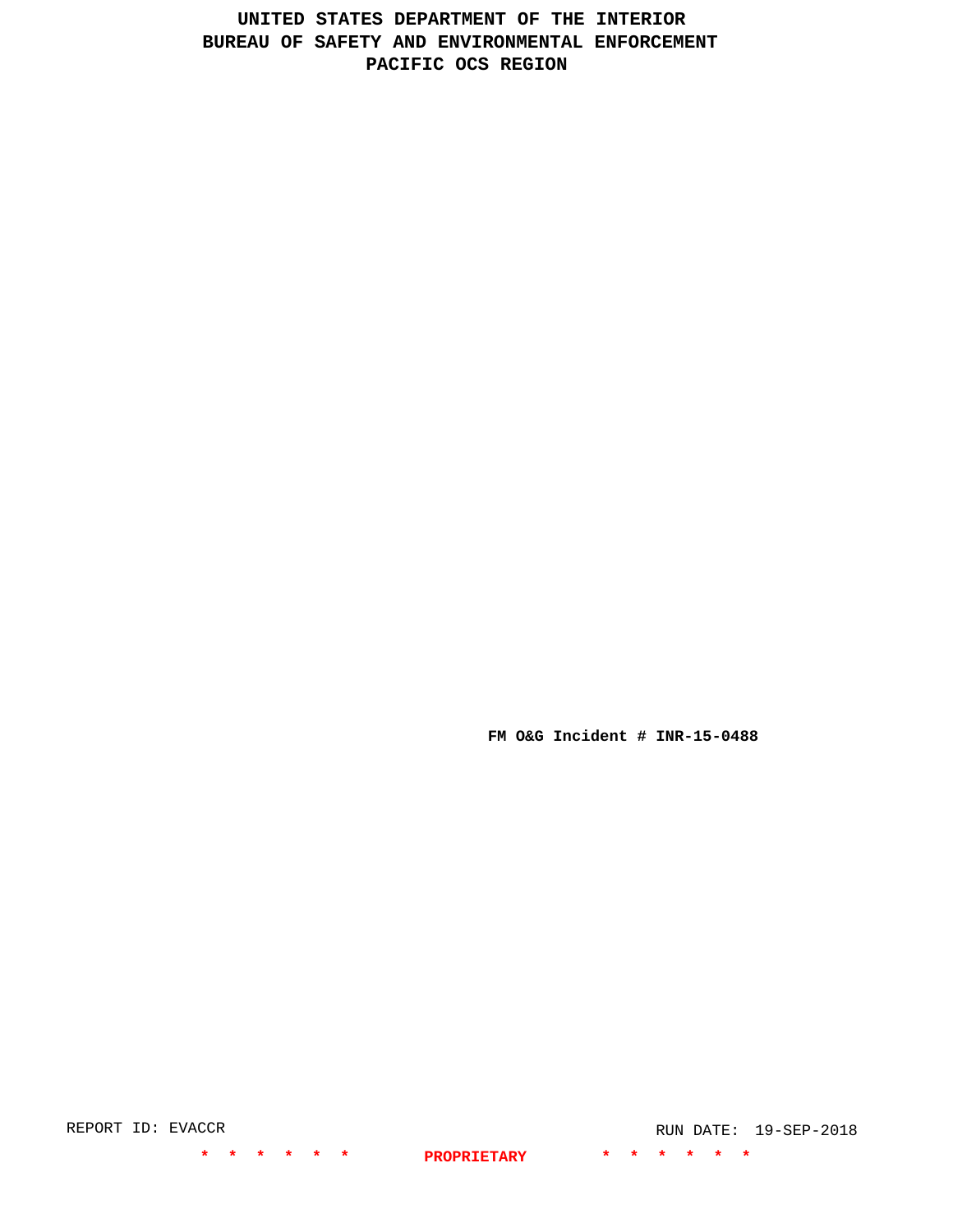# UNITED STATES DEPARTMENT OF THE INTERIOR
# BUREAU OF SAFETY AND ENVIRONMENTAL ENFORCEMENT
# PACIFIC OCS REGION

**FM O&G Incident # INR-15-0488**

REPORT ID: EVACCR

RUN DATE: 19-SEP-2018

* * * * * * **PROPRIETARY** * * * * * *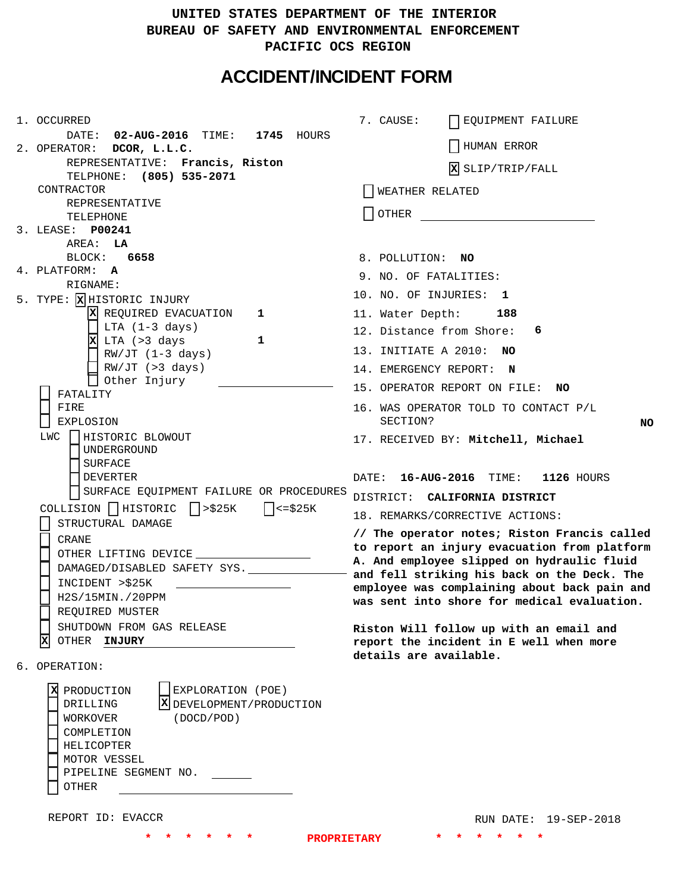UNITED STATES DEPARTMENT OF THE INTERIOR
BUREAU OF SAFETY AND ENVIRONMENTAL ENFORCEMENT
PACIFIC OCS REGION

# ACCIDENT/INCIDENT FORM

1. OCCURRED
   DATE: **02-AUG-2016** TIME: **1745** HOURS
2. OPERATOR: **DCOR, L.L.C.**
   REPRESENTATIVE: **Francis, Riston**
   TELPHONE: **(805) 535-2071**
   CONTRACTOR
   REPRESENTATIVE
   TELEPHONE
3. LEASE: **P00241**
   AREA: **LA**
   BLOCK: **6658**
4. PLATFORM: **A**
   RIGNAME:
5. TYPE: [X] HISTORIC INJURY
   - [X] REQUIRED EVACUATION **1**
   - [ ] LTA (1-3 days)
   - [X] LTA (>3 days **1**
   - [ ] RW/JT (1-3 days)
   - [ ] RW/JT (>3 days)
   - [ ] Other Injury ______

   - [ ] FATALITY
   - [ ] FIRE
   - [ ] EXPLOSION

   LWC [ ] HISTORIC BLOWOUT
   - [ ] UNDERGROUND
   - [ ] SURFACE
   - [ ] DEVERTER
   - [ ] SURFACE EQUIPMENT FAILURE OR PROCEDURES

   COLLISION [ ] HISTORIC [ ] >$25K [ ] <=$25K
   - [ ] STRUCTURAL DAMAGE
   - [ ] CRANE
   - [ ] OTHER LIFTING DEVICE ______
   - [ ] DAMAGED/DISABLED SAFETY SYS. ______
   - [ ] INCIDENT >$25K ______
   - [ ] H2S/15MIN./20PPM
   - [ ] REQUIRED MUSTER
   - [ ] SHUTDOWN FROM GAS RELEASE
   - [X] OTHER **INJURY**
6. OPERATION:
   - [X] PRODUCTION
   - [ ] DRILLING
   - [ ] WORKOVER
   - [ ] COMPLETION
   - [ ] HELICOPTER
   - [ ] MOTOR VESSEL
   - [ ] PIPELINE SEGMENT NO. ______
   - [ ] OTHER ______
   - [ ] EXPLORATION (POE)
   - [X] DEVELOPMENT/PRODUCTION (DOCD/POD)
7. CAUSE:
   - [ ] EQUIPMENT FAILURE
   - [ ] HUMAN ERROR
   - [X] SLIP/TRIP/FALL
   - [ ] WEATHER RELATED
   - [ ] OTHER ______
8. POLLUTION: **NO**
9. NO. OF FATALITIES:
10. NO. OF INJURIES: **1**
11. Water Depth: **188**
12. Distance from Shore: **6**
13. INITIATE A 2010: **NO**
14. EMERGENCY REPORT: **N**
15. OPERATOR REPORT ON FILE: **NO**
16. WAS OPERATOR TOLD TO CONTACT P/L SECTION? **NO**
17. RECEIVED BY: **Mitchell, Michael**

    DATE: **16-AUG-2016** TIME: **1126** HOURS
    DISTRICT: **CALIFORNIA DISTRICT**
18. REMARKS/CORRECTIVE ACTIONS:

**// The operator notes; Riston Francis called to report an injury evacuation from platform A. And employee slipped on hydraulic fluid and fell striking his back on the Deck. The employee was complaining about back pain and was sent into shore for medical evaluation.**

**Riston Will follow up with an email and report the incident in E well when more details are available.**

REPORT ID: EVACCR RUN DATE: 19-SEP-2018

\* \* \* \* \* \* PROPRIETARY \* \* \* \* \* \*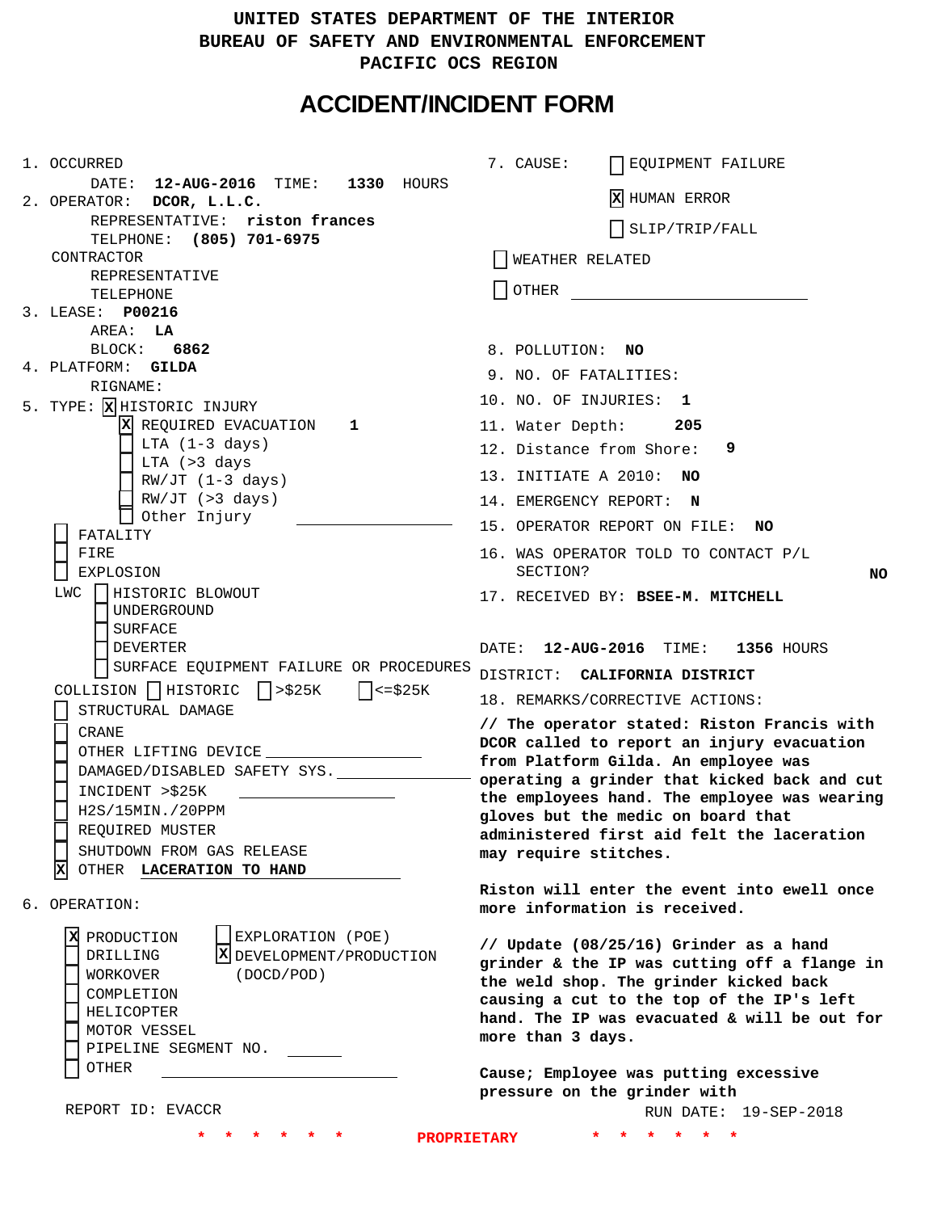UNITED STATES DEPARTMENT OF THE INTERIOR
BUREAU OF SAFETY AND ENVIRONMENTAL ENFORCEMENT
PACIFIC OCS REGION

# ACCIDENT/INCIDENT FORM

1. OCCURRED
   DATE: **12-AUG-2016** TIME: **1330** HOURS
2. OPERATOR: **DCOR, L.L.C.**
   REPRESENTATIVE: **riston frances**
   TELPHONE: **(805) 701-6975**
   CONTRACTOR
   REPRESENTATIVE
   TELEPHONE
3. LEASE: **P00216**
   AREA: **LA**
   BLOCK: **6862**
4. PLATFORM: **GILDA**
   RIGNAME:
5. TYPE: [X] HISTORIC INJURY
   - [X] REQUIRED EVACUATION **1**
   - [ ] LTA (1-3 days)
   - [ ] LTA (>3 days
   - [ ] RW/JT (1-3 days)
   - [ ] RW/JT (>3 days)
   - [ ] Other Injury ______________
   - [ ] FATALITY
   - [ ] FIRE
   - [ ] EXPLOSION
   - LWC [ ] HISTORIC BLOWOUT
     - [ ] UNDERGROUND
     - [ ] SURFACE
     - [ ] DEVERTER
     - [ ] SURFACE EQUIPMENT FAILURE OR PROCEDURES
   - COLLISION [ ] HISTORIC [ ] >$25K [ ] <=$25K
   - [ ] STRUCTURAL DAMAGE
   - [ ] CRANE
   - [ ] OTHER LIFTING DEVICE ______________
   - [ ] DAMAGED/DISABLED SAFETY SYS. ______________
   - [ ] INCIDENT >$25K ______________
   - [ ] H2S/15MIN./20PPM
   - [ ] REQUIRED MUSTER
   - [ ] SHUTDOWN FROM GAS RELEASE
   - [X] OTHER **LACERATION TO HAND**
6. OPERATION:
   - [X] PRODUCTION
   - [ ] DRILLING
   - [ ] WORKOVER
   - [ ] COMPLETION
   - [ ] HELICOPTER
   - [ ] MOTOR VESSEL
   - [ ] PIPELINE SEGMENT NO. ______
   - [ ] OTHER ______________
   - [ ] EXPLORATION (POE)
   - [X] DEVELOPMENT/PRODUCTION (DOCD/POD)

7. CAUSE:
   - [ ] EQUIPMENT FAILURE
   - [X] HUMAN ERROR
   - [ ] SLIP/TRIP/FALL
   - [ ] WEATHER RELATED
   - [ ] OTHER ______________
8. POLLUTION: **NO**
9. NO. OF FATALITIES:
10. NO. OF INJURIES: **1**
11. Water Depth: **205**
12. Distance from Shore: **9**
13. INITIATE A 2010: **NO**
14. EMERGENCY REPORT: **N**
15. OPERATOR REPORT ON FILE: **NO**
16. WAS OPERATOR TOLD TO CONTACT P/L SECTION? **NO**
17. RECEIVED BY: **BSEE-M. MITCHELL**

DATE: **12-AUG-2016** TIME: **1356** HOURS
DISTRICT: **CALIFORNIA DISTRICT**

18. REMARKS/CORRECTIVE ACTIONS:

**// The operator stated: Riston Francis with DCOR called to report an injury evacuation from Platform Gilda. An employee was operating a grinder that kicked back and cut the employees hand. The employee was wearing gloves but the medic on board that administered first aid felt the laceration may require stitches.**

**Riston will enter the event into ewell once more information is received.**

**// Update (08/25/16) Grinder as a hand grinder & the IP was cutting off a flange in the weld shop. The grinder kicked back causing a cut to the top of the IP's left hand. The IP was evacuated & will be out for more than 3 days.**

**Cause; Employee was putting excessive pressure on the grinder with**

REPORT ID: EVACCR

RUN DATE: 19-SEP-2018

\* \* \* \* \* \* \* PROPRIETARY \* \* \* \* \* \* \*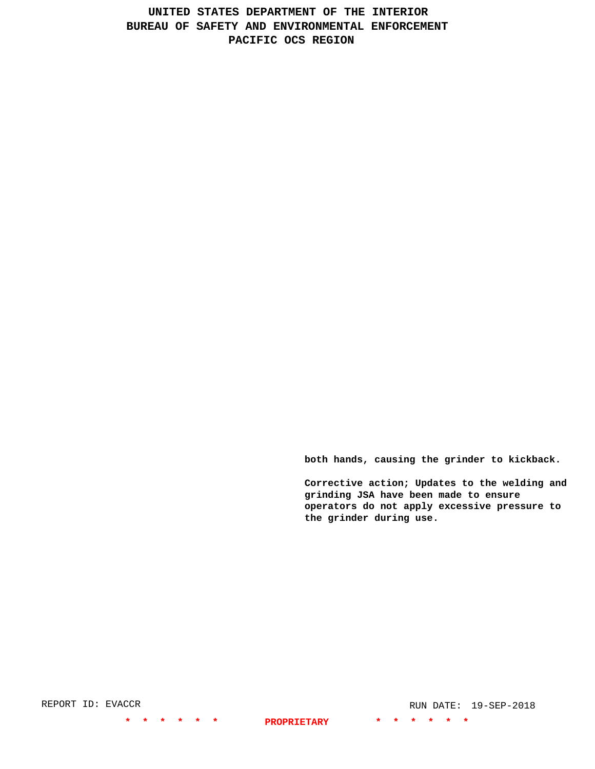both hands, causing the grinder to kickback.

Corrective action; Updates to the welding and grinding JSA have been made to ensure operators do not apply excessive pressure to the grinder during use.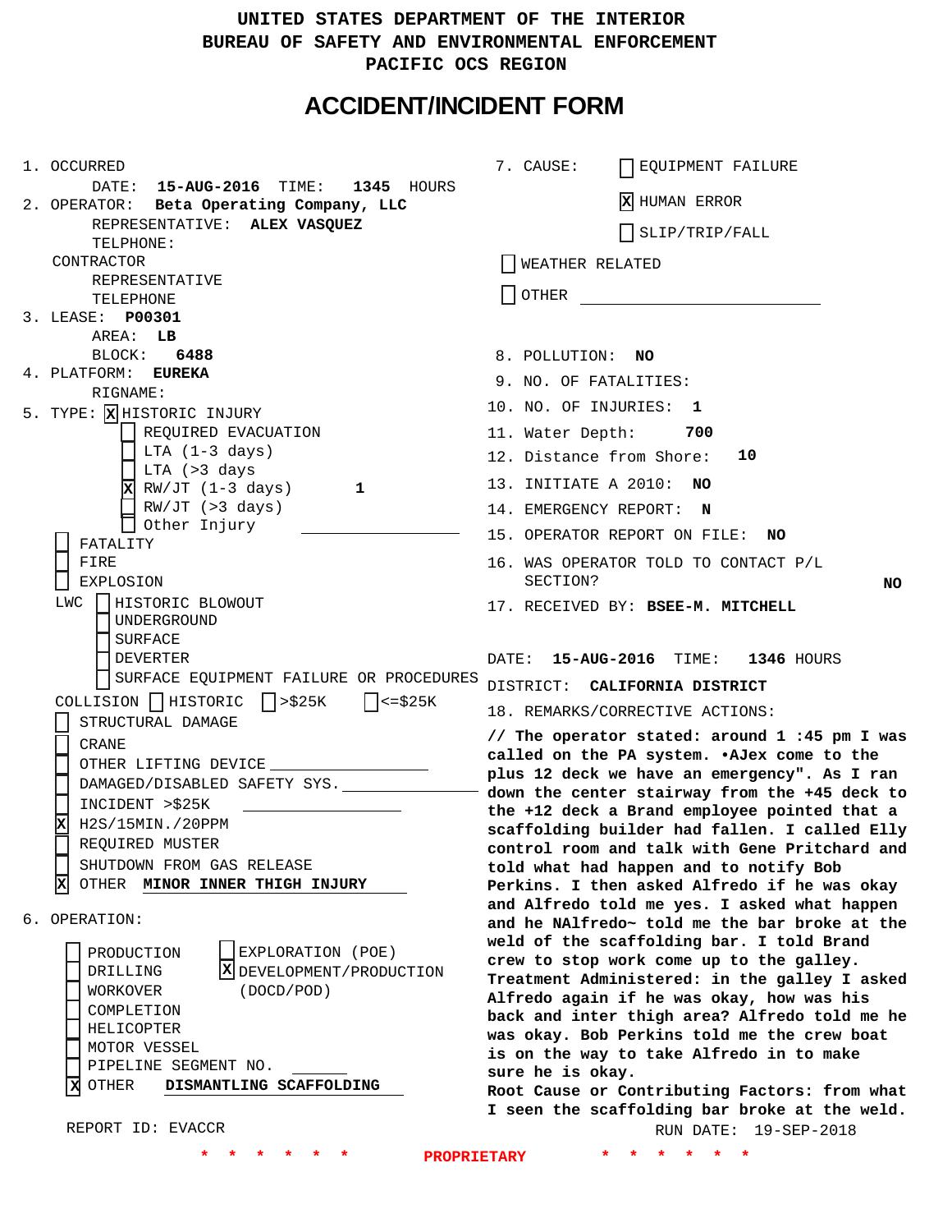UNITED STATES DEPARTMENT OF THE INTERIOR
BUREAU OF SAFETY AND ENVIRONMENTAL ENFORCEMENT
PACIFIC OCS REGION

# ACCIDENT/INCIDENT FORM

1. OCCURRED
   DATE: **15-AUG-2016** TIME: **1345** HOURS
2. OPERATOR: **Beta Operating Company, LLC**
   REPRESENTATIVE: **ALEX VASQUEZ**
   TELPHONE:
   CONTRACTOR
   REPRESENTATIVE
   TELEPHONE
3. LEASE: **P00301**
   AREA: **LB**
   BLOCK: **6488**
4. PLATFORM: **EUREKA**
   RIGNAME:
5. TYPE: [X] HISTORIC INJURY
   - [ ] REQUIRED EVACUATION
   - [ ] LTA (1-3 days)
   - [ ] LTA (>3 days
   - [X] RW/JT (1-3 days) **1**
   - [ ] RW/JT (>3 days)
   - [ ] Other Injury
   - [ ] FATALITY
   - [ ] FIRE
   - [ ] EXPLOSION
   - LWC [ ] HISTORIC BLOWOUT
     - [ ] UNDERGROUND
     - [ ] SURFACE
     - [ ] DEVERTER
     - [ ] SURFACE EQUIPMENT FAILURE OR PROCEDURES
   - COLLISION [ ] HISTORIC [ ] >$25K [ ] <=$25K
   - [ ] STRUCTURAL DAMAGE
   - [ ] CRANE
   - [ ] OTHER LIFTING DEVICE
   - [ ] DAMAGED/DISABLED SAFETY SYS.
   - [ ] INCIDENT >$25K
   - [X] H2S/15MIN./20PPM
   - [ ] REQUIRED MUSTER
   - [ ] SHUTDOWN FROM GAS RELEASE
   - [X] OTHER **MINOR INNER THIGH INJURY**
6. OPERATION:
   - [ ] PRODUCTION
   - [ ] DRILLING
   - [ ] WORKOVER
   - [ ] COMPLETION
   - [ ] HELICOPTER
   - [ ] MOTOR VESSEL
   - [ ] PIPELINE SEGMENT NO.
   - [X] OTHER **DISMANTLING SCAFFOLDING**
   - [ ] EXPLORATION (POE)
   - [X] DEVELOPMENT/PRODUCTION (DOCD/POD)

REPORT ID: EVACCR

7. CAUSE:
   - [ ] EQUIPMENT FAILURE
   - [X] HUMAN ERROR
   - [ ] SLIP/TRIP/FALL
   - [ ] WEATHER RELATED
   - [ ] OTHER
8. POLLUTION: **NO**
9. NO. OF FATALITIES:
10. NO. OF INJURIES: **1**
11. Water Depth: **700**
12. Distance from Shore: **10**
13. INITIATE A 2010: **NO**
14. EMERGENCY REPORT: **N**
15. OPERATOR REPORT ON FILE: **NO**
16. WAS OPERATOR TOLD TO CONTACT P/L SECTION? **NO**
17. RECEIVED BY: **BSEE-M. MITCHELL**

DATE: **15-AUG-2016** TIME: **1346** HOURS
DISTRICT: **CALIFORNIA DISTRICT**

18. REMARKS/CORRECTIVE ACTIONS:

**// The operator stated: around 1 :45 pm I was called on the PA system. •AJex come to the plus 12 deck we have an emergency". As I ran down the center stairway from the +45 deck to the +12 deck a Brand employee pointed that a scaffolding builder had fallen. I called Elly control room and talk with Gene Pritchard and told what had happen and to notify Bob Perkins. I then asked Alfredo if he was okay and Alfredo told me yes. I asked what happen and he NAlfredo~ told me the bar broke at the weld of the scaffolding bar. I told Brand crew to stop work come up to the galley. Treatment Administered: in the galley I asked Alfredo again if he was okay, how was his back and inter thigh area? Alfredo told me he was okay. Bob Perkins told me the crew boat is on the way to take Alfredo in to make sure he is okay. Root Cause or Contributing Factors: from what I seen the scaffolding bar broke at the weld.**

RUN DATE: 19-SEP-2018

\* \* \* \* \* \* PROPRIETARY \* \* \* \* \* \*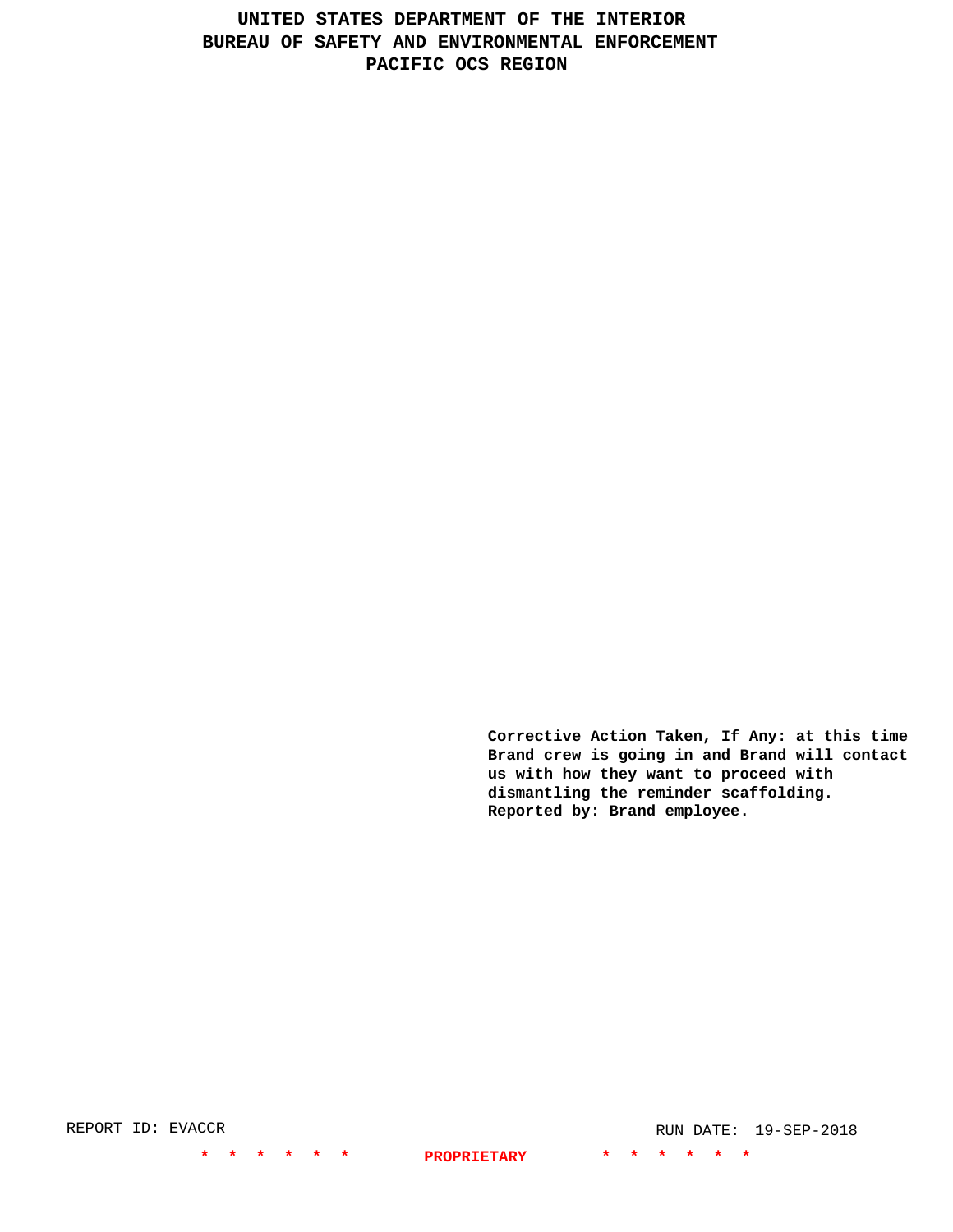Corrective Action Taken, If Any: at this time Brand crew is going in and Brand will contact us with how they want to proceed with dismantling the reminder scaffolding.
Reported by: Brand employee.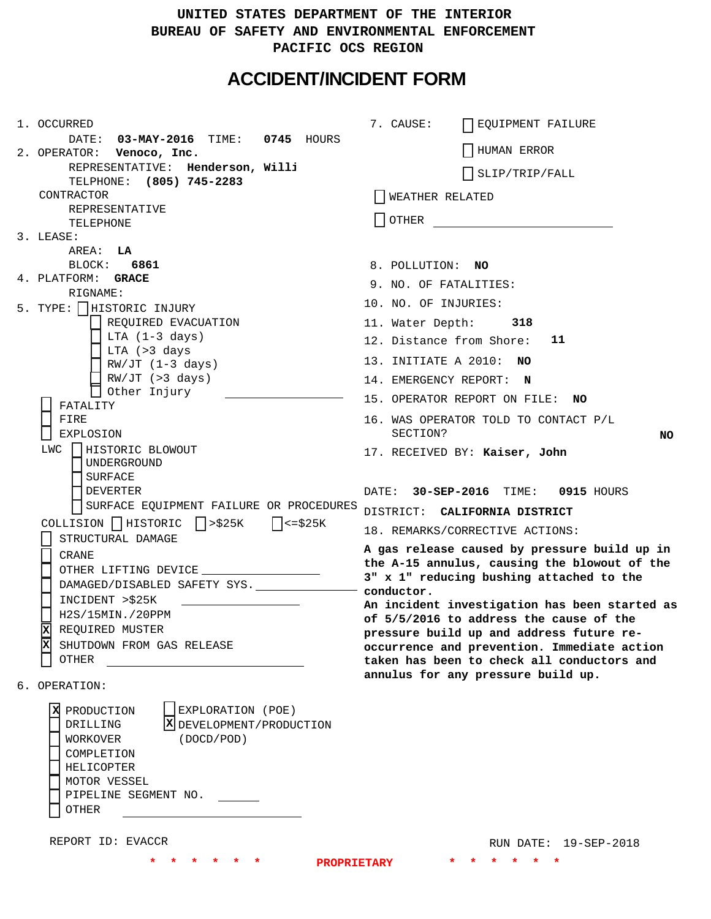UNITED STATES DEPARTMENT OF THE INTERIOR
BUREAU OF SAFETY AND ENVIRONMENTAL ENFORCEMENT
PACIFIC OCS REGION

# ACCIDENT/INCIDENT FORM

1. OCCURRED
   DATE: **03-MAY-2016** TIME: **0745** HOURS
2. OPERATOR: **Venoco, Inc.**
   REPRESENTATIVE: **Henderson, Willi**
   TELPHONE: **(805) 745-2283**
   CONTRACTOR
   REPRESENTATIVE
   TELEPHONE
3. LEASE:
   AREA: **LA**
   BLOCK: **6861**
4. PLATFORM: **GRACE**
   RIGNAME:
5. TYPE:
   - [ ] HISTORIC INJURY
     - [ ] REQUIRED EVACUATION
     - [ ] LTA (1-3 days)
     - [ ] LTA (>3 days
     - [ ] RW/JT (1-3 days)
     - [ ] RW/JT (>3 days)
     - [ ] Other Injury ______
   - [ ] FATALITY
   - [ ] FIRE
   - [ ] EXPLOSION
   - LWC
     - [ ] HISTORIC BLOWOUT
     - [ ] UNDERGROUND
     - [ ] SURFACE
     - [ ] DEVERTER
     - [ ] SURFACE EQUIPMENT FAILURE OR PROCEDURES
   - COLLISION [ ] HISTORIC [ ] >$25K [ ] <=$25K
   - [ ] STRUCTURAL DAMAGE
   - [ ] CRANE
   - [ ] OTHER LIFTING DEVICE ______
   - [ ] DAMAGED/DISABLED SAFETY SYS. ______
   - [ ] INCIDENT >$25K ______
   - [ ] H2S/15MIN./20PPM
   - [x] REQUIRED MUSTER
   - [x] SHUTDOWN FROM GAS RELEASE
   - [ ] OTHER ______
6. OPERATION:
   - [x] PRODUCTION
   - [ ] DRILLING
   - [ ] WORKOVER
   - [ ] COMPLETION
   - [ ] HELICOPTER
   - [ ] MOTOR VESSEL
   - [ ] PIPELINE SEGMENT NO. ______
   - [ ] OTHER ______
   - [ ] EXPLORATION (POE)
   - [x] DEVELOPMENT/PRODUCTION (DOCD/POD)
7. CAUSE:
   - [ ] EQUIPMENT FAILURE
   - [ ] HUMAN ERROR
   - [ ] SLIP/TRIP/FALL
   - [ ] WEATHER RELATED
   - [ ] OTHER ______
8. POLLUTION: **NO**
9. NO. OF FATALITIES:
10. NO. OF INJURIES:
11. Water Depth: **318**
12. Distance from Shore: **11**
13. INITIATE A 2010: **NO**
14. EMERGENCY REPORT: **N**
15. OPERATOR REPORT ON FILE: **NO**
16. WAS OPERATOR TOLD TO CONTACT P/L SECTION? **NO**
17. RECEIVED BY: **Kaiser, John**

DATE: **30-SEP-2016** TIME: **0915** HOURS
DISTRICT: **CALIFORNIA DISTRICT**

18. REMARKS/CORRECTIVE ACTIONS:

**A gas release caused by pressure build up in the A-15 annulus, causing the blowout of the 3" x 1" reducing bushing attached to the conductor.**
**An incident investigation has been started as of 5/5/2016 to address the cause of the pressure build up and address future re-occurrence and prevention. Immediate action taken has been to check all conductors and annulus for any pressure build up.**

REPORT ID: EVACCR

RUN DATE: 19-SEP-2018

\* \* \* \* \* \* PROPRIETARY \* \* \* \* \* \*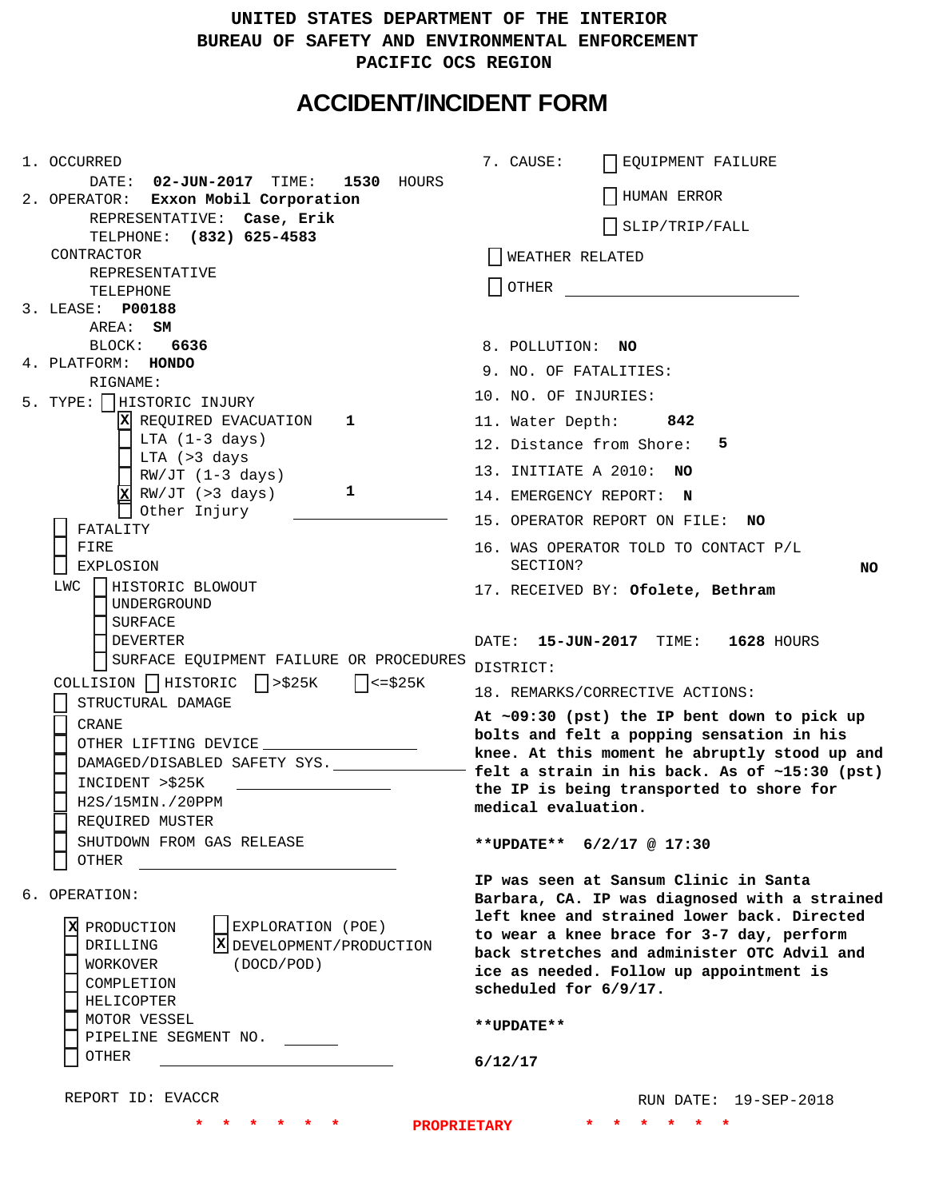UNITED STATES DEPARTMENT OF THE INTERIOR
BUREAU OF SAFETY AND ENVIRONMENTAL ENFORCEMENT
PACIFIC OCS REGION

# ACCIDENT/INCIDENT FORM

1. OCCURRED
   DATE: **02-JUN-2017** TIME: **1530** HOURS
2. OPERATOR: **Exxon Mobil Corporation**
   REPRESENTATIVE: **Case, Erik**
   TELPHONE: **(832) 625-4583**
   CONTRACTOR
   REPRESENTATIVE
   TELEPHONE
3. LEASE: **P00188**
   AREA: **SM**
   BLOCK: **6636**
4. PLATFORM: **HONDO**
   RIGNAME:
5. TYPE:
   - [ ] HISTORIC INJURY
   - [X] REQUIRED EVACUATION **1**
   - [ ] LTA (1-3 days)
   - [ ] LTA (>3 days
   - [ ] RW/JT (1-3 days)
   - [X] RW/JT (>3 days) **1**
   - [ ] Other Injury
   - [ ] FATALITY
   - [ ] FIRE
   - [ ] EXPLOSION
   - LWC
     - [ ] HISTORIC BLOWOUT
     - [ ] UNDERGROUND
     - [ ] SURFACE
     - [ ] DEVERTER
     - [ ] SURFACE EQUIPMENT FAILURE OR PROCEDURES
   - COLLISION [ ] HISTORIC [ ] >$25K [ ] <=$25K
   - [ ] STRUCTURAL DAMAGE
   - [ ] CRANE
   - [ ] OTHER LIFTING DEVICE
   - [ ] DAMAGED/DISABLED SAFETY SYS.
   - [ ] INCIDENT >$25K
   - [ ] H2S/15MIN./20PPM
   - [ ] REQUIRED MUSTER
   - [ ] SHUTDOWN FROM GAS RELEASE
   - [ ] OTHER
6. OPERATION:
   - [X] PRODUCTION
   - [ ] DRILLING
   - [ ] WORKOVER
   - [ ] COMPLETION
   - [ ] HELICOPTER
   - [ ] MOTOR VESSEL
   - [ ] PIPELINE SEGMENT NO.
   - [ ] OTHER
   - [ ] EXPLORATION (POE)
   - [X] DEVELOPMENT/PRODUCTION (DOCD/POD)

7. CAUSE:
   - [ ] EQUIPMENT FAILURE
   - [ ] HUMAN ERROR
   - [ ] SLIP/TRIP/FALL
   - [ ] WEATHER RELATED
   - [ ] OTHER
8. POLLUTION: **NO**
9. NO. OF FATALITIES:
10. NO. OF INJURIES:
11. Water Depth: **842**
12. Distance from Shore: **5**
13. INITIATE A 2010: **NO**
14. EMERGENCY REPORT: **N**
15. OPERATOR REPORT ON FILE: **NO**
16. WAS OPERATOR TOLD TO CONTACT P/L SECTION? **NO**
17. RECEIVED BY: **Ofolete, Bethram**

DATE: **15-JUN-2017** TIME: **1628** HOURS

DISTRICT:

18. REMARKS/CORRECTIVE ACTIONS:

**At ~09:30 (pst) the IP bent down to pick up bolts and felt a popping sensation in his knee. At this moment he abruptly stood up and felt a strain in his back. As of ~15:30 (pst) the IP is being transported to shore for medical evaluation.**

**\*\*UPDATE\*\* 6/2/17 @ 17:30**

**IP was seen at Sansum Clinic in Santa Barbara, CA. IP was diagnosed with a strained left knee and strained lower back. Directed to wear a knee brace for 3-7 day, perform back stretches and administer OTC Advil and ice as needed. Follow up appointment is scheduled for 6/9/17.**

**\*\*UPDATE\*\***

**6/12/17**

REPORT ID: EVACCR

RUN DATE: 19-SEP-2018

\* \* \* \* \* \* **PROPRIETARY** \* \* \* \* \* \*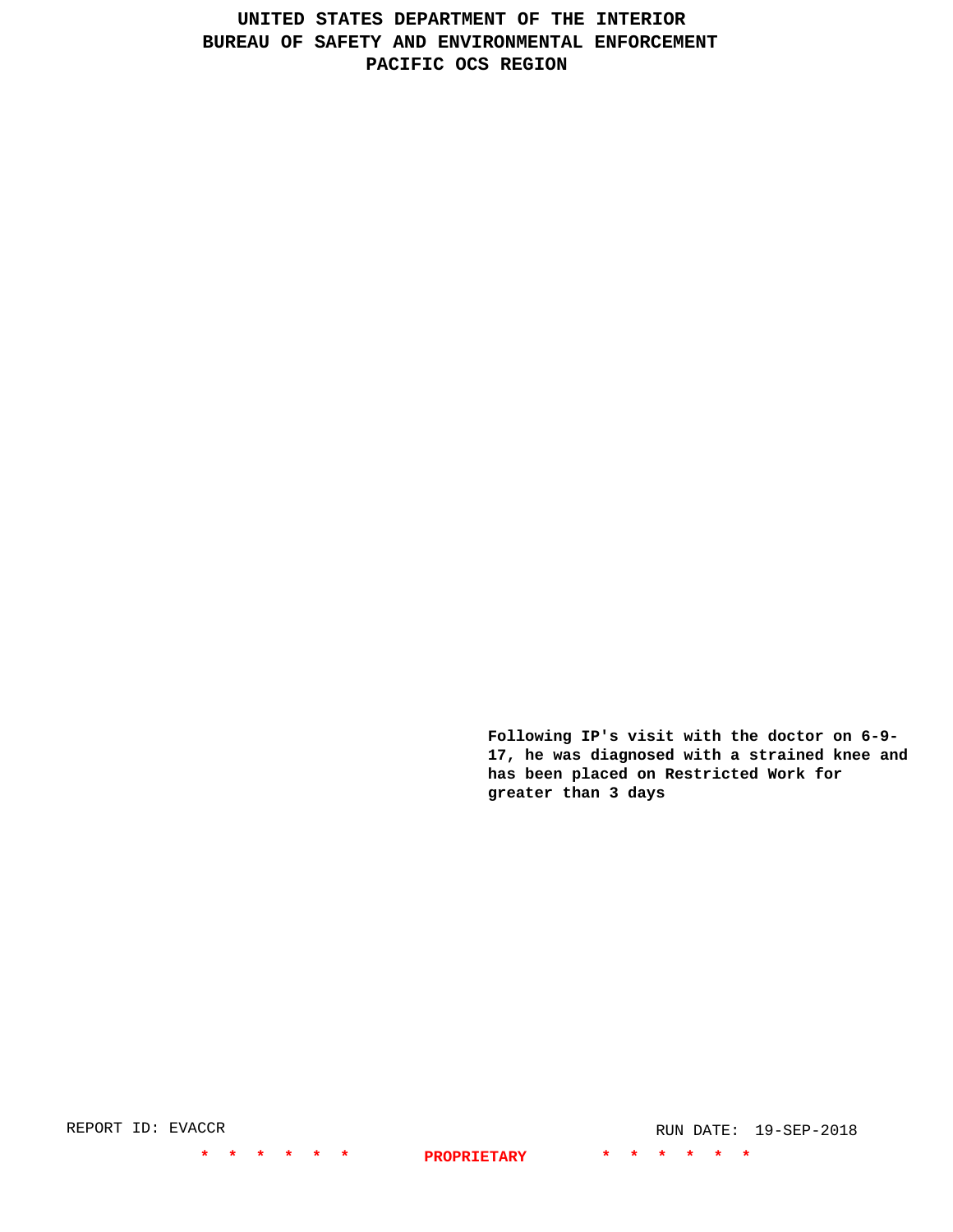Following IP's visit with the doctor on 6-9-17, he was diagnosed with a strained knee and has been placed on Restricted Work for greater than 3 days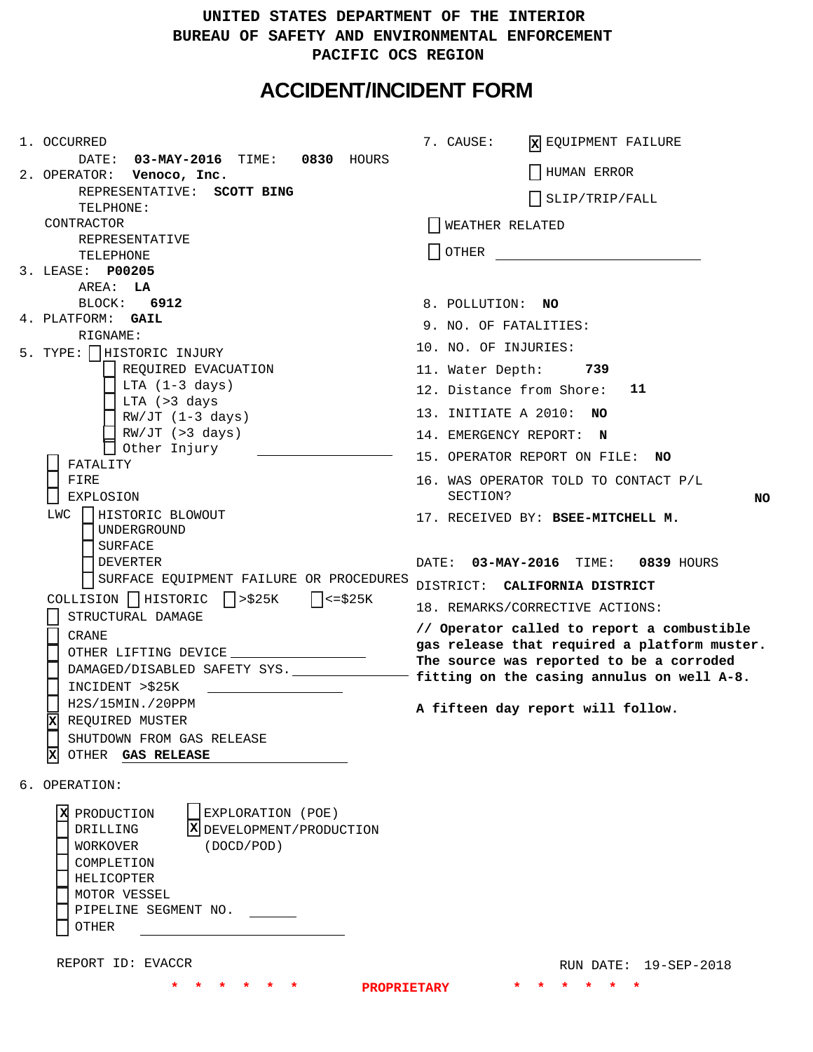UNITED STATES DEPARTMENT OF THE INTERIOR
BUREAU OF SAFETY AND ENVIRONMENTAL ENFORCEMENT
PACIFIC OCS REGION

# ACCIDENT/INCIDENT FORM

1. OCCURRED
   DATE: **03-MAY-2016** TIME: **0830** HOURS
2. OPERATOR: **Venoco, Inc.**
   REPRESENTATIVE: **SCOTT BING**
   TELPHONE:
   CONTRACTOR
   REPRESENTATIVE
   TELEPHONE
3. LEASE: **P00205**
   AREA: **LA**
   BLOCK: **6912**
4. PLATFORM: **GAIL**
   RIGNAME:
5. TYPE:
   - [ ] HISTORIC INJURY
     - [ ] REQUIRED EVACUATION
     - [ ] LTA (1-3 days)
     - [ ] LTA (>3 days
     - [ ] RW/JT (1-3 days)
     - [ ] RW/JT (>3 days)
     - [ ] Other Injury ______________
   - [ ] FATALITY
   - [ ] FIRE
   - [ ] EXPLOSION
   - LWC
     - [ ] HISTORIC BLOWOUT
     - [ ] UNDERGROUND
     - [ ] SURFACE
     - [ ] DEVERTER
     - [ ] SURFACE EQUIPMENT FAILURE OR PROCEDURES
   - COLLISION [ ] HISTORIC [ ] >$25K [ ] <=$25K
   - [ ] STRUCTURAL DAMAGE
   - [ ] CRANE
   - [ ] OTHER LIFTING DEVICE ______________
   - [ ] DAMAGED/DISABLED SAFETY SYS. ______________
   - [ ] INCIDENT >$25K ______________
   - [ ] H2S/15MIN./20PPM
   - [X] REQUIRED MUSTER
   - [ ] SHUTDOWN FROM GAS RELEASE
   - [X] OTHER **GAS RELEASE**
6. OPERATION:
   - [X] PRODUCTION
   - [ ] DRILLING
   - [ ] WORKOVER
   - [ ] COMPLETION
   - [ ] HELICOPTER
   - [ ] MOTOR VESSEL
   - [ ] PIPELINE SEGMENT NO. ______
   - [ ] OTHER ______________
   - [ ] EXPLORATION (POE)
   - [X] DEVELOPMENT/PRODUCTION (DOCD/POD)

7. CAUSE:
   - [X] EQUIPMENT FAILURE
   - [ ] HUMAN ERROR
   - [ ] SLIP/TRIP/FALL
   - [ ] WEATHER RELATED
   - [ ] OTHER ______________
8. POLLUTION: **NO**
9. NO. OF FATALITIES:
10. NO. OF INJURIES:
11. Water Depth: **739**
12. Distance from Shore: **11**
13. INITIATE A 2010: **NO**
14. EMERGENCY REPORT: **N**
15. OPERATOR REPORT ON FILE: **NO**
16. WAS OPERATOR TOLD TO CONTACT P/L SECTION? **NO**
17. RECEIVED BY: **BSEE-MITCHELL M.**

    DATE: **03-MAY-2016** TIME: **0839** HOURS
    DISTRICT: **CALIFORNIA DISTRICT**
18. REMARKS/CORRECTIVE ACTIONS:

**// Operator called to report a combustible gas release that required a platform muster. The source was reported to be a corroded fitting on the casing annulus on well A-8.**

**A fifteen day report will follow.**

REPORT ID: EVACCR RUN DATE: 19-SEP-2018

\* \* \* \* \* \* **PROPRIETARY** \* \* \* \* \* \*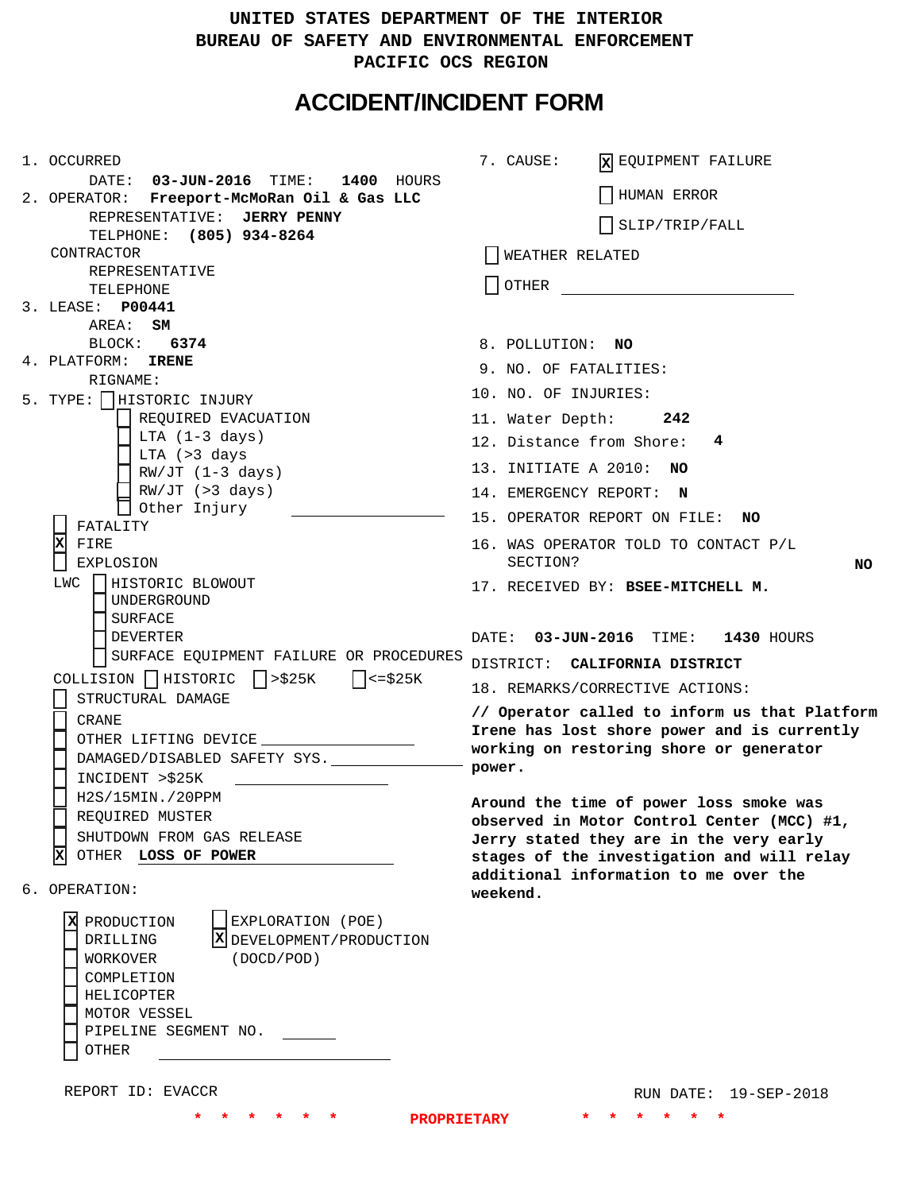UNITED STATES DEPARTMENT OF THE INTERIOR
BUREAU OF SAFETY AND ENVIRONMENTAL ENFORCEMENT
PACIFIC OCS REGION

# ACCIDENT/INCIDENT FORM

1. OCCURRED
   DATE: **03-JUN-2016** TIME: **1400** HOURS
2. OPERATOR: **Freeport-McMoRan Oil & Gas LLC**
   REPRESENTATIVE: **JERRY PENNY**
   TELPHONE: **(805) 934-8264**
   CONTRACTOR
   REPRESENTATIVE
   TELEPHONE
3. LEASE: **P00441**
   AREA: **SM**
   BLOCK: **6374**
4. PLATFORM: **IRENE**
   RIGNAME:
5. TYPE:
   - [ ] HISTORIC INJURY
     - [ ] REQUIRED EVACUATION
     - [ ] LTA (1-3 days)
     - [ ] LTA (>3 days
     - [ ] RW/JT (1-3 days)
     - [ ] RW/JT (>3 days)
     - [ ] Other Injury ____________
   - [ ] FATALITY
   - [x] FIRE
   - [ ] EXPLOSION
   - LWC
     - [ ] HISTORIC BLOWOUT
     - [ ] UNDERGROUND
     - [ ] SURFACE
     - [ ] DEVERTER
     - [ ] SURFACE EQUIPMENT FAILURE OR PROCEDURES
   - COLLISION [ ] HISTORIC [ ] >$25K [ ] <=$25K
   - [ ] STRUCTURAL DAMAGE
   - [ ] CRANE
   - [ ] OTHER LIFTING DEVICE ____________
   - [ ] DAMAGED/DISABLED SAFETY SYS. ____________
   - [ ] INCIDENT >$25K ____________
   - [ ] H2S/15MIN./20PPM
   - [ ] REQUIRED MUSTER
   - [ ] SHUTDOWN FROM GAS RELEASE
   - [x] OTHER **LOSS OF POWER**
6. OPERATION:
   - [x] PRODUCTION
   - [ ] DRILLING
   - [ ] WORKOVER
   - [ ] COMPLETION
   - [ ] HELICOPTER
   - [ ] MOTOR VESSEL
   - [ ] PIPELINE SEGMENT NO. ______
   - [ ] OTHER ____________
   - [ ] EXPLORATION (POE)
   - [x] DEVELOPMENT/PRODUCTION (DOCD/POD)

7. CAUSE:
   - [x] EQUIPMENT FAILURE
   - [ ] HUMAN ERROR
   - [ ] SLIP/TRIP/FALL
   - [ ] WEATHER RELATED
   - [ ] OTHER ____________
8. POLLUTION: **NO**
9. NO. OF FATALITIES:
10. NO. OF INJURIES:
11. Water Depth: **242**
12. Distance from Shore: **4**
13. INITIATE A 2010: **NO**
14. EMERGENCY REPORT: **N**
15. OPERATOR REPORT ON FILE: **NO**
16. WAS OPERATOR TOLD TO CONTACT P/L SECTION? **NO**
17. RECEIVED BY: **BSEE-MITCHELL M.**

DATE: **03-JUN-2016** TIME: **1430** HOURS
DISTRICT: **CALIFORNIA DISTRICT**

18. REMARKS/CORRECTIVE ACTIONS:

**// Operator called to inform us that Platform Irene has lost shore power and is currently working on restoring shore or generator power.**

**Around the time of power loss smoke was observed in Motor Control Center (MCC) #1, Jerry stated they are in the very early stages of the investigation and will relay additional information to me over the weekend.**

REPORT ID: EVACCR  RUN DATE: 19-SEP-2018

\* \* \* \* \* \* PROPRIETARY \* \* \* \* \* \*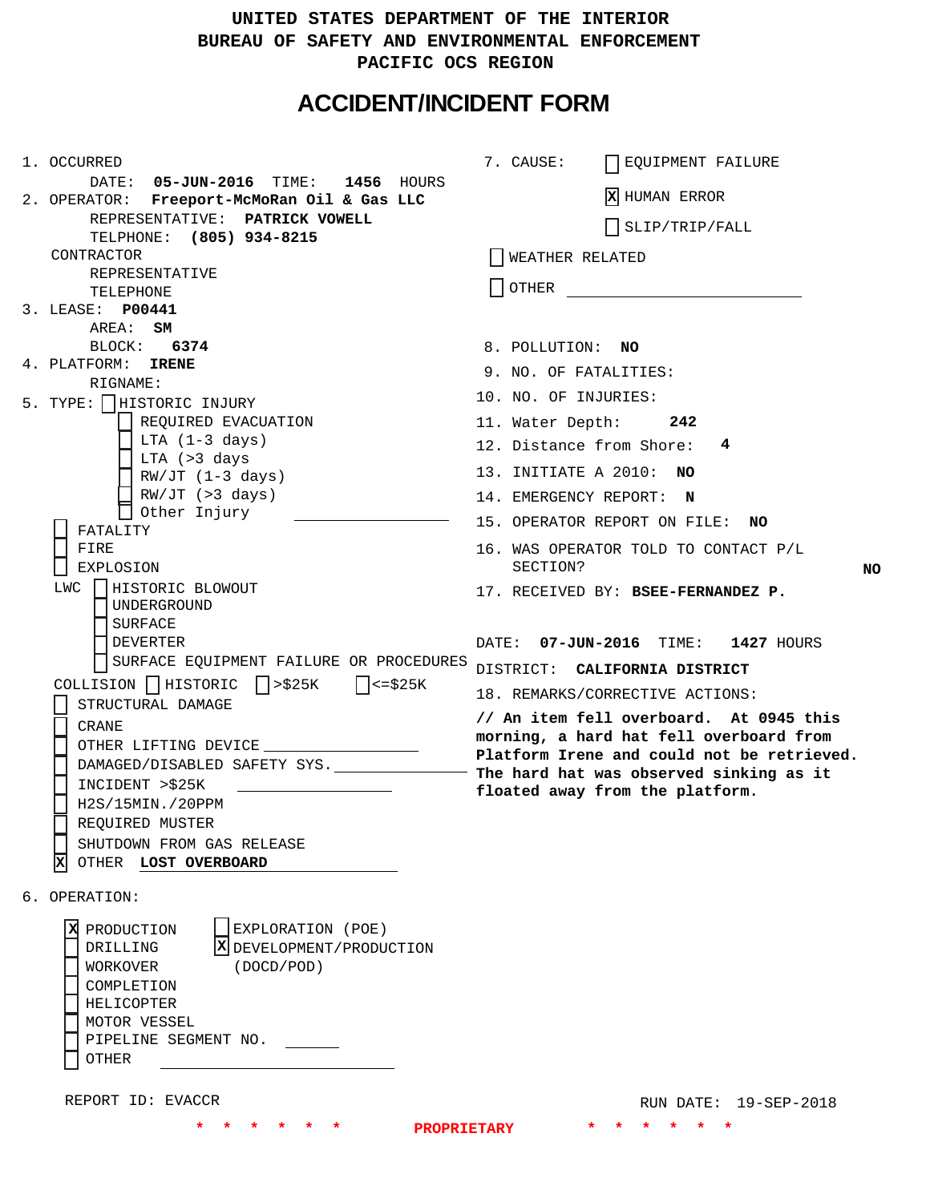UNITED STATES DEPARTMENT OF THE INTERIOR
BUREAU OF SAFETY AND ENVIRONMENTAL ENFORCEMENT
PACIFIC OCS REGION

# ACCIDENT/INCIDENT FORM

1. OCCURRED
   DATE: **05-JUN-2016** TIME: **1456** HOURS
2. OPERATOR: **Freeport-McMoRan Oil & Gas LLC**
   REPRESENTATIVE: **PATRICK VOWELL**
   TELPHONE: **(805) 934-8215**
   CONTRACTOR
   REPRESENTATIVE
   TELEPHONE
3. LEASE: **P00441**
   AREA: **SM**
   BLOCK: **6374**
4. PLATFORM: **IRENE**
   RIGNAME:
5. TYPE: [ ] HISTORIC INJURY
   - [ ] REQUIRED EVACUATION
   - [ ] LTA (1-3 days)
   - [ ] LTA (>3 days
   - [ ] RW/JT (1-3 days)
   - [ ] RW/JT (>3 days)
   - [ ] Other Injury ____________

   [ ] FATALITY
   [ ] FIRE
   [ ] EXPLOSION
   LWC [ ] HISTORIC BLOWOUT
   - [ ] UNDERGROUND
   - [ ] SURFACE
   - [ ] DEVERTER
   - [ ] SURFACE EQUIPMENT FAILURE OR PROCEDURES

   COLLISION [ ] HISTORIC [ ] >$25K [ ] <=$25K
   [ ] STRUCTURAL DAMAGE
   [ ] CRANE
   [ ] OTHER LIFTING DEVICE ____________
   [ ] DAMAGED/DISABLED SAFETY SYS. ____________
   [ ] INCIDENT >$25K ____________
   [ ] H2S/15MIN./20PPM
   [ ] REQUIRED MUSTER
   [ ] SHUTDOWN FROM GAS RELEASE
   [X] OTHER **LOST OVERBOARD**
6. OPERATION:
   - [X] PRODUCTION
   - [ ] DRILLING
   - [ ] WORKOVER
   - [ ] COMPLETION
   - [ ] HELICOPTER
   - [ ] MOTOR VESSEL
   - [ ] PIPELINE SEGMENT NO. ______
   - [ ] OTHER ____________
   - [ ] EXPLORATION (POE)
   - [X] DEVELOPMENT/PRODUCTION (DOCD/POD)

7. CAUSE:
   - [ ] EQUIPMENT FAILURE
   - [X] HUMAN ERROR
   - [ ] SLIP/TRIP/FALL
   - [ ] WEATHER RELATED
   - [ ] OTHER ____________
8. POLLUTION: **NO**
9. NO. OF FATALITIES:
10. NO. OF INJURIES:
11. Water Depth: **242**
12. Distance from Shore: **4**
13. INITIATE A 2010: **NO**
14. EMERGENCY REPORT: **N**
15. OPERATOR REPORT ON FILE: **NO**
16. WAS OPERATOR TOLD TO CONTACT P/L SECTION? **NO**
17. RECEIVED BY: **BSEE-FERNANDEZ P.**

    DATE: **07-JUN-2016** TIME: **1427** HOURS
    DISTRICT: **CALIFORNIA DISTRICT**
18. REMARKS/CORRECTIVE ACTIONS:

**// An item fell overboard. At 0945 this morning, a hard hat fell overboard from Platform Irene and could not be retrieved. The hard hat was observed sinking as it floated away from the platform.**

REPORT ID: EVACCR    RUN DATE: 19-SEP-2018

\* \* \* \* \* \* PROPRIETARY \* \* \* \* \* \*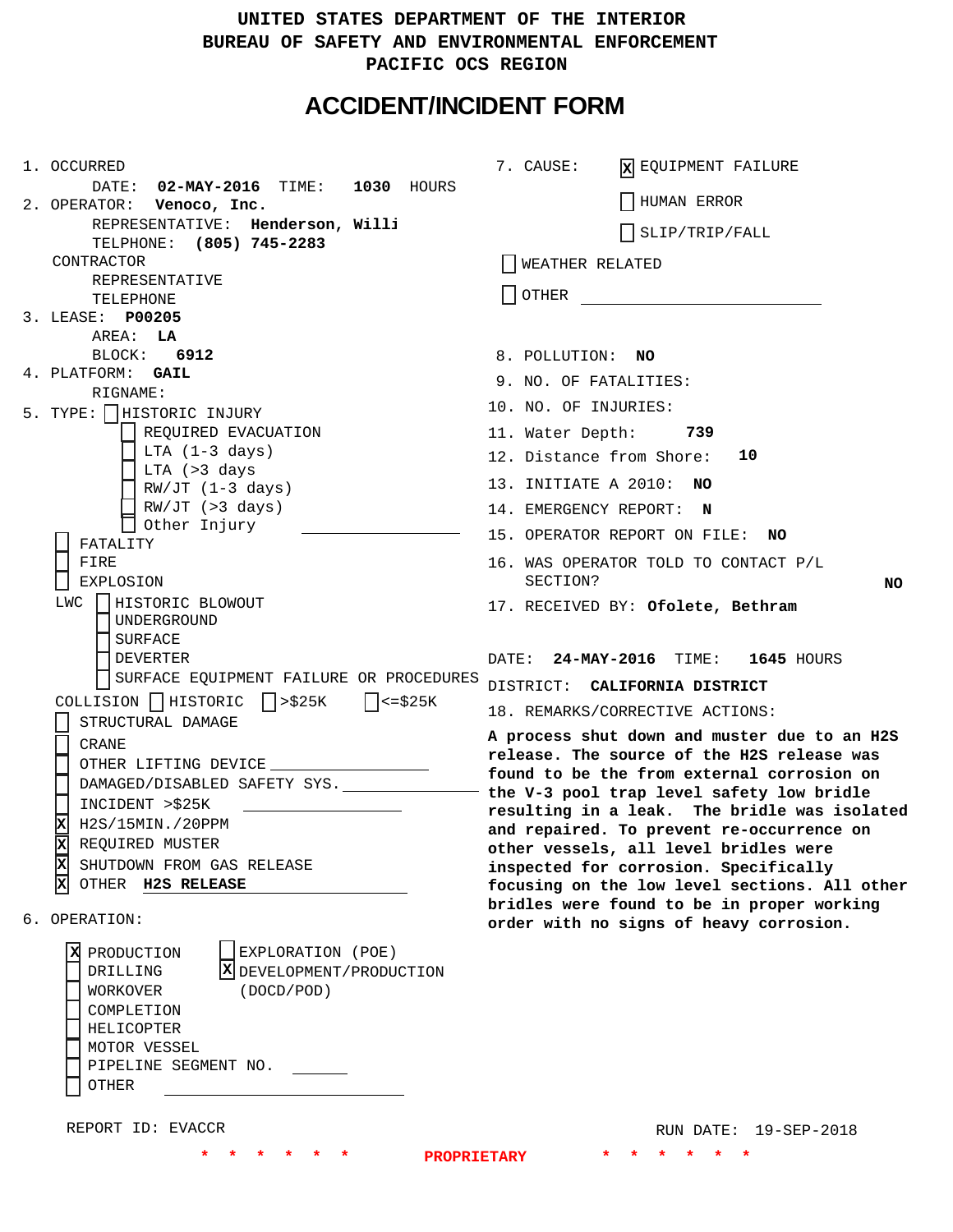# UNITED STATES DEPARTMENT OF THE INTERIOR
## BUREAU OF SAFETY AND ENVIRONMENTAL ENFORCEMENT
## PACIFIC OCS REGION

# ACCIDENT/INCIDENT FORM

1. OCCURRED
   DATE: **02-MAY-2016** TIME: **1030** HOURS
2. OPERATOR: **Venoco, Inc.**
   REPRESENTATIVE: **Henderson, Willi**
   TELPHONE: **(805) 745-2283**
   CONTRACTOR
   REPRESENTATIVE
   TELEPHONE
3. LEASE: **P00205**
   AREA: **LA**
   BLOCK: **6912**
4. PLATFORM: **GAIL**
   RIGNAME:
5. TYPE:
   - [ ] HISTORIC INJURY
     - [ ] REQUIRED EVACUATION
     - [ ] LTA (1-3 days)
     - [ ] LTA (>3 days
     - [ ] RW/JT (1-3 days)
     - [ ] RW/JT (>3 days)
     - [ ] Other Injury
   - [ ] FATALITY
   - [ ] FIRE
   - [ ] EXPLOSION
   - LWC [ ] HISTORIC BLOWOUT
     - [ ] UNDERGROUND
     - [ ] SURFACE
     - [ ] DEVERTER
     - [ ] SURFACE EQUIPMENT FAILURE OR PROCEDURES
   - COLLISION [ ] HISTORIC [ ] >$25K [ ] <=$25K
   - [ ] STRUCTURAL DAMAGE
   - [ ] CRANE
   - [ ] OTHER LIFTING DEVICE
   - [ ] DAMAGED/DISABLED SAFETY SYS.
   - [ ] INCIDENT >$25K
   - [X] H2S/15MIN./20PPM
   - [X] REQUIRED MUSTER
   - [X] SHUTDOWN FROM GAS RELEASE
   - [X] OTHER **H2S RELEASE**
6. OPERATION:
   - [X] PRODUCTION
   - [ ] DRILLING
   - [ ] WORKOVER
   - [ ] COMPLETION
   - [ ] HELICOPTER
   - [ ] MOTOR VESSEL
   - [ ] PIPELINE SEGMENT NO.
   - [ ] OTHER
   - [ ] EXPLORATION (POE)
   - [X] DEVELOPMENT/PRODUCTION (DOCD/POD)

7. CAUSE:
   - [X] EQUIPMENT FAILURE
   - [ ] HUMAN ERROR
   - [ ] SLIP/TRIP/FALL
   - [ ] WEATHER RELATED
   - [ ] OTHER
8. POLLUTION: **NO**
9. NO. OF FATALITIES:
10. NO. OF INJURIES:
11. Water Depth: **739**
12. Distance from Shore: **10**
13. INITIATE A 2010: **NO**
14. EMERGENCY REPORT: **N**
15. OPERATOR REPORT ON FILE: **NO**
16. WAS OPERATOR TOLD TO CONTACT P/L SECTION? **NO**
17. RECEIVED BY: **Ofolete, Bethram**

DATE: **24-MAY-2016** TIME: **1645** HOURS
DISTRICT: **CALIFORNIA DISTRICT**

18. REMARKS/CORRECTIVE ACTIONS:

**A process shut down and muster due to an H2S release. The source of the H2S release was found to be the from external corrosion on the V-3 pool trap level safety low bridle resulting in a leak. The bridle was isolated and repaired. To prevent re-occurrence on other vessels, all level bridles were inspected for corrosion. Specifically focusing on the low level sections. All other bridles were found to be in proper working order with no signs of heavy corrosion.**

REPORT ID: EVACCR RUN DATE: 19-SEP-2018

* * * * * * PROPRIETARY * * * * * *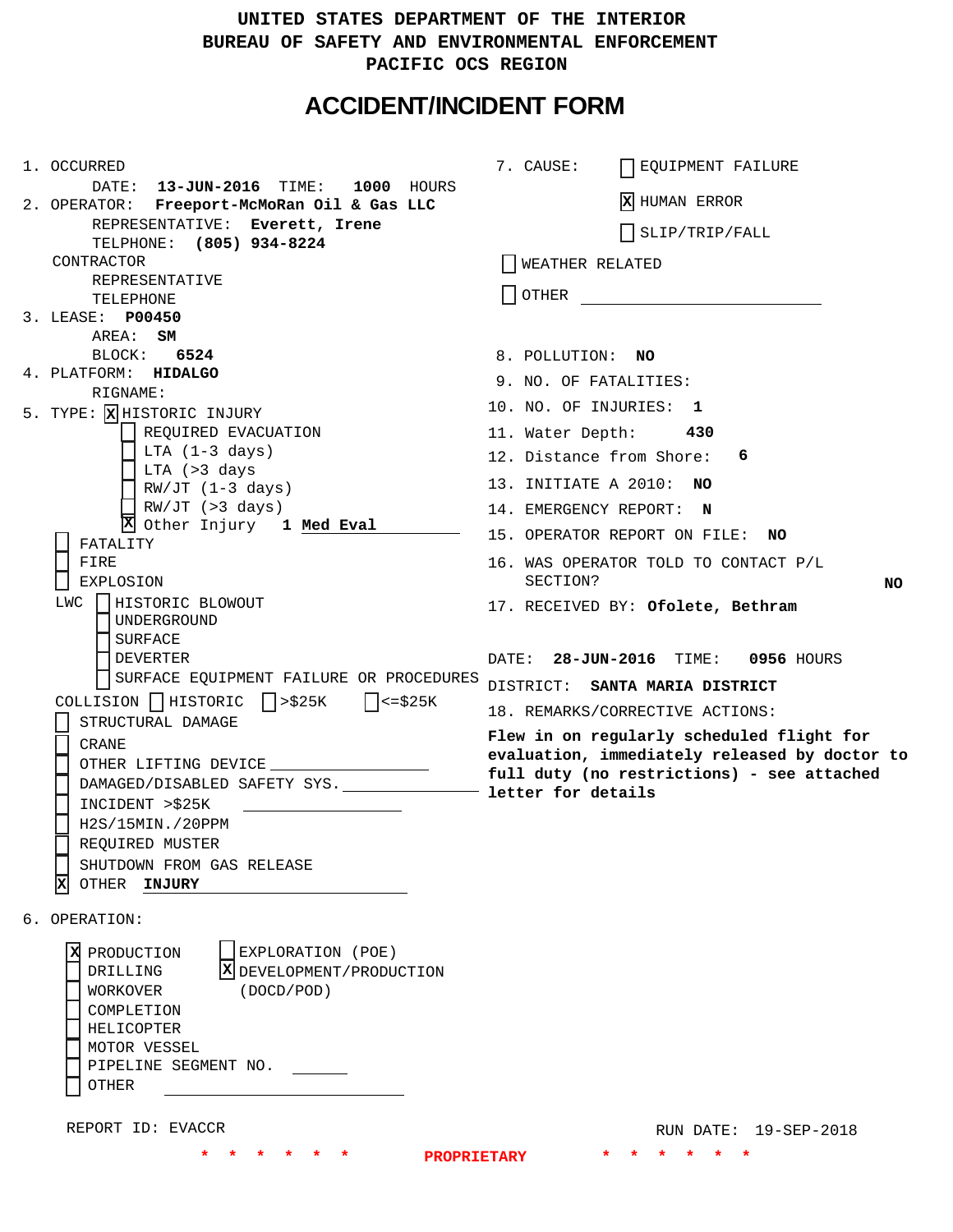# UNITED STATES DEPARTMENT OF THE INTERIOR
# BUREAU OF SAFETY AND ENVIRONMENTAL ENFORCEMENT
# PACIFIC OCS REGION

## ACCIDENT/INCIDENT FORM

1. OCCURRED
   - DATE: **13-JUN-2016** TIME: **1000** HOURS
2. OPERATOR: **Freeport-McMoRan Oil & Gas LLC**
   - REPRESENTATIVE: **Everett, Irene**
   - TELPHONE: **(805) 934-8224**
   - CONTRACTOR
   - REPRESENTATIVE
   - TELEPHONE
3. LEASE: **P00450**
   - AREA: **SM**
   - BLOCK: **6524**
4. PLATFORM: **HIDALGO**
   - RIGNAME:
5. TYPE: [X] HISTORIC INJURY
   - [ ] REQUIRED EVACUATION
   - [ ] LTA (1-3 days)
   - [ ] LTA (>3 days
   - [ ] RW/JT (1-3 days)
   - [ ] RW/JT (>3 days)
   - [X] Other Injury **1 Med Eval**
   - [ ] FATALITY
   - [ ] FIRE
   - [ ] EXPLOSION
   - LWC [ ] HISTORIC BLOWOUT
     - [ ] UNDERGROUND
     - [ ] SURFACE
     - [ ] DEVERTER
     - [ ] SURFACE EQUIPMENT FAILURE OR PROCEDURES
   - COLLISION [ ] HISTORIC [ ] >$25K [ ] <=$25K
   - [ ] STRUCTURAL DAMAGE
   - [ ] CRANE
   - [ ] OTHER LIFTING DEVICE
   - [ ] DAMAGED/DISABLED SAFETY SYS.
   - [ ] INCIDENT >$25K
   - [ ] H2S/15MIN./20PPM
   - [ ] REQUIRED MUSTER
   - [ ] SHUTDOWN FROM GAS RELEASE
   - [X] OTHER **INJURY**
6. OPERATION:
   - [X] PRODUCTION
   - [ ] DRILLING
   - [ ] WORKOVER
   - [ ] COMPLETION
   - [ ] HELICOPTER
   - [ ] MOTOR VESSEL
   - [ ] PIPELINE SEGMENT NO.
   - [ ] OTHER
   - [ ] EXPLORATION (POE)
   - [X] DEVELOPMENT/PRODUCTION (DOCD/POD)

7. CAUSE:
   - [ ] EQUIPMENT FAILURE
   - [X] HUMAN ERROR
   - [ ] SLIP/TRIP/FALL
   - [ ] WEATHER RELATED
   - [ ] OTHER
8. POLLUTION: **NO**
9. NO. OF FATALITIES:
10. NO. OF INJURIES: **1**
11. Water Depth: **430**
12. Distance from Shore: **6**
13. INITIATE A 2010: **NO**
14. EMERGENCY REPORT: **N**
15. OPERATOR REPORT ON FILE: **NO**
16. WAS OPERATOR TOLD TO CONTACT P/L SECTION? **NO**
17. RECEIVED BY: **Ofolete, Bethram**

DATE: **28-JUN-2016** TIME: **0956** HOURS

DISTRICT: **SANTA MARIA DISTRICT**

18. REMARKS/CORRECTIVE ACTIONS:

**Flew in on regularly scheduled flight for evaluation, immediately released by doctor to full duty (no restrictions) - see attached letter for details**

REPORT ID: EVACCR

RUN DATE: 19-SEP-2018

\* \* \* \* \* \* PROPRIETARY \* \* \* \* \* \*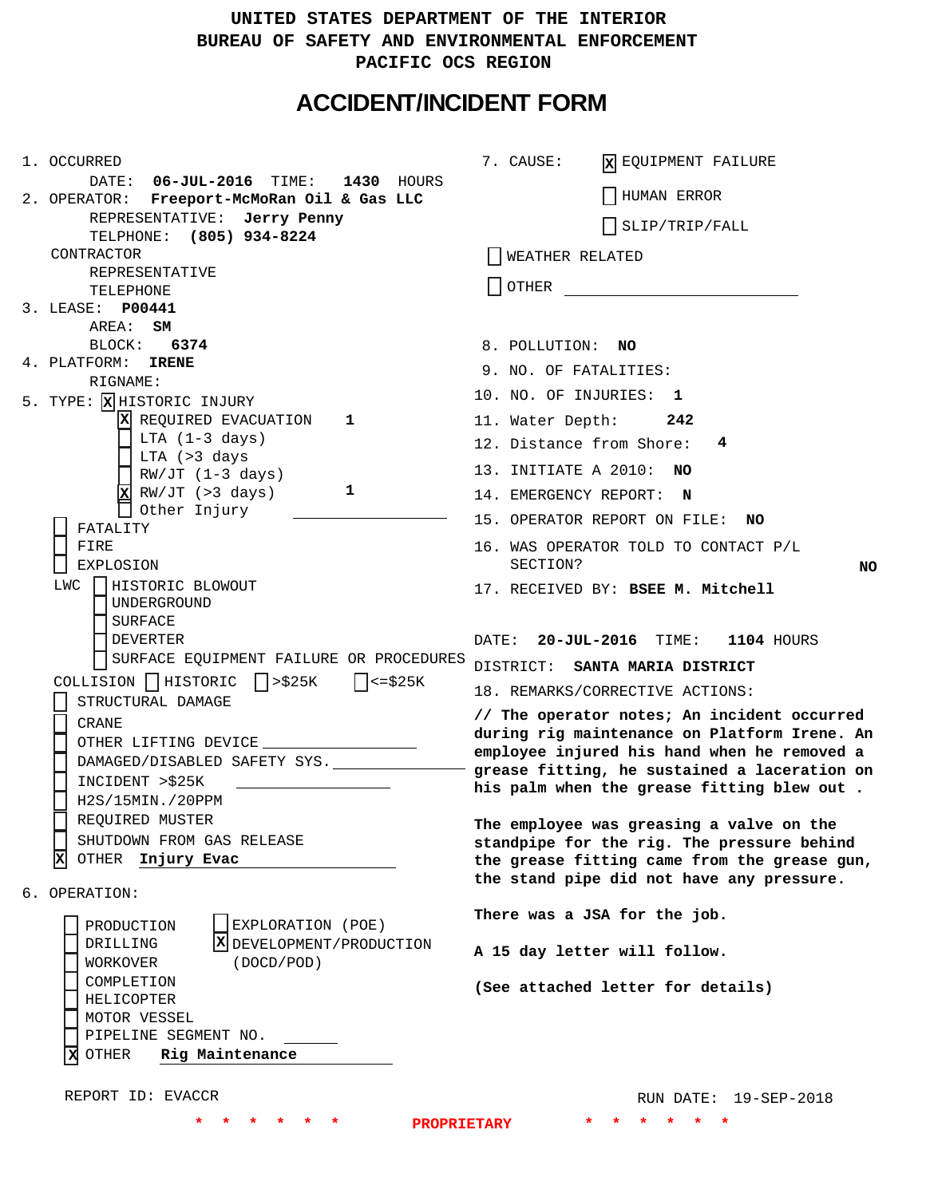# UNITED STATES DEPARTMENT OF THE INTERIOR
# BUREAU OF SAFETY AND ENVIRONMENTAL ENFORCEMENT
# PACIFIC OCS REGION

## ACCIDENT/INCIDENT FORM

1. OCCURRED
   DATE: **06-JUL-2016** TIME: **1430** HOURS
2. OPERATOR: **Freeport-McMoRan Oil & Gas LLC**
   REPRESENTATIVE: **Jerry Penny**
   TELPHONE: **(805) 934-8224**
   CONTRACTOR
   REPRESENTATIVE
   TELEPHONE
3. LEASE: **P00441**
   AREA: **SM**
   BLOCK: **6374**
4. PLATFORM: **IRENE**
   RIGNAME:
5. TYPE: [X] HISTORIC INJURY
   - [X] REQUIRED EVACUATION **1**
   - [ ] LTA (1-3 days)
   - [ ] LTA (>3 days
   - [ ] RW/JT (1-3 days)
   - [X] RW/JT (>3 days) **1**
   - [ ] Other Injury
   - [ ] FATALITY
   - [ ] FIRE
   - [ ] EXPLOSION
   - LWC [ ] HISTORIC BLOWOUT
     - [ ] UNDERGROUND
     - [ ] SURFACE
     - [ ] DEVERTER
     - [ ] SURFACE EQUIPMENT FAILURE OR PROCEDURES
   - COLLISION [ ] HISTORIC [ ] >$25K [ ] <=$25K
   - [ ] STRUCTURAL DAMAGE
   - [ ] CRANE
   - [ ] OTHER LIFTING DEVICE
   - [ ] DAMAGED/DISABLED SAFETY SYS.
   - [ ] INCIDENT >$25K
   - [ ] H2S/15MIN./20PPM
   - [ ] REQUIRED MUSTER
   - [ ] SHUTDOWN FROM GAS RELEASE
   - [X] OTHER **Injury Evac**
6. OPERATION:
   - [ ] PRODUCTION
   - [ ] DRILLING
   - [ ] WORKOVER
   - [ ] COMPLETION
   - [ ] HELICOPTER
   - [ ] MOTOR VESSEL
   - [ ] PIPELINE SEGMENT NO.
   - [X] OTHER **Rig Maintenance**
   - [ ] EXPLORATION (POE)
   - [X] DEVELOPMENT/PRODUCTION (DOCD/POD)

7. CAUSE:
   - [X] EQUIPMENT FAILURE
   - [ ] HUMAN ERROR
   - [ ] SLIP/TRIP/FALL
   - [ ] WEATHER RELATED
   - [ ] OTHER
8. POLLUTION: **NO**
9. NO. OF FATALITIES:
10. NO. OF INJURIES: **1**
11. Water Depth: **242**
12. Distance from Shore: **4**
13. INITIATE A 2010: **NO**
14. EMERGENCY REPORT: **N**
15. OPERATOR REPORT ON FILE: **NO**
16. WAS OPERATOR TOLD TO CONTACT P/L SECTION? **NO**
17. RECEIVED BY: **BSEE M. Mitchell**

DATE: **20-JUL-2016** TIME: **1104** HOURS

DISTRICT: **SANTA MARIA DISTRICT**

18. REMARKS/CORRECTIVE ACTIONS:

**// The operator notes; An incident occurred during rig maintenance on Platform Irene. An employee injured his hand when he removed a grease fitting, he sustained a laceration on his palm when the grease fitting blew out .**

**The employee was greasing a valve on the standpipe for the rig. The pressure behind the grease fitting came from the grease gun, the stand pipe did not have any pressure.**

**There was a JSA for the job.**

**A 15 day letter will follow.**

**(See attached letter for details)**

REPORT ID: EVACCR

RUN DATE: 19-SEP-2018

\* \* \* \* \* \* PROPRIETARY \* \* \* \* \* \*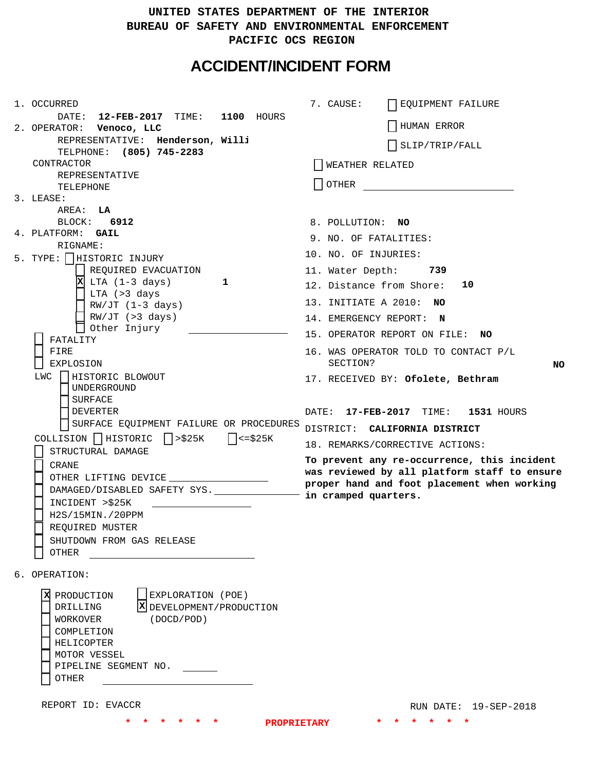UNITED STATES DEPARTMENT OF THE INTERIOR
BUREAU OF SAFETY AND ENVIRONMENTAL ENFORCEMENT
PACIFIC OCS REGION

# ACCIDENT/INCIDENT FORM

1. OCCURRED
   DATE: **12-FEB-2017** TIME: **1100** HOURS
2. OPERATOR: **Venoco, LLC**
   REPRESENTATIVE: **Henderson, Willi**
   TELPHONE: **(805) 745-2283**
   CONTRACTOR
   REPRESENTATIVE
   TELEPHONE
3. LEASE:
   AREA: **LA**
   BLOCK: **6912**
4. PLATFORM: **GAIL**
   RIGNAME:
5. TYPE:
   - [ ] HISTORIC INJURY
   - [ ] REQUIRED EVACUATION
   - [X] LTA (1-3 days) **1**
   - [ ] LTA (>3 days
   - [ ] RW/JT (1-3 days)
   - [ ] RW/JT (>3 days)
   - [ ] Other Injury ______________
   - [ ] FATALITY
   - [ ] FIRE
   - [ ] EXPLOSION
   - LWC
     - [ ] HISTORIC BLOWOUT
     - [ ] UNDERGROUND
     - [ ] SURFACE
     - [ ] DEVERTER
     - [ ] SURFACE EQUIPMENT FAILURE OR PROCEDURES
   - COLLISION [ ] HISTORIC [ ] >$25K [ ] <=$25K
   - [ ] STRUCTURAL DAMAGE
   - [ ] CRANE
   - [ ] OTHER LIFTING DEVICE ______________
   - [ ] DAMAGED/DISABLED SAFETY SYS. ______________
   - [ ] INCIDENT >$25K ______________
   - [ ] H2S/15MIN./20PPM
   - [ ] REQUIRED MUSTER
   - [ ] SHUTDOWN FROM GAS RELEASE
   - [ ] OTHER ______________
6. OPERATION:
   - [X] PRODUCTION
   - [ ] DRILLING
   - [ ] WORKOVER
   - [ ] COMPLETION
   - [ ] HELICOPTER
   - [ ] MOTOR VESSEL
   - [ ] PIPELINE SEGMENT NO. ______
   - [ ] OTHER ______________
   - [ ] EXPLORATION (POE)
   - [X] DEVELOPMENT/PRODUCTION (DOCD/POD)
7. CAUSE:
   - [ ] EQUIPMENT FAILURE
   - [ ] HUMAN ERROR
   - [ ] SLIP/TRIP/FALL
   - [ ] WEATHER RELATED
   - [ ] OTHER ______________
8. POLLUTION: **NO**
9. NO. OF FATALITIES:
10. NO. OF INJURIES:
11. Water Depth: **739**
12. Distance from Shore: **10**
13. INITIATE A 2010: **NO**
14. EMERGENCY REPORT: **N**
15. OPERATOR REPORT ON FILE: **NO**
16. WAS OPERATOR TOLD TO CONTACT P/L SECTION? **NO**
17. RECEIVED BY: **Ofolete, Bethram**

DATE: **17-FEB-2017** TIME: **1531** HOURS
DISTRICT: **CALIFORNIA DISTRICT**

18. REMARKS/CORRECTIVE ACTIONS:

**To prevent any re-occurrence, this incident was reviewed by all platform staff to ensure proper hand and foot placement when working in cramped quarters.**

REPORT ID: EVACCR

RUN DATE: 19-SEP-2018

* * * * * * PROPRIETARY * * * * * *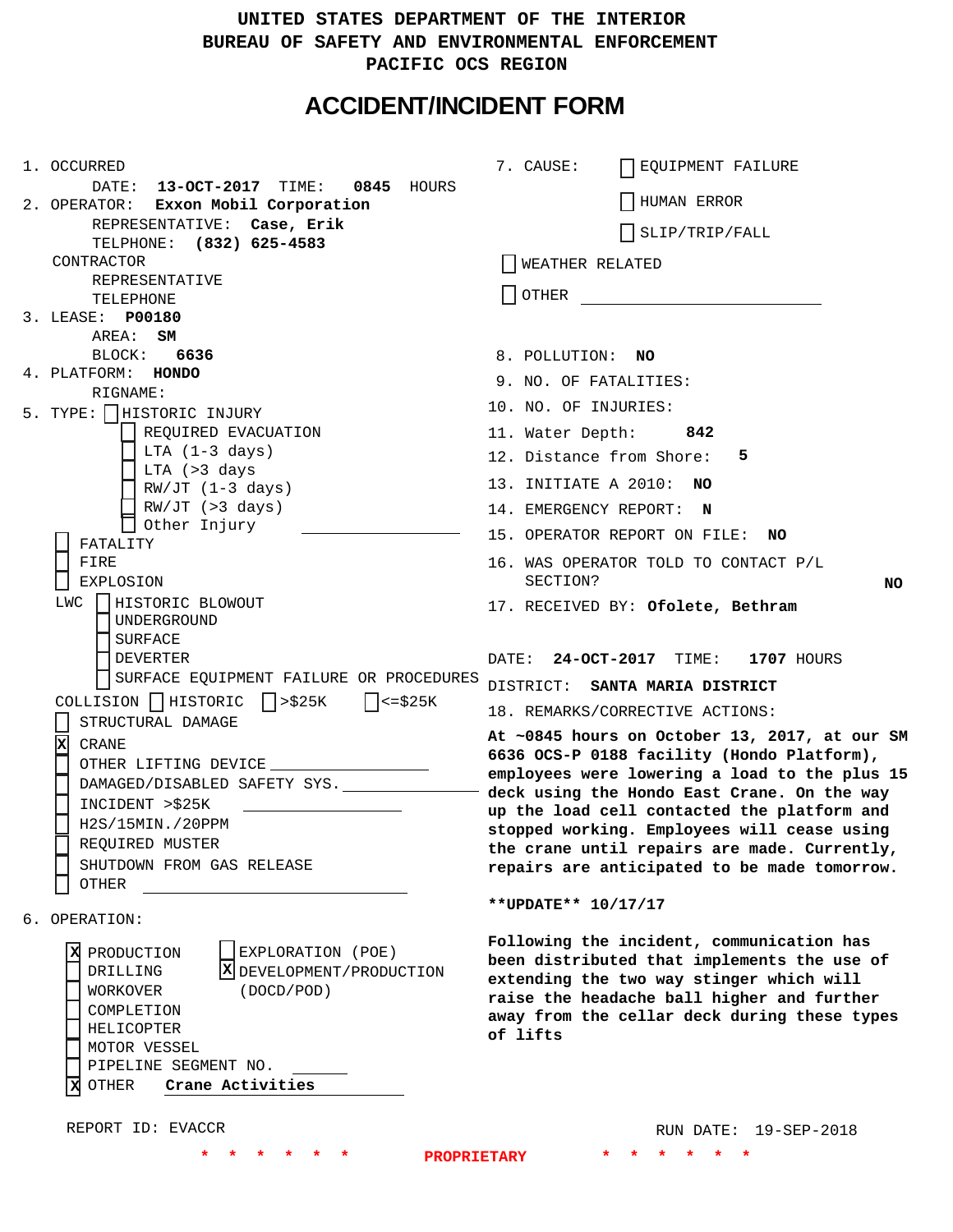UNITED STATES DEPARTMENT OF THE INTERIOR
BUREAU OF SAFETY AND ENVIRONMENTAL ENFORCEMENT
PACIFIC OCS REGION

# ACCIDENT/INCIDENT FORM

1. OCCURRED
   DATE: **13-OCT-2017** TIME: **0845** HOURS
2. OPERATOR: **Exxon Mobil Corporation**
   REPRESENTATIVE: **Case, Erik**
   TELPHONE: **(832) 625-4583**
   CONTRACTOR
   REPRESENTATIVE
   TELEPHONE
3. LEASE: **P00180**
   AREA: **SM**
   BLOCK: **6636**
4. PLATFORM: **HONDO**
   RIGNAME:
5. TYPE:
   - [ ] HISTORIC INJURY
     - [ ] REQUIRED EVACUATION
     - [ ] LTA (1-3 days)
     - [ ] LTA (>3 days
     - [ ] RW/JT (1-3 days)
     - [ ] RW/JT (>3 days)
     - [ ] Other Injury ______
   - [ ] FATALITY
   - [ ] FIRE
   - [ ] EXPLOSION
   - LWC [ ] HISTORIC BLOWOUT
     - [ ] UNDERGROUND
     - [ ] SURFACE
     - [ ] DEVERTER
     - [ ] SURFACE EQUIPMENT FAILURE OR PROCEDURES
   - COLLISION [ ] HISTORIC [ ] >$25K [ ] <=$25K
   - [ ] STRUCTURAL DAMAGE
   - [x] CRANE
   - [ ] OTHER LIFTING DEVICE ______
   - [ ] DAMAGED/DISABLED SAFETY SYS. ______
   - [ ] INCIDENT >$25K ______
   - [ ] H2S/15MIN./20PPM
   - [ ] REQUIRED MUSTER
   - [ ] SHUTDOWN FROM GAS RELEASE
   - [ ] OTHER ______
6. OPERATION:
   - [x] PRODUCTION
   - [ ] DRILLING
   - [ ] WORKOVER
   - [ ] COMPLETION
   - [ ] HELICOPTER
   - [ ] MOTOR VESSEL
   - [ ] PIPELINE SEGMENT NO. ______
   - [x] OTHER **Crane Activities**
   - [ ] EXPLORATION (POE)
   - [x] DEVELOPMENT/PRODUCTION (DOCD/POD)

7. CAUSE:
   - [ ] EQUIPMENT FAILURE
   - [ ] HUMAN ERROR
   - [ ] SLIP/TRIP/FALL
   - [ ] WEATHER RELATED
   - [ ] OTHER ______
8. POLLUTION: **NO**
9. NO. OF FATALITIES:
10. NO. OF INJURIES:
11. Water Depth: **842**
12. Distance from Shore: **5**
13. INITIATE A 2010: **NO**
14. EMERGENCY REPORT: **N**
15. OPERATOR REPORT ON FILE: **NO**
16. WAS OPERATOR TOLD TO CONTACT P/L SECTION? **NO**
17. RECEIVED BY: **Ofolete, Bethram**

DATE: **24-OCT-2017** TIME: **1707** HOURS
DISTRICT: **SANTA MARIA DISTRICT**

18. REMARKS/CORRECTIVE ACTIONS:

**At ~0845 hours on October 13, 2017, at our SM 6636 OCS-P 0188 facility (Hondo Platform), employees were lowering a load to the plus 15 deck using the Hondo East Crane. On the way up the load cell contacted the platform and stopped working. Employees will cease using the crane until repairs are made. Currently, repairs are anticipated to be made tomorrow.**

****UPDATE** 10/17/17**

**Following the incident, communication has been distributed that implements the use of extending the two way stinger which will raise the headache ball higher and further away from the cellar deck during these types of lifts**

REPORT ID: EVACCR
RUN DATE: 19-SEP-2018

\* \* \* \* \* \* PROPRIETARY \* \* \* \* \* \*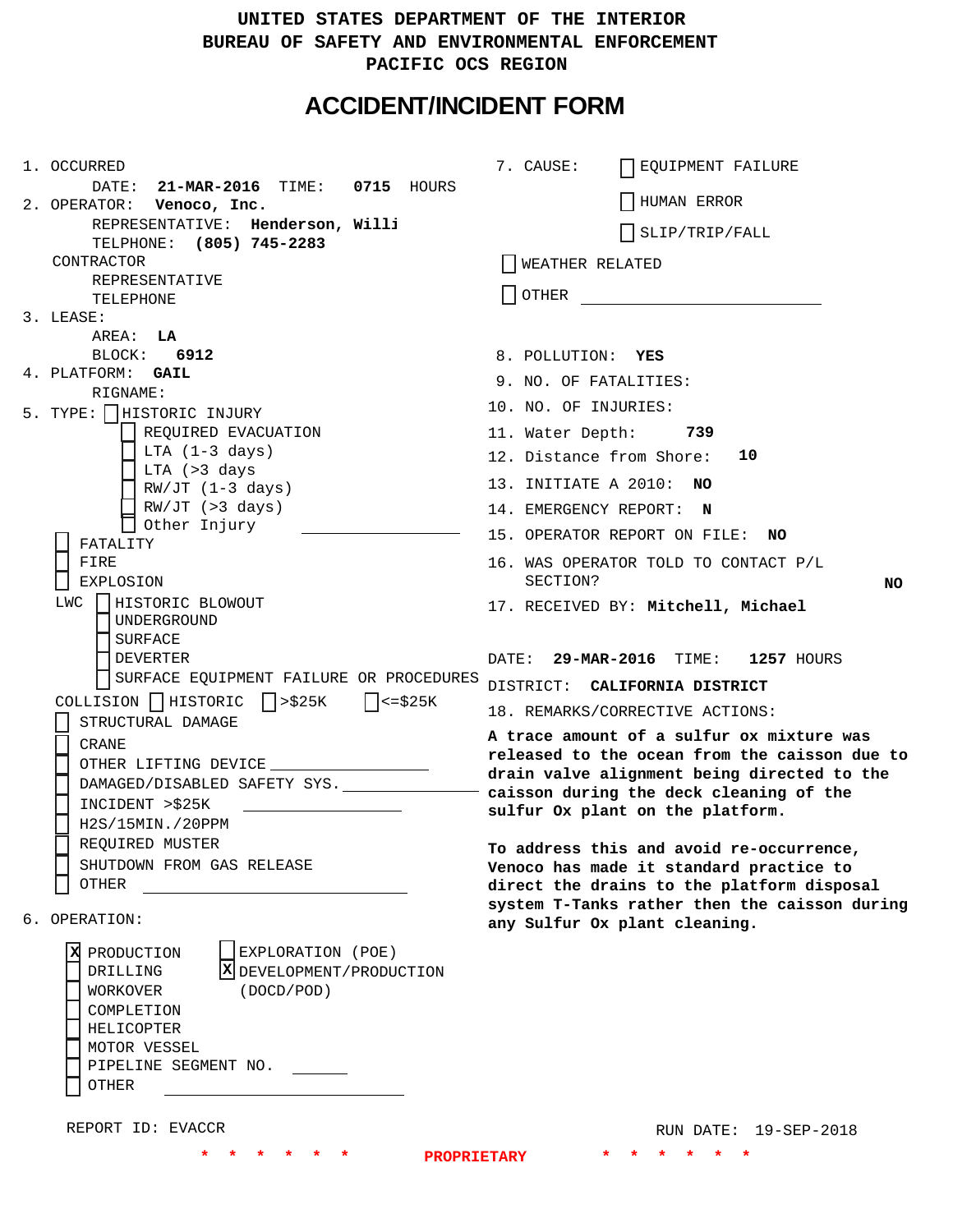UNITED STATES DEPARTMENT OF THE INTERIOR
BUREAU OF SAFETY AND ENVIRONMENTAL ENFORCEMENT
PACIFIC OCS REGION

# ACCIDENT/INCIDENT FORM

1. OCCURRED
   DATE: **21-MAR-2016** TIME: **0715** HOURS
2. OPERATOR: **Venoco, Inc.**
   REPRESENTATIVE: **Henderson, Willi**
   TELPHONE: **(805) 745-2283**
   CONTRACTOR
   REPRESENTATIVE
   TELEPHONE
3. LEASE:
   AREA: **LA**
   BLOCK: **6912**
4. PLATFORM: **GAIL**
   RIGNAME:
5. TYPE:
   - [ ] HISTORIC INJURY
     - [ ] REQUIRED EVACUATION
     - [ ] LTA (1-3 days)
     - [ ] LTA (>3 days
     - [ ] RW/JT (1-3 days)
     - [ ] RW/JT (>3 days)
     - [ ] Other Injury ______________
   - [ ] FATALITY
   - [ ] FIRE
   - [ ] EXPLOSION
   - LWC
     - [ ] HISTORIC BLOWOUT
     - [ ] UNDERGROUND
     - [ ] SURFACE
     - [ ] DEVERTER
     - [ ] SURFACE EQUIPMENT FAILURE OR PROCEDURES
   - COLLISION [ ] HISTORIC [ ] >$25K [ ] <=$25K
   - [ ] STRUCTURAL DAMAGE
   - [ ] CRANE
   - [ ] OTHER LIFTING DEVICE ______________
   - [ ] DAMAGED/DISABLED SAFETY SYS. ______________
   - [ ] INCIDENT >$25K ______________
   - [ ] H2S/15MIN./20PPM
   - [ ] REQUIRED MUSTER
   - [ ] SHUTDOWN FROM GAS RELEASE
   - [ ] OTHER ______________
6. OPERATION:
   - [x] PRODUCTION
   - [ ] DRILLING
   - [ ] WORKOVER
   - [ ] COMPLETION
   - [ ] HELICOPTER
   - [ ] MOTOR VESSEL
   - [ ] PIPELINE SEGMENT NO. ______
   - [ ] OTHER ______________
   - [ ] EXPLORATION (POE)
   - [x] DEVELOPMENT/PRODUCTION (DOCD/POD)

7. CAUSE:
   - [ ] EQUIPMENT FAILURE
   - [ ] HUMAN ERROR
   - [ ] SLIP/TRIP/FALL
   - [ ] WEATHER RELATED
   - [ ] OTHER ______________
8. POLLUTION: **YES**
9. NO. OF FATALITIES:
10. NO. OF INJURIES:
11. Water Depth: **739**
12. Distance from Shore: **10**
13. INITIATE A 2010: **NO**
14. EMERGENCY REPORT: **N**
15. OPERATOR REPORT ON FILE: **NO**
16. WAS OPERATOR TOLD TO CONTACT P/L SECTION? **NO**
17. RECEIVED BY: **Mitchell, Michael**

DATE: **29-MAR-2016** TIME: **1257** HOURS
DISTRICT: **CALIFORNIA DISTRICT**

18. REMARKS/CORRECTIVE ACTIONS:

**A trace amount of a sulfur ox mixture was released to the ocean from the caisson due to drain valve alignment being directed to the caisson during the deck cleaning of the sulfur Ox plant on the platform.**

**To address this and avoid re-occurrence, Venoco has made it standard practice to direct the drains to the platform disposal system T-Tanks rather then the caisson during any Sulfur Ox plant cleaning.**

REPORT ID: EVACCR

RUN DATE: 19-SEP-2018

\* \* \* \* \* \* PROPRIETARY \* \* \* \* \* \*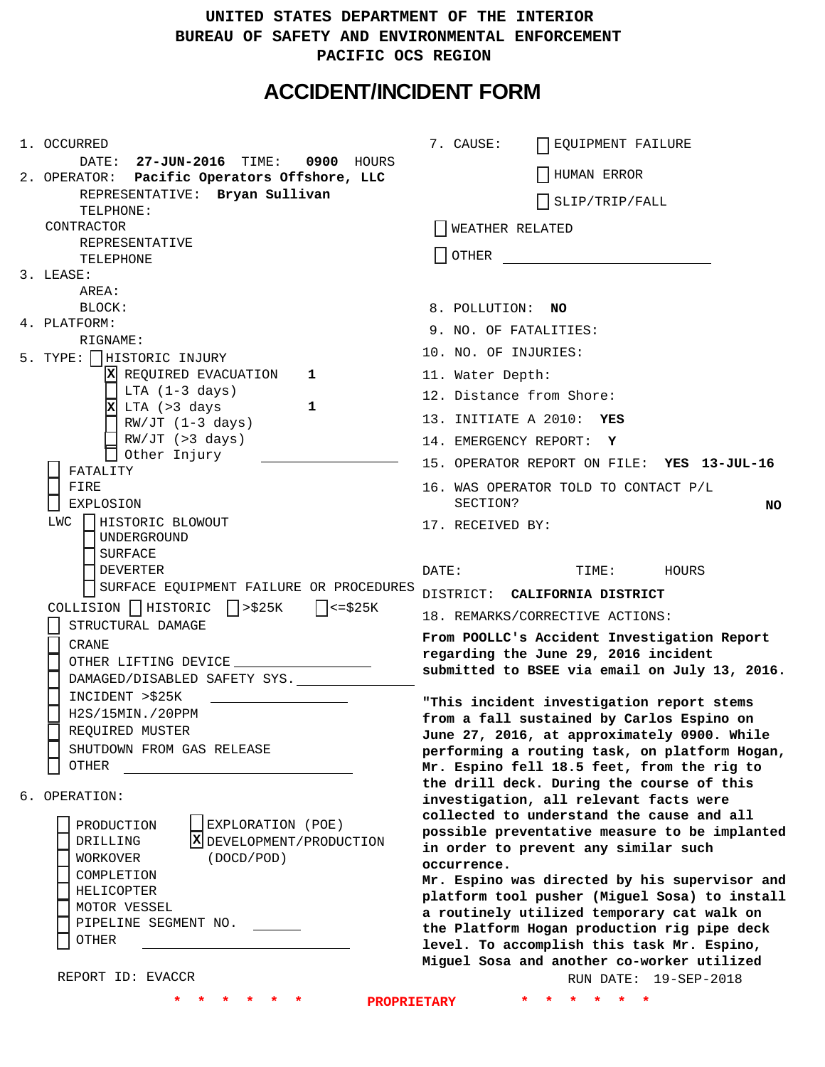# UNITED STATES DEPARTMENT OF THE INTERIOR
# BUREAU OF SAFETY AND ENVIRONMENTAL ENFORCEMENT
# PACIFIC OCS REGION

## ACCIDENT/INCIDENT FORM

1. OCCURRED
   DATE: **27-JUN-2016** TIME: **0900** HOURS
2. OPERATOR: **Pacific Operators Offshore, LLC**
   REPRESENTATIVE: **Bryan Sullivan**
   TELPHONE:
   CONTRACTOR
   REPRESENTATIVE
   TELEPHONE
3. LEASE:
   AREA:
   BLOCK:
4. PLATFORM:
   RIGNAME:
5. TYPE:
   - [ ] HISTORIC INJURY
   - [X] REQUIRED EVACUATION **1**
   - [ ] LTA (1-3 days)
   - [X] LTA (>3 days **1**
   - [ ] RW/JT (1-3 days)
   - [ ] RW/JT (>3 days)
   - [ ] Other Injury ______________
   - [ ] FATALITY
   - [ ] FIRE
   - [ ] EXPLOSION
   - LWC [ ] HISTORIC BLOWOUT
     - [ ] UNDERGROUND
     - [ ] SURFACE
     - [ ] DEVERTER
     - [ ] SURFACE EQUIPMENT FAILURE OR PROCEDURES
   - COLLISION [ ] HISTORIC [ ] >$25K [ ] <=$25K
   - [ ] STRUCTURAL DAMAGE
   - [ ] CRANE
   - [ ] OTHER LIFTING DEVICE ______________
   - [ ] DAMAGED/DISABLED SAFETY SYS. ______________
   - [ ] INCIDENT >$25K ______________
   - [ ] H2S/15MIN./20PPM
   - [ ] REQUIRED MUSTER
   - [ ] SHUTDOWN FROM GAS RELEASE
   - [ ] OTHER ______________
6. OPERATION:
   - [ ] PRODUCTION
   - [ ] DRILLING
   - [ ] WORKOVER
   - [ ] COMPLETION
   - [ ] HELICOPTER
   - [ ] MOTOR VESSEL
   - [ ] PIPELINE SEGMENT NO. ______
   - [ ] OTHER ______________
   - [ ] EXPLORATION (POE)
   - [X] DEVELOPMENT/PRODUCTION (DOCD/POD)

REPORT ID: EVACCR

7. CAUSE:
   - [ ] EQUIPMENT FAILURE
   - [ ] HUMAN ERROR
   - [ ] SLIP/TRIP/FALL
   - [ ] WEATHER RELATED
   - [ ] OTHER ______________
8. POLLUTION: **NO**
9. NO. OF FATALITIES:
10. NO. OF INJURIES:
11. Water Depth:
12. Distance from Shore:
13. INITIATE A 2010: **YES**
14. EMERGENCY REPORT: **Y**
15. OPERATOR REPORT ON FILE: **YES 13-JUL-16**
16. WAS OPERATOR TOLD TO CONTACT P/L SECTION? **NO**
17. RECEIVED BY:

DATE: TIME: HOURS

DISTRICT: **CALIFORNIA DISTRICT**

18. REMARKS/CORRECTIVE ACTIONS:

**From POOLLC's Accident Investigation Report regarding the June 29, 2016 incident submitted to BSEE via email on July 13, 2016.**

**"This incident investigation report stems from a fall sustained by Carlos Espino on June 27, 2016, at approximately 0900. While performing a routing task, on platform Hogan, Mr. Espino fell 18.5 feet, from the rig to the drill deck. During the course of this investigation, all relevant facts were collected to understand the cause and all possible preventative measure to be implanted in order to prevent any similar such occurrence.**
**Mr. Espino was directed by his supervisor and platform tool pusher (Miguel Sosa) to install a routinely utilized temporary cat walk on the Platform Hogan production rig pipe deck level. To accomplish this task Mr. Espino, Miguel Sosa and another co-worker utilized**

RUN DATE: 19-SEP-2018

\* \* \* \* \* \* PROPRIETARY \* \* \* \* \* \*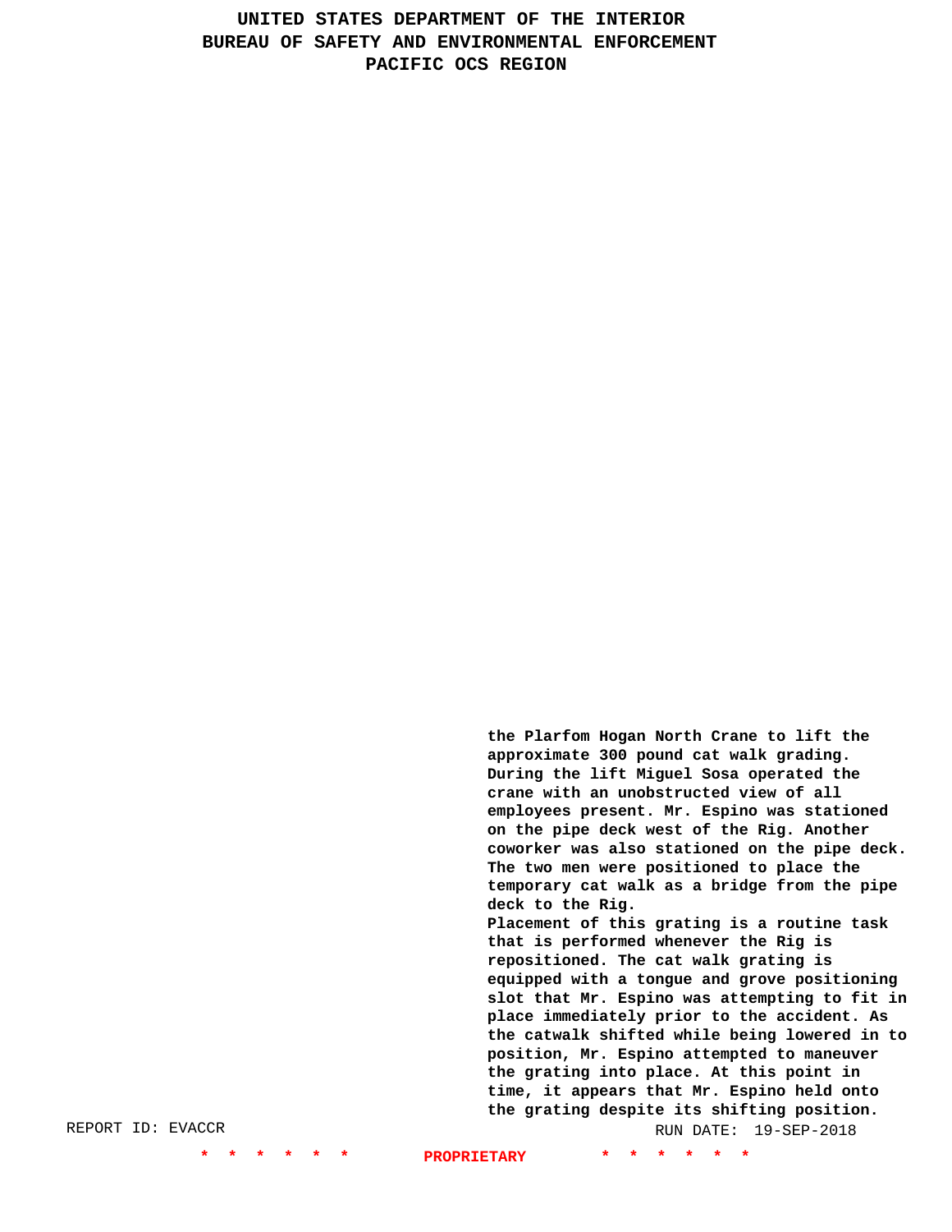**the Plarfom Hogan North Crane to lift the approximate 300 pound cat walk grading. During the lift Miguel Sosa operated the crane with an unobstructed view of all employees present. Mr. Espino was stationed on the pipe deck west of the Rig. Another coworker was also stationed on the pipe deck. The two men were positioned to place the temporary cat walk as a bridge from the pipe deck to the Rig.**

**Placement of this grating is a routine task that is performed whenever the Rig is repositioned. The cat walk grating is equipped with a tongue and grove positioning slot that Mr. Espino was attempting to fit in place immediately prior to the accident. As the catwalk shifted while being lowered in to position, Mr. Espino attempted to maneuver the grating into place. At this point in time, it appears that Mr. Espino held onto the grating despite its shifting position.**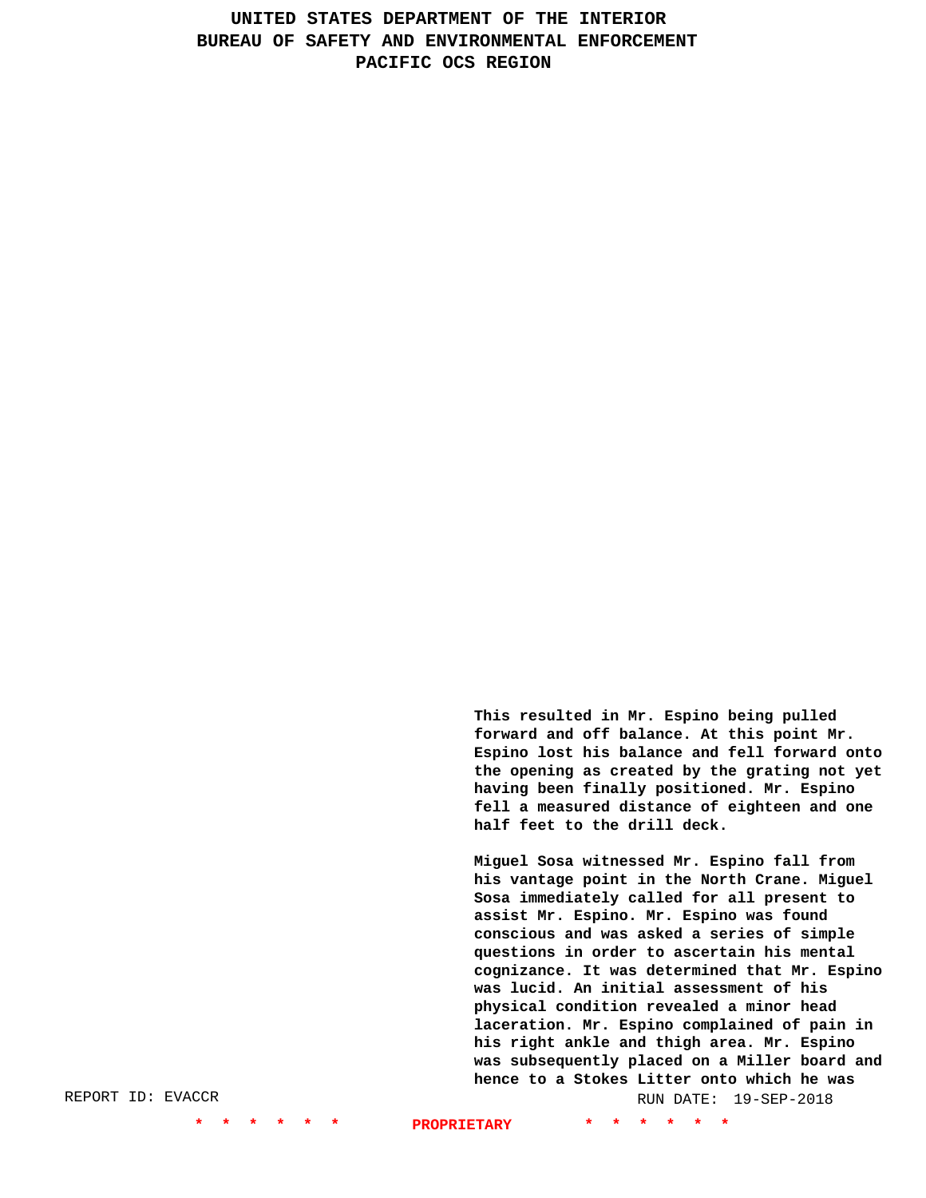This resulted in Mr. Espino being pulled forward and off balance. At this point Mr. Espino lost his balance and fell forward onto the opening as created by the grating not yet having been finally positioned. Mr. Espino fell a measured distance of eighteen and one half feet to the drill deck.

Miguel Sosa witnessed Mr. Espino fall from his vantage point in the North Crane. Miguel Sosa immediately called for all present to assist Mr. Espino. Mr. Espino was found conscious and was asked a series of simple questions in order to ascertain his mental cognizance. It was determined that Mr. Espino was lucid. An initial assessment of his physical condition revealed a minor head laceration. Mr. Espino complained of pain in his right ankle and thigh area. Mr. Espino was subsequently placed on a Miller board and hence to a Stokes Litter onto which he was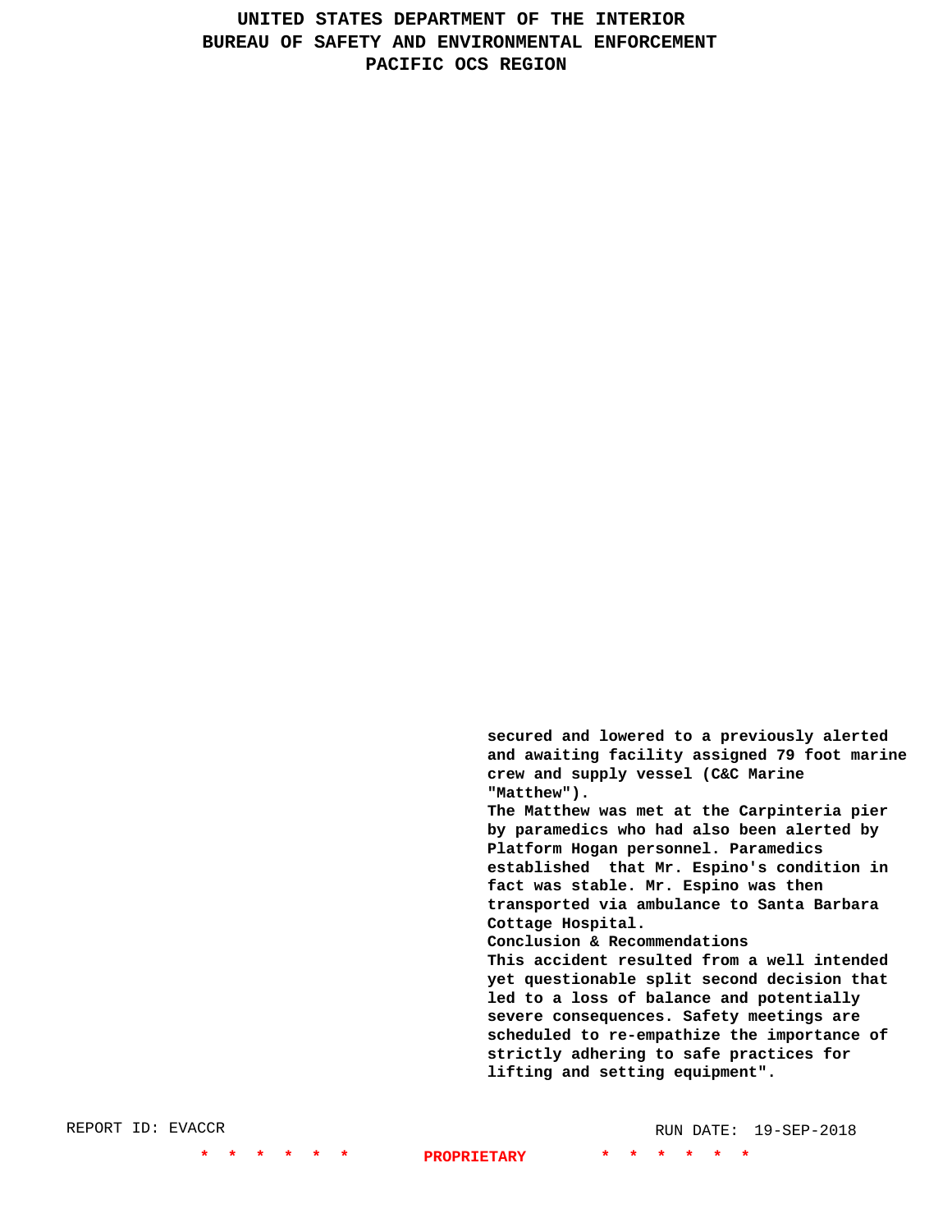secured and lowered to a previously alerted and awaiting facility assigned 79 foot marine crew and supply vessel (C&C Marine "Matthew").

The Matthew was met at the Carpinteria pier by paramedics who had also been alerted by Platform Hogan personnel. Paramedics established that Mr. Espino's condition in fact was stable. Mr. Espino was then transported via ambulance to Santa Barbara Cottage Hospital.

**Conclusion & Recommendations**

This accident resulted from a well intended yet questionable split second decision that led to a loss of balance and potentially severe consequences. Safety meetings are scheduled to re-empathize the importance of strictly adhering to safe practices for lifting and setting equipment".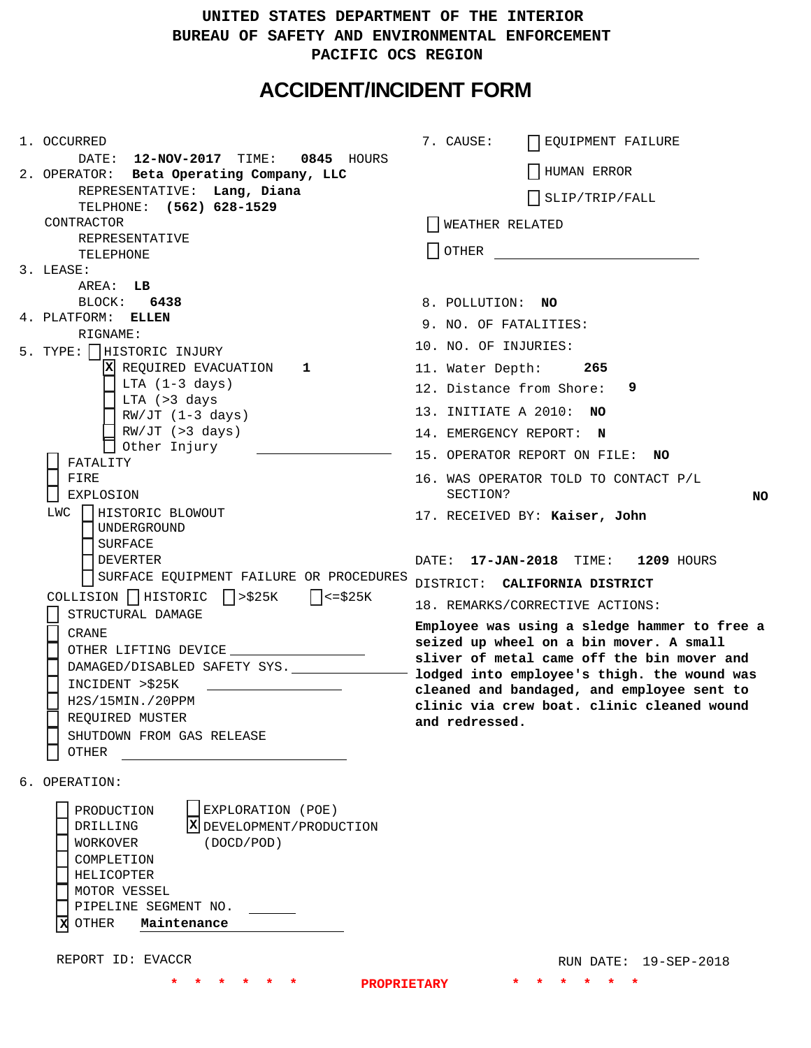# UNITED STATES DEPARTMENT OF THE INTERIOR
# BUREAU OF SAFETY AND ENVIRONMENTAL ENFORCEMENT
# PACIFIC OCS REGION

## ACCIDENT/INCIDENT FORM

1. OCCURRED
   DATE: **12-NOV-2017** TIME: **0845** HOURS
2. OPERATOR: **Beta Operating Company, LLC**
   REPRESENTATIVE: **Lang, Diana**
   TELPHONE: **(562) 628-1529**
   CONTRACTOR
   REPRESENTATIVE
   TELEPHONE
3. LEASE:
   AREA: **LB**
   BLOCK: **6438**
4. PLATFORM: **ELLEN**
   RIGNAME:
5. TYPE: [ ] HISTORIC INJURY
   - [X] REQUIRED EVACUATION **1**
   - [ ] LTA (1-3 days)
   - [ ] LTA (>3 days
   - [ ] RW/JT (1-3 days)
   - [ ] RW/JT (>3 days)
   - [ ] Other Injury ______________
   - [ ] FATALITY
   - [ ] FIRE
   - [ ] EXPLOSION
   - LWC [ ] HISTORIC BLOWOUT
     - [ ] UNDERGROUND
     - [ ] SURFACE
     - [ ] DEVERTER
     - [ ] SURFACE EQUIPMENT FAILURE OR PROCEDURES
   - COLLISION [ ] HISTORIC [ ] >$25K [ ] <=$25K
   - [ ] STRUCTURAL DAMAGE
   - [ ] CRANE
   - [ ] OTHER LIFTING DEVICE ______________
   - [ ] DAMAGED/DISABLED SAFETY SYS. ______________
   - [ ] INCIDENT >$25K ______________
   - [ ] H2S/15MIN./20PPM
   - [ ] REQUIRED MUSTER
   - [ ] SHUTDOWN FROM GAS RELEASE
   - [ ] OTHER ______________
6. OPERATION:
   - [ ] PRODUCTION
   - [ ] DRILLING
   - [ ] WORKOVER
   - [ ] COMPLETION
   - [ ] HELICOPTER
   - [ ] MOTOR VESSEL
   - [ ] PIPELINE SEGMENT NO. ______
   - [X] OTHER **Maintenance**
   - [ ] EXPLORATION (POE)
   - [X] DEVELOPMENT/PRODUCTION (DOCD/POD)

7. CAUSE:
   - [ ] EQUIPMENT FAILURE
   - [ ] HUMAN ERROR
   - [ ] SLIP/TRIP/FALL
   - [ ] WEATHER RELATED
   - [ ] OTHER ______________
8. POLLUTION: **NO**
9. NO. OF FATALITIES:
10. NO. OF INJURIES:
11. Water Depth: **265**
12. Distance from Shore: **9**
13. INITIATE A 2010: **NO**
14. EMERGENCY REPORT: **N**
15. OPERATOR REPORT ON FILE: **NO**
16. WAS OPERATOR TOLD TO CONTACT P/L SECTION? **NO**
17. RECEIVED BY: **Kaiser, John**

DATE: **17-JAN-2018** TIME: **1209** HOURS

DISTRICT: **CALIFORNIA DISTRICT**

18. REMARKS/CORRECTIVE ACTIONS:

**Employee was using a sledge hammer to free a seized up wheel on a bin mover. A small sliver of metal came off the bin mover and lodged into employee's thigh. the wound was cleaned and bandaged, and employee sent to clinic via crew boat. clinic cleaned wound and redressed.**

REPORT ID: EVACCR

RUN DATE: 19-SEP-2018

\* \* \* \* \* \* PROPRIETARY \* \* \* \* \* \*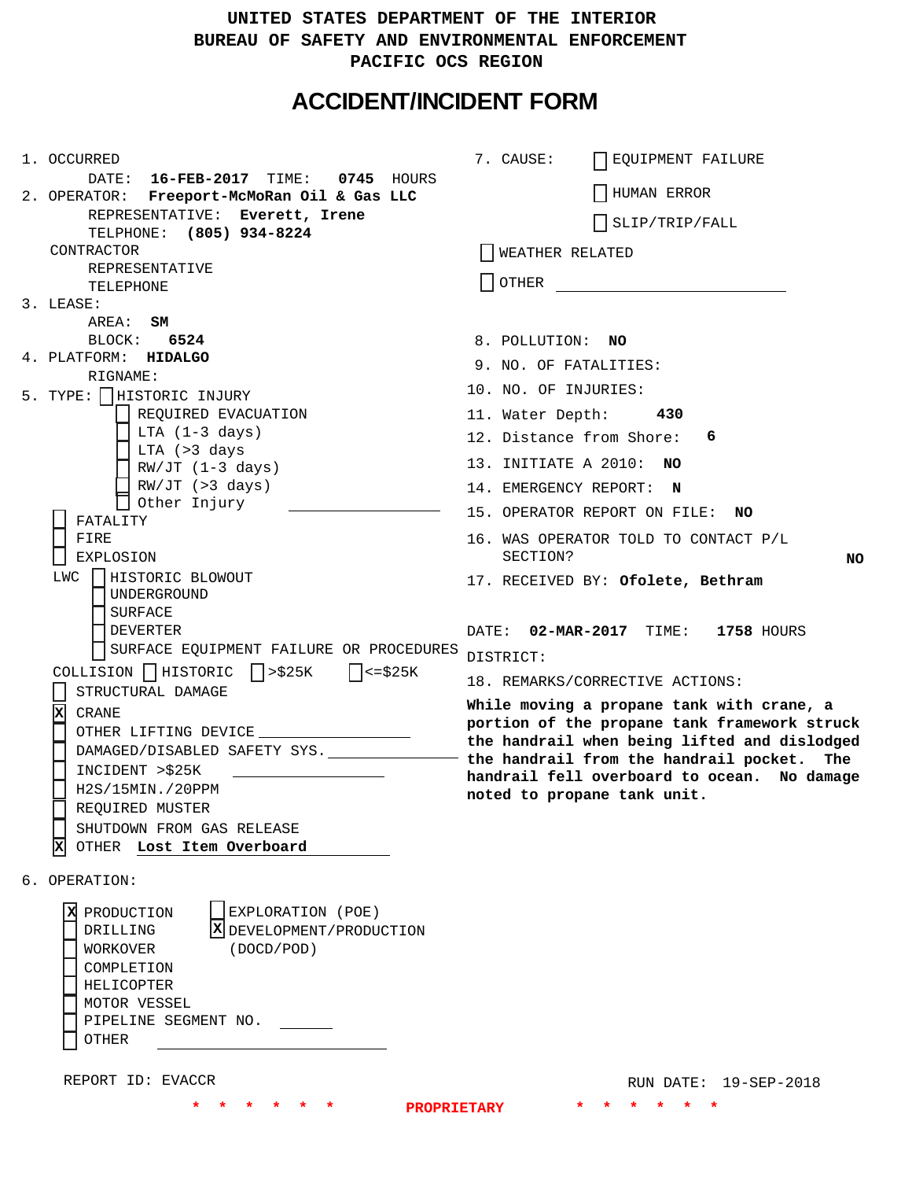UNITED STATES DEPARTMENT OF THE INTERIOR
BUREAU OF SAFETY AND ENVIRONMENTAL ENFORCEMENT
PACIFIC OCS REGION

# ACCIDENT/INCIDENT FORM

1. OCCURRED
   DATE: **16-FEB-2017** TIME: **0745** HOURS
2. OPERATOR: **Freeport-McMoRan Oil & Gas LLC**
   REPRESENTATIVE: **Everett, Irene**
   TELPHONE: **(805) 934-8224**
   CONTRACTOR
   REPRESENTATIVE
   TELEPHONE
3. LEASE:
   AREA: **SM**
   BLOCK: **6524**
4. PLATFORM: **HIDALGO**
   RIGNAME:
5. TYPE: [ ] HISTORIC INJURY
   - [ ] REQUIRED EVACUATION
   - [ ] LTA (1-3 days)
   - [ ] LTA (>3 days
   - [ ] RW/JT (1-3 days)
   - [ ] RW/JT (>3 days)
   - [ ] Other Injury ____________
   - [ ] FATALITY
   - [ ] FIRE
   - [ ] EXPLOSION
   - LWC [ ] HISTORIC BLOWOUT
     - [ ] UNDERGROUND
     - [ ] SURFACE
     - [ ] DEVERTER
     - [ ] SURFACE EQUIPMENT FAILURE OR PROCEDURES
   - COLLISION [ ] HISTORIC [ ] >$25K [ ] <=$25K
   - [ ] STRUCTURAL DAMAGE
   - [X] CRANE
   - [ ] OTHER LIFTING DEVICE ____________
   - [ ] DAMAGED/DISABLED SAFETY SYS. ____________
   - [ ] INCIDENT >$25K ____________
   - [ ] H2S/15MIN./20PPM
   - [ ] REQUIRED MUSTER
   - [ ] SHUTDOWN FROM GAS RELEASE
   - [X] OTHER **Lost Item Overboard**
6. OPERATION:
   - [X] PRODUCTION
   - [ ] DRILLING
   - [ ] WORKOVER
   - [ ] COMPLETION
   - [ ] HELICOPTER
   - [ ] MOTOR VESSEL
   - [ ] PIPELINE SEGMENT NO. ______
   - [ ] OTHER ____________
   - [ ] EXPLORATION (POE)
   - [X] DEVELOPMENT/PRODUCTION (DOCD/POD)

7. CAUSE:
   - [ ] EQUIPMENT FAILURE
   - [ ] HUMAN ERROR
   - [ ] SLIP/TRIP/FALL
   - [ ] WEATHER RELATED
   - [ ] OTHER ____________
8. POLLUTION: **NO**
9. NO. OF FATALITIES:
10. NO. OF INJURIES:
11. Water Depth: **430**
12. Distance from Shore: **6**
13. INITIATE A 2010: **NO**
14. EMERGENCY REPORT: **N**
15. OPERATOR REPORT ON FILE: **NO**
16. WAS OPERATOR TOLD TO CONTACT P/L SECTION? **NO**
17. RECEIVED BY: **Ofolete, Bethram**

DATE: **02-MAR-2017** TIME: **1758** HOURS
DISTRICT:

18. REMARKS/CORRECTIVE ACTIONS:

**While moving a propane tank with crane, a portion of the propane tank framework struck the handrail when being lifted and dislodged the handrail from the handrail pocket. The handrail fell overboard to ocean. No damage noted to propane tank unit.**

REPORT ID: EVACCR    RUN DATE: 19-SEP-2018

\* \* \* \* \* \* PROPRIETARY \* \* \* \* \* \*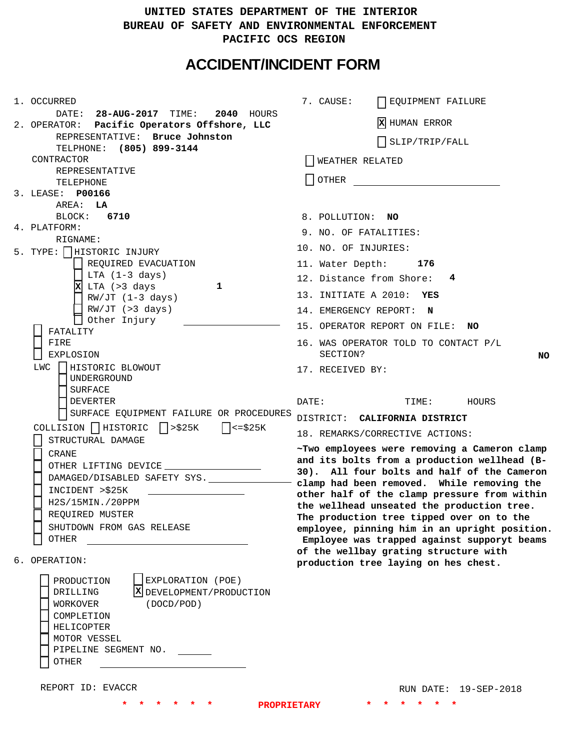UNITED STATES DEPARTMENT OF THE INTERIOR
BUREAU OF SAFETY AND ENVIRONMENTAL ENFORCEMENT
PACIFIC OCS REGION

# ACCIDENT/INCIDENT FORM

1. OCCURRED
   DATE: **28-AUG-2017** TIME: **2040** HOURS
2. OPERATOR: **Pacific Operators Offshore, LLC**
   REPRESENTATIVE: **Bruce Johnston**
   TELPHONE: **(805) 899-3144**
   CONTRACTOR
   REPRESENTATIVE
   TELEPHONE
3. LEASE: **P00166**
   AREA: **LA**
   BLOCK: **6710**
4. PLATFORM:
   RIGNAME:
5. TYPE: [ ] HISTORIC INJURY
   - [ ] REQUIRED EVACUATION
   - [ ] LTA (1-3 days)
   - [X] LTA (>3 days **1**
   - [ ] RW/JT (1-3 days)
   - [ ] RW/JT (>3 days)
   - [ ] Other Injury
   - [ ] FATALITY
   - [ ] FIRE
   - [ ] EXPLOSION
   - LWC [ ] HISTORIC BLOWOUT
     - [ ] UNDERGROUND
     - [ ] SURFACE
     - [ ] DEVERTER
     - [ ] SURFACE EQUIPMENT FAILURE OR PROCEDURES
   - COLLISION [ ] HISTORIC [ ] >$25K [ ] <=$25K
   - [ ] STRUCTURAL DAMAGE
   - [ ] CRANE
   - [ ] OTHER LIFTING DEVICE
   - [ ] DAMAGED/DISABLED SAFETY SYS.
   - [ ] INCIDENT >$25K
   - [ ] H2S/15MIN./20PPM
   - [ ] REQUIRED MUSTER
   - [ ] SHUTDOWN FROM GAS RELEASE
   - [ ] OTHER
6. OPERATION:
   - [ ] PRODUCTION
   - [ ] DRILLING
   - [ ] WORKOVER
   - [ ] COMPLETION
   - [ ] HELICOPTER
   - [ ] MOTOR VESSEL
   - [ ] PIPELINE SEGMENT NO.
   - [ ] OTHER
   - [ ] EXPLORATION (POE)
   - [X] DEVELOPMENT/PRODUCTION (DOCD/POD)

7. CAUSE:
   - [ ] EQUIPMENT FAILURE
   - [X] HUMAN ERROR
   - [ ] SLIP/TRIP/FALL
   - [ ] WEATHER RELATED
   - [ ] OTHER
8. POLLUTION: **NO**
9. NO. OF FATALITIES:
10. NO. OF INJURIES:
11. Water Depth: **176**
12. Distance from Shore: **4**
13. INITIATE A 2010: **YES**
14. EMERGENCY REPORT: **N**
15. OPERATOR REPORT ON FILE: **NO**
16. WAS OPERATOR TOLD TO CONTACT P/L SECTION? **NO**
17. RECEIVED BY:

DATE: TIME: HOURS

DISTRICT: **CALIFORNIA DISTRICT**

18. REMARKS/CORRECTIVE ACTIONS:

**~Two employees were removing a Cameron clamp and its bolts from a production wellhead (B-30). All four bolts and half of the Cameron clamp had been removed. While removing the other half of the clamp pressure from within the wellhead unseated the production tree. The production tree tipped over on to the employee, pinning him in an upright position. Employee was trapped against suppoyrt beams of the wellbay grating structure with production tree laying on hes chest.**

REPORT ID: EVACCR

RUN DATE: 19-SEP-2018

\* \* \* \* \* \* PROPRIETARY \* \* \* \* \* \*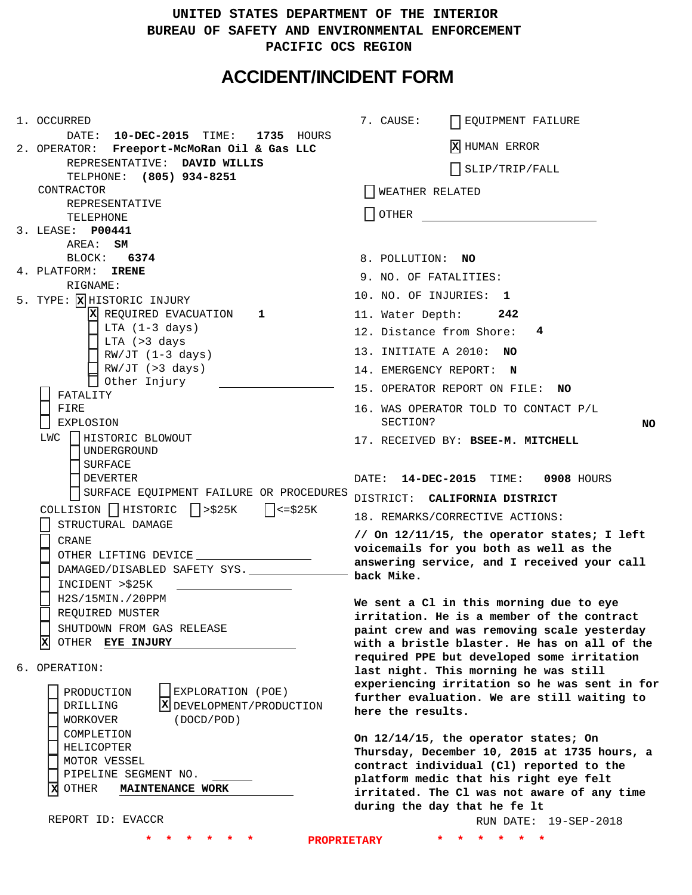# UNITED STATES DEPARTMENT OF THE INTERIOR
# BUREAU OF SAFETY AND ENVIRONMENTAL ENFORCEMENT
# PACIFIC OCS REGION

## ACCIDENT/INCIDENT FORM

1. OCCURRED
   DATE: **10-DEC-2015** TIME: **1735** HOURS
2. OPERATOR: **Freeport-McMoRan Oil & Gas LLC**
   REPRESENTATIVE: **DAVID WILLIS**
   TELPHONE: **(805) 934-8251**
   CONTRACTOR
   REPRESENTATIVE
   TELEPHONE
3. LEASE: **P00441**
   AREA: **SM**
   BLOCK: **6374**
4. PLATFORM: **IRENE**
   RIGNAME:
5. TYPE: [X] HISTORIC INJURY
   - [X] REQUIRED EVACUATION **1**
   - [ ] LTA (1-3 days)
   - [ ] LTA (>3 days
   - [ ] RW/JT (1-3 days)
   - [ ] RW/JT (>3 days)
   - [ ] Other Injury
   - [ ] FATALITY
   - [ ] FIRE
   - [ ] EXPLOSION
   - LWC [ ] HISTORIC BLOWOUT
     - [ ] UNDERGROUND
     - [ ] SURFACE
     - [ ] DEVERTER
     - [ ] SURFACE EQUIPMENT FAILURE OR PROCEDURES
   - COLLISION [ ] HISTORIC [ ] >$25K [ ] <=$25K
   - [ ] STRUCTURAL DAMAGE
   - [ ] CRANE
   - [ ] OTHER LIFTING DEVICE
   - [ ] DAMAGED/DISABLED SAFETY SYS.
   - [ ] INCIDENT >$25K
   - [ ] H2S/15MIN./20PPM
   - [ ] REQUIRED MUSTER
   - [ ] SHUTDOWN FROM GAS RELEASE
   - [X] OTHER **EYE INJURY**
6. OPERATION:
   - [ ] PRODUCTION
   - [ ] DRILLING
   - [ ] WORKOVER
   - [ ] COMPLETION
   - [ ] HELICOPTER
   - [ ] MOTOR VESSEL
   - [ ] PIPELINE SEGMENT NO.
   - [X] OTHER **MAINTENANCE WORK**
   - [ ] EXPLORATION (POE)
   - [X] DEVELOPMENT/PRODUCTION (DOCD/POD)

REPORT ID: EVACCR

7. CAUSE:
   - [ ] EQUIPMENT FAILURE
   - [X] HUMAN ERROR
   - [ ] SLIP/TRIP/FALL
   - [ ] WEATHER RELATED
   - [ ] OTHER
8. POLLUTION: **NO**
9. NO. OF FATALITIES:
10. NO. OF INJURIES: **1**
11. Water Depth: **242**
12. Distance from Shore: **4**
13. INITIATE A 2010: **NO**
14. EMERGENCY REPORT: **N**
15. OPERATOR REPORT ON FILE: **NO**
16. WAS OPERATOR TOLD TO CONTACT P/L SECTION? **NO**
17. RECEIVED BY: **BSEE-M. MITCHELL**

DATE: **14-DEC-2015** TIME: **0908** HOURS

DISTRICT: **CALIFORNIA DISTRICT**

18. REMARKS/CORRECTIVE ACTIONS:

**// On 12/11/15, the operator states; I left voicemails for you both as well as the answering service, and I received your call back Mike.**

**We sent a Cl in this morning due to eye irritation. He is a member of the contract paint crew and was removing scale yesterday with a bristle blaster. He has on all of the required PPE but developed some irritation last night. This morning he was still experiencing irritation so he was sent in for further evaluation. We are still waiting to here the results.**

**On 12/14/15, the operator states; On Thursday, December 10, 2015 at 1735 hours, a contract individual (Cl) reported to the platform medic that his right eye felt irritated. The Cl was not aware of any time during the day that he fe lt**

RUN DATE: 19-SEP-2018

\* \* \* \* \* \* PROPRIETARY \* \* \* \* \* \*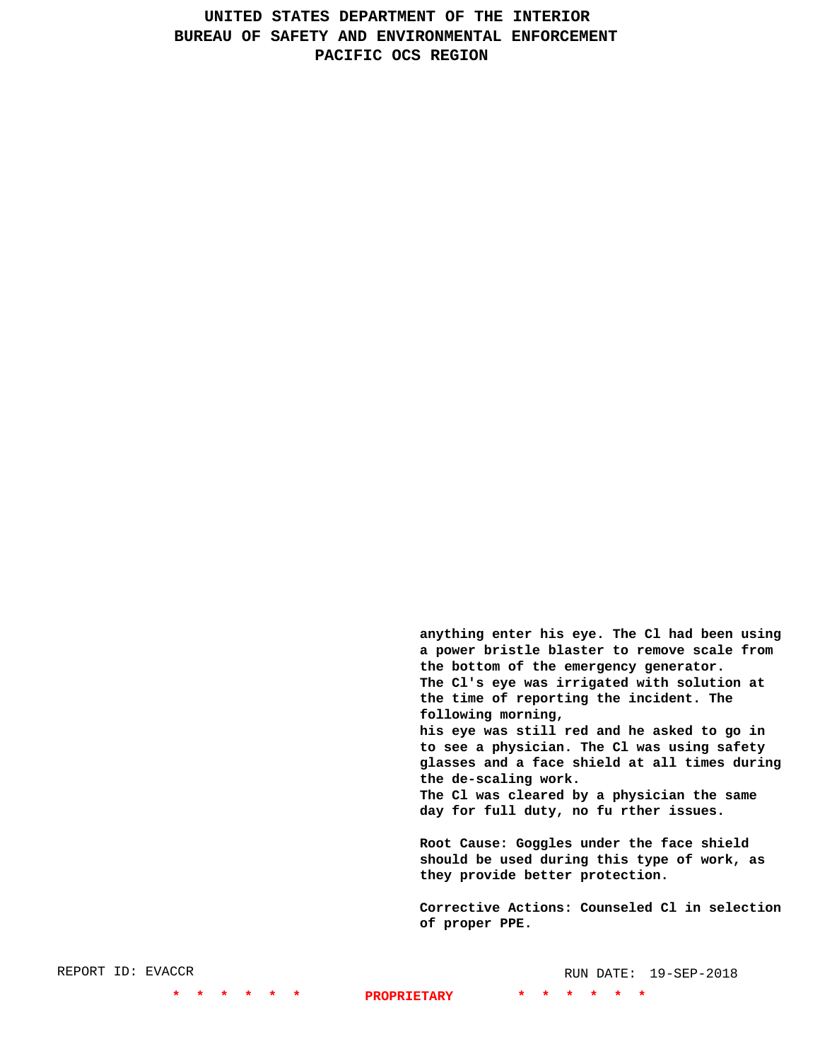anything enter his eye. The Cl had been using a power bristle blaster to remove scale from the bottom of the emergency generator.
The Cl's eye was irrigated with solution at the time of reporting the incident. The following morning,
his eye was still red and he asked to go in to see a physician. The Cl was using safety glasses and a face shield at all times during the de-scaling work.
The Cl was cleared by a physician the same day for full duty, no fu rther issues.

Root Cause: Goggles under the face shield should be used during this type of work, as they provide better protection.

Corrective Actions: Counseled Cl in selection of proper PPE.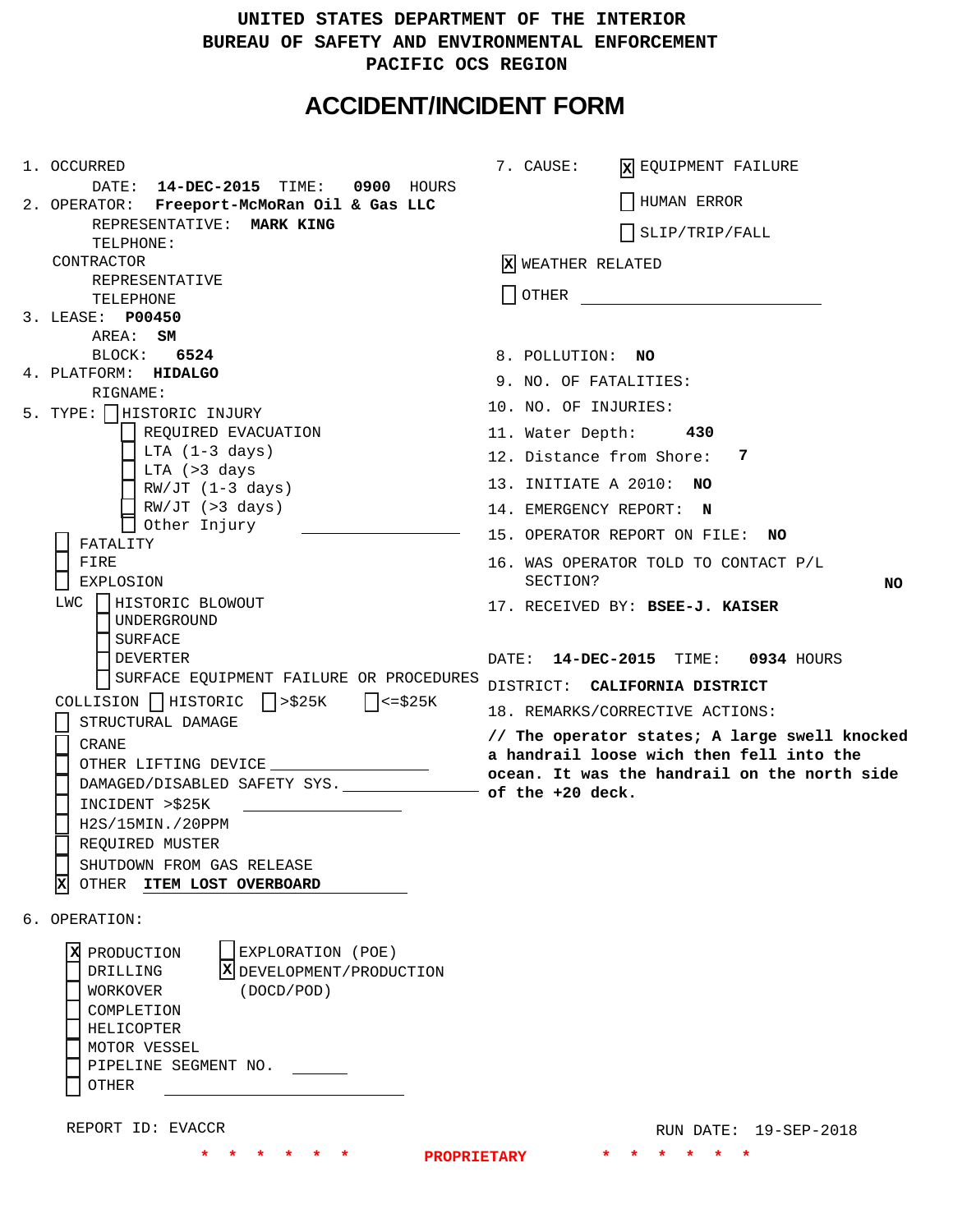UNITED STATES DEPARTMENT OF THE INTERIOR
BUREAU OF SAFETY AND ENVIRONMENTAL ENFORCEMENT
PACIFIC OCS REGION

# ACCIDENT/INCIDENT FORM

1. OCCURRED
   DATE: **14-DEC-2015** TIME: **0900** HOURS
2. OPERATOR: **Freeport-McMoRan Oil & Gas LLC**
   REPRESENTATIVE: **MARK KING**
   TELPHONE:
   CONTRACTOR
   REPRESENTATIVE
   TELEPHONE
3. LEASE: **P00450**
   AREA: **SM**
   BLOCK: **6524**
4. PLATFORM: **HIDALGO**
   RIGNAME:
5. TYPE:
   - [ ] HISTORIC INJURY
     - [ ] REQUIRED EVACUATION
     - [ ] LTA (1-3 days)
     - [ ] LTA (>3 days
     - [ ] RW/JT (1-3 days)
     - [ ] RW/JT (>3 days)
     - [ ] Other Injury ______________
   - [ ] FATALITY
   - [ ] FIRE
   - [ ] EXPLOSION
   - LWC
     - [ ] HISTORIC BLOWOUT
     - [ ] UNDERGROUND
     - [ ] SURFACE
     - [ ] DEVERTER
     - [ ] SURFACE EQUIPMENT FAILURE OR PROCEDURES
   - COLLISION [ ] HISTORIC [ ] >$25K [ ] <=$25K
   - [ ] STRUCTURAL DAMAGE
   - [ ] CRANE
   - [ ] OTHER LIFTING DEVICE ______________
   - [ ] DAMAGED/DISABLED SAFETY SYS. ______________
   - [ ] INCIDENT >$25K ______________
   - [ ] H2S/15MIN./20PPM
   - [ ] REQUIRED MUSTER
   - [ ] SHUTDOWN FROM GAS RELEASE
   - [x] OTHER **ITEM LOST OVERBOARD**
6. OPERATION:
   - [x] PRODUCTION
   - [ ] DRILLING
   - [ ] WORKOVER
   - [ ] COMPLETION
   - [ ] HELICOPTER
   - [ ] MOTOR VESSEL
   - [ ] PIPELINE SEGMENT NO. ______
   - [ ] OTHER ______________
   - [ ] EXPLORATION (POE)
   - [x] DEVELOPMENT/PRODUCTION (DOCD/POD)
7. CAUSE:
   - [x] EQUIPMENT FAILURE
   - [ ] HUMAN ERROR
   - [ ] SLIP/TRIP/FALL
   - [x] WEATHER RELATED
   - [ ] OTHER ______________
8. POLLUTION: **NO**
9. NO. OF FATALITIES:
10. NO. OF INJURIES:
11. Water Depth: **430**
12. Distance from Shore: **7**
13. INITIATE A 2010: **NO**
14. EMERGENCY REPORT: **N**
15. OPERATOR REPORT ON FILE: **NO**
16. WAS OPERATOR TOLD TO CONTACT P/L SECTION? **NO**
17. RECEIVED BY: **BSEE-J. KAISER**

    DATE: **14-DEC-2015** TIME: **0934** HOURS
    DISTRICT: **CALIFORNIA DISTRICT**
18. REMARKS/CORRECTIVE ACTIONS:

**// The operator states; A large swell knocked a handrail loose wich then fell into the ocean. It was the handrail on the north side of the +20 deck.**

REPORT ID: EVACCR

RUN DATE: 19-SEP-2018

\* \* \* \* \* \* PROPRIETARY \* \* \* \* \* \*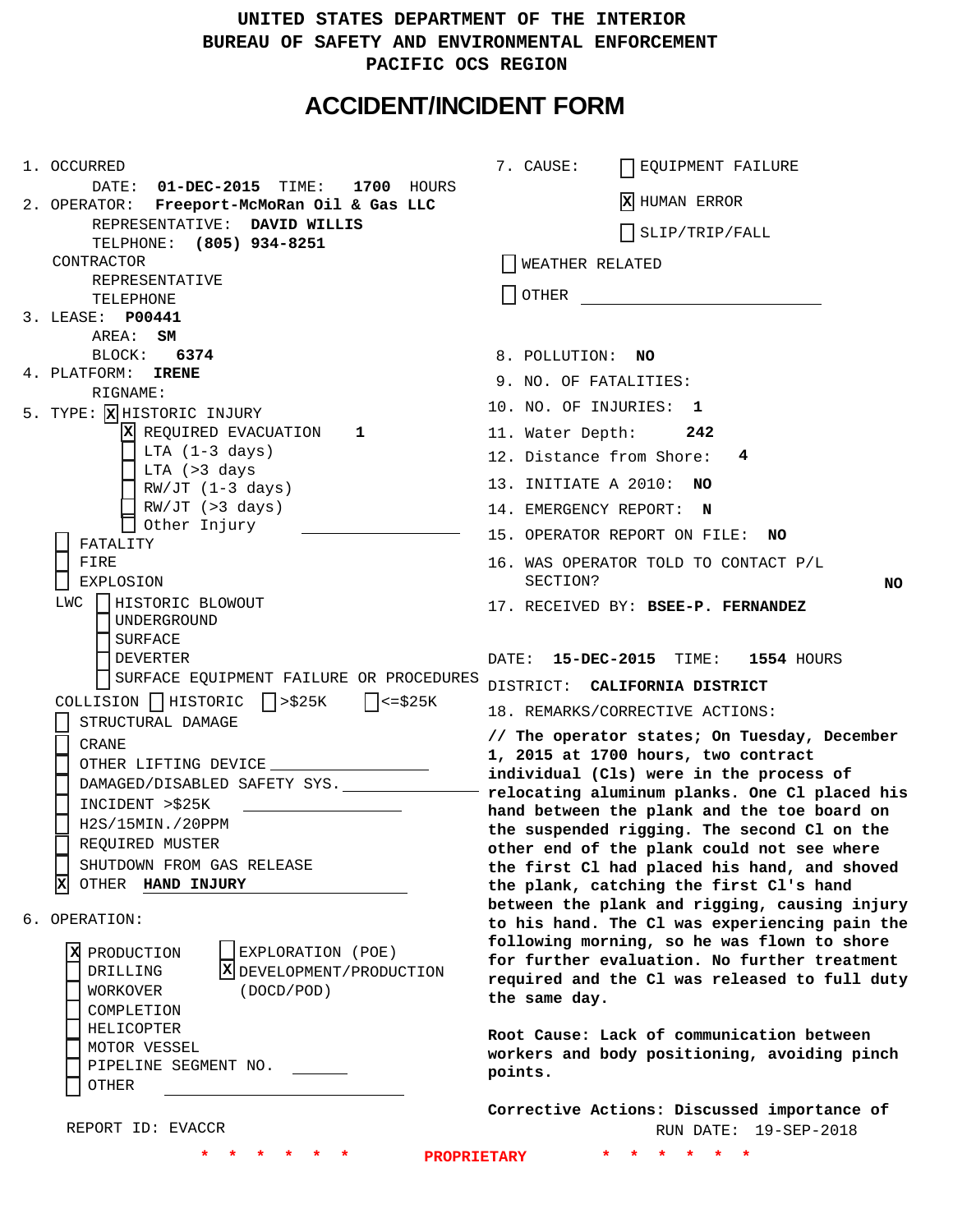UNITED STATES DEPARTMENT OF THE INTERIOR
BUREAU OF SAFETY AND ENVIRONMENTAL ENFORCEMENT
PACIFIC OCS REGION

# ACCIDENT/INCIDENT FORM

1. OCCURRED
   DATE: **01-DEC-2015** TIME: **1700** HOURS
2. OPERATOR: **Freeport-McMoRan Oil & Gas LLC**
   REPRESENTATIVE: **DAVID WILLIS**
   TELPHONE: **(805) 934-8251**
   CONTRACTOR
   REPRESENTATIVE
   TELEPHONE
3. LEASE: **P00441**
   AREA: **SM**
   BLOCK: **6374**
4. PLATFORM: **IRENE**
   RIGNAME:
5. TYPE: [X] HISTORIC INJURY
   - [X] REQUIRED EVACUATION **1**
   - [ ] LTA (1-3 days)
   - [ ] LTA (>3 days
   - [ ] RW/JT (1-3 days)
   - [ ] RW/JT (>3 days)
   - [ ] Other Injury
   - [ ] FATALITY
   - [ ] FIRE
   - [ ] EXPLOSION
   - LWC [ ] HISTORIC BLOWOUT
     - [ ] UNDERGROUND
     - [ ] SURFACE
     - [ ] DEVERTER
     - [ ] SURFACE EQUIPMENT FAILURE OR PROCEDURES
   - COLLISION [ ] HISTORIC [ ] >$25K [ ] <=$25K
   - [ ] STRUCTURAL DAMAGE
   - [ ] CRANE
   - [ ] OTHER LIFTING DEVICE
   - [ ] DAMAGED/DISABLED SAFETY SYS.
   - [ ] INCIDENT >$25K
   - [ ] H2S/15MIN./20PPM
   - [ ] REQUIRED MUSTER
   - [ ] SHUTDOWN FROM GAS RELEASE
   - [X] OTHER **HAND INJURY**
6. OPERATION:
   - [X] PRODUCTION
   - [ ] DRILLING
   - [ ] WORKOVER
   - [ ] COMPLETION
   - [ ] HELICOPTER
   - [ ] MOTOR VESSEL
   - [ ] PIPELINE SEGMENT NO.
   - [ ] OTHER
   - [ ] EXPLORATION (POE)
   - [X] DEVELOPMENT/PRODUCTION (DOCD/POD)
7. CAUSE:
   - [ ] EQUIPMENT FAILURE
   - [X] HUMAN ERROR
   - [ ] SLIP/TRIP/FALL
   - [ ] WEATHER RELATED
   - [ ] OTHER
8. POLLUTION: **NO**
9. NO. OF FATALITIES:
10. NO. OF INJURIES: **1**
11. Water Depth: **242**
12. Distance from Shore: **4**
13. INITIATE A 2010: **NO**
14. EMERGENCY REPORT: **N**
15. OPERATOR REPORT ON FILE: **NO**
16. WAS OPERATOR TOLD TO CONTACT P/L SECTION? **NO**
17. RECEIVED BY: **BSEE-P. FERNANDEZ**

DATE: **15-DEC-2015** TIME: **1554** HOURS

DISTRICT: **CALIFORNIA DISTRICT**

18. REMARKS/CORRECTIVE ACTIONS:

**// The operator states; On Tuesday, December 1, 2015 at 1700 hours, two contract individual (Cls) were in the process of relocating aluminum planks. One Cl placed his hand between the plank and the toe board on the suspended rigging. The second Cl on the other end of the plank could not see where the first Cl had placed his hand, and shoved the plank, catching the first Cl's hand between the plank and rigging, causing injury to his hand. The Cl was experiencing pain the following morning, so he was flown to shore for further evaluation. No further treatment required and the Cl was released to full duty the same day.**

**Root Cause: Lack of communication between workers and body positioning, avoiding pinch points.**

**Corrective Actions: Discussed importance of**

REPORT ID: EVACCR

RUN DATE: 19-SEP-2018

PROPRIETARY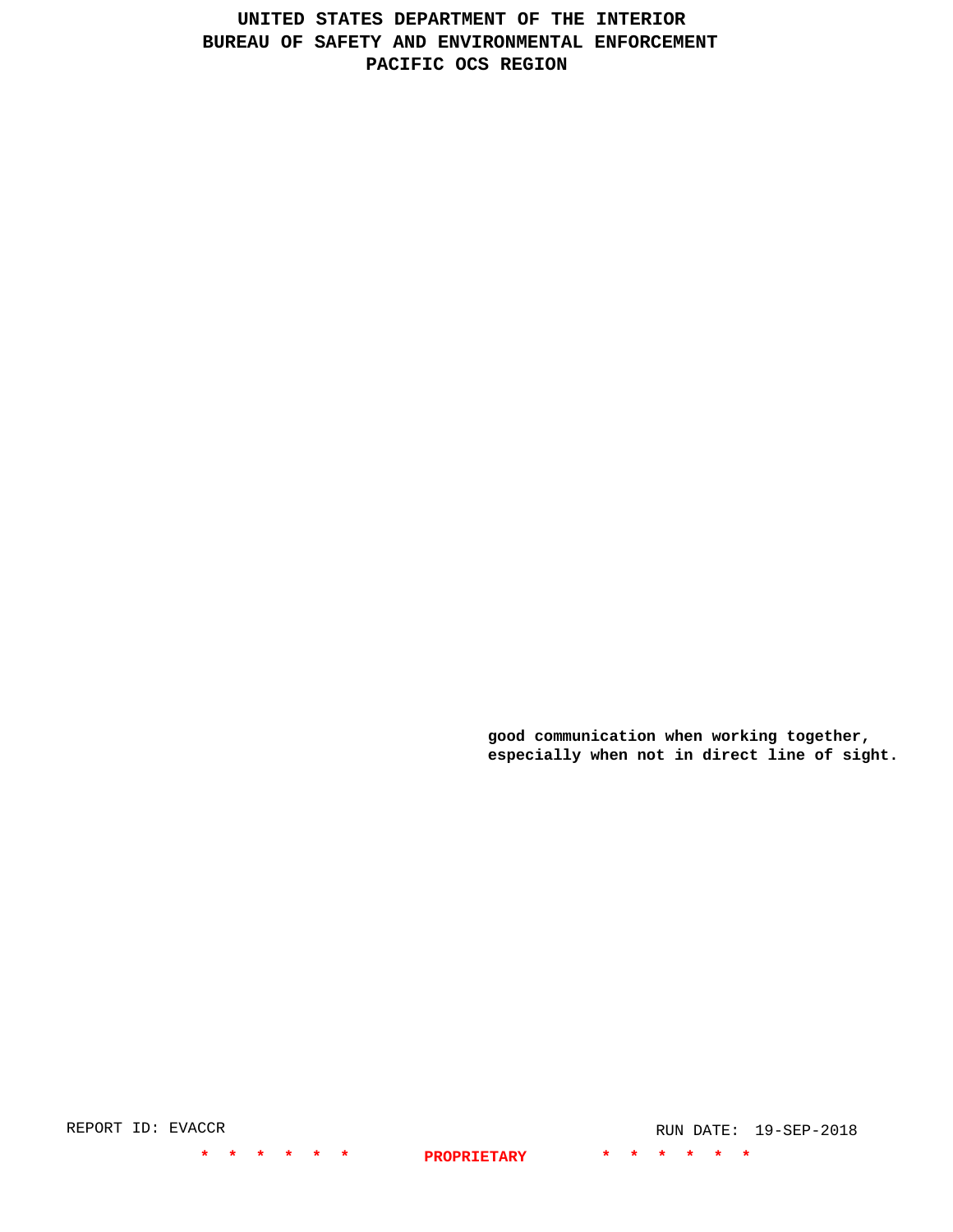**good communication when working together, especially when not in direct line of sight.**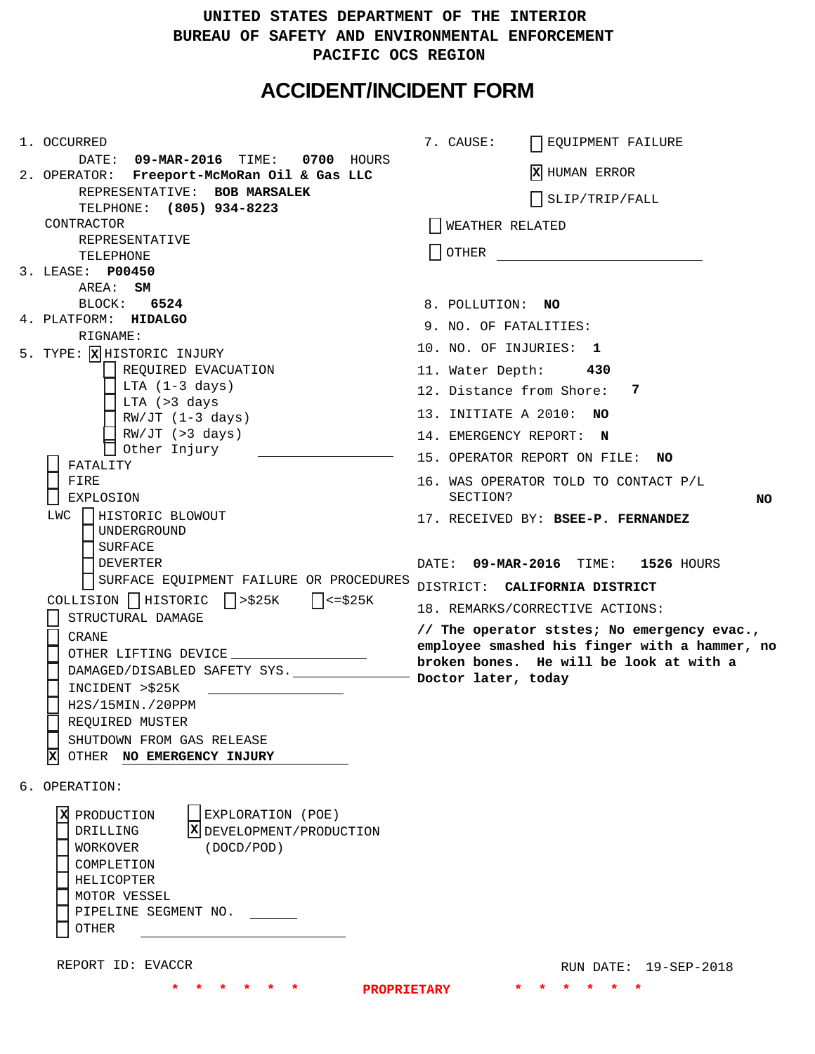UNITED STATES DEPARTMENT OF THE INTERIOR
BUREAU OF SAFETY AND ENVIRONMENTAL ENFORCEMENT
PACIFIC OCS REGION

# ACCIDENT/INCIDENT FORM

1. OCCURRED
   DATE: **09-MAR-2016** TIME: **0700** HOURS
2. OPERATOR: **Freeport-McMoRan Oil & Gas LLC**
   REPRESENTATIVE: **BOB MARSALEK**
   TELPHONE: **(805) 934-8223**
   CONTRACTOR
   REPRESENTATIVE
   TELEPHONE
3. LEASE: **P00450**
   AREA: **SM**
   BLOCK: **6524**
4. PLATFORM: **HIDALGO**
   RIGNAME:
5. TYPE: [X] HISTORIC INJURY
   - [ ] REQUIRED EVACUATION
   - [ ] LTA (1-3 days)
   - [ ] LTA (>3 days
   - [ ] RW/JT (1-3 days)
   - [ ] RW/JT (>3 days)
   - [ ] Other Injury

   - [ ] FATALITY
   - [ ] FIRE
   - [ ] EXPLOSION

   LWC [ ] HISTORIC BLOWOUT
   - [ ] UNDERGROUND
   - [ ] SURFACE
   - [ ] DEVERTER
   - [ ] SURFACE EQUIPMENT FAILURE OR PROCEDURES

   COLLISION [ ] HISTORIC [ ] >$25K [ ] <=$25K

   - [ ] STRUCTURAL DAMAGE
   - [ ] CRANE
   - [ ] OTHER LIFTING DEVICE
   - [ ] DAMAGED/DISABLED SAFETY SYS.
   - [ ] INCIDENT >$25K
   - [ ] H2S/15MIN./20PPM
   - [ ] REQUIRED MUSTER
   - [ ] SHUTDOWN FROM GAS RELEASE
   - [X] OTHER **NO EMERGENCY INJURY**

6. OPERATION:
   - [X] PRODUCTION
   - [ ] DRILLING
   - [ ] WORKOVER
   - [ ] COMPLETION
   - [ ] HELICOPTER
   - [ ] MOTOR VESSEL
   - [ ] PIPELINE SEGMENT NO.
   - [ ] OTHER
   - [ ] EXPLORATION (POE)
   - [X] DEVELOPMENT/PRODUCTION (DOCD/POD)

7. CAUSE:
   - [ ] EQUIPMENT FAILURE
   - [X] HUMAN ERROR
   - [ ] SLIP/TRIP/FALL
   - [ ] WEATHER RELATED
   - [ ] OTHER

8. POLLUTION: **NO**
9. NO. OF FATALITIES:
10. NO. OF INJURIES: **1**
11. Water Depth: **430**
12. Distance from Shore: **7**
13. INITIATE A 2010: **NO**
14. EMERGENCY REPORT: **N**
15. OPERATOR REPORT ON FILE: **NO**
16. WAS OPERATOR TOLD TO CONTACT P/L SECTION? **NO**
17. RECEIVED BY: **BSEE-P. FERNANDEZ**

DATE: **09-MAR-2016** TIME: **1526** HOURS
DISTRICT: **CALIFORNIA DISTRICT**

18. REMARKS/CORRECTIVE ACTIONS:

**// The operator ststes; No emergency evac., employee smashed his finger with a hammer, no broken bones. He will be look at with a Doctor later, today**

REPORT ID: EVACCR

RUN DATE: 19-SEP-2018

\* \* \* \* \* \* PROPRIETARY \* \* \* \* \* \*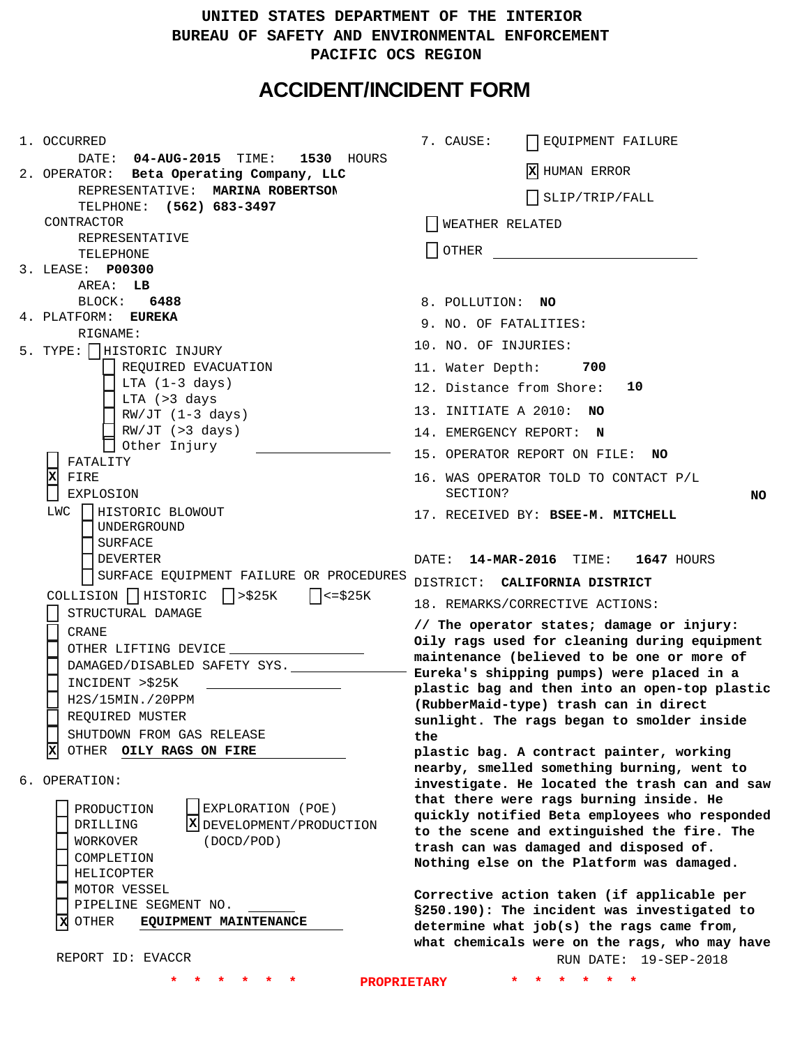UNITED STATES DEPARTMENT OF THE INTERIOR
BUREAU OF SAFETY AND ENVIRONMENTAL ENFORCEMENT
PACIFIC OCS REGION

# ACCIDENT/INCIDENT FORM

1. OCCURRED
   DATE: **04-AUG-2015** TIME: **1530** HOURS
2. OPERATOR: **Beta Operating Company, LLC**
   REPRESENTATIVE: **MARINA ROBERTSON**
   TELPHONE: **(562) 683-3497**
   CONTRACTOR
   REPRESENTATIVE
   TELEPHONE
3. LEASE: **P00300**
   AREA: **LB**
   BLOCK: **6488**
4. PLATFORM: **EUREKA**
   RIGNAME:
5. TYPE:
   - [ ] HISTORIC INJURY
     - [ ] REQUIRED EVACUATION
     - [ ] LTA (1-3 days)
     - [ ] LTA (>3 days
     - [ ] RW/JT (1-3 days)
     - [ ] RW/JT (>3 days)
     - [ ] Other Injury
   - [ ] FATALITY
   - [X] FIRE
   - [ ] EXPLOSION
   - LWC
     - [ ] HISTORIC BLOWOUT
     - [ ] UNDERGROUND
     - [ ] SURFACE
     - [ ] DEVERTER
     - [ ] SURFACE EQUIPMENT FAILURE OR PROCEDURES
   - COLLISION [ ] HISTORIC [ ] >$25K [ ] <=$25K
   - [ ] STRUCTURAL DAMAGE
   - [ ] CRANE
   - [ ] OTHER LIFTING DEVICE
   - [ ] DAMAGED/DISABLED SAFETY SYS.
   - [ ] INCIDENT >$25K
   - [ ] H2S/15MIN./20PPM
   - [ ] REQUIRED MUSTER
   - [ ] SHUTDOWN FROM GAS RELEASE
   - [X] OTHER **OILY RAGS ON FIRE**
6. OPERATION:
   - [ ] PRODUCTION
   - [ ] DRILLING
   - [ ] WORKOVER
   - [ ] COMPLETION
   - [ ] HELICOPTER
   - [ ] MOTOR VESSEL
   - [ ] PIPELINE SEGMENT NO.
   - [X] OTHER **EQUIPMENT MAINTENANCE**
   - [ ] EXPLORATION (POE)
   - [X] DEVELOPMENT/PRODUCTION (DOCD/POD)

7. CAUSE:
   - [ ] EQUIPMENT FAILURE
   - [X] HUMAN ERROR
   - [ ] SLIP/TRIP/FALL
   - [ ] WEATHER RELATED
   - [ ] OTHER
8. POLLUTION: **NO**
9. NO. OF FATALITIES:
10. NO. OF INJURIES:
11. Water Depth: **700**
12. Distance from Shore: **10**
13. INITIATE A 2010: **NO**
14. EMERGENCY REPORT: **N**
15. OPERATOR REPORT ON FILE: **NO**
16. WAS OPERATOR TOLD TO CONTACT P/L SECTION? **NO**
17. RECEIVED BY: **BSEE-M. MITCHELL**

DATE: **14-MAR-2016** TIME: **1647** HOURS

DISTRICT: **CALIFORNIA DISTRICT**

18. REMARKS/CORRECTIVE ACTIONS:

**// The operator states; damage or injury: Oily rags used for cleaning during equipment maintenance (believed to be one or more of Eureka's shipping pumps) were placed in a plastic bag and then into an open-top plastic (RubberMaid-type) trash can in direct sunlight. The rags began to smolder inside the plastic bag. A contract painter, working nearby, smelled something burning, went to investigate. He located the trash can and saw that there were rags burning inside. He quickly notified Beta employees who responded to the scene and extinguished the fire. The trash can was damaged and disposed of. Nothing else on the Platform was damaged.**

**Corrective action taken (if applicable per §250.190): The incident was investigated to determine what job(s) the rags came from, what chemicals were on the rags, who may have**

REPORT ID: EVACCR

RUN DATE: 19-SEP-2018

PROPRIETARY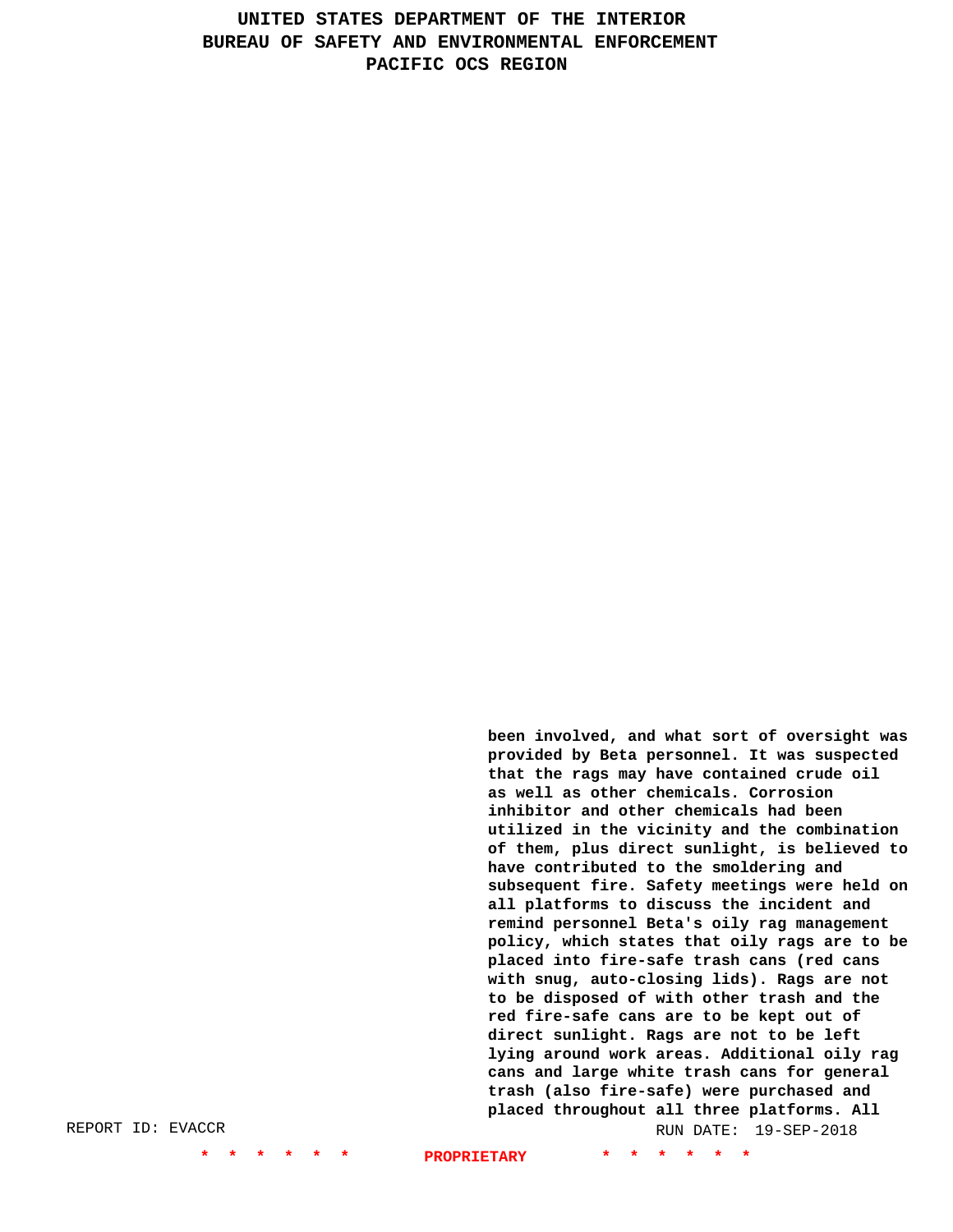been involved, and what sort of oversight was provided by Beta personnel. It was suspected that the rags may have contained crude oil as well as other chemicals. Corrosion inhibitor and other chemicals had been utilized in the vicinity and the combination of them, plus direct sunlight, is believed to have contributed to the smoldering and subsequent fire. Safety meetings were held on all platforms to discuss the incident and remind personnel Beta's oily rag management policy, which states that oily rags are to be placed into fire-safe trash cans (red cans with snug, auto-closing lids). Rags are not to be disposed of with other trash and the red fire-safe cans are to be kept out of direct sunlight. Rags are not to be left lying around work areas. Additional oily rag cans and large white trash cans for general trash (also fire-safe) were purchased and placed throughout all three platforms. All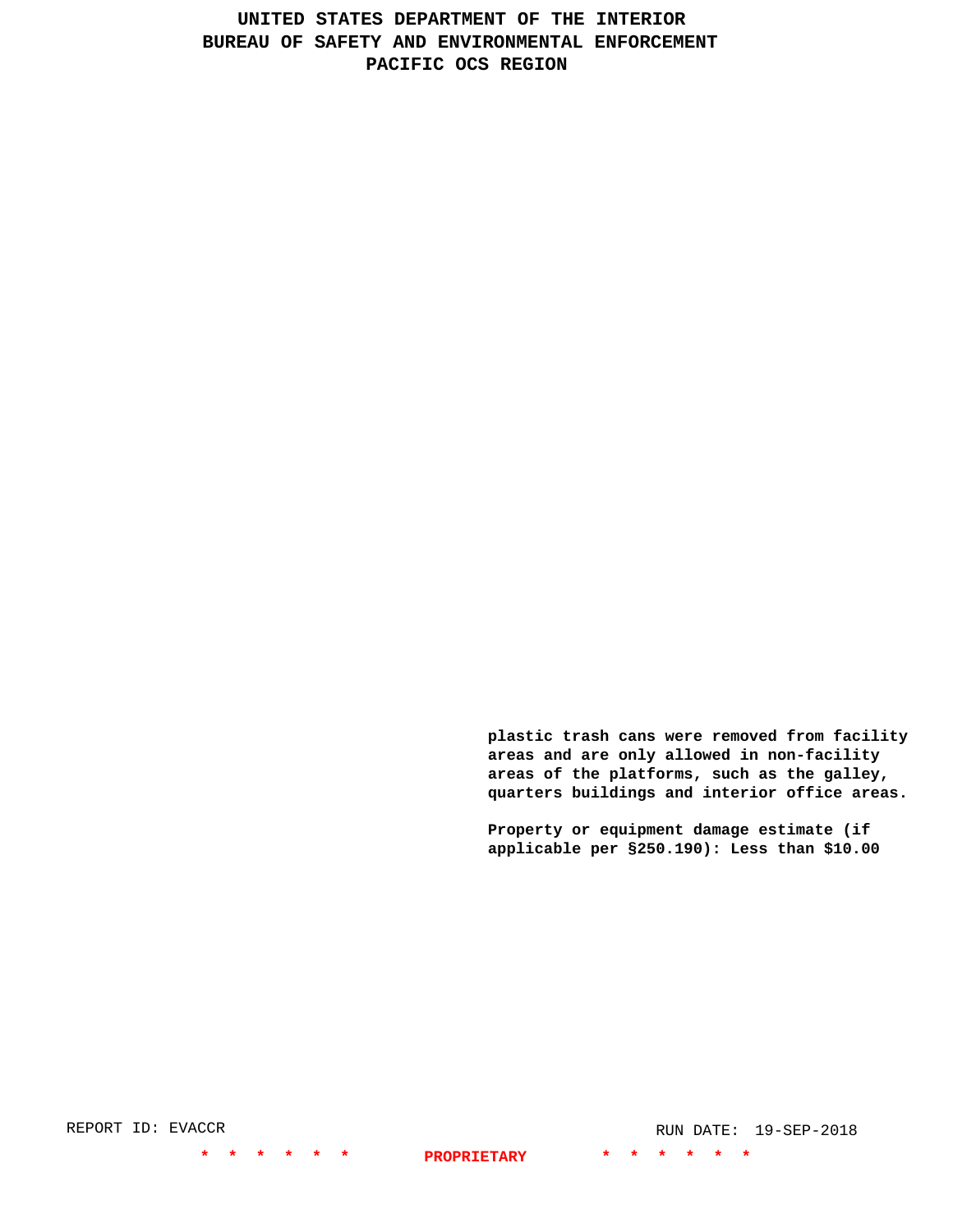**plastic trash cans were removed from facility areas and are only allowed in non-facility areas of the platforms, such as the galley, quarters buildings and interior office areas.**

**Property or equipment damage estimate (if applicable per §250.190): Less than $10.00**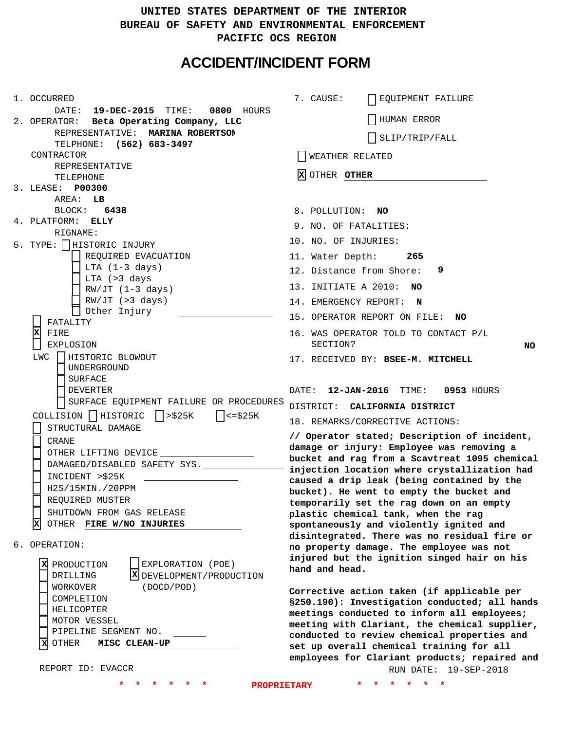UNITED STATES DEPARTMENT OF THE INTERIOR
BUREAU OF SAFETY AND ENVIRONMENTAL ENFORCEMENT
PACIFIC OCS REGION

# ACCIDENT/INCIDENT FORM

1. OCCURRED
   DATE: **19-DEC-2015** TIME: **0800** HOURS
2. OPERATOR: **Beta Operating Company, LLC**
   REPRESENTATIVE: **MARINA ROBERTSON**
   TELPHONE: **(562) 683-3497**
   CONTRACTOR
   REPRESENTATIVE
   TELEPHONE
3. LEASE: **P00300**
   AREA: **LB**
   BLOCK: **6438**
4. PLATFORM: **ELLY**
   RIGNAME:
5. TYPE:
   - [ ] HISTORIC INJURY
     - [ ] REQUIRED EVACUATION
     - [ ] LTA (1-3 days)
     - [ ] LTA (>3 days
     - [ ] RW/JT (1-3 days)
     - [ ] RW/JT (>3 days)
     - [ ] Other Injury ____________
   - [ ] FATALITY
   - [X] FIRE
   - [ ] EXPLOSION
   - LWC
     - [ ] HISTORIC BLOWOUT
     - [ ] UNDERGROUND
     - [ ] SURFACE
     - [ ] DEVERTER
     - [ ] SURFACE EQUIPMENT FAILURE OR PROCEDURES
   - COLLISION [ ] HISTORIC [ ] >$25K [ ] <=$25K
   - [ ] STRUCTURAL DAMAGE
   - [ ] CRANE
   - [ ] OTHER LIFTING DEVICE ____________
   - [ ] DAMAGED/DISABLED SAFETY SYS. ____________
   - [ ] INCIDENT >$25K ____________
   - [ ] H2S/15MIN./20PPM
   - [ ] REQUIRED MUSTER
   - [ ] SHUTDOWN FROM GAS RELEASE
   - [X] OTHER **FIRE W/NO INJURIES**
6. OPERATION:
   - [X] PRODUCTION
   - [ ] DRILLING
   - [ ] WORKOVER
   - [ ] COMPLETION
   - [ ] HELICOPTER
   - [ ] MOTOR VESSEL
   - [ ] PIPELINE SEGMENT NO. ______
   - [X] OTHER **MISC CLEAN-UP**
   - [ ] EXPLORATION (POE)
   - [X] DEVELOPMENT/PRODUCTION (DOCD/POD)

REPORT ID: EVACCR

7. CAUSE:
   - [ ] EQUIPMENT FAILURE
   - [ ] HUMAN ERROR
   - [ ] SLIP/TRIP/FALL
   - [ ] WEATHER RELATED
   - [X] OTHER **OTHER**
8. POLLUTION: **NO**
9. NO. OF FATALITIES:
10. NO. OF INJURIES:
11. Water Depth: **265**
12. Distance from Shore: **9**
13. INITIATE A 2010: **NO**
14. EMERGENCY REPORT: **N**
15. OPERATOR REPORT ON FILE: **NO**
16. WAS OPERATOR TOLD TO CONTACT P/L SECTION? **NO**
17. RECEIVED BY: **BSEE-M. MITCHELL**

DATE: **12-JAN-2016** TIME: **0953** HOURS

DISTRICT: **CALIFORNIA DISTRICT**

18. REMARKS/CORRECTIVE ACTIONS:

**// Operator stated; Description of incident, damage or injury: Employee was removing a bucket and rag from a Scavtreat 1095 chemical injection location where crystallization had caused a drip leak (being contained by the bucket). He went to empty the bucket and temporarily set the rag down on an empty plastic chemical tank, when the rag spontaneously and violently ignited and disintegrated. There was no residual fire or no property damage. The employee was not injured but the ignition singed hair on his hand and head.**

**Corrective action taken (if applicable per §250.190): Investigation conducted; all hands meetings conducted to inform all employees; meeting with Clariant, the chemical supplier, conducted to review chemical properties and set up overall chemical training for all employees for Clariant products; repaired and**

RUN DATE: 19-SEP-2018

PROPRIETARY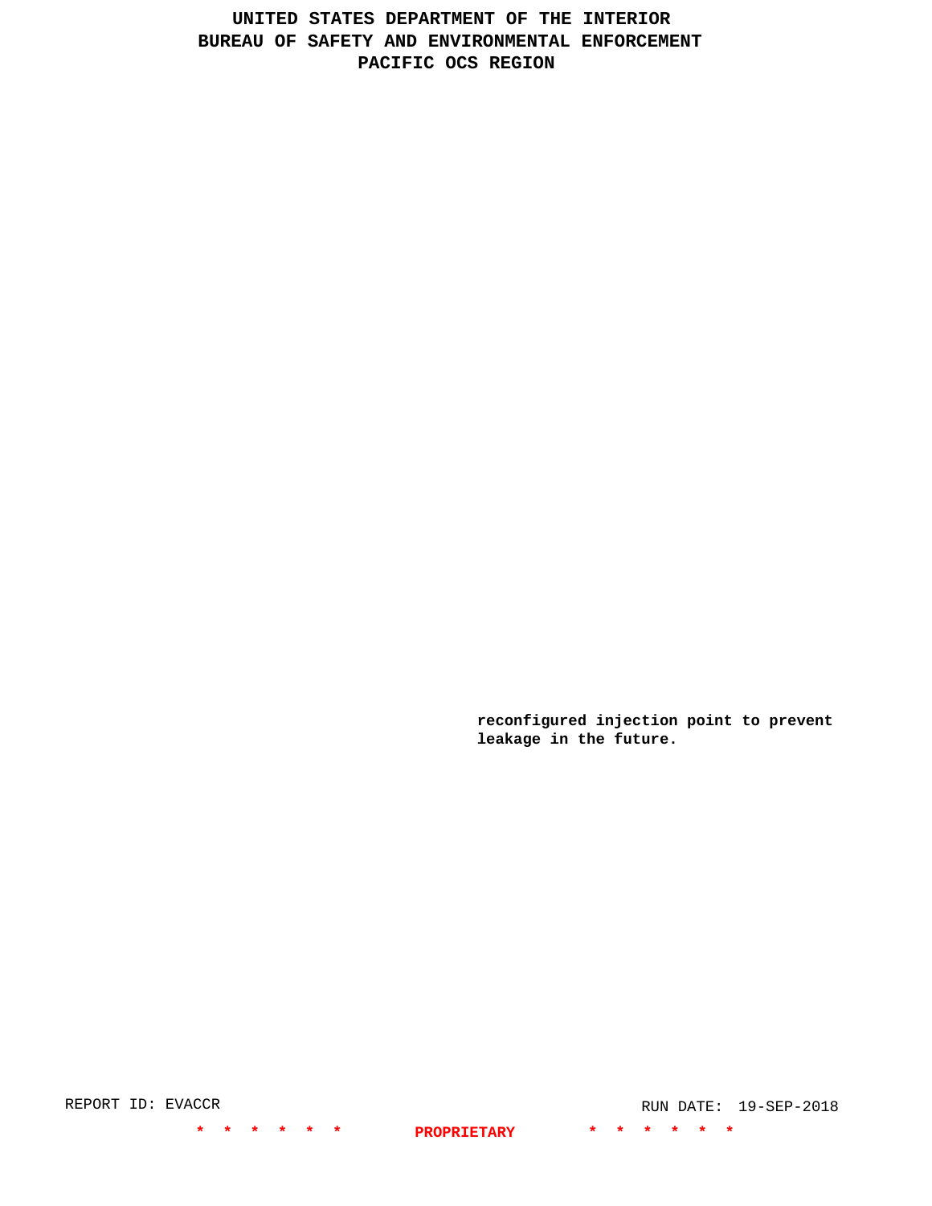**reconfigured injection point to prevent leakage in the future.**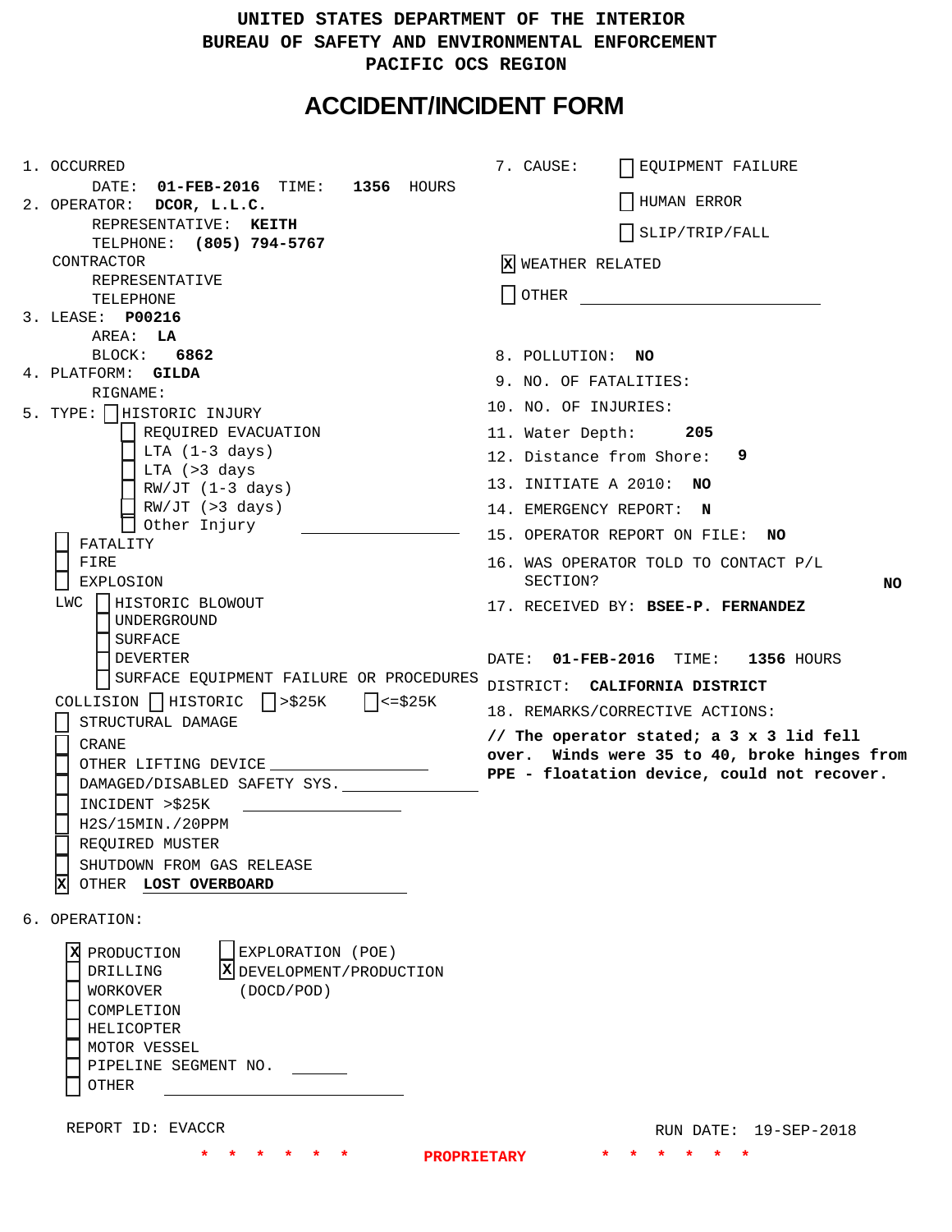UNITED STATES DEPARTMENT OF THE INTERIOR
BUREAU OF SAFETY AND ENVIRONMENTAL ENFORCEMENT
PACIFIC OCS REGION

# ACCIDENT/INCIDENT FORM

1. OCCURRED
   DATE: **01-FEB-2016** TIME: **1356** HOURS
2. OPERATOR: **DCOR, L.L.C.**
   REPRESENTATIVE: **KEITH**
   TELPHONE: **(805) 794-5767**
   CONTRACTOR
   REPRESENTATIVE
   TELEPHONE
3. LEASE: **P00216**
   AREA: **LA**
   BLOCK: **6862**
4. PLATFORM: **GILDA**
   RIGNAME:
5. TYPE:
   - [ ] HISTORIC INJURY
     - [ ] REQUIRED EVACUATION
     - [ ] LTA (1-3 days)
     - [ ] LTA (>3 days
     - [ ] RW/JT (1-3 days)
     - [ ] RW/JT (>3 days)
     - [ ] Other Injury ______________
   - [ ] FATALITY
   - [ ] FIRE
   - [ ] EXPLOSION
   - LWC
     - [ ] HISTORIC BLOWOUT
     - [ ] UNDERGROUND
     - [ ] SURFACE
     - [ ] DEVERTER
     - [ ] SURFACE EQUIPMENT FAILURE OR PROCEDURES
   - COLLISION [ ] HISTORIC [ ] >$25K [ ] <=$25K
   - [ ] STRUCTURAL DAMAGE
   - [ ] CRANE
   - [ ] OTHER LIFTING DEVICE ______________
   - [ ] DAMAGED/DISABLED SAFETY SYS. ______________
   - [ ] INCIDENT >$25K ______________
   - [ ] H2S/15MIN./20PPM
   - [ ] REQUIRED MUSTER
   - [ ] SHUTDOWN FROM GAS RELEASE
   - [X] OTHER **LOST OVERBOARD**
6. OPERATION:
   - [X] PRODUCTION
   - [ ] DRILLING
   - [ ] WORKOVER
   - [ ] COMPLETION
   - [ ] HELICOPTER
   - [ ] MOTOR VESSEL
   - [ ] PIPELINE SEGMENT NO. ______
   - [ ] OTHER ______________
   - [ ] EXPLORATION (POE)
   - [X] DEVELOPMENT/PRODUCTION (DOCD/POD)

7. CAUSE:
   - [ ] EQUIPMENT FAILURE
   - [ ] HUMAN ERROR
   - [ ] SLIP/TRIP/FALL
   - [X] WEATHER RELATED
   - [ ] OTHER ______________
8. POLLUTION: **NO**
9. NO. OF FATALITIES:
10. NO. OF INJURIES:
11. Water Depth: **205**
12. Distance from Shore: **9**
13. INITIATE A 2010: **NO**
14. EMERGENCY REPORT: **N**
15. OPERATOR REPORT ON FILE: **NO**
16. WAS OPERATOR TOLD TO CONTACT P/L SECTION? **NO**
17. RECEIVED BY: **BSEE-P. FERNANDEZ**

    DATE: **01-FEB-2016** TIME: **1356** HOURS
    DISTRICT: **CALIFORNIA DISTRICT**
18. REMARKS/CORRECTIVE ACTIONS:

**// The operator stated; a 3 x 3 lid fell over. Winds were 35 to 40, broke hinges from PPE - floatation device, could not recover.**

REPORT ID: EVACCR

RUN DATE: 19-SEP-2018

* * * * * * * PROPRIETARY * * * * * *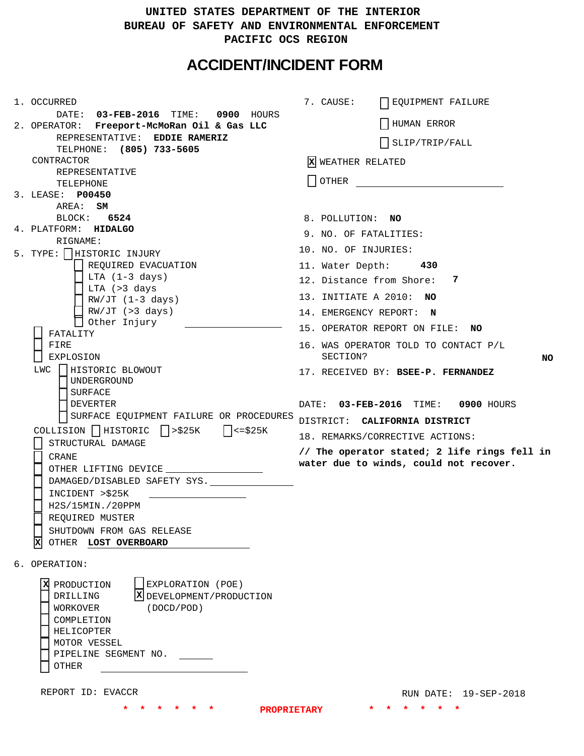UNITED STATES DEPARTMENT OF THE INTERIOR
BUREAU OF SAFETY AND ENVIRONMENTAL ENFORCEMENT
PACIFIC OCS REGION

# ACCIDENT/INCIDENT FORM

1. OCCURRED
   DATE: **03-FEB-2016** TIME: **0900** HOURS
2. OPERATOR: **Freeport-McMoRan Oil & Gas LLC**
   REPRESENTATIVE: **EDDIE RAMERIZ**
   TELPHONE: **(805) 733-5605**
   CONTRACTOR
   REPRESENTATIVE
   TELEPHONE
3. LEASE: **P00450**
   AREA: **SM**
   BLOCK: **6524**
4. PLATFORM: **HIDALGO**
   RIGNAME:
5. TYPE: [ ] HISTORIC INJURY
   - [ ] REQUIRED EVACUATION
   - [ ] LTA (1-3 days)
   - [ ] LTA (>3 days
   - [ ] RW/JT (1-3 days)
   - [ ] RW/JT (>3 days)
   - [ ] Other Injury ______
   - [ ] FATALITY
   - [ ] FIRE
   - [ ] EXPLOSION
   - LWC [ ] HISTORIC BLOWOUT
     - [ ] UNDERGROUND
     - [ ] SURFACE
     - [ ] DEVERTER
     - [ ] SURFACE EQUIPMENT FAILURE OR PROCEDURES
   - COLLISION [ ] HISTORIC [ ] >$25K [ ] <=$25K
   - [ ] STRUCTURAL DAMAGE
   - [ ] CRANE
   - [ ] OTHER LIFTING DEVICE ______
   - [ ] DAMAGED/DISABLED SAFETY SYS. ______
   - [ ] INCIDENT >$25K ______
   - [ ] H2S/15MIN./20PPM
   - [ ] REQUIRED MUSTER
   - [ ] SHUTDOWN FROM GAS RELEASE
   - [X] OTHER **LOST OVERBOARD**
6. OPERATION:
   - [X] PRODUCTION
   - [ ] DRILLING
   - [ ] WORKOVER
   - [ ] COMPLETION
   - [ ] HELICOPTER
   - [ ] MOTOR VESSEL
   - [ ] PIPELINE SEGMENT NO. ______
   - [ ] OTHER ______
   - [ ] EXPLORATION (POE)
   - [X] DEVELOPMENT/PRODUCTION (DOCD/POD)
7. CAUSE:
   - [ ] EQUIPMENT FAILURE
   - [ ] HUMAN ERROR
   - [ ] SLIP/TRIP/FALL
   - [X] WEATHER RELATED
   - [ ] OTHER ______
8. POLLUTION: **NO**
9. NO. OF FATALITIES:
10. NO. OF INJURIES:
11. Water Depth: **430**
12. Distance from Shore: **7**
13. INITIATE A 2010: **NO**
14. EMERGENCY REPORT: **N**
15. OPERATOR REPORT ON FILE: **NO**
16. WAS OPERATOR TOLD TO CONTACT P/L SECTION? **NO**
17. RECEIVED BY: **BSEE-P. FERNANDEZ**

DATE: **03-FEB-2016** TIME: **0900** HOURS
DISTRICT: **CALIFORNIA DISTRICT**

18. REMARKS/CORRECTIVE ACTIONS:

**// The operator stated; 2 life rings fell in water due to winds, could not recover.**

REPORT ID: EVACCR RUN DATE: 19-SEP-2018

\* \* \* \* \* \* PROPRIETARY \* \* \* \* \* \*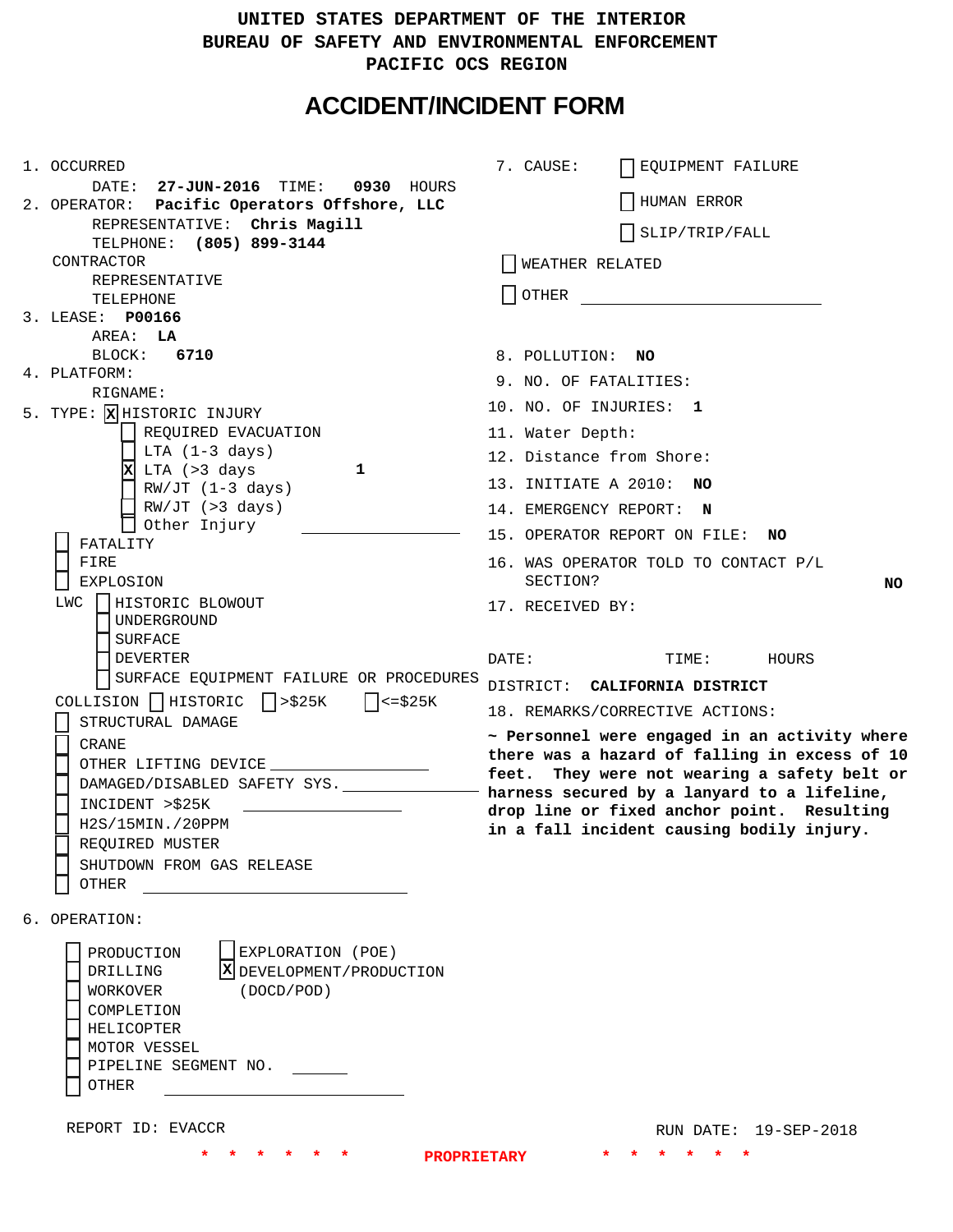# UNITED STATES DEPARTMENT OF THE INTERIOR
# BUREAU OF SAFETY AND ENVIRONMENTAL ENFORCEMENT
# PACIFIC OCS REGION

## ACCIDENT/INCIDENT FORM

1. OCCURRED
   DATE: **27-JUN-2016** TIME: **0930** HOURS
2. OPERATOR: **Pacific Operators Offshore, LLC**
   REPRESENTATIVE: **Chris Magill**
   TELPHONE: **(805) 899-3144**
   CONTRACTOR
   REPRESENTATIVE
   TELEPHONE
3. LEASE: **P00166**
   AREA: **LA**
   BLOCK: **6710**
4. PLATFORM:
   RIGNAME:
5. TYPE: [X] HISTORIC INJURY
   - [ ] REQUIRED EVACUATION
   - [ ] LTA (1-3 days)
   - [X] LTA (>3 days **1**
   - [ ] RW/JT (1-3 days)
   - [ ] RW/JT (>3 days)
   - [ ] Other Injury ______________

   - [ ] FATALITY
   - [ ] FIRE
   - [ ] EXPLOSION

   LWC [ ] HISTORIC BLOWOUT
   - [ ] UNDERGROUND
   - [ ] SURFACE
   - [ ] DEVERTER
   - [ ] SURFACE EQUIPMENT FAILURE OR PROCEDURES

   COLLISION [ ] HISTORIC [ ] >$25K [ ] <=$25K
   - [ ] STRUCTURAL DAMAGE
   - [ ] CRANE
   - [ ] OTHER LIFTING DEVICE ______________
   - [ ] DAMAGED/DISABLED SAFETY SYS. ______________
   - [ ] INCIDENT >$25K ______________
   - [ ] H2S/15MIN./20PPM
   - [ ] REQUIRED MUSTER
   - [ ] SHUTDOWN FROM GAS RELEASE
   - [ ] OTHER ______________

6. OPERATION:
   - [ ] PRODUCTION
   - [ ] DRILLING
   - [ ] WORKOVER
   - [ ] COMPLETION
   - [ ] HELICOPTER
   - [ ] MOTOR VESSEL
   - [ ] PIPELINE SEGMENT NO. ______
   - [ ] OTHER ______________
   - [ ] EXPLORATION (POE)
   - [X] DEVELOPMENT/PRODUCTION (DOCD/POD)

7. CAUSE:
   - [ ] EQUIPMENT FAILURE
   - [ ] HUMAN ERROR
   - [ ] SLIP/TRIP/FALL
   - [ ] WEATHER RELATED
   - [ ] OTHER ______________

8. POLLUTION: **NO**
9. NO. OF FATALITIES:
10. NO. OF INJURIES: **1**
11. Water Depth:
12. Distance from Shore:
13. INITIATE A 2010: **NO**
14. EMERGENCY REPORT: **N**
15. OPERATOR REPORT ON FILE: **NO**
16. WAS OPERATOR TOLD TO CONTACT P/L SECTION? **NO**
17. RECEIVED BY:

    DATE: TIME: HOURS

    DISTRICT: **CALIFORNIA DISTRICT**
18. REMARKS/CORRECTIVE ACTIONS:

**~ Personnel were engaged in an activity where there was a hazard of falling in excess of 10 feet. They were not wearing a safety belt or harness secured by a lanyard to a lifeline, drop line or fixed anchor point. Resulting in a fall incident causing bodily injury.**

REPORT ID: EVACCR

RUN DATE: 19-SEP-2018

\* \* \* \* \* \* PROPRIETARY \* \* \* \* \* \*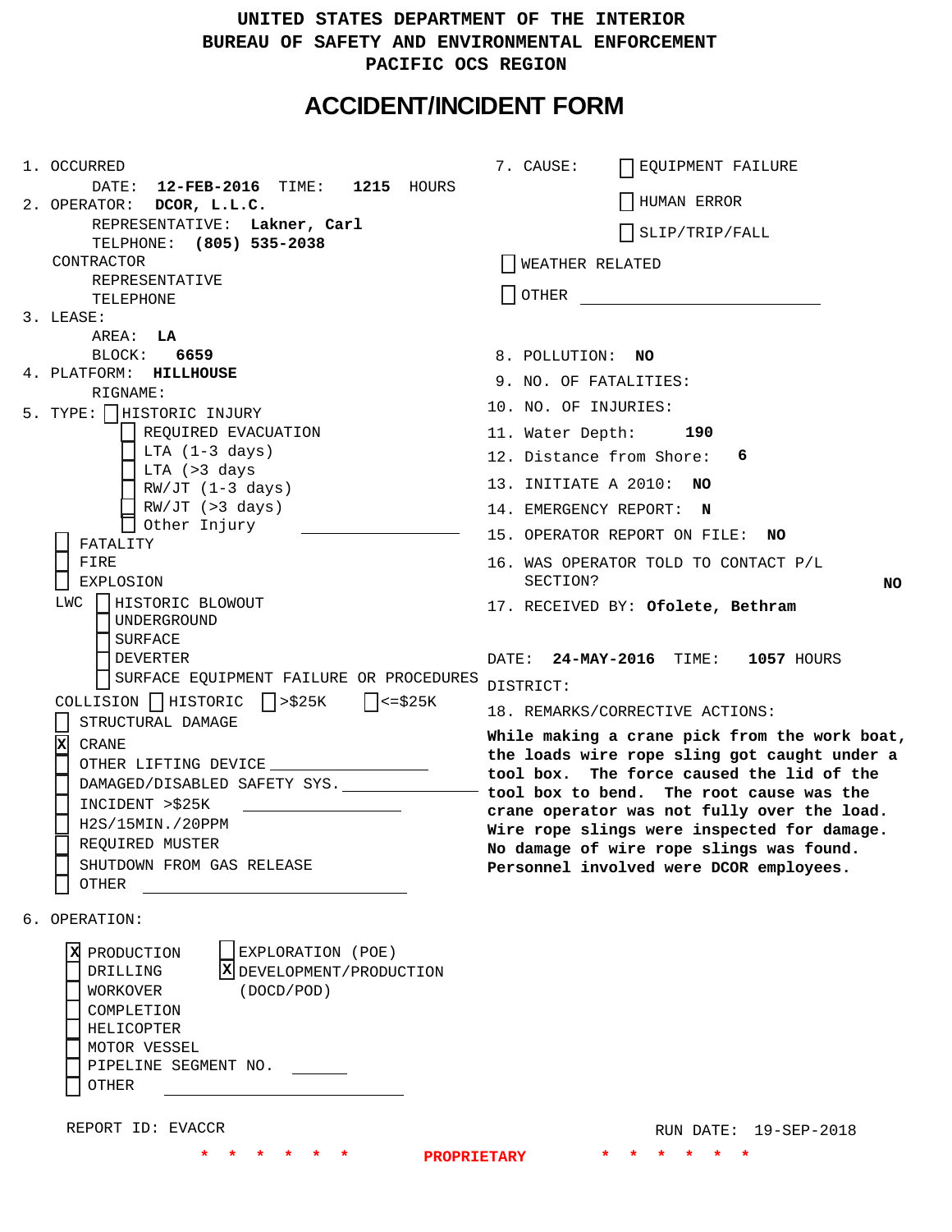UNITED STATES DEPARTMENT OF THE INTERIOR
BUREAU OF SAFETY AND ENVIRONMENTAL ENFORCEMENT
PACIFIC OCS REGION

# ACCIDENT/INCIDENT FORM

1. OCCURRED
   DATE: **12-FEB-2016** TIME: **1215** HOURS
2. OPERATOR: **DCOR, L.L.C.**
   REPRESENTATIVE: **Lakner, Carl**
   TELPHONE: **(805) 535-2038**
   CONTRACTOR
   REPRESENTATIVE
   TELEPHONE
3. LEASE:
   AREA: **LA**
   BLOCK: **6659**
4. PLATFORM: **HILLHOUSE**
   RIGNAME:
5. TYPE:
   - [ ] HISTORIC INJURY
     - [ ] REQUIRED EVACUATION
     - [ ] LTA (1-3 days)
     - [ ] LTA (>3 days
     - [ ] RW/JT (1-3 days)
     - [ ] RW/JT (>3 days)
     - [ ] Other Injury ______________
   - [ ] FATALITY
   - [ ] FIRE
   - [ ] EXPLOSION
   - LWC
     - [ ] HISTORIC BLOWOUT
     - [ ] UNDERGROUND
     - [ ] SURFACE
     - [ ] DEVERTER
     - [ ] SURFACE EQUIPMENT FAILURE OR PROCEDURES
   - COLLISION [ ] HISTORIC [ ] >$25K [ ] <=$25K
   - [ ] STRUCTURAL DAMAGE
   - [X] CRANE
   - [ ] OTHER LIFTING DEVICE ______________
   - [ ] DAMAGED/DISABLED SAFETY SYS. ______________
   - [ ] INCIDENT >$25K ______________
   - [ ] H2S/15MIN./20PPM
   - [ ] REQUIRED MUSTER
   - [ ] SHUTDOWN FROM GAS RELEASE
   - [ ] OTHER ______________
6. OPERATION:
   - [X] PRODUCTION
   - [ ] DRILLING
   - [ ] WORKOVER
   - [ ] COMPLETION
   - [ ] HELICOPTER
   - [ ] MOTOR VESSEL
   - [ ] PIPELINE SEGMENT NO. ______
   - [ ] OTHER ______________
   - [ ] EXPLORATION (POE)
   - [X] DEVELOPMENT/PRODUCTION (DOCD/POD)
7. CAUSE:
   - [ ] EQUIPMENT FAILURE
   - [ ] HUMAN ERROR
   - [ ] SLIP/TRIP/FALL
   - [ ] WEATHER RELATED
   - [ ] OTHER ______________
8. POLLUTION: **NO**
9. NO. OF FATALITIES:
10. NO. OF INJURIES:
11. Water Depth: **190**
12. Distance from Shore: **6**
13. INITIATE A 2010: **NO**
14. EMERGENCY REPORT: **N**
15. OPERATOR REPORT ON FILE: **NO**
16. WAS OPERATOR TOLD TO CONTACT P/L SECTION? **NO**
17. RECEIVED BY: **Ofolete, Bethram**

DATE: **24-MAY-2016** TIME: **1057** HOURS
DISTRICT:

18. REMARKS/CORRECTIVE ACTIONS:

**While making a crane pick from the work boat, the loads wire rope sling got caught under a tool box. The force caused the lid of the tool box to bend. The root cause was the crane operator was not fully over the load. Wire rope slings were inspected for damage. No damage of wire rope slings was found. Personnel involved were DCOR employees.**

REPORT ID: EVACCR

RUN DATE: 19-SEP-2018

\* \* \* \* \* \* PROPRIETARY \* \* \* \* \* \*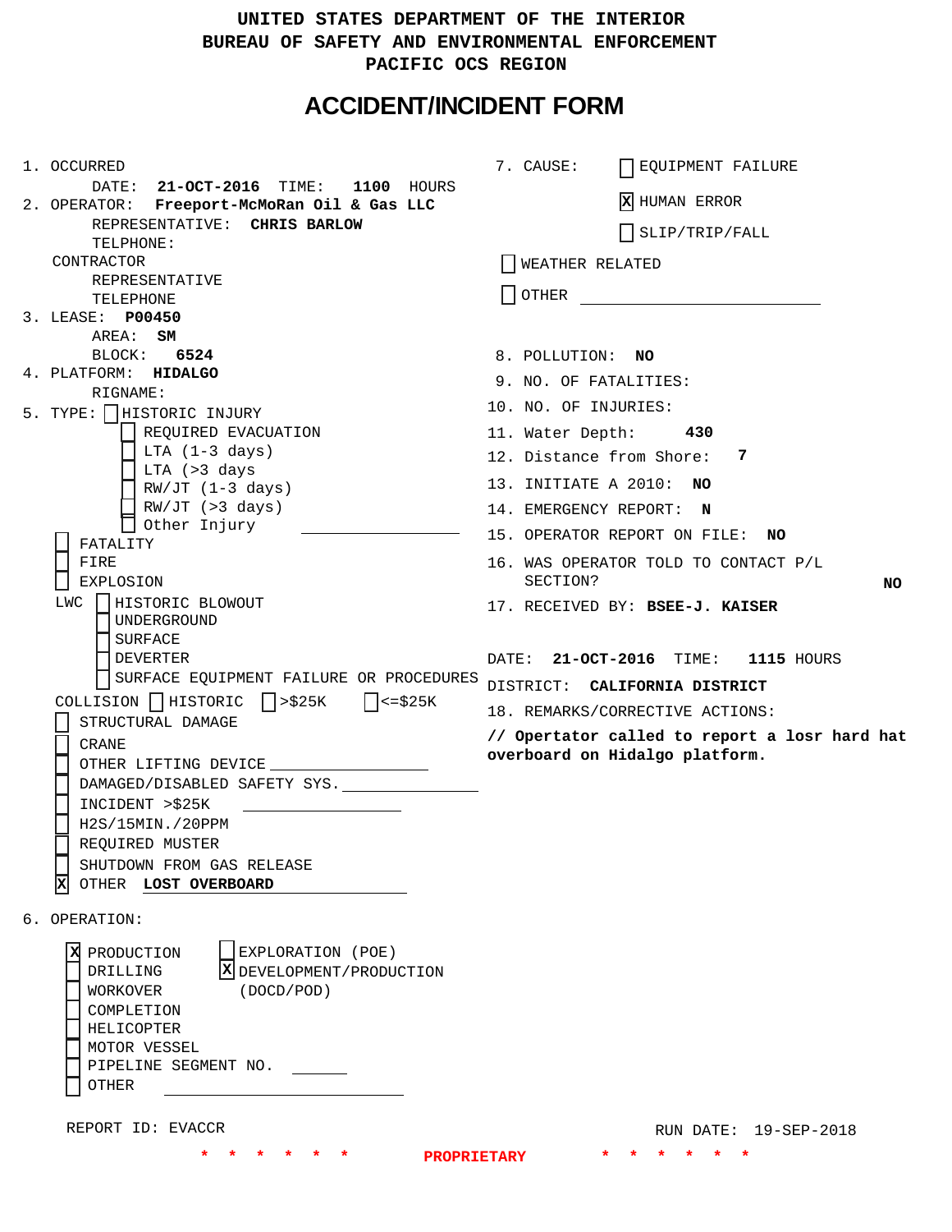UNITED STATES DEPARTMENT OF THE INTERIOR
BUREAU OF SAFETY AND ENVIRONMENTAL ENFORCEMENT
PACIFIC OCS REGION

# ACCIDENT/INCIDENT FORM

1. OCCURRED
   DATE: **21-OCT-2016** TIME: **1100** HOURS
2. OPERATOR: **Freeport-McMoRan Oil & Gas LLC**
   REPRESENTATIVE: **CHRIS BARLOW**
   TELPHONE:
   CONTRACTOR
   REPRESENTATIVE
   TELEPHONE
3. LEASE: **P00450**
   AREA: **SM**
   BLOCK: **6524**
4. PLATFORM: **HIDALGO**
   RIGNAME:
5. TYPE:
   - [ ] HISTORIC INJURY
     - [ ] REQUIRED EVACUATION
     - [ ] LTA (1-3 days)
     - [ ] LTA (>3 days
     - [ ] RW/JT (1-3 days)
     - [ ] RW/JT (>3 days)
     - [ ] Other Injury
   - [ ] FATALITY
   - [ ] FIRE
   - [ ] EXPLOSION
   - LWC
     - [ ] HISTORIC BLOWOUT
     - [ ] UNDERGROUND
     - [ ] SURFACE
     - [ ] DEVERTER
     - [ ] SURFACE EQUIPMENT FAILURE OR PROCEDURES
   - COLLISION [ ] HISTORIC [ ] >$25K [ ] <=$25K
   - [ ] STRUCTURAL DAMAGE
   - [ ] CRANE
   - [ ] OTHER LIFTING DEVICE
   - [ ] DAMAGED/DISABLED SAFETY SYS.
   - [ ] INCIDENT >$25K
   - [ ] H2S/15MIN./20PPM
   - [ ] REQUIRED MUSTER
   - [ ] SHUTDOWN FROM GAS RELEASE
   - [X] OTHER **LOST OVERBOARD**
6. OPERATION:
   - [X] PRODUCTION
   - [ ] DRILLING
   - [ ] WORKOVER
   - [ ] COMPLETION
   - [ ] HELICOPTER
   - [ ] MOTOR VESSEL
   - [ ] PIPELINE SEGMENT NO.
   - [ ] OTHER
   - [ ] EXPLORATION (POE)
   - [X] DEVELOPMENT/PRODUCTION (DOCD/POD)

7. CAUSE:
   - [ ] EQUIPMENT FAILURE
   - [X] HUMAN ERROR
   - [ ] SLIP/TRIP/FALL
   - [ ] WEATHER RELATED
   - [ ] OTHER
8. POLLUTION: **NO**
9. NO. OF FATALITIES:
10. NO. OF INJURIES:
11. Water Depth: **430**
12. Distance from Shore: **7**
13. INITIATE A 2010: **NO**
14. EMERGENCY REPORT: **N**
15. OPERATOR REPORT ON FILE: **NO**
16. WAS OPERATOR TOLD TO CONTACT P/L SECTION? **NO**
17. RECEIVED BY: **BSEE-J. KAISER**

    DATE: **21-OCT-2016** TIME: **1115** HOURS
    DISTRICT: **CALIFORNIA DISTRICT**
18. REMARKS/CORRECTIVE ACTIONS:

**// Opertator called to report a losr hard hat overboard on Hidalgo platform.**

REPORT ID: EVACCR

RUN DATE: 19-SEP-2018

\* \* \* \* \* \* PROPRIETARY \* \* \* \* \* \*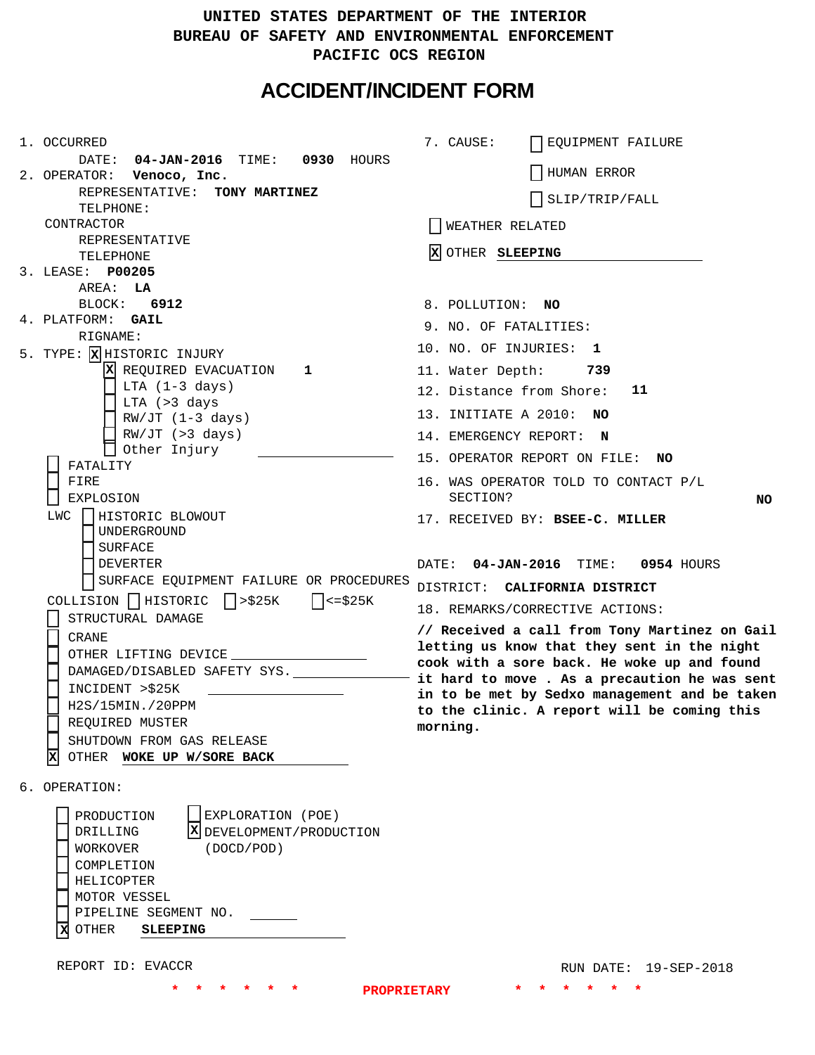# UNITED STATES DEPARTMENT OF THE INTERIOR
# BUREAU OF SAFETY AND ENVIRONMENTAL ENFORCEMENT
# PACIFIC OCS REGION

## ACCIDENT/INCIDENT FORM

1. OCCURRED
   DATE: **04-JAN-2016** TIME: **0930** HOURS
2. OPERATOR: **Venoco, Inc.**
   REPRESENTATIVE: **TONY MARTINEZ**
   TELPHONE:
   CONTRACTOR
   REPRESENTATIVE
   TELEPHONE
3. LEASE: **P00205**
   AREA: **LA**
   BLOCK: **6912**
4. PLATFORM: **GAIL**
   RIGNAME:
5. TYPE: [X] HISTORIC INJURY
   - [X] REQUIRED EVACUATION **1**
   - [ ] LTA (1-3 days)
   - [ ] LTA (>3 days
   - [ ] RW/JT (1-3 days)
   - [ ] RW/JT (>3 days)
   - [ ] Other Injury

   - [ ] FATALITY
   - [ ] FIRE
   - [ ] EXPLOSION

   LWC [ ] HISTORIC BLOWOUT
   - [ ] UNDERGROUND
   - [ ] SURFACE
   - [ ] DEVERTER
   - [ ] SURFACE EQUIPMENT FAILURE OR PROCEDURES

   COLLISION [ ] HISTORIC [ ] >$25K [ ] <=$25K
   - [ ] STRUCTURAL DAMAGE
   - [ ] CRANE
   - [ ] OTHER LIFTING DEVICE
   - [ ] DAMAGED/DISABLED SAFETY SYS.
   - [ ] INCIDENT >$25K
   - [ ] H2S/15MIN./20PPM
   - [ ] REQUIRED MUSTER
   - [ ] SHUTDOWN FROM GAS RELEASE
   - [X] OTHER **WOKE UP W/SORE BACK**
6. OPERATION:
   - [ ] PRODUCTION
   - [ ] DRILLING
   - [ ] WORKOVER
   - [ ] COMPLETION
   - [ ] HELICOPTER
   - [ ] MOTOR VESSEL
   - [ ] PIPELINE SEGMENT NO.
   - [X] OTHER **SLEEPING**
   - [ ] EXPLORATION (POE)
   - [X] DEVELOPMENT/PRODUCTION (DOCD/POD)

7. CAUSE:
   - [ ] EQUIPMENT FAILURE
   - [ ] HUMAN ERROR
   - [ ] SLIP/TRIP/FALL
   - [ ] WEATHER RELATED
   - [X] OTHER **SLEEPING**
8. POLLUTION: **NO**
9. NO. OF FATALITIES:
10. NO. OF INJURIES: **1**
11. Water Depth: **739**
12. Distance from Shore: **11**
13. INITIATE A 2010: **NO**
14. EMERGENCY REPORT: **N**
15. OPERATOR REPORT ON FILE: **NO**
16. WAS OPERATOR TOLD TO CONTACT P/L SECTION? **NO**
17. RECEIVED BY: **BSEE-C. MILLER**

DATE: **04-JAN-2016** TIME: **0954** HOURS
DISTRICT: **CALIFORNIA DISTRICT**

18. REMARKS/CORRECTIVE ACTIONS:

**// Received a call from Tony Martinez on Gail letting us know that they sent in the night cook with a sore back. He woke up and found it hard to move . As a precaution he was sent in to be met by Sedxo management and be taken to the clinic. A report will be coming this morning.**

REPORT ID: EVACCR

RUN DATE: 19-SEP-2018

\* \* \* \* \* \* \* PROPRIETARY \* \* \* \* \* \*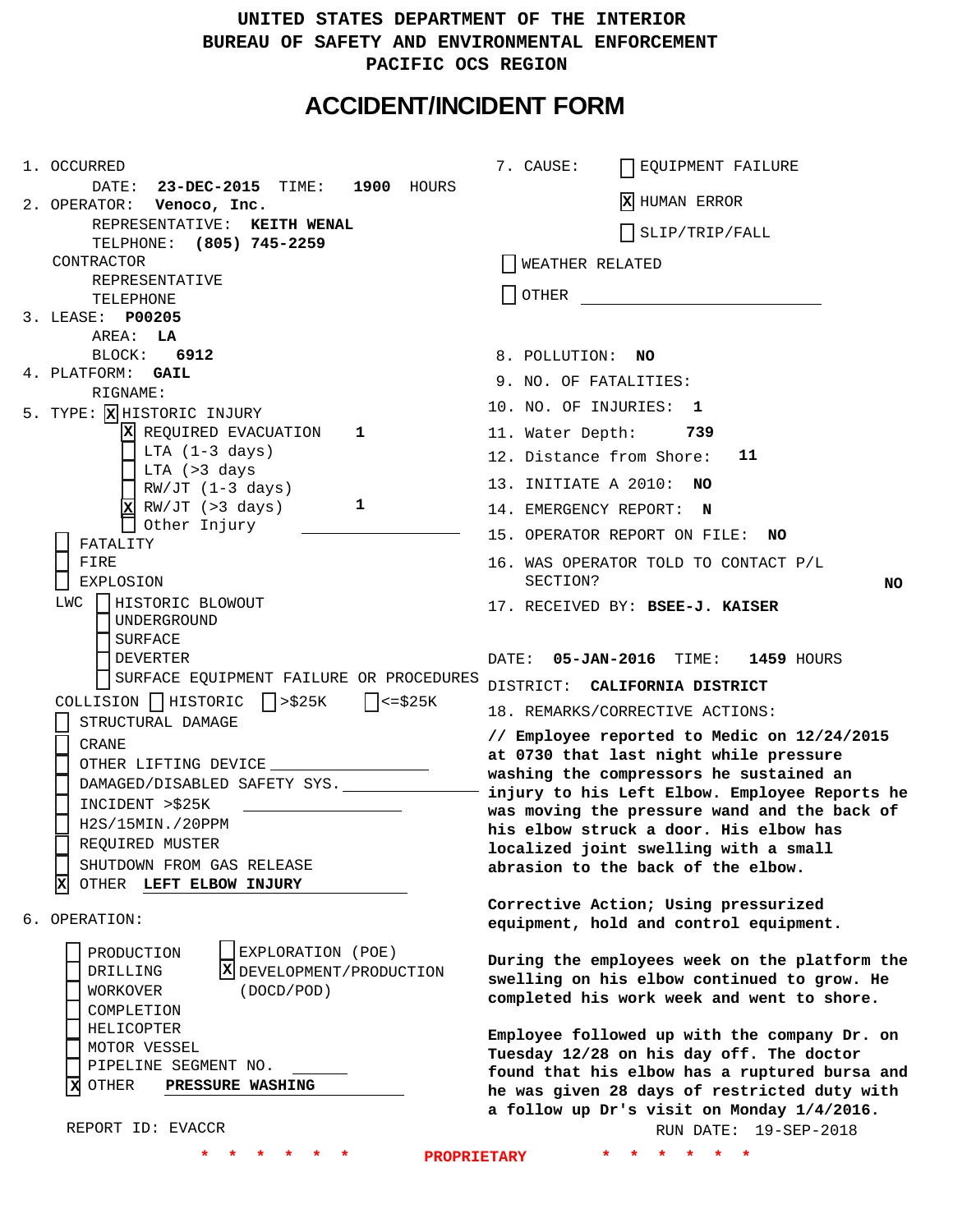# UNITED STATES DEPARTMENT OF THE INTERIOR
# BUREAU OF SAFETY AND ENVIRONMENTAL ENFORCEMENT
# PACIFIC OCS REGION

# ACCIDENT/INCIDENT FORM

1. OCCURRED
   DATE: **23-DEC-2015** TIME: **1900** HOURS
2. OPERATOR: **Venoco, Inc.**
   REPRESENTATIVE: **KEITH WENAL**
   TELPHONE: **(805) 745-2259**
   CONTRACTOR
   REPRESENTATIVE
   TELEPHONE
3. LEASE: **P00205**
   AREA: **LA**
   BLOCK: **6912**
4. PLATFORM: **GAIL**
   RIGNAME:
5. TYPE: [X] HISTORIC INJURY
   - [X] REQUIRED EVACUATION **1**
   - [ ] LTA (1-3 days)
   - [ ] LTA (>3 days
   - [ ] RW/JT (1-3 days)
   - [X] RW/JT (>3 days) **1**
   - [ ] Other Injury
   - [ ] FATALITY
   - [ ] FIRE
   - [ ] EXPLOSION
   - LWC [ ] HISTORIC BLOWOUT
     - [ ] UNDERGROUND
     - [ ] SURFACE
     - [ ] DEVERTER
     - [ ] SURFACE EQUIPMENT FAILURE OR PROCEDURES
   - COLLISION [ ] HISTORIC [ ] >$25K [ ] <=$25K
   - [ ] STRUCTURAL DAMAGE
   - [ ] CRANE
   - [ ] OTHER LIFTING DEVICE
   - [ ] DAMAGED/DISABLED SAFETY SYS.
   - [ ] INCIDENT >$25K
   - [ ] H2S/15MIN./20PPM
   - [ ] REQUIRED MUSTER
   - [ ] SHUTDOWN FROM GAS RELEASE
   - [X] OTHER **LEFT ELBOW INJURY**
6. OPERATION:
   - [ ] PRODUCTION
   - [ ] DRILLING
   - [ ] WORKOVER
   - [ ] COMPLETION
   - [ ] HELICOPTER
   - [ ] MOTOR VESSEL
   - [ ] PIPELINE SEGMENT NO.
   - [X] OTHER **PRESSURE WASHING**
   - [ ] EXPLORATION (POE)
   - [X] DEVELOPMENT/PRODUCTION (DOCD/POD)

7. CAUSE:
   - [ ] EQUIPMENT FAILURE
   - [X] HUMAN ERROR
   - [ ] SLIP/TRIP/FALL
   - [ ] WEATHER RELATED
   - [ ] OTHER
8. POLLUTION: **NO**
9. NO. OF FATALITIES:
10. NO. OF INJURIES: **1**
11. Water Depth: **739**
12. Distance from Shore: **11**
13. INITIATE A 2010: **NO**
14. EMERGENCY REPORT: **N**
15. OPERATOR REPORT ON FILE: **NO**
16. WAS OPERATOR TOLD TO CONTACT P/L SECTION? **NO**
17. RECEIVED BY: **BSEE-J. KAISER**

DATE: **05-JAN-2016** TIME: **1459** HOURS

DISTRICT: **CALIFORNIA DISTRICT**

18. REMARKS/CORRECTIVE ACTIONS:

**// Employee reported to Medic on 12/24/2015 at 0730 that last night while pressure washing the compressors he sustained an injury to his Left Elbow. Employee Reports he was moving the pressure wand and the back of his elbow struck a door. His elbow has localized joint swelling with a small abrasion to the back of the elbow.**

**Corrective Action; Using pressurized equipment, hold and control equipment.**

**During the employees week on the platform the swelling on his elbow continued to grow. He completed his work week and went to shore.**

**Employee followed up with the company Dr. on Tuesday 12/28 on his day off. The doctor found that his elbow has a ruptured bursa and he was given 28 days of restricted duty with a follow up Dr's visit on Monday 1/4/2016.**

REPORT ID: EVACCR

RUN DATE: 19-SEP-2018

PROPRIETARY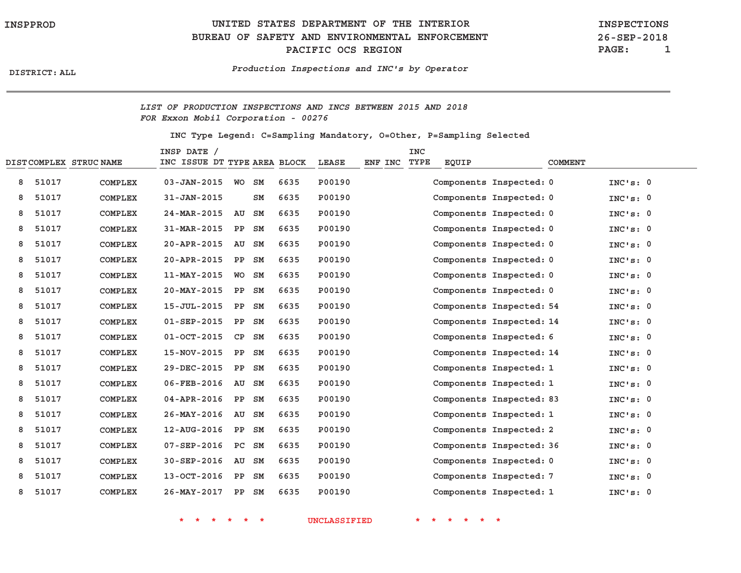UNITED STATES DEPARTMENT OF THE INTERIOR
BUREAU OF SAFETY AND ENVIRONMENTAL ENFORCEMENT
PACIFIC OCS REGION

INSPPROD

INSPECTIONS
26-SEP-2018

DISTRICT: ALL

*Production Inspections and INC's by Operator*

*LIST OF PRODUCTION INSPECTIONS AND INCS BETWEEN 2015 AND 2018*
*FOR Exxon Mobil Corporation - 00276*

INC Type Legend: C=Sampling Mandatory, O=Other, P=Sampling Selected

| DIST | COMPLEX | STRUC | NAME | INSP DATE / INC ISSUE DT | TYPE | AREA | BLOCK | LEASE | ENF | INC | INC TYPE | EQUIP | COMMENT |
|---|---|---|---|---|---|---|---|---|---|---|---|---|---|
| 8 | 51017 | | COMPLEX | 03-JAN-2015 | WO | SM | 6635 | P00190 | | | | Components Inspected: 0 | INC's: 0 |
| 8 | 51017 | | COMPLEX | 31-JAN-2015 | | SM | 6635 | P00190 | | | | Components Inspected: 0 | INC's: 0 |
| 8 | 51017 | | COMPLEX | 24-MAR-2015 | AU | SM | 6635 | P00190 | | | | Components Inspected: 0 | INC's: 0 |
| 8 | 51017 | | COMPLEX | 31-MAR-2015 | PP | SM | 6635 | P00190 | | | | Components Inspected: 0 | INC's: 0 |
| 8 | 51017 | | COMPLEX | 20-APR-2015 | AU | SM | 6635 | P00190 | | | | Components Inspected: 0 | INC's: 0 |
| 8 | 51017 | | COMPLEX | 20-APR-2015 | PP | SM | 6635 | P00190 | | | | Components Inspected: 0 | INC's: 0 |
| 8 | 51017 | | COMPLEX | 11-MAY-2015 | WO | SM | 6635 | P00190 | | | | Components Inspected: 0 | INC's: 0 |
| 8 | 51017 | | COMPLEX | 20-MAY-2015 | PP | SM | 6635 | P00190 | | | | Components Inspected: 0 | INC's: 0 |
| 8 | 51017 | | COMPLEX | 15-JUL-2015 | PP | SM | 6635 | P00190 | | | | Components Inspected: 54 | INC's: 0 |
| 8 | 51017 | | COMPLEX | 01-SEP-2015 | PP | SM | 6635 | P00190 | | | | Components Inspected: 14 | INC's: 0 |
| 8 | 51017 | | COMPLEX | 01-OCT-2015 | CP | SM | 6635 | P00190 | | | | Components Inspected: 6 | INC's: 0 |
| 8 | 51017 | | COMPLEX | 15-NOV-2015 | PP | SM | 6635 | P00190 | | | | Components Inspected: 14 | INC's: 0 |
| 8 | 51017 | | COMPLEX | 29-DEC-2015 | PP | SM | 6635 | P00190 | | | | Components Inspected: 1 | INC's: 0 |
| 8 | 51017 | | COMPLEX | 06-FEB-2016 | AU | SM | 6635 | P00190 | | | | Components Inspected: 1 | INC's: 0 |
| 8 | 51017 | | COMPLEX | 04-APR-2016 | PP | SM | 6635 | P00190 | | | | Components Inspected: 83 | INC's: 0 |
| 8 | 51017 | | COMPLEX | 26-MAY-2016 | AU | SM | 6635 | P00190 | | | | Components Inspected: 1 | INC's: 0 |
| 8 | 51017 | | COMPLEX | 12-AUG-2016 | PP | SM | 6635 | P00190 | | | | Components Inspected: 2 | INC's: 0 |
| 8 | 51017 | | COMPLEX | 07-SEP-2016 | PC | SM | 6635 | P00190 | | | | Components Inspected: 36 | INC's: 0 |
| 8 | 51017 | | COMPLEX | 30-SEP-2016 | AU | SM | 6635 | P00190 | | | | Components Inspected: 0 | INC's: 0 |
| 8 | 51017 | | COMPLEX | 13-OCT-2016 | PP | SM | 6635 | P00190 | | | | Components Inspected: 7 | INC's: 0 |
| 8 | 51017 | | COMPLEX | 26-MAY-2017 | PP | SM | 6635 | P00190 | | | | Components Inspected: 1 | INC's: 0 |

\* \* \* \* \* \* UNCLASSIFIED \* \* \* \* \* \*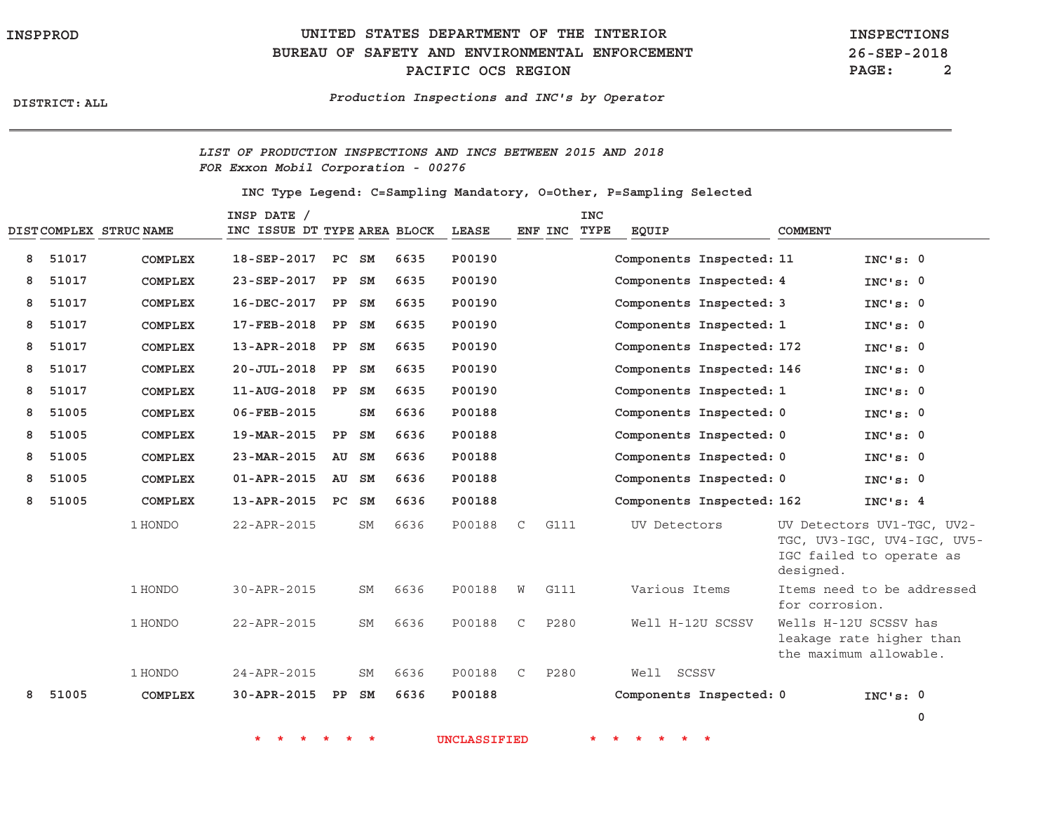UNITED STATES DEPARTMENT OF THE INTERIOR
BUREAU OF SAFETY AND ENVIRONMENTAL ENFORCEMENT
PACIFIC OCS REGION

INSPPROD — INSPECTIONS 26-SEP-2018

DISTRICT: ALL

*Production Inspections and INC's by Operator*

*LIST OF PRODUCTION INSPECTIONS AND INCS BETWEEN 2015 AND 2018*
*FOR Exxon Mobil Corporation - 00276*

INC Type Legend: C=Sampling Mandatory, O=Other, P=Sampling Selected

| DIST | COMPLEX | STRUC | NAME | INSP DATE / INC ISSUE DT | TYPE | AREA | BLOCK | LEASE | ENF | INC | INC TYPE | EQUIP | COMMENT |
|---|---|---|---|---|---|---|---|---|---|---|---|---|---|
| 8 | 51017 | | COMPLEX | 18-SEP-2017 | PC | SM | 6635 | P00190 | | | | Components Inspected: 11 | INC's: 0 |
| 8 | 51017 | | COMPLEX | 23-SEP-2017 | PP | SM | 6635 | P00190 | | | | Components Inspected: 4 | INC's: 0 |
| 8 | 51017 | | COMPLEX | 16-DEC-2017 | PP | SM | 6635 | P00190 | | | | Components Inspected: 3 | INC's: 0 |
| 8 | 51017 | | COMPLEX | 17-FEB-2018 | PP | SM | 6635 | P00190 | | | | Components Inspected: 1 | INC's: 0 |
| 8 | 51017 | | COMPLEX | 13-APR-2018 | PP | SM | 6635 | P00190 | | | | Components Inspected: 172 | INC's: 0 |
| 8 | 51017 | | COMPLEX | 20-JUL-2018 | PP | SM | 6635 | P00190 | | | | Components Inspected: 146 | INC's: 0 |
| 8 | 51017 | | COMPLEX | 11-AUG-2018 | PP | SM | 6635 | P00190 | | | | Components Inspected: 1 | INC's: 0 |
| 8 | 51005 | | COMPLEX | 06-FEB-2015 | | SM | 6636 | P00188 | | | | Components Inspected: 0 | INC's: 0 |
| 8 | 51005 | | COMPLEX | 19-MAR-2015 | PP | SM | 6636 | P00188 | | | | Components Inspected: 0 | INC's: 0 |
| 8 | 51005 | | COMPLEX | 23-MAR-2015 | AU | SM | 6636 | P00188 | | | | Components Inspected: 0 | INC's: 0 |
| 8 | 51005 | | COMPLEX | 01-APR-2015 | AU | SM | 6636 | P00188 | | | | Components Inspected: 0 | INC's: 0 |
| 8 | 51005 | | COMPLEX | 13-APR-2015 | PC | SM | 6636 | P00188 | | | | Components Inspected: 162 | INC's: 4 |
| | | 1 | HONDO | 22-APR-2015 | | SM | 6636 | P00188 | C | G111 | | UV Detectors | UV Detectors UV1-TGC, UV2-TGC, UV3-IGC, UV4-IGC, UV5-IGC failed to operate as designed. |
| | | 1 | HONDO | 30-APR-2015 | | SM | 6636 | P00188 | W | G111 | | Various Items | Items need to be addressed for corrosion. |
| | | 1 | HONDO | 22-APR-2015 | | SM | 6636 | P00188 | C | P280 | | Well H-12U SCSSV | Wells H-12U SCSSV has leakage rate higher than the maximum allowable. |
| | | 1 | HONDO | 24-APR-2015 | | SM | 6636 | P00188 | C | P280 | | Well SCSSV | |
| 8 | 51005 | | COMPLEX | 30-APR-2015 | PP | SM | 6636 | P00188 | | | | Components Inspected: 0 | INC's: 0 |

0

\* \* \* \* \* \* UNCLASSIFIED \* \* \* \* \* \*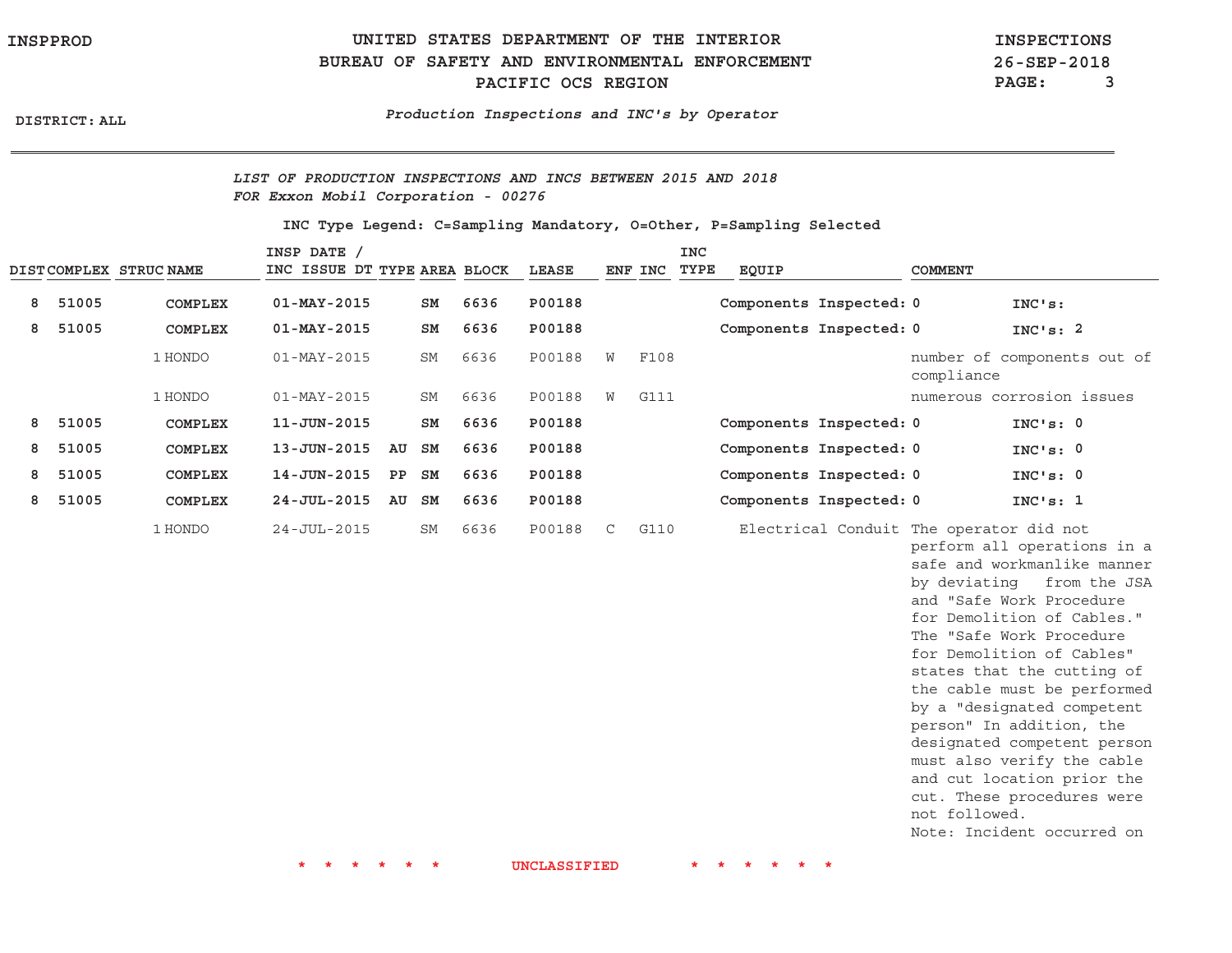UNITED STATES DEPARTMENT OF THE INTERIOR
BUREAU OF SAFETY AND ENVIRONMENTAL ENFORCEMENT
PACIFIC OCS REGION

INSPPROD | INSPECTIONS | 26-SEP-2018

DISTRICT: ALL

*Production Inspections and INC's by Operator*

*LIST OF PRODUCTION INSPECTIONS AND INCS BETWEEN 2015 AND 2018*
*FOR Exxon Mobil Corporation - 00276*

INC Type Legend: C=Sampling Mandatory, O=Other, P=Sampling Selected

| DIST | COMPLEX | STRUC | NAME | INSP DATE / INC ISSUE DT | TYPE | AREA | BLOCK | LEASE | ENF | INC | INC TYPE | EQUIP | COMMENT |
|---|---|---|---|---|---|---|---|---|---|---|---|---|---|
| **8** | **51005** | | **COMPLEX** | **01-MAY-2015** | | **SM** | **6636** | **P00188** | | | | **Components Inspected: 0** | **INC's:** |
| **8** | **51005** | | **COMPLEX** | **01-MAY-2015** | | **SM** | **6636** | **P00188** | | | | **Components Inspected: 0** | **INC's: 2** |
| | | 1 | HONDO | 01-MAY-2015 | | SM | 6636 | P00188 | W | F108 | | | number of components out of compliance |
| | | 1 | HONDO | 01-MAY-2015 | | SM | 6636 | P00188 | W | G111 | | | numerous corrosion issues |
| **8** | **51005** | | **COMPLEX** | **11-JUN-2015** | | **SM** | **6636** | **P00188** | | | | **Components Inspected: 0** | **INC's: 0** |
| **8** | **51005** | | **COMPLEX** | **13-JUN-2015** | **AU** | **SM** | **6636** | **P00188** | | | | **Components Inspected: 0** | **INC's: 0** |
| **8** | **51005** | | **COMPLEX** | **14-JUN-2015** | **PP** | **SM** | **6636** | **P00188** | | | | **Components Inspected: 0** | **INC's: 0** |
| **8** | **51005** | | **COMPLEX** | **24-JUL-2015** | **AU** | **SM** | **6636** | **P00188** | | | | **Components Inspected: 0** | **INC's: 1** |
| | | 1 | HONDO | 24-JUL-2015 | | SM | 6636 | P00188 | C | G110 | | Electrical Conduit | The operator did not perform all operations in a safe and workmanlike manner by deviating from the JSA and "Safe Work Procedure for Demolition of Cables." The "Safe Work Procedure for Demolition of Cables" states that the cutting of the cable must be performed by a "designated competent person" In addition, the designated competent person must also verify the cable and cut location prior the cut. These procedures were not followed. Note: Incident occurred on |

\* \* \* \* \* \* UNCLASSIFIED \* \* \* \* \* \*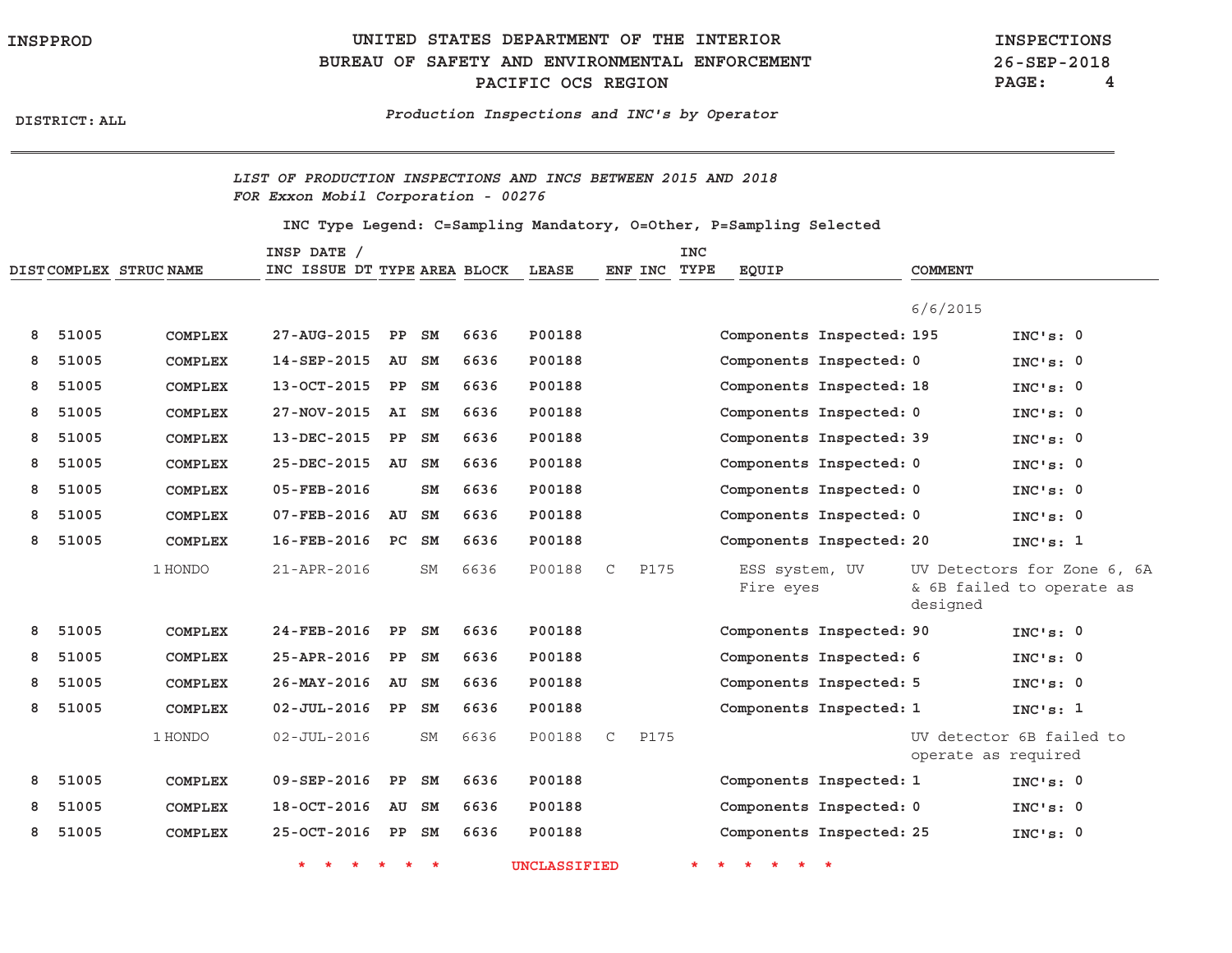UNITED STATES DEPARTMENT OF THE INTERIOR
BUREAU OF SAFETY AND ENVIRONMENTAL ENFORCEMENT
PACIFIC OCS REGION

INSPPROD

INSPECTIONS
26-SEP-2018

DISTRICT: ALL

*Production Inspections and INC's by Operator*

*LIST OF PRODUCTION INSPECTIONS AND INCS BETWEEN 2015 AND 2018*
*FOR Exxon Mobil Corporation - 00276*

INC Type Legend: C=Sampling Mandatory, O=Other, P=Sampling Selected

| DIST | COMPLEX | STRUC | NAME | INSP DATE / INC ISSUE DT | TYPE | AREA | BLOCK | LEASE | ENF | INC | INC TYPE | EQUIP | COMMENT | |
|---|---|---|---|---|---|---|---|---|---|---|---|---|---|---|
| | | | | | | | | | | | | | 6/6/2015 | |
| 8 | 51005 | | COMPLEX | 27-AUG-2015 | PP | SM | 6636 | P00188 | | | | Components Inspected: | 195 | INC's: 0 |
| 8 | 51005 | | COMPLEX | 14-SEP-2015 | AU | SM | 6636 | P00188 | | | | Components Inspected: | 0 | INC's: 0 |
| 8 | 51005 | | COMPLEX | 13-OCT-2015 | PP | SM | 6636 | P00188 | | | | Components Inspected: | 18 | INC's: 0 |
| 8 | 51005 | | COMPLEX | 27-NOV-2015 | AI | SM | 6636 | P00188 | | | | Components Inspected: | 0 | INC's: 0 |
| 8 | 51005 | | COMPLEX | 13-DEC-2015 | PP | SM | 6636 | P00188 | | | | Components Inspected: | 39 | INC's: 0 |
| 8 | 51005 | | COMPLEX | 25-DEC-2015 | AU | SM | 6636 | P00188 | | | | Components Inspected: | 0 | INC's: 0 |
| 8 | 51005 | | COMPLEX | 05-FEB-2016 | | SM | 6636 | P00188 | | | | Components Inspected: | 0 | INC's: 0 |
| 8 | 51005 | | COMPLEX | 07-FEB-2016 | AU | SM | 6636 | P00188 | | | | Components Inspected: | 0 | INC's: 0 |
| 8 | 51005 | | COMPLEX | 16-FEB-2016 | PC | SM | 6636 | P00188 | | | | Components Inspected: | 20 | INC's: 1 |
| | | 1 | HONDO | 21-APR-2016 | | SM | 6636 | P00188 | C | P175 | | ESS system, UV Fire eyes | UV Detectors for Zone 6, 6A & 6B failed to operate as designed | |
| 8 | 51005 | | COMPLEX | 24-FEB-2016 | PP | SM | 6636 | P00188 | | | | Components Inspected: | 90 | INC's: 0 |
| 8 | 51005 | | COMPLEX | 25-APR-2016 | PP | SM | 6636 | P00188 | | | | Components Inspected: | 6 | INC's: 0 |
| 8 | 51005 | | COMPLEX | 26-MAY-2016 | AU | SM | 6636 | P00188 | | | | Components Inspected: | 5 | INC's: 0 |
| 8 | 51005 | | COMPLEX | 02-JUL-2016 | PP | SM | 6636 | P00188 | | | | Components Inspected: | 1 | INC's: 1 |
| | | 1 | HONDO | 02-JUL-2016 | | SM | 6636 | P00188 | C | P175 | | | UV detector 6B failed to operate as required | |
| 8 | 51005 | | COMPLEX | 09-SEP-2016 | PP | SM | 6636 | P00188 | | | | Components Inspected: | 1 | INC's: 0 |
| 8 | 51005 | | COMPLEX | 18-OCT-2016 | AU | SM | 6636 | P00188 | | | | Components Inspected: | 0 | INC's: 0 |
| 8 | 51005 | | COMPLEX | 25-OCT-2016 | PP | SM | 6636 | P00188 | | | | Components Inspected: | 25 | INC's: 0 |

\* \* \* \* \* \* UNCLASSIFIED \* \* \* \* \* \*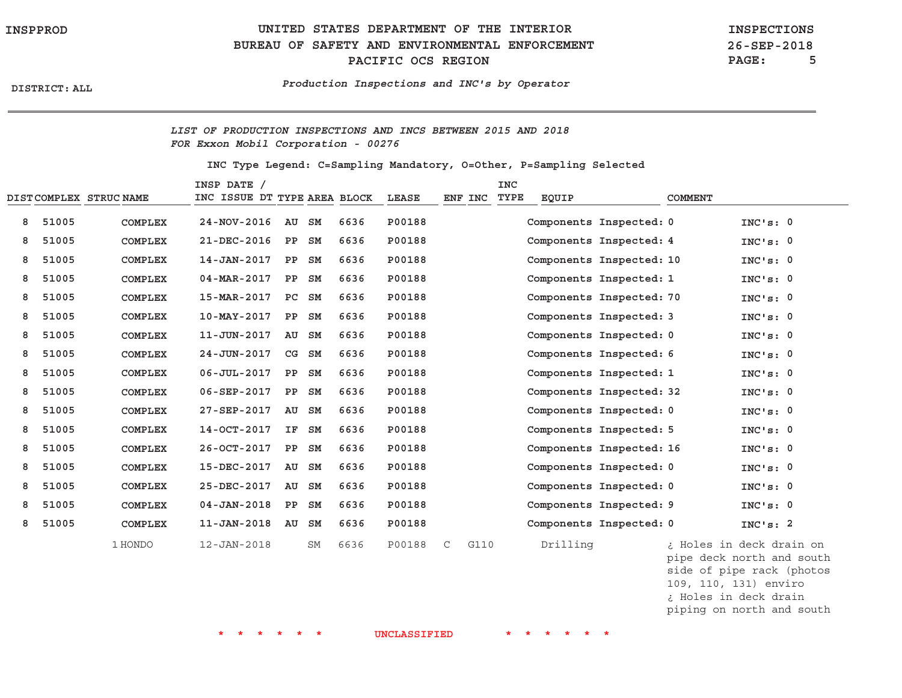UNITED STATES DEPARTMENT OF THE INTERIOR
BUREAU OF SAFETY AND ENVIRONMENTAL ENFORCEMENT
PACIFIC OCS REGION

INSPPROD

INSPECTIONS
26-SEP-2018

DISTRICT: ALL

*Production Inspections and INC's by Operator*

*LIST OF PRODUCTION INSPECTIONS AND INCS BETWEEN 2015 AND 2018*
*FOR Exxon Mobil Corporation - 00276*

INC Type Legend: C=Sampling Mandatory, O=Other, P=Sampling Selected

| DIST | COMPLEX | STRUC | NAME | INSP DATE / INC ISSUE DT | TYPE | AREA | BLOCK | LEASE | ENF | INC | INC TYPE | EQUIP | COMMENT |
|---|---|---|---|---|---|---|---|---|---|---|---|---|---|
| 8 | 51005 | | COMPLEX | 24-NOV-2016 | AU | SM | 6636 | P00188 | | | | Components Inspected: 0 | INC's: 0 |
| 8 | 51005 | | COMPLEX | 21-DEC-2016 | PP | SM | 6636 | P00188 | | | | Components Inspected: 4 | INC's: 0 |
| 8 | 51005 | | COMPLEX | 14-JAN-2017 | PP | SM | 6636 | P00188 | | | | Components Inspected: 10 | INC's: 0 |
| 8 | 51005 | | COMPLEX | 04-MAR-2017 | PP | SM | 6636 | P00188 | | | | Components Inspected: 1 | INC's: 0 |
| 8 | 51005 | | COMPLEX | 15-MAR-2017 | PC | SM | 6636 | P00188 | | | | Components Inspected: 70 | INC's: 0 |
| 8 | 51005 | | COMPLEX | 10-MAY-2017 | PP | SM | 6636 | P00188 | | | | Components Inspected: 3 | INC's: 0 |
| 8 | 51005 | | COMPLEX | 11-JUN-2017 | AU | SM | 6636 | P00188 | | | | Components Inspected: 0 | INC's: 0 |
| 8 | 51005 | | COMPLEX | 24-JUN-2017 | CG | SM | 6636 | P00188 | | | | Components Inspected: 6 | INC's: 0 |
| 8 | 51005 | | COMPLEX | 06-JUL-2017 | PP | SM | 6636 | P00188 | | | | Components Inspected: 1 | INC's: 0 |
| 8 | 51005 | | COMPLEX | 06-SEP-2017 | PP | SM | 6636 | P00188 | | | | Components Inspected: 32 | INC's: 0 |
| 8 | 51005 | | COMPLEX | 27-SEP-2017 | AU | SM | 6636 | P00188 | | | | Components Inspected: 0 | INC's: 0 |
| 8 | 51005 | | COMPLEX | 14-OCT-2017 | IF | SM | 6636 | P00188 | | | | Components Inspected: 5 | INC's: 0 |
| 8 | 51005 | | COMPLEX | 26-OCT-2017 | PP | SM | 6636 | P00188 | | | | Components Inspected: 16 | INC's: 0 |
| 8 | 51005 | | COMPLEX | 15-DEC-2017 | AU | SM | 6636 | P00188 | | | | Components Inspected: 0 | INC's: 0 |
| 8 | 51005 | | COMPLEX | 25-DEC-2017 | AU | SM | 6636 | P00188 | | | | Components Inspected: 0 | INC's: 0 |
| 8 | 51005 | | COMPLEX | 04-JAN-2018 | PP | SM | 6636 | P00188 | | | | Components Inspected: 9 | INC's: 0 |
| 8 | 51005 | | COMPLEX | 11-JAN-2018 | AU | SM | 6636 | P00188 | | | | Components Inspected: 0 | INC's: 2 |
| | | 1 | HONDO | 12-JAN-2018 | | SM | 6636 | P00188 | C | G110 | | Drilling | ¿ Holes in deck drain on pipe deck north and south side of pipe rack (photos 109, 110, 131) enviro ¿ Holes in deck drain piping on north and south |

\* \* \* \* \* \* UNCLASSIFIED \* \* \* \* \* \*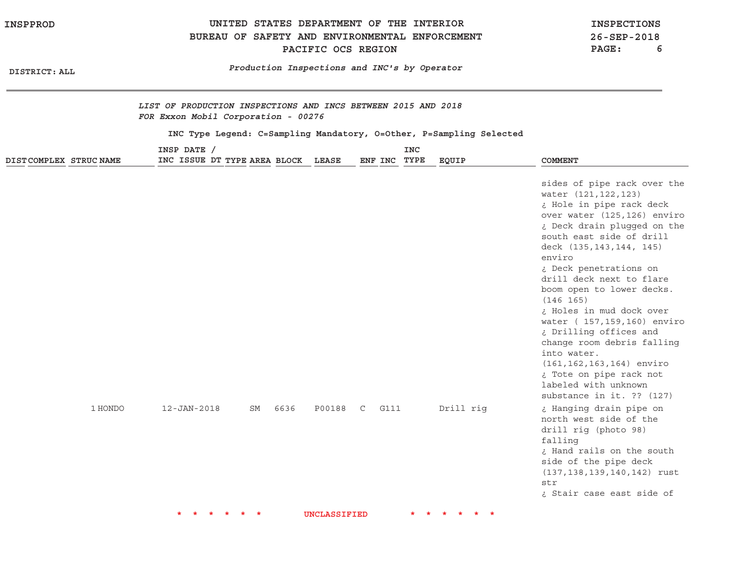*LIST OF PRODUCTION INSPECTIONS AND INCS BETWEEN 2015 AND 2018*
*FOR Exxon Mobil Corporation - 00276*

INC Type Legend: C=Sampling Mandatory, O=Other, P=Sampling Selected

| DIST | COMPLEX | STRUC | NAME | INSP DATE / INC ISSUE DT | TYPE | AREA | BLOCK | LEASE | ENF | INC | INC TYPE | EQUIP | COMMENT |
|---|---|---|---|---|---|---|---|---|---|---|---|---|---|
| | | | | | | | | | | | | | sides of pipe rack over the water (121,122,123) ¿ Hole in pipe rack deck over water (125,126) enviro ¿ Deck drain plugged on the south east side of drill deck (135,143,144, 145) enviro ¿ Deck penetrations on drill deck next to flare boom open to lower decks. (146 165) ¿ Holes in mud dock over water ( 157,159,160) enviro ¿ Drilling offices and change room debris falling into water. (161,162,163,164) enviro ¿ Tote on pipe rack not labeled with unknown substance in it. ?? (127) |
| | | 1 | HONDO | 12-JAN-2018 | | SM | 6636 | P00188 | C | G111 | | Drill rig | ¿ Hanging drain pipe on north west side of the drill rig (photo 98) falling ¿ Hand rails on the south side of the pipe deck (137,138,139,140,142) rust str ¿ Stair case east side of |

\* \* \* \* \* \* UNCLASSIFIED \* \* \* \* \* \*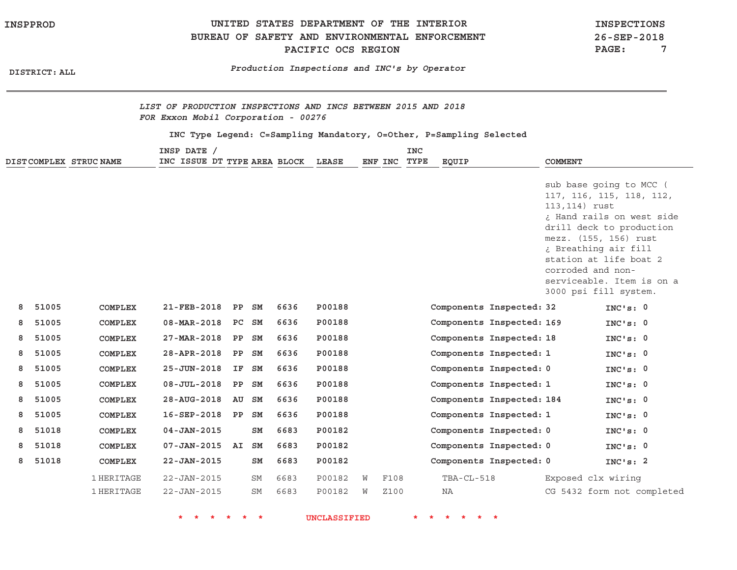## UNITED STATES DEPARTMENT OF THE INTERIOR
## BUREAU OF SAFETY AND ENVIRONMENTAL ENFORCEMENT
## PACIFIC OCS REGION

INSPPROD

INSPECTIONS
26-SEP-2018

DISTRICT: ALL

*Production Inspections and INC's by Operator*

*LIST OF PRODUCTION INSPECTIONS AND INCS BETWEEN 2015 AND 2018*
*FOR Exxon Mobil Corporation - 00276*

INC Type Legend: C=Sampling Mandatory, O=Other, P=Sampling Selected

| DIST | COMPLEX | STRUC | NAME | INSP DATE / INC ISSUE DT | TYPE | AREA | BLOCK | LEASE | ENF | INC | INC TYPE | EQUIP | COMMENT |
|---|---|---|---|---|---|---|---|---|---|---|---|---|---|
| | | | | | | | | | | | | | sub base going to MCC ( 117, 116, 115, 118, 112, 113,114) rust ¿ Hand rails on west side drill deck to production mezz. (155, 156) rust ¿ Breathing air fill station at life boat 2 corroded and non-serviceable. Item is on a 3000 psi fill system. |
| 8 | 51005 | | COMPLEX | 21-FEB-2018 | PP | SM | 6636 | P00188 | | | | Components Inspected: 32 | INC's: 0 |
| 8 | 51005 | | COMPLEX | 08-MAR-2018 | PC | SM | 6636 | P00188 | | | | Components Inspected: 169 | INC's: 0 |
| 8 | 51005 | | COMPLEX | 27-MAR-2018 | PP | SM | 6636 | P00188 | | | | Components Inspected: 18 | INC's: 0 |
| 8 | 51005 | | COMPLEX | 28-APR-2018 | PP | SM | 6636 | P00188 | | | | Components Inspected: 1 | INC's: 0 |
| 8 | 51005 | | COMPLEX | 25-JUN-2018 | IF | SM | 6636 | P00188 | | | | Components Inspected: 0 | INC's: 0 |
| 8 | 51005 | | COMPLEX | 08-JUL-2018 | PP | SM | 6636 | P00188 | | | | Components Inspected: 1 | INC's: 0 |
| 8 | 51005 | | COMPLEX | 28-AUG-2018 | AU | SM | 6636 | P00188 | | | | Components Inspected: 184 | INC's: 0 |
| 8 | 51005 | | COMPLEX | 16-SEP-2018 | PP | SM | 6636 | P00188 | | | | Components Inspected: 1 | INC's: 0 |
| 8 | 51018 | | COMPLEX | 04-JAN-2015 | | SM | 6683 | P00182 | | | | Components Inspected: 0 | INC's: 0 |
| 8 | 51018 | | COMPLEX | 07-JAN-2015 | AI | SM | 6683 | P00182 | | | | Components Inspected: 0 | INC's: 0 |
| 8 | 51018 | | COMPLEX | 22-JAN-2015 | | SM | 6683 | P00182 | | | | Components Inspected: 0 | INC's: 2 |
| | | 1 | HERITAGE | 22-JAN-2015 | | SM | 6683 | P00182 | W | F108 | | TBA-CL-518 | Exposed clx wiring |
| | | 1 | HERITAGE | 22-JAN-2015 | | SM | 6683 | P00182 | W | Z100 | | NA | CG 5432 form not completed |

\* \* \* \* \* \* UNCLASSIFIED \* \* \* \* \* \*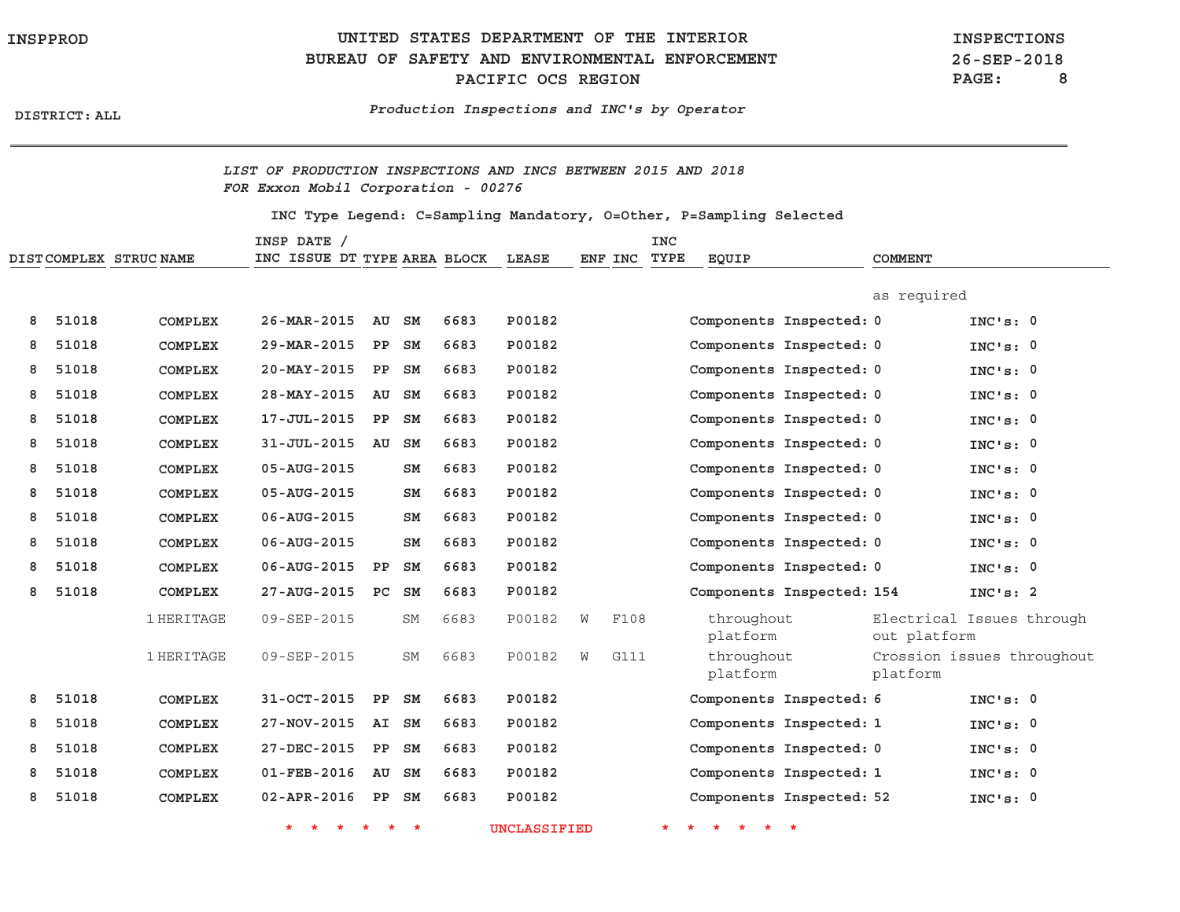LIST OF PRODUCTION INSPECTIONS AND INCS BETWEEN 2015 AND 2018
FOR Exxon Mobil Corporation - 00276

INC Type Legend: C=Sampling Mandatory, O=Other, P=Sampling Selected

| DIST | COMPLEX | STRUC | NAME | INSP DATE / INC ISSUE DT | TYPE | AREA | BLOCK | LEASE | ENF | INC | INC TYPE | EQUIP | COMMENT |
|---|---|---|---|---|---|---|---|---|---|---|---|---|---|
| | | | | | | | | | | | | | as required |
| 8 | 51018 | | COMPLEX | 26-MAR-2015 | AU | SM | 6683 | P00182 | | | | Components Inspected: 0 | INC's: 0 |
| 8 | 51018 | | COMPLEX | 29-MAR-2015 | PP | SM | 6683 | P00182 | | | | Components Inspected: 0 | INC's: 0 |
| 8 | 51018 | | COMPLEX | 20-MAY-2015 | PP | SM | 6683 | P00182 | | | | Components Inspected: 0 | INC's: 0 |
| 8 | 51018 | | COMPLEX | 28-MAY-2015 | AU | SM | 6683 | P00182 | | | | Components Inspected: 0 | INC's: 0 |
| 8 | 51018 | | COMPLEX | 17-JUL-2015 | PP | SM | 6683 | P00182 | | | | Components Inspected: 0 | INC's: 0 |
| 8 | 51018 | | COMPLEX | 31-JUL-2015 | AU | SM | 6683 | P00182 | | | | Components Inspected: 0 | INC's: 0 |
| 8 | 51018 | | COMPLEX | 05-AUG-2015 | | SM | 6683 | P00182 | | | | Components Inspected: 0 | INC's: 0 |
| 8 | 51018 | | COMPLEX | 05-AUG-2015 | | SM | 6683 | P00182 | | | | Components Inspected: 0 | INC's: 0 |
| 8 | 51018 | | COMPLEX | 06-AUG-2015 | | SM | 6683 | P00182 | | | | Components Inspected: 0 | INC's: 0 |
| 8 | 51018 | | COMPLEX | 06-AUG-2015 | | SM | 6683 | P00182 | | | | Components Inspected: 0 | INC's: 0 |
| 8 | 51018 | | COMPLEX | 06-AUG-2015 | PP | SM | 6683 | P00182 | | | | Components Inspected: 0 | INC's: 0 |
| 8 | 51018 | | COMPLEX | 27-AUG-2015 | PC | SM | 6683 | P00182 | | | | Components Inspected: 154 | INC's: 2 |
| | | 1 | HERITAGE | 09-SEP-2015 | | SM | 6683 | P00182 | W | F108 | | throughout platform | Electrical Issues through out platform |
| | | 1 | HERITAGE | 09-SEP-2015 | | SM | 6683 | P00182 | W | G111 | | throughout platform | Crossion issues throughout platform |
| 8 | 51018 | | COMPLEX | 31-OCT-2015 | PP | SM | 6683 | P00182 | | | | Components Inspected: 6 | INC's: 0 |
| 8 | 51018 | | COMPLEX | 27-NOV-2015 | AI | SM | 6683 | P00182 | | | | Components Inspected: 1 | INC's: 0 |
| 8 | 51018 | | COMPLEX | 27-DEC-2015 | PP | SM | 6683 | P00182 | | | | Components Inspected: 0 | INC's: 0 |
| 8 | 51018 | | COMPLEX | 01-FEB-2016 | AU | SM | 6683 | P00182 | | | | Components Inspected: 1 | INC's: 0 |
| 8 | 51018 | | COMPLEX | 02-APR-2016 | PP | SM | 6683 | P00182 | | | | Components Inspected: 52 | INC's: 0 |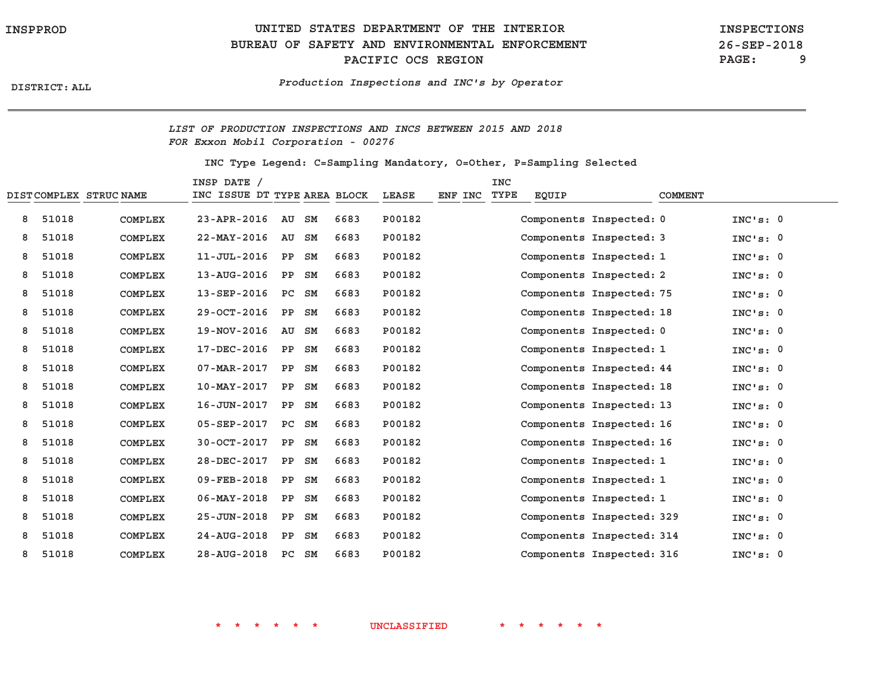UNITED STATES DEPARTMENT OF THE INTERIOR
BUREAU OF SAFETY AND ENVIRONMENTAL ENFORCEMENT
PACIFIC OCS REGION

INSPPROD

INSPECTIONS
26-SEP-2018

DISTRICT: ALL

*Production Inspections and INC's by Operator*

*LIST OF PRODUCTION INSPECTIONS AND INCS BETWEEN 2015 AND 2018*
*FOR Exxon Mobil Corporation - 00276*

INC Type Legend: C=Sampling Mandatory, O=Other, P=Sampling Selected

| DIST | COMPLEX | STRUC | NAME | INSP DATE / INC ISSUE DT | TYPE | AREA | BLOCK | LEASE | ENF | INC | INC TYPE | EQUIP | COMMENT |
|---|---|---|---|---|---|---|---|---|---|---|---|---|---|
| 8 | 51018 | | COMPLEX | 23-APR-2016 | AU | SM | 6683 | P00182 | | | | Components Inspected: 0 | INC's: 0 |
| 8 | 51018 | | COMPLEX | 22-MAY-2016 | AU | SM | 6683 | P00182 | | | | Components Inspected: 3 | INC's: 0 |
| 8 | 51018 | | COMPLEX | 11-JUL-2016 | PP | SM | 6683 | P00182 | | | | Components Inspected: 1 | INC's: 0 |
| 8 | 51018 | | COMPLEX | 13-AUG-2016 | PP | SM | 6683 | P00182 | | | | Components Inspected: 2 | INC's: 0 |
| 8 | 51018 | | COMPLEX | 13-SEP-2016 | PC | SM | 6683 | P00182 | | | | Components Inspected: 75 | INC's: 0 |
| 8 | 51018 | | COMPLEX | 29-OCT-2016 | PP | SM | 6683 | P00182 | | | | Components Inspected: 18 | INC's: 0 |
| 8 | 51018 | | COMPLEX | 19-NOV-2016 | AU | SM | 6683 | P00182 | | | | Components Inspected: 0 | INC's: 0 |
| 8 | 51018 | | COMPLEX | 17-DEC-2016 | PP | SM | 6683 | P00182 | | | | Components Inspected: 1 | INC's: 0 |
| 8 | 51018 | | COMPLEX | 07-MAR-2017 | PP | SM | 6683 | P00182 | | | | Components Inspected: 44 | INC's: 0 |
| 8 | 51018 | | COMPLEX | 10-MAY-2017 | PP | SM | 6683 | P00182 | | | | Components Inspected: 18 | INC's: 0 |
| 8 | 51018 | | COMPLEX | 16-JUN-2017 | PP | SM | 6683 | P00182 | | | | Components Inspected: 13 | INC's: 0 |
| 8 | 51018 | | COMPLEX | 05-SEP-2017 | PC | SM | 6683 | P00182 | | | | Components Inspected: 16 | INC's: 0 |
| 8 | 51018 | | COMPLEX | 30-OCT-2017 | PP | SM | 6683 | P00182 | | | | Components Inspected: 16 | INC's: 0 |
| 8 | 51018 | | COMPLEX | 28-DEC-2017 | PP | SM | 6683 | P00182 | | | | Components Inspected: 1 | INC's: 0 |
| 8 | 51018 | | COMPLEX | 09-FEB-2018 | PP | SM | 6683 | P00182 | | | | Components Inspected: 1 | INC's: 0 |
| 8 | 51018 | | COMPLEX | 06-MAY-2018 | PP | SM | 6683 | P00182 | | | | Components Inspected: 1 | INC's: 0 |
| 8 | 51018 | | COMPLEX | 25-JUN-2018 | PP | SM | 6683 | P00182 | | | | Components Inspected: 329 | INC's: 0 |
| 8 | 51018 | | COMPLEX | 24-AUG-2018 | PP | SM | 6683 | P00182 | | | | Components Inspected: 314 | INC's: 0 |
| 8 | 51018 | | COMPLEX | 28-AUG-2018 | PC | SM | 6683 | P00182 | | | | Components Inspected: 316 | INC's: 0 |

\* \* \* \* \* \* UNCLASSIFIED \* \* \* \* \* \*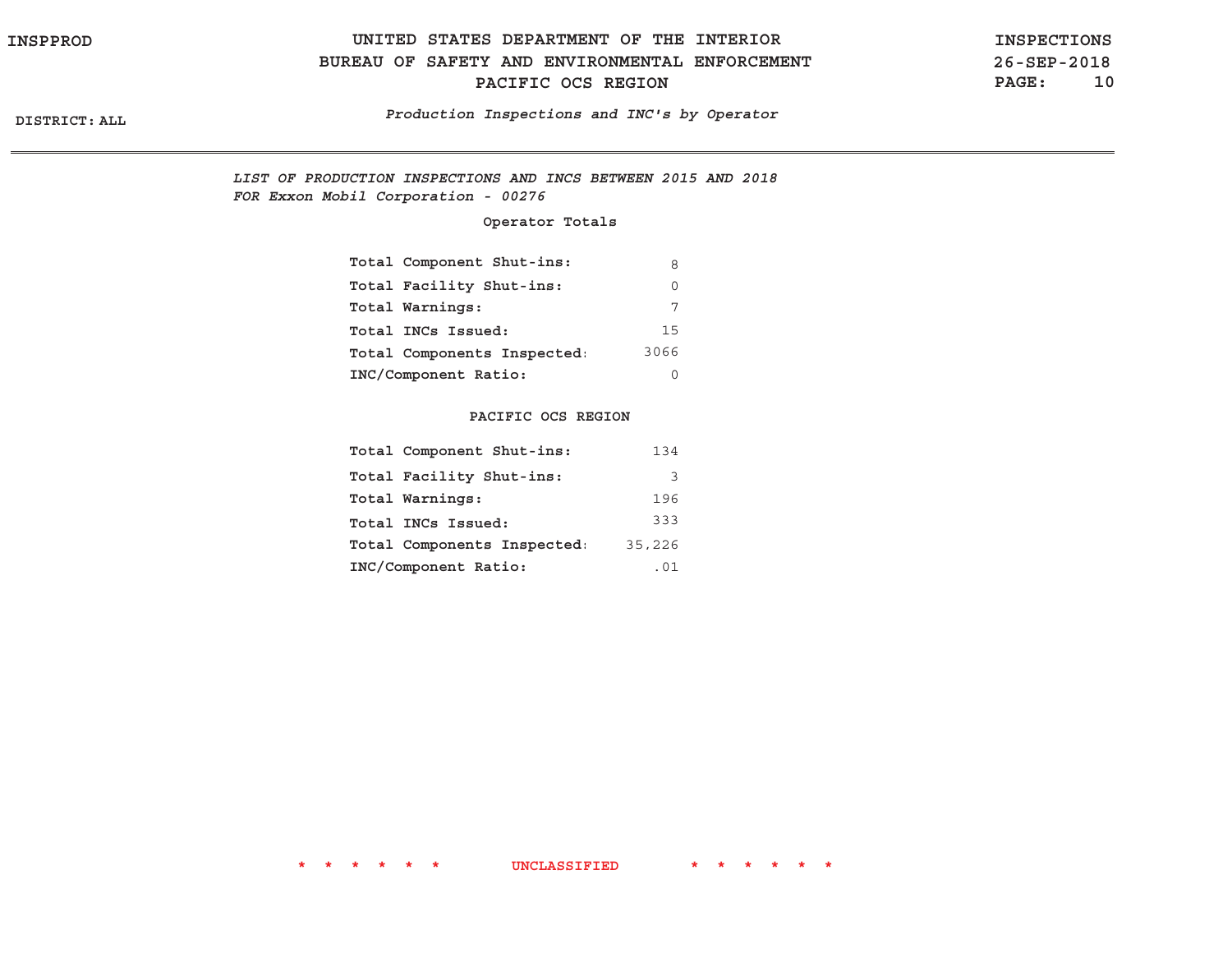*LIST OF PRODUCTION INSPECTIONS AND INCS BETWEEN 2015 AND 2018*
*FOR Exxon Mobil Corporation - 00276*

**Operator Totals**

| | |
|---|---|
| Total Component Shut-ins: | 8 |
| Total Facility Shut-ins: | 0 |
| Total Warnings: | 7 |
| Total INCs Issued: | 15 |
| Total Components Inspected: | 3066 |
| INC/Component Ratio: | 0 |

**PACIFIC OCS REGION**

| | |
|---|---|
| Total Component Shut-ins: | 134 |
| Total Facility Shut-ins: | 3 |
| Total Warnings: | 196 |
| Total INCs Issued: | 333 |
| Total Components Inspected: | 35,226 |
| INC/Component Ratio: | .01 |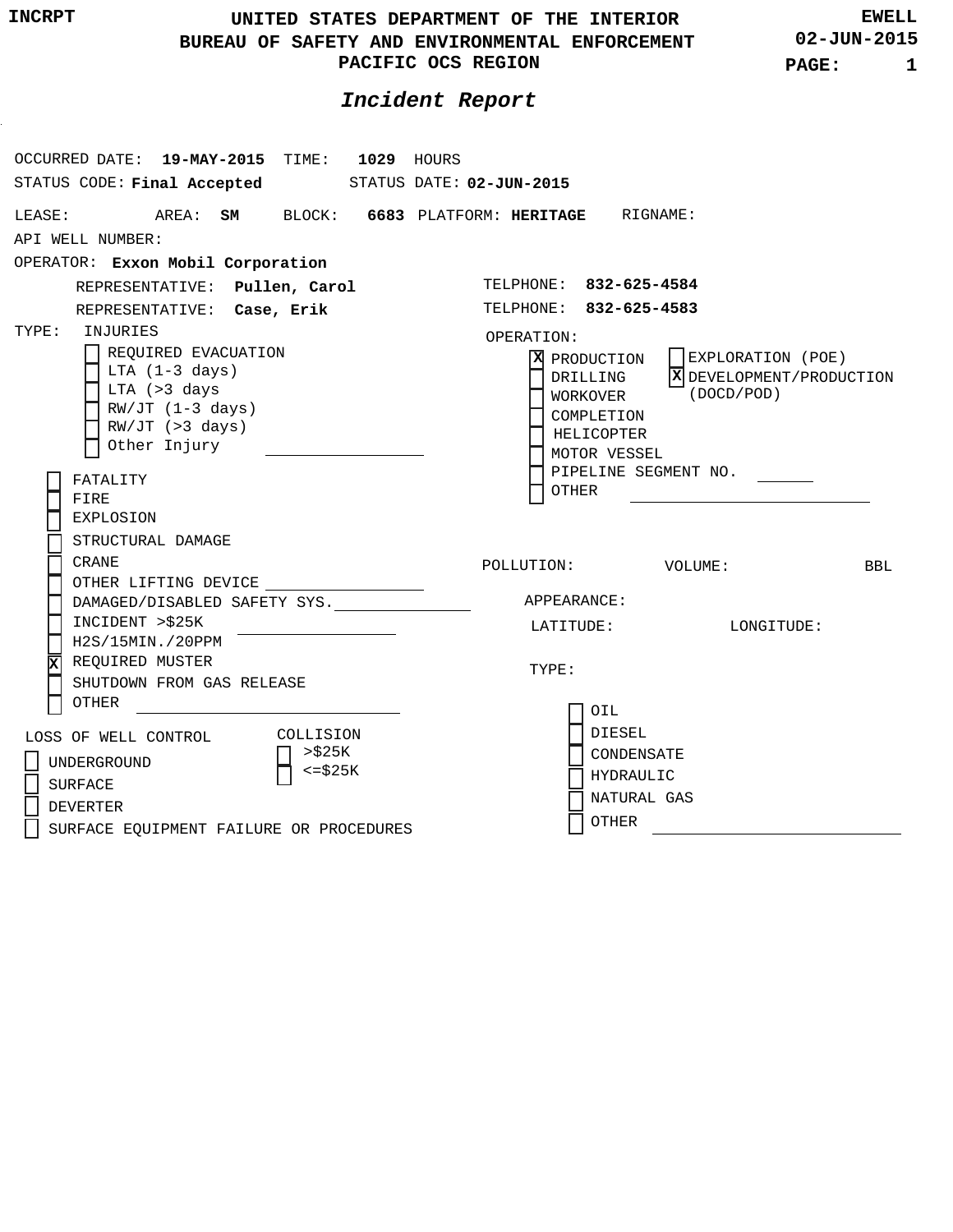INCRPT

# UNITED STATES DEPARTMENT OF THE INTERIOR
## BUREAU OF SAFETY AND ENVIRONMENTAL ENFORCEMENT
## PACIFIC OCS REGION

EWELL
02-JUN-2015
PAGE: 1

### *Incident Report*

OCCURRED DATE: **19-MAY-2015** TIME: **1029** HOURS

STATUS CODE: **Final Accepted** STATUS DATE: **02-JUN-2015**

LEASE: AREA: **SM** BLOCK: **6683** PLATFORM: **HERITAGE** RIGNAME:

API WELL NUMBER:

OPERATOR: **Exxon Mobil Corporation**

REPRESENTATIVE: **Pullen, Carol** TELPHONE: **832-625-4584**

REPRESENTATIVE: **Case, Erik** TELPHONE: **832-625-4583**

TYPE: INJURIES

- [ ] REQUIRED EVACUATION
- [ ] LTA (1-3 days)
- [ ] LTA (>3 days
- [ ] RW/JT (1-3 days)
- [ ] RW/JT (>3 days)
- [ ] Other Injury ________________

- [ ] FATALITY
- [ ] FIRE
- [ ] EXPLOSION
- [ ] STRUCTURAL DAMAGE
- [ ] CRANE
- [ ] OTHER LIFTING DEVICE ________________
- [ ] DAMAGED/DISABLED SAFETY SYS. ________________
- [ ] INCIDENT >$25K ________________
- [ ] H2S/15MIN./20PPM
- [X] REQUIRED MUSTER
- [ ] SHUTDOWN FROM GAS RELEASE
- [ ] OTHER ________________

LOSS OF WELL CONTROL

- [ ] UNDERGROUND
- [ ] SURFACE
- [ ] DEVERTER
- [ ] SURFACE EQUIPMENT FAILURE OR PROCEDURES

COLLISION

- [ ] >$25K
- [ ] <=$25K

OPERATION:

- [X] PRODUCTION
- [ ] DRILLING
- [ ] WORKOVER
- [ ] COMPLETION
- [ ] HELICOPTER
- [ ] MOTOR VESSEL
- [ ] PIPELINE SEGMENT NO. ______
- [ ] OTHER ________________
- [ ] EXPLORATION (POE)
- [X] DEVELOPMENT/PRODUCTION (DOCD/POD)

POLLUTION: VOLUME: BBL

APPEARANCE:

LATITUDE: LONGITUDE:

TYPE:

- [ ] OIL
- [ ] DIESEL
- [ ] CONDENSATE
- [ ] HYDRAULIC
- [ ] NATURAL GAS
- [ ] OTHER ________________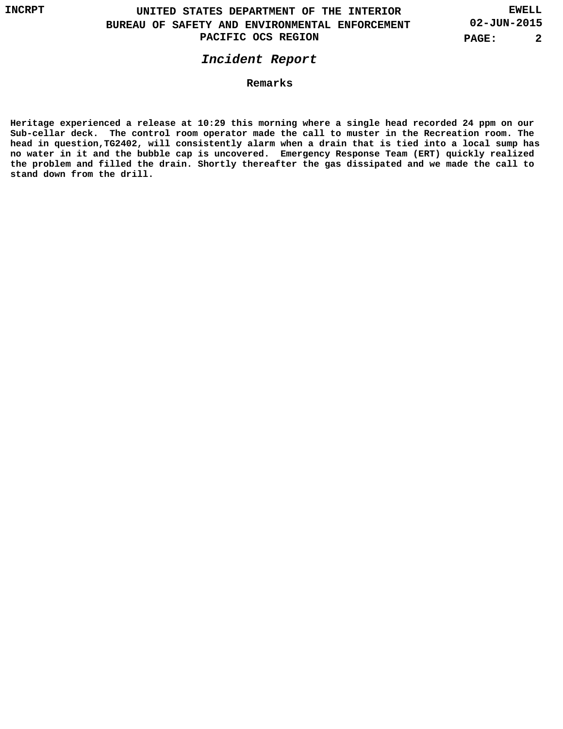## Incident Report

### Remarks

Heritage experienced a release at 10:29 this morning where a single head recorded 24 ppm on our Sub-cellar deck. The control room operator made the call to muster in the Recreation room. The head in question,TG2402, will consistently alarm when a drain that is tied into a local sump has no water in it and the bubble cap is uncovered. Emergency Response Team (ERT) quickly realized the problem and filled the drain. Shortly thereafter the gas dissipated and we made the call to stand down from the drill.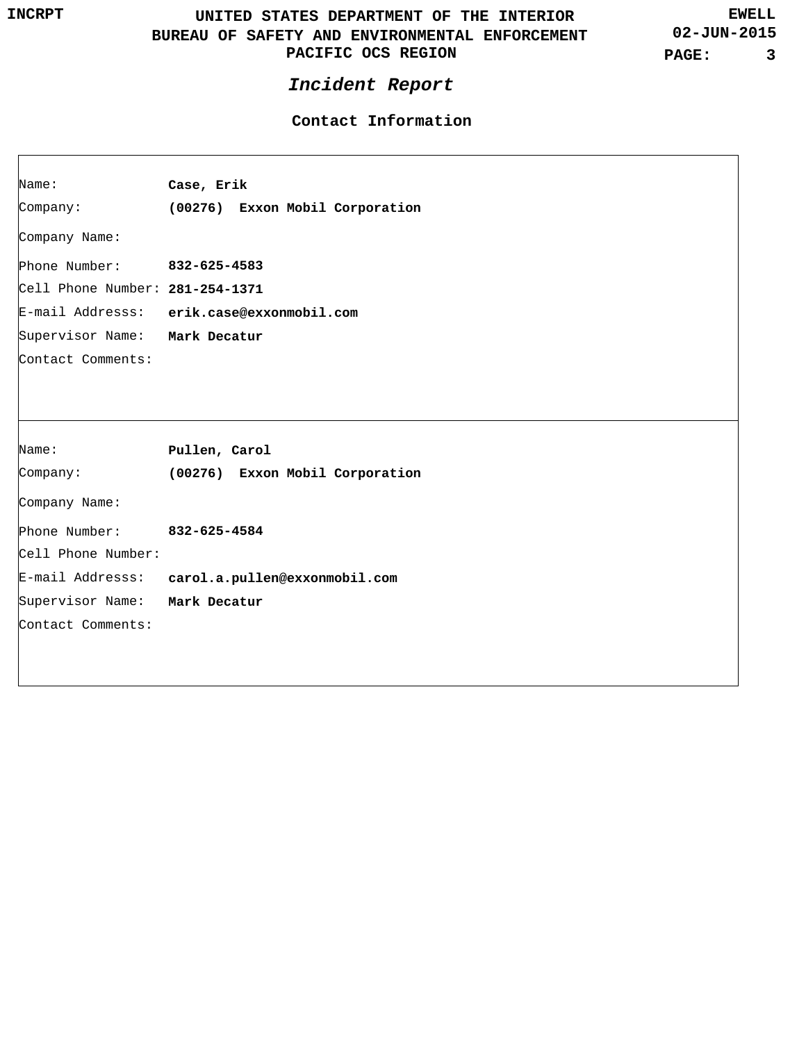# Incident Report

## Contact Information

Name: **Case, Erik**
Company: **(00276) Exxon Mobil Corporation**
Company Name:
Phone Number: **832-625-4583**
Cell Phone Number: **281-254-1371**
E-mail Addresss: **erik.case@exxonmobil.com**
Supervisor Name: **Mark Decatur**
Contact Comments:

---

Name: **Pullen, Carol**
Company: **(00276) Exxon Mobil Corporation**
Company Name:
Phone Number: **832-625-4584**
Cell Phone Number:
E-mail Addresss: **carol.a.pullen@exxonmobil.com**
Supervisor Name: **Mark Decatur**
Contact Comments: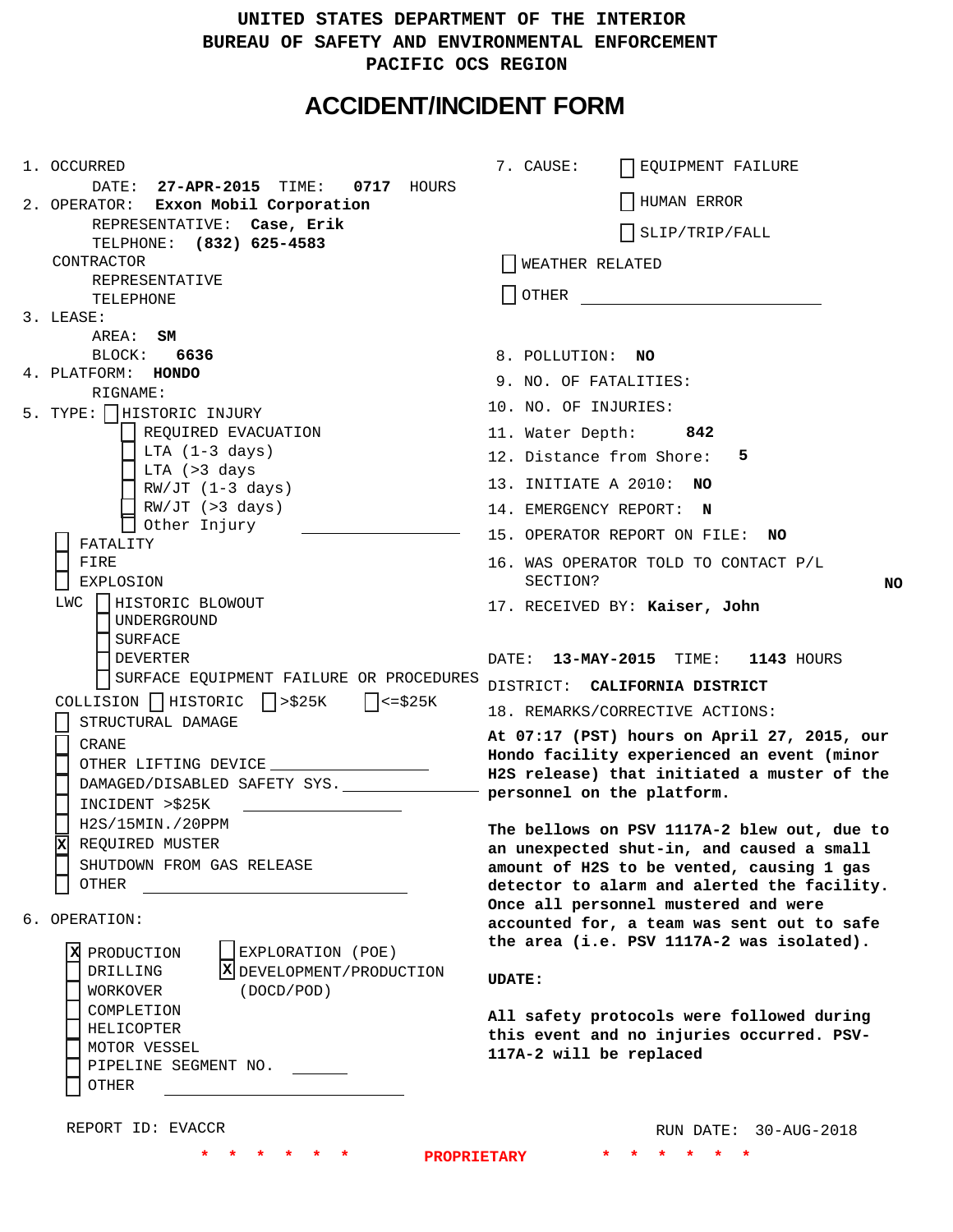UNITED STATES DEPARTMENT OF THE INTERIOR
BUREAU OF SAFETY AND ENVIRONMENTAL ENFORCEMENT
PACIFIC OCS REGION

# ACCIDENT/INCIDENT FORM

1. OCCURRED
   DATE: **27-APR-2015** TIME: **0717** HOURS
2. OPERATOR: **Exxon Mobil Corporation**
   REPRESENTATIVE: **Case, Erik**
   TELPHONE: **(832) 625-4583**
   CONTRACTOR
   REPRESENTATIVE
   TELEPHONE
3. LEASE:
   AREA: **SM**
   BLOCK: **6636**
4. PLATFORM: **HONDO**
   RIGNAME:
5. TYPE:
   - [ ] HISTORIC INJURY
     - [ ] REQUIRED EVACUATION
     - [ ] LTA (1-3 days)
     - [ ] LTA (>3 days
     - [ ] RW/JT (1-3 days)
     - [ ] RW/JT (>3 days)
     - [ ] Other Injury ______________
   - [ ] FATALITY
   - [ ] FIRE
   - [ ] EXPLOSION
   - LWC
     - [ ] HISTORIC BLOWOUT
     - [ ] UNDERGROUND
     - [ ] SURFACE
     - [ ] DEVERTER
     - [ ] SURFACE EQUIPMENT FAILURE OR PROCEDURES
   - COLLISION [ ] HISTORIC [ ] >$25K [ ] <=$25K
   - [ ] STRUCTURAL DAMAGE
   - [ ] CRANE
   - [ ] OTHER LIFTING DEVICE ______________
   - [ ] DAMAGED/DISABLED SAFETY SYS. ______________
   - [ ] INCIDENT >$25K ______________
   - [ ] H2S/15MIN./20PPM
   - [x] REQUIRED MUSTER
   - [ ] SHUTDOWN FROM GAS RELEASE
   - [ ] OTHER ______________
6. OPERATION:
   - [x] PRODUCTION
   - [ ] DRILLING
   - [ ] WORKOVER
   - [ ] COMPLETION
   - [ ] HELICOPTER
   - [ ] MOTOR VESSEL
   - [ ] PIPELINE SEGMENT NO. ______
   - [ ] OTHER ______________
   - [ ] EXPLORATION (POE)
   - [x] DEVELOPMENT/PRODUCTION (DOCD/POD)

7. CAUSE:
   - [ ] EQUIPMENT FAILURE
   - [ ] HUMAN ERROR
   - [ ] SLIP/TRIP/FALL
   - [ ] WEATHER RELATED
   - [ ] OTHER ______________
8. POLLUTION: **NO**
9. NO. OF FATALITIES:
10. NO. OF INJURIES:
11. Water Depth: **842**
12. Distance from Shore: **5**
13. INITIATE A 2010: **NO**
14. EMERGENCY REPORT: **N**
15. OPERATOR REPORT ON FILE: **NO**
16. WAS OPERATOR TOLD TO CONTACT P/L SECTION? **NO**
17. RECEIVED BY: **Kaiser, John**

DATE: **13-MAY-2015** TIME: **1143** HOURS
DISTRICT: **CALIFORNIA DISTRICT**

18. REMARKS/CORRECTIVE ACTIONS:

**At 07:17 (PST) hours on April 27, 2015, our Hondo facility experienced an event (minor H2S release) that initiated a muster of the personnel on the platform.**

**The bellows on PSV 1117A-2 blew out, due to an unexpected shut-in, and caused a small amount of H2S to be vented, causing 1 gas detector to alarm and alerted the facility. Once all personnel mustered and were accounted for, a team was sent out to safe the area (i.e. PSV 1117A-2 was isolated).**

**UDATE:**

**All safety protocols were followed during this event and no injuries occurred. PSV-117A-2 will be replaced**

REPORT ID: EVACCR

RUN DATE: 30-AUG-2018

\* \* \* \* \* \* PROPRIETARY \* \* \* \* \* \*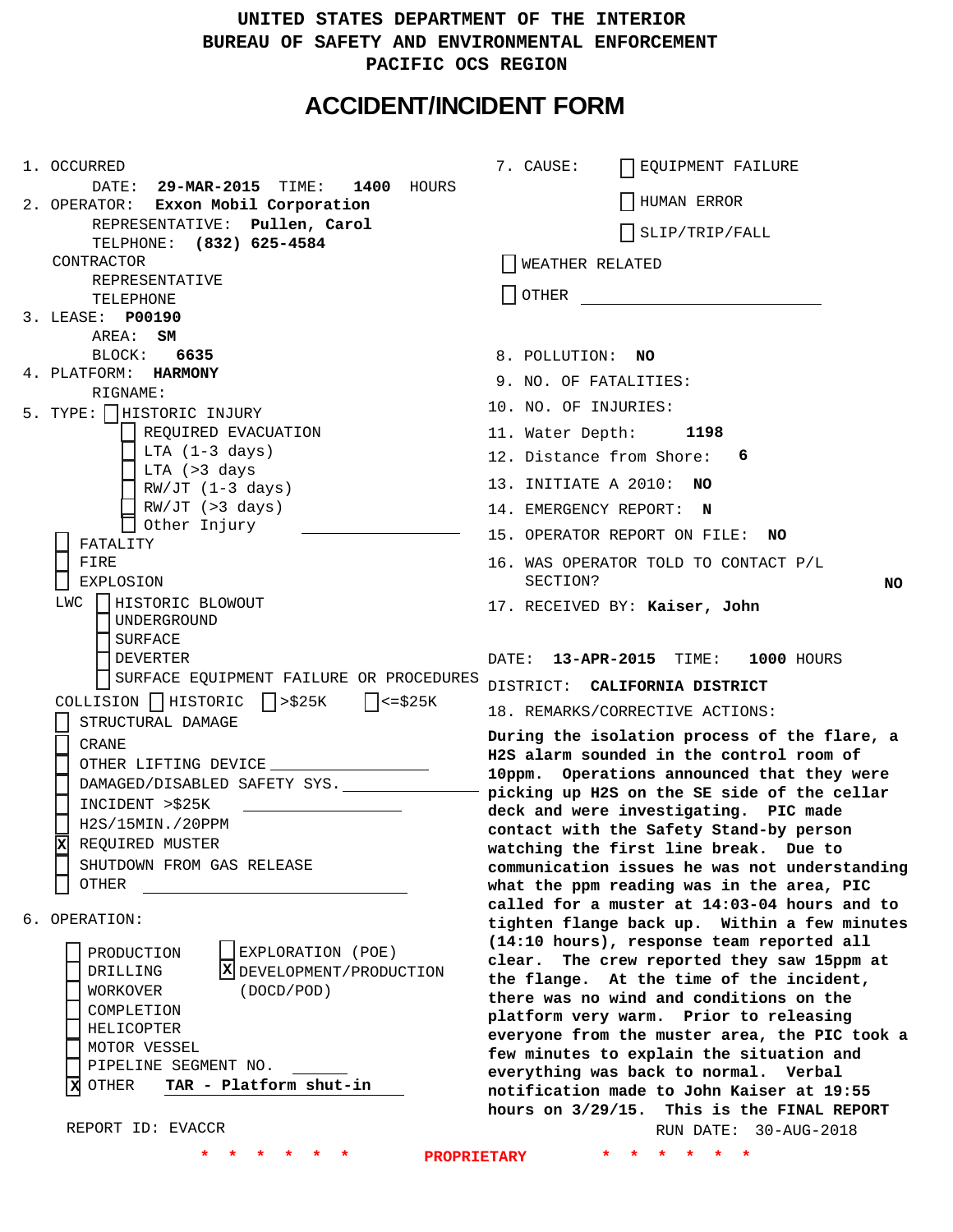UNITED STATES DEPARTMENT OF THE INTERIOR
BUREAU OF SAFETY AND ENVIRONMENTAL ENFORCEMENT
PACIFIC OCS REGION

# ACCIDENT/INCIDENT FORM

1. OCCURRED
   DATE: **29-MAR-2015** TIME: **1400** HOURS
2. OPERATOR: **Exxon Mobil Corporation**
   REPRESENTATIVE: **Pullen, Carol**
   TELPHONE: **(832) 625-4584**
   CONTRACTOR
   REPRESENTATIVE
   TELEPHONE
3. LEASE: **P00190**
   AREA: **SM**
   BLOCK: **6635**
4. PLATFORM: **HARMONY**
   RIGNAME:
5. TYPE:
   - [ ] HISTORIC INJURY
     - [ ] REQUIRED EVACUATION
     - [ ] LTA (1-3 days)
     - [ ] LTA (>3 days
     - [ ] RW/JT (1-3 days)
     - [ ] RW/JT (>3 days)
     - [ ] Other Injury \_\_\_\_\_\_\_\_\_\_
   - [ ] FATALITY
   - [ ] FIRE
   - [ ] EXPLOSION
   - LWC
     - [ ] HISTORIC BLOWOUT
     - [ ] UNDERGROUND
     - [ ] SURFACE
     - [ ] DEVERTER
     - [ ] SURFACE EQUIPMENT FAILURE OR PROCEDURES
   - COLLISION [ ] HISTORIC [ ] >$25K [ ] <=$25K
   - [ ] STRUCTURAL DAMAGE
   - [ ] CRANE
   - [ ] OTHER LIFTING DEVICE \_\_\_\_\_\_\_\_\_\_
   - [ ] DAMAGED/DISABLED SAFETY SYS. \_\_\_\_\_\_\_\_\_\_
   - [ ] INCIDENT >$25K \_\_\_\_\_\_\_\_\_\_
   - [ ] H2S/15MIN./20PPM
   - [X] REQUIRED MUSTER
   - [ ] SHUTDOWN FROM GAS RELEASE
   - [ ] OTHER \_\_\_\_\_\_\_\_\_\_
6. OPERATION:
   - [ ] PRODUCTION
   - [ ] DRILLING
   - [ ] WORKOVER
   - [ ] COMPLETION
   - [ ] HELICOPTER
   - [ ] MOTOR VESSEL
   - [ ] PIPELINE SEGMENT NO. \_\_\_\_\_\_
   - [X] OTHER **TAR - Platform shut-in**
   - [ ] EXPLORATION (POE)
   - [X] DEVELOPMENT/PRODUCTION (DOCD/POD)

REPORT ID: EVACCR

7. CAUSE:
   - [ ] EQUIPMENT FAILURE
   - [ ] HUMAN ERROR
   - [ ] SLIP/TRIP/FALL
   - [ ] WEATHER RELATED
   - [ ] OTHER \_\_\_\_\_\_\_\_\_\_
8. POLLUTION: **NO**
9. NO. OF FATALITIES:
10. NO. OF INJURIES:
11. Water Depth: **1198**
12. Distance from Shore: **6**
13. INITIATE A 2010: **NO**
14. EMERGENCY REPORT: **N**
15. OPERATOR REPORT ON FILE: **NO**
16. WAS OPERATOR TOLD TO CONTACT P/L SECTION? **NO**
17. RECEIVED BY: **Kaiser, John**

DATE: **13-APR-2015** TIME: **1000** HOURS
DISTRICT: **CALIFORNIA DISTRICT**

18. REMARKS/CORRECTIVE ACTIONS:

**During the isolation process of the flare, a H2S alarm sounded in the control room of 10ppm. Operations announced that they were picking up H2S on the SE side of the cellar deck and were investigating. PIC made contact with the Safety Stand-by person watching the first line break. Due to communication issues he was not understanding what the ppm reading was in the area, PIC called for a muster at 14:03-04 hours and to tighten flange back up. Within a few minutes (14:10 hours), response team reported all clear. The crew reported they saw 15ppm at the flange. At the time of the incident, there was no wind and conditions on the platform very warm. Prior to releasing everyone from the muster area, the PIC took a few minutes to explain the situation and everything was back to normal. Verbal notification made to John Kaiser at 19:55 hours on 3/29/15. This is the FINAL REPORT**

RUN DATE: 30-AUG-2018

\* \* \* \* \* \* PROPRIETARY \* \* \* \* \* \*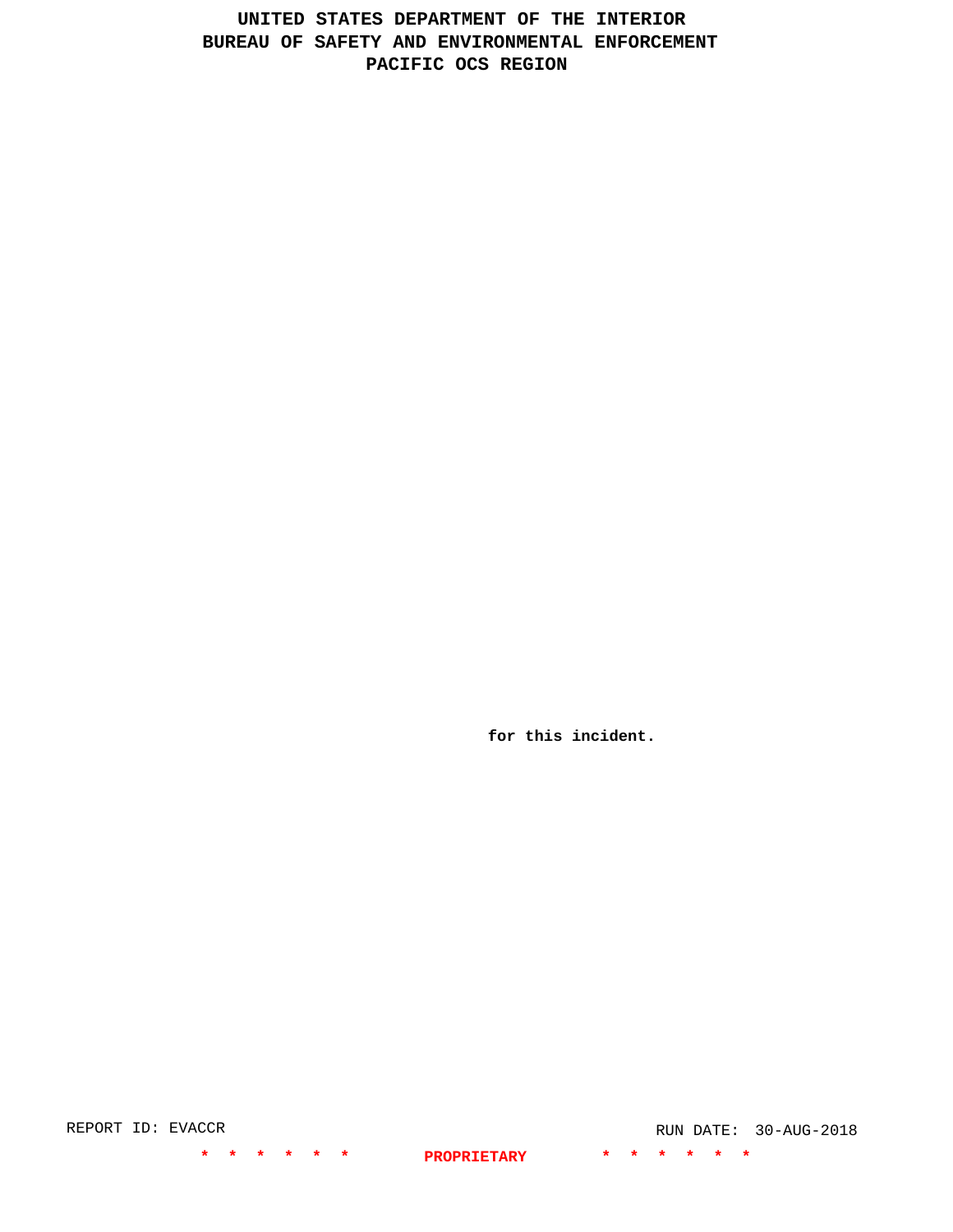for this incident.